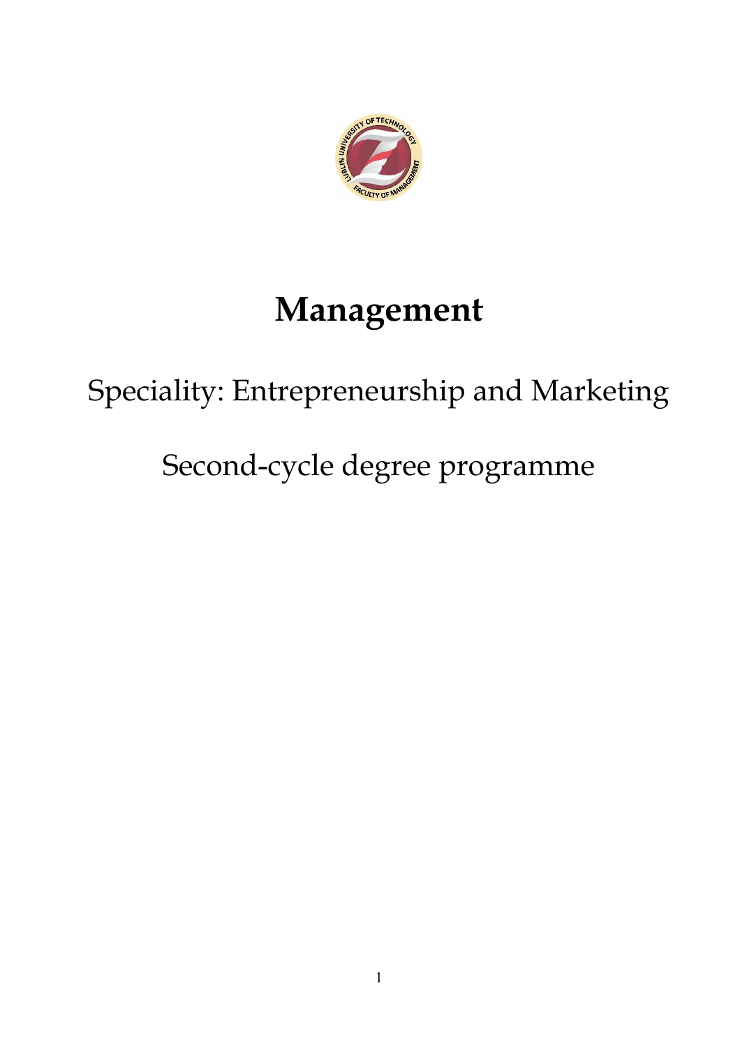# Management

## Speciality: Entrepreneurship and Marketing

## Second-cycle degree programme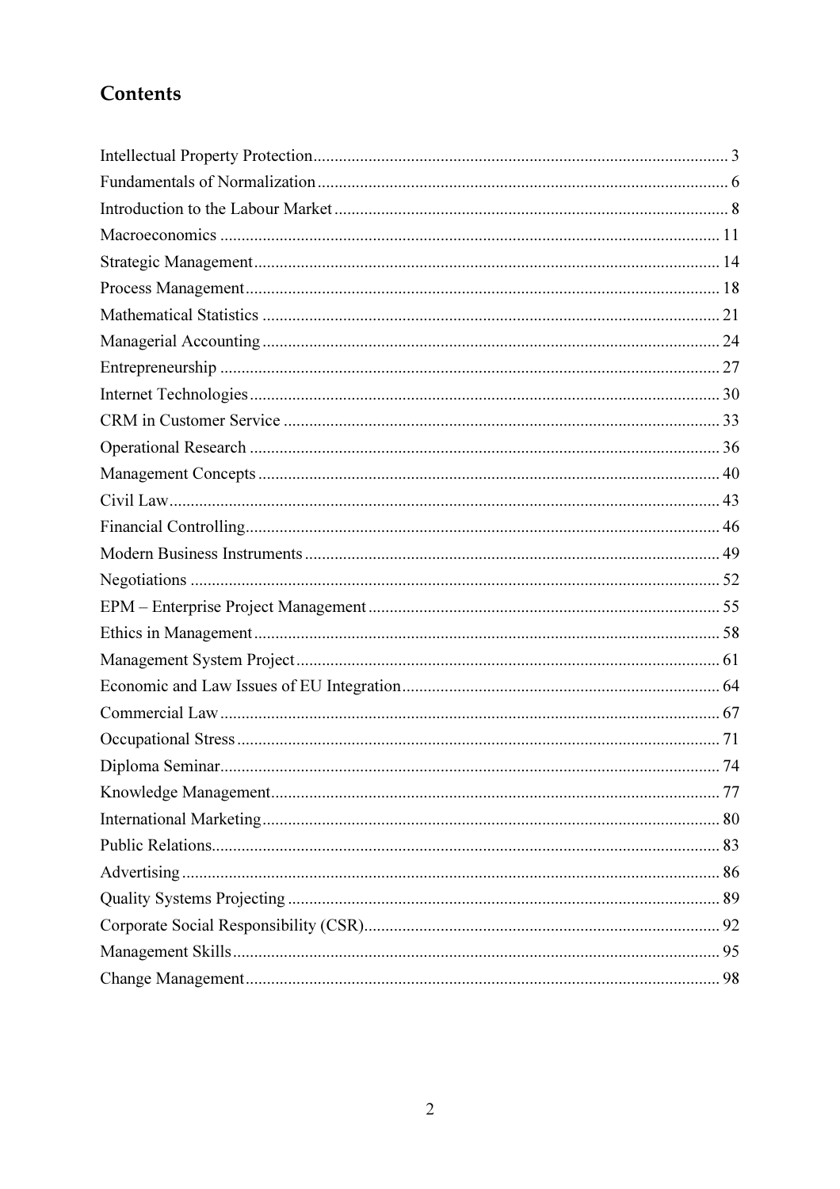## Contents

Intellectual Property Protection ........ 3
Fundamentals of Normalization ........ 6
Introduction to the Labour Market ........ 8
Macroeconomics ........ 11
Strategic Management ........ 14
Process Management ........ 18
Mathematical Statistics ........ 21
Managerial Accounting ........ 24
Entrepreneurship ........ 27
Internet Technologies ........ 30
CRM in Customer Service ........ 33
Operational Research ........ 36
Management Concepts ........ 40
Civil Law ........ 43
Financial Controlling ........ 46
Modern Business Instruments ........ 49
Negotiations ........ 52
EPM – Enterprise Project Management ........ 55
Ethics in Management ........ 58
Management System Project ........ 61
Economic and Law Issues of EU Integration ........ 64
Commercial Law ........ 67
Occupational Stress ........ 71
Diploma Seminar ........ 74
Knowledge Management ........ 77
International Marketing ........ 80
Public Relations ........ 83
Advertising ........ 86
Quality Systems Projecting ........ 89
Corporate Social Responsibility (CSR) ........ 92
Management Skills ........ 95
Change Management ........ 98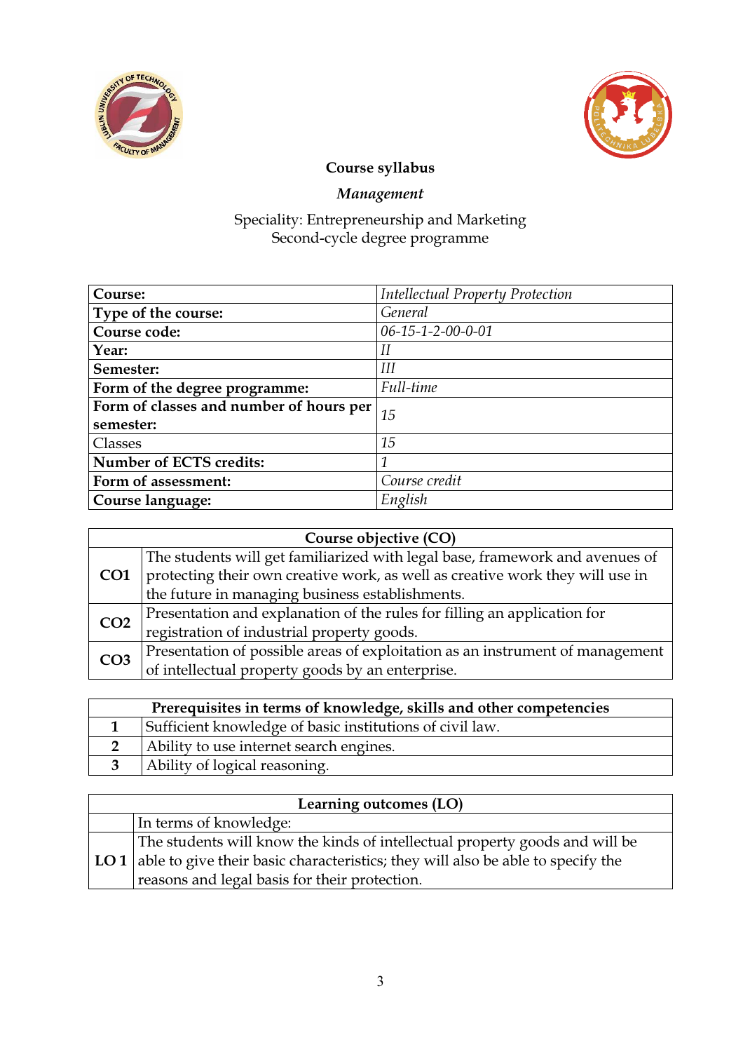**Course syllabus**

***Management***

Speciality: Entrepreneurship and Marketing
Second-cycle degree programme

| **Course:** | *Intellectual Property Protection* |
|---|---|
| **Type of the course:** | *General* |
| **Course code:** | *06-15-1-2-00-0-01* |
| **Year:** | *II* |
| **Semester:** | *III* |
| **Form of the degree programme:** | *Full-time* |
| **Form of classes and number of hours per semester:** | *15* |
| Classes | *15* |
| **Number of ECTS credits:** | *1* |
| **Form of assessment:** | *Course credit* |
| **Course language:** | *English* |

| **Course objective (CO)** | |
|---|---|
| **CO1** | The students will get familiarized with legal base, framework and avenues of protecting their own creative work, as well as creative work they will use in the future in managing business establishments. |
| **CO2** | Presentation and explanation of the rules for filling an application for registration of industrial property goods. |
| **CO3** | Presentation of possible areas of exploitation as an instrument of management of intellectual property goods by an enterprise. |

| **Prerequisites in terms of knowledge, skills and other competencies** | |
|---|---|
| **1** | Sufficient knowledge of basic institutions of civil law. |
| **2** | Ability to use internet search engines. |
| **3** | Ability of logical reasoning. |

| **Learning outcomes (LO)** | |
|---|---|
| | In terms of knowledge: |
| **LO 1** | The students will know the kinds of intellectual property goods and will be able to give their basic characteristics; they will also be able to specify the reasons and legal basis for their protection. |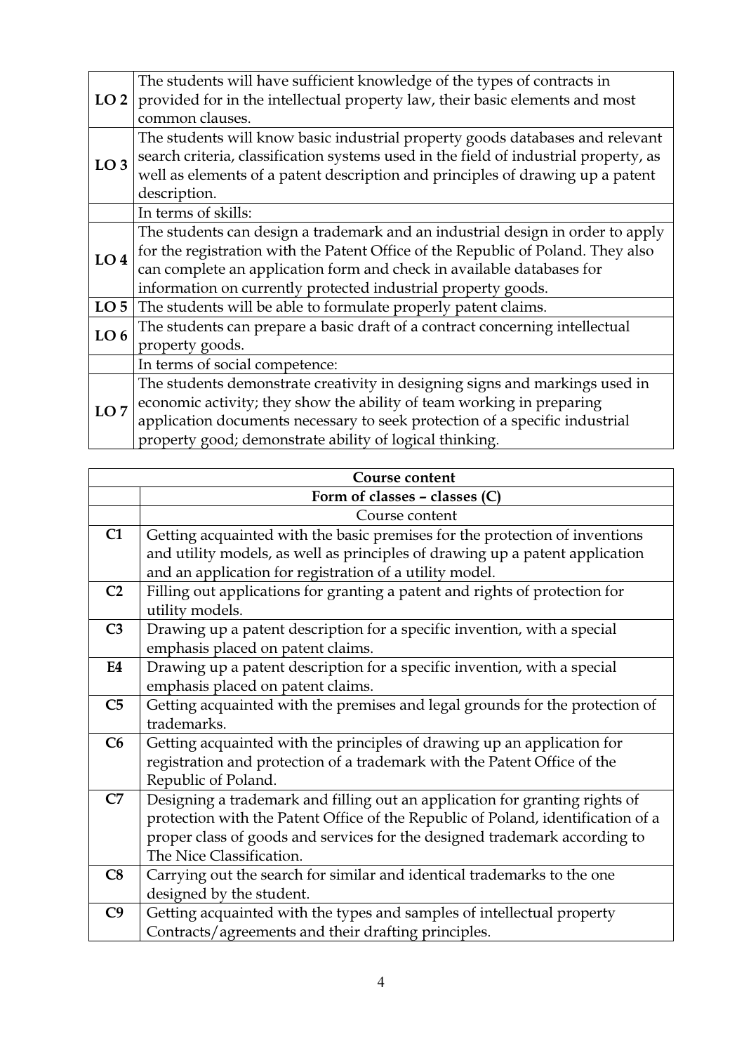| | |
|---|---|
| **LO 2** | The students will have sufficient knowledge of the types of contracts in provided for in the intellectual property law, their basic elements and most common clauses. |
| **LO 3** | The students will know basic industrial property goods databases and relevant search criteria, classification systems used in the field of industrial property, as well as elements of a patent description and principles of drawing up a patent description. |
| | In terms of skills: |
| **LO 4** | The students can design a trademark and an industrial design in order to apply for the registration with the Patent Office of the Republic of Poland. They also can complete an application form and check in available databases for information on currently protected industrial property goods. |
| **LO 5** | The students will be able to formulate properly patent claims. |
| **LO 6** | The students can prepare a basic draft of a contract concerning intellectual property goods. |
| | In terms of social competence: |
| **LO 7** | The students demonstrate creativity in designing signs and markings used in economic activity; they show the ability of team working in preparing application documents necessary to seek protection of a specific industrial property good; demonstrate ability of logical thinking. |

| **Course content** | |
|---|---|
| | **Form of classes – classes (C)** |
| | Course content |
| **C1** | Getting acquainted with the basic premises for the protection of inventions and utility models, as well as principles of drawing up a patent application and an application for registration of a utility model. |
| **C2** | Filling out applications for granting a patent and rights of protection for utility models. |
| **C3** | Drawing up a patent description for a specific invention, with a special emphasis placed on patent claims. |
| **E4** | Drawing up a patent description for a specific invention, with a special emphasis placed on patent claims. |
| **C5** | Getting acquainted with the premises and legal grounds for the protection of trademarks. |
| **C6** | Getting acquainted with the principles of drawing up an application for registration and protection of a trademark with the Patent Office of the Republic of Poland. |
| **C7** | Designing a trademark and filling out an application for granting rights of protection with the Patent Office of the Republic of Poland, identification of a proper class of goods and services for the designed trademark according to The Nice Classification. |
| **C8** | Carrying out the search for similar and identical trademarks to the one designed by the student. |
| **C9** | Getting acquainted with the types and samples of intellectual property Contracts/agreements and their drafting principles. |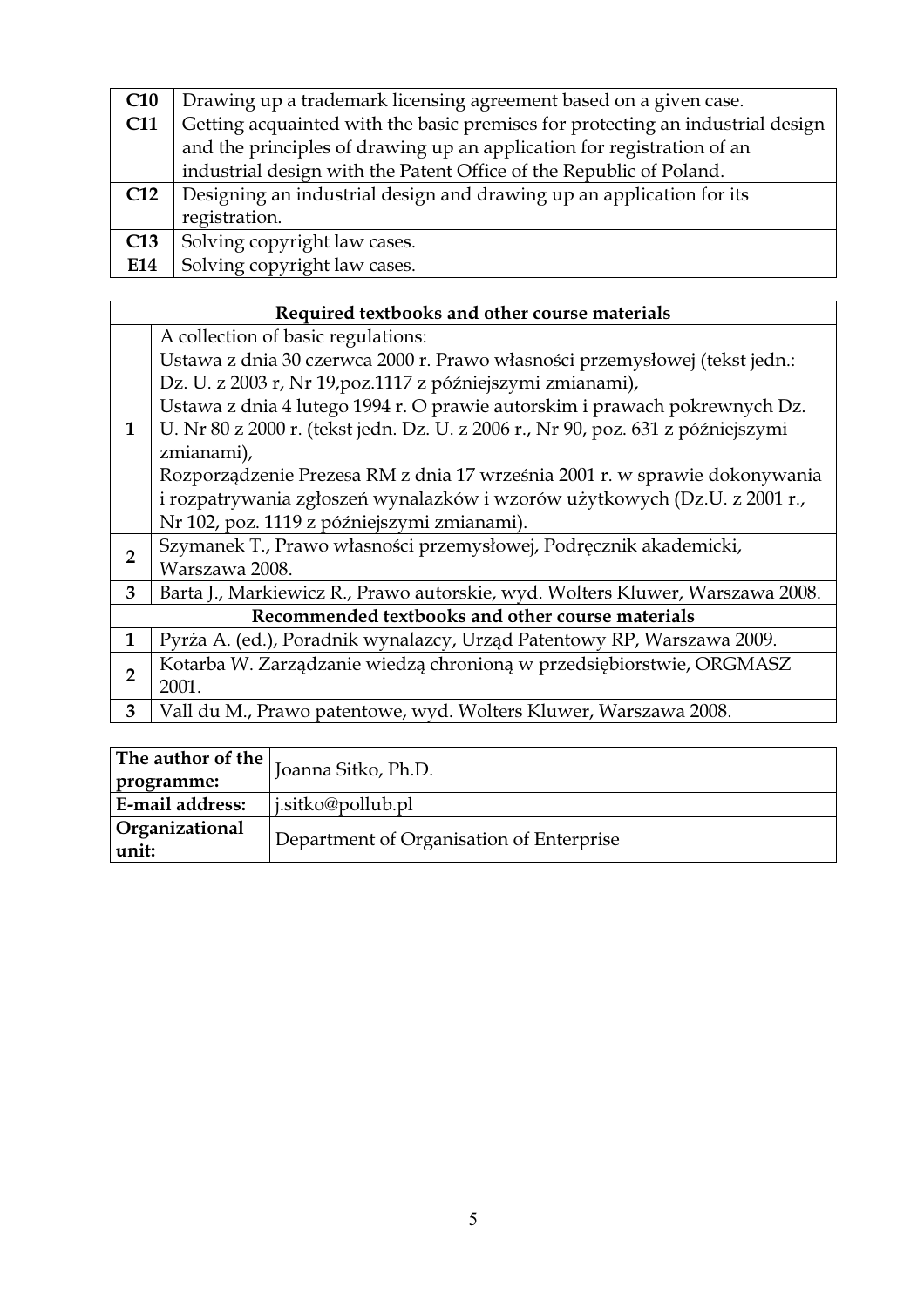| | |
|---|---|
| **C10** | Drawing up a trademark licensing agreement based on a given case. |
| **C11** | Getting acquainted with the basic premises for protecting an industrial design and the principles of drawing up an application for registration of an industrial design with the Patent Office of the Republic of Poland. |
| **C12** | Designing an industrial design and drawing up an application for its registration. |
| **C13** | Solving copyright law cases. |
| **E14** | Solving copyright law cases. |

| **Required textbooks and other course materials** | |
|---|---|
| **1** | A collection of basic regulations:<br>Ustawa z dnia 30 czerwca 2000 r. Prawo własności przemysłowej (tekst jedn.: Dz. U. z 2003 r, Nr 19,poz.1117 z późniejszymi zmianami),<br>Ustawa z dnia 4 lutego 1994 r. O prawie autorskim i prawach pokrewnych Dz. U. Nr 80 z 2000 r. (tekst jedn. Dz. U. z 2006 r., Nr 90, poz. 631 z późniejszymi zmianami),<br>Rozporządzenie Prezesa RM z dnia 17 września 2001 r. w sprawie dokonywania i rozpatrywania zgłoszeń wynalazków i wzorów użytkowych (Dz.U. z 2001 r., Nr 102, poz. 1119 z późniejszymi zmianami). |
| **2** | Szymanek T., Prawo własności przemysłowej, Podręcznik akademicki, Warszawa 2008. |
| **3** | Barta J., Markiewicz R., Prawo autorskie, wyd. Wolters Kluwer, Warszawa 2008. |
| **Recommended textbooks and other course materials** | |
| **1** | Pyrża A. (ed.), Poradnik wynalazcy, Urząd Patentowy RP, Warszawa 2009. |
| **2** | Kotarba W. Zarządzanie wiedzą chronioną w przedsiębiorstwie, ORGMASZ 2001. |
| **3** | Vall du M., Prawo patentowe, wyd. Wolters Kluwer, Warszawa 2008. |

| | |
|---|---|
| **The author of the programme:** | Joanna Sitko, Ph.D. |
| **E-mail address:** | j.sitko@pollub.pl |
| **Organizational unit:** | Department of Organisation of Enterprise |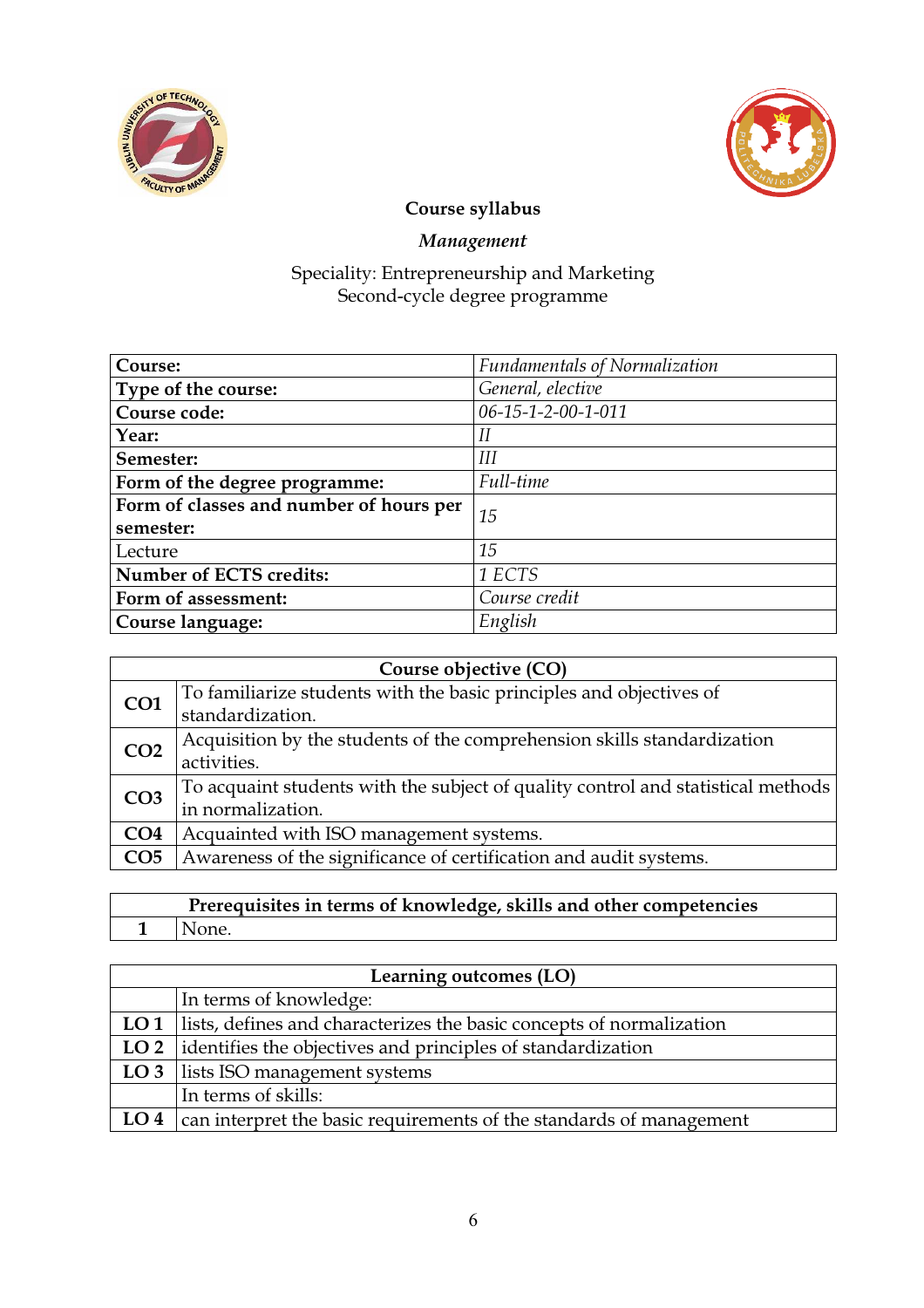**Course syllabus**

***Management***

Speciality: Entrepreneurship and Marketing
Second-cycle degree programme

| **Course:** | *Fundamentals of Normalization* |
|---|---|
| **Type of the course:** | *General, elective* |
| **Course code:** | *06-15-1-2-00-1-011* |
| **Year:** | *II* |
| **Semester:** | *III* |
| **Form of the degree programme:** | *Full-time* |
| **Form of classes and number of hours per semester:** | *15* |
| Lecture | *15* |
| **Number of ECTS credits:** | *1 ECTS* |
| **Form of assessment:** | *Course credit* |
| **Course language:** | *English* |

| **Course objective (CO)** | |
|---|---|
| **CO1** | To familiarize students with the basic principles and objectives of standardization. |
| **CO2** | Acquisition by the students of the comprehension skills standardization activities. |
| **CO3** | To acquaint students with the subject of quality control and statistical methods in normalization. |
| **CO4** | Acquainted with ISO management systems. |
| **CO5** | Awareness of the significance of certification and audit systems. |

| **Prerequisites in terms of knowledge, skills and other competencies** | |
|---|---|
| **1** | None. |

| **Learning outcomes (LO)** | |
|---|---|
| | In terms of knowledge: |
| **LO 1** | lists, defines and characterizes the basic concepts of normalization |
| **LO 2** | identifies the objectives and principles of standardization |
| **LO 3** | lists ISO management systems |
| | In terms of skills: |
| **LO 4** | can interpret the basic requirements of the standards of management |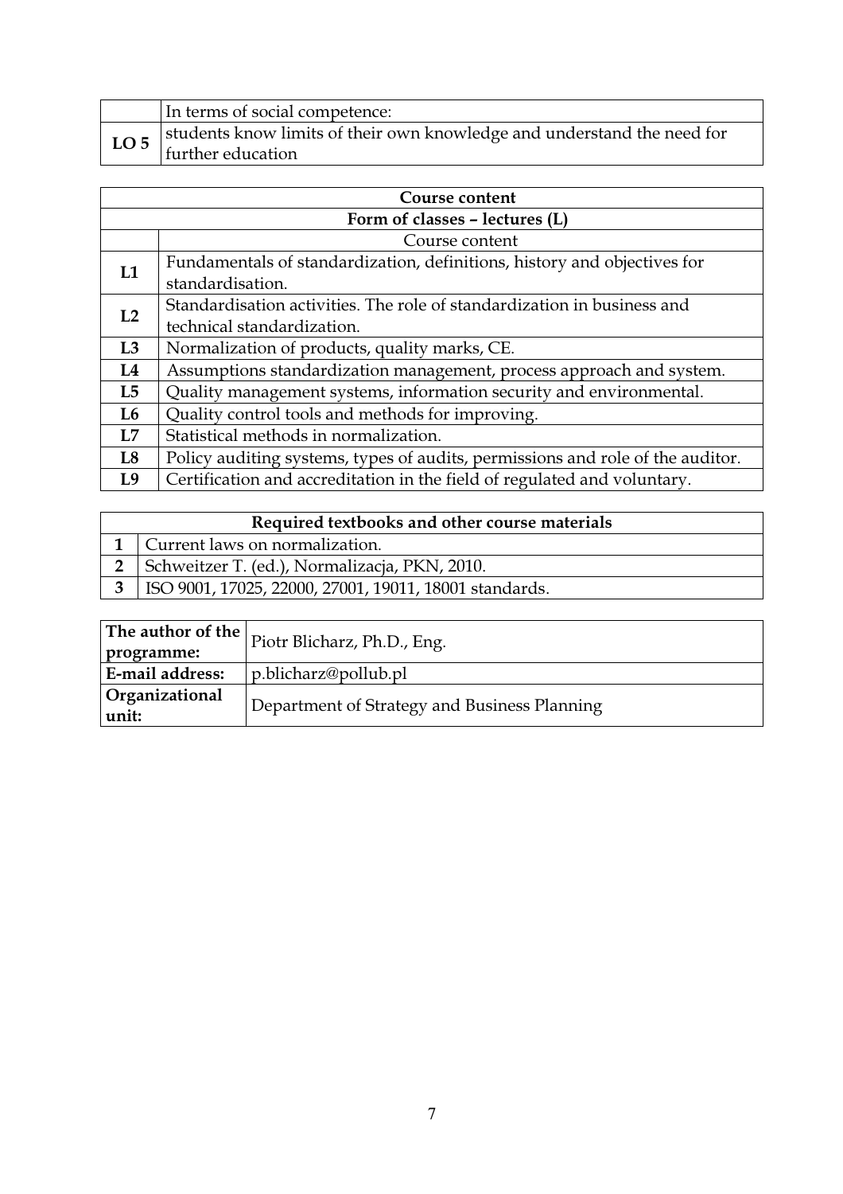| | In terms of social competence: |
|---|---|
| **LO 5** | students know limits of their own knowledge and understand the need for further education |

| **Course content** | |
|---|---|
| **Form of classes – lectures (L)** | |
| | Course content |
| **L1** | Fundamentals of standardization, definitions, history and objectives for standardisation. |
| **L2** | Standardisation activities. The role of standardization in business and technical standardization. |
| **L3** | Normalization of products, quality marks, CE. |
| **L4** | Assumptions standardization management, process approach and system. |
| **L5** | Quality management systems, information security and environmental. |
| **L6** | Quality control tools and methods for improving. |
| **L7** | Statistical methods in normalization. |
| **L8** | Policy auditing systems, types of audits, permissions and role of the auditor. |
| **L9** | Certification and accreditation in the field of regulated and voluntary. |

| **Required textbooks and other course materials** | |
|---|---|
| **1** | Current laws on normalization. |
| **2** | Schweitzer T. (ed.), Normalizacja, PKN, 2010. |
| **3** | ISO 9001, 17025, 22000, 27001, 19011, 18001 standards. |

| **The author of the programme:** | Piotr Blicharz, Ph.D., Eng. |
|---|---|
| **E-mail address:** | p.blicharz@pollub.pl |
| **Organizational unit:** | Department of Strategy and Business Planning |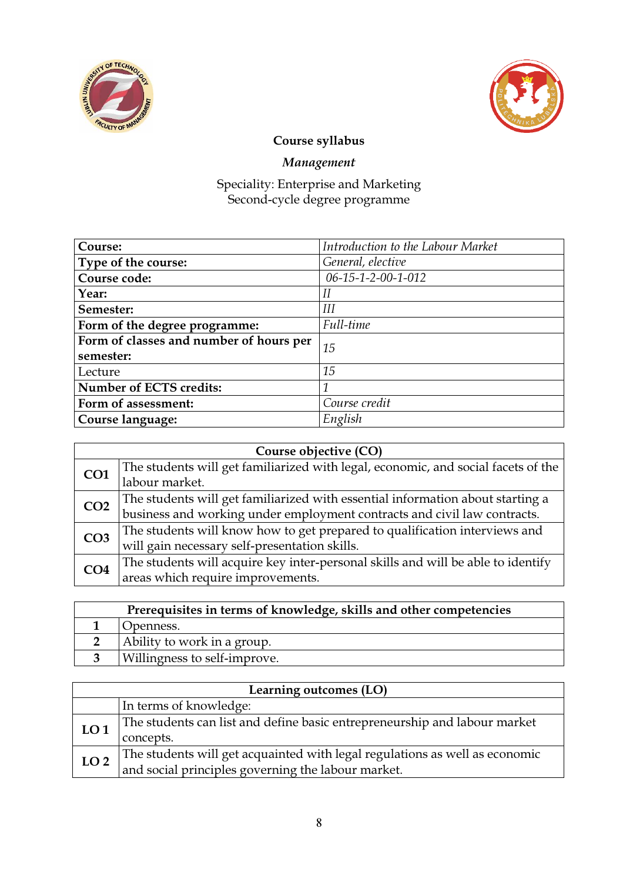**Course syllabus**

***Management***

Speciality: Enterprise and Marketing
Second-cycle degree programme

| **Course:** | *Introduction to the Labour Market* |
|---|---|
| **Type of the course:** | *General, elective* |
| **Course code:** | *06-15-1-2-00-1-012* |
| **Year:** | *II* |
| **Semester:** | *III* |
| **Form of the degree programme:** | *Full-time* |
| **Form of classes and number of hours per semester:** | *15* |
| Lecture | *15* |
| **Number of ECTS credits:** | *1* |
| **Form of assessment:** | *Course credit* |
| **Course language:** | *English* |

| **Course objective (CO)** | |
|---|---|
| **CO1** | The students will get familiarized with legal, economic, and social facets of the labour market. |
| **CO2** | The students will get familiarized with essential information about starting a business and working under employment contracts and civil law contracts. |
| **CO3** | The students will know how to get prepared to qualification interviews and will gain necessary self-presentation skills. |
| **CO4** | The students will acquire key inter-personal skills and will be able to identify areas which require improvements. |

| **Prerequisites in terms of knowledge, skills and other competencies** | |
|---|---|
| **1** | Openness. |
| **2** | Ability to work in a group. |
| **3** | Willingness to self-improve. |

| **Learning outcomes (LO)** | |
|---|---|
| | In terms of knowledge: |
| **LO 1** | The students can list and define basic entrepreneurship and labour market concepts. |
| **LO 2** | The students will get acquainted with legal regulations as well as economic and social principles governing the labour market. |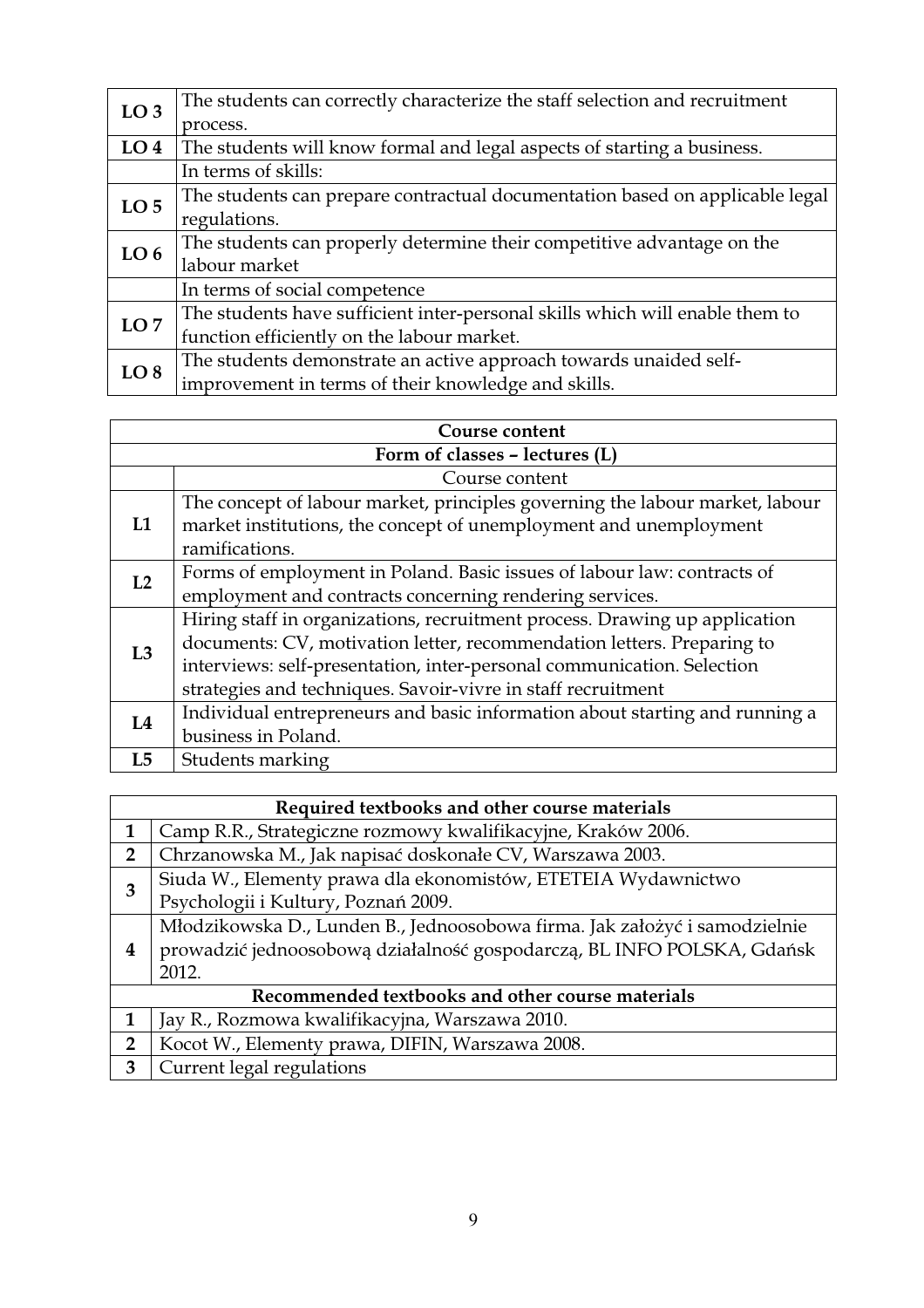| | |
|---|---|
| **LO 3** | The students can correctly characterize the staff selection and recruitment process. |
| **LO 4** | The students will know formal and legal aspects of starting a business. |
| | In terms of skills: |
| **LO 5** | The students can prepare contractual documentation based on applicable legal regulations. |
| **LO 6** | The students can properly determine their competitive advantage on the labour market |
| | In terms of social competence |
| **LO 7** | The students have sufficient inter-personal skills which will enable them to function efficiently on the labour market. |
| **LO 8** | The students demonstrate an active approach towards unaided self-improvement in terms of their knowledge and skills. |

| **Course content** | |
|---|---|
| **Form of classes – lectures (L)** | |
| | Course content |
| **L1** | The concept of labour market, principles governing the labour market, labour market institutions, the concept of unemployment and unemployment ramifications. |
| **L2** | Forms of employment in Poland. Basic issues of labour law: contracts of employment and contracts concerning rendering services. |
| **L3** | Hiring staff in organizations, recruitment process. Drawing up application documents: CV, motivation letter, recommendation letters. Preparing to interviews: self-presentation, inter-personal communication. Selection strategies and techniques. Savoir-vivre in staff recruitment |
| **L4** | Individual entrepreneurs and basic information about starting and running a business in Poland. |
| **L5** | Students marking |

| **Required textbooks and other course materials** | |
|---|---|
| **1** | Camp R.R., Strategiczne rozmowy kwalifikacyjne, Kraków 2006. |
| **2** | Chrzanowska M., Jak napisać doskonałe CV, Warszawa 2003. |
| **3** | Siuda W., Elementy prawa dla ekonomistów, ETETEIA Wydawnictwo Psychologii i Kultury, Poznań 2009. |
| **4** | Młodzikowska D., Lunden B., Jednoosobowa firma. Jak założyć i samodzielnie prowadzić jednoosobową działalność gospodarczą, BL INFO POLSKA, Gdańsk 2012. |
| **Recommended textbooks and other course materials** | |
| **1** | Jay R., Rozmowa kwalifikacyjna, Warszawa 2010. |
| **2** | Kocot W., Elementy prawa, DIFIN, Warszawa 2008. |
| **3** | Current legal regulations |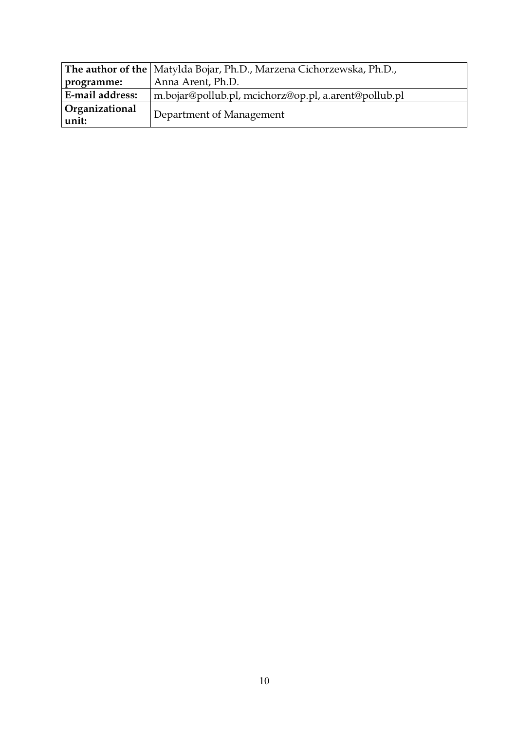| **The author of the programme:** | Matylda Bojar, Ph.D., Marzena Cichorzewska, Ph.D., Anna Arent, Ph.D. |
|---|---|
| **E-mail address:** | m.bojar@pollub.pl, mcichorz@op.pl, a.arent@pollub.pl |
| **Organizational unit:** | Department of Management |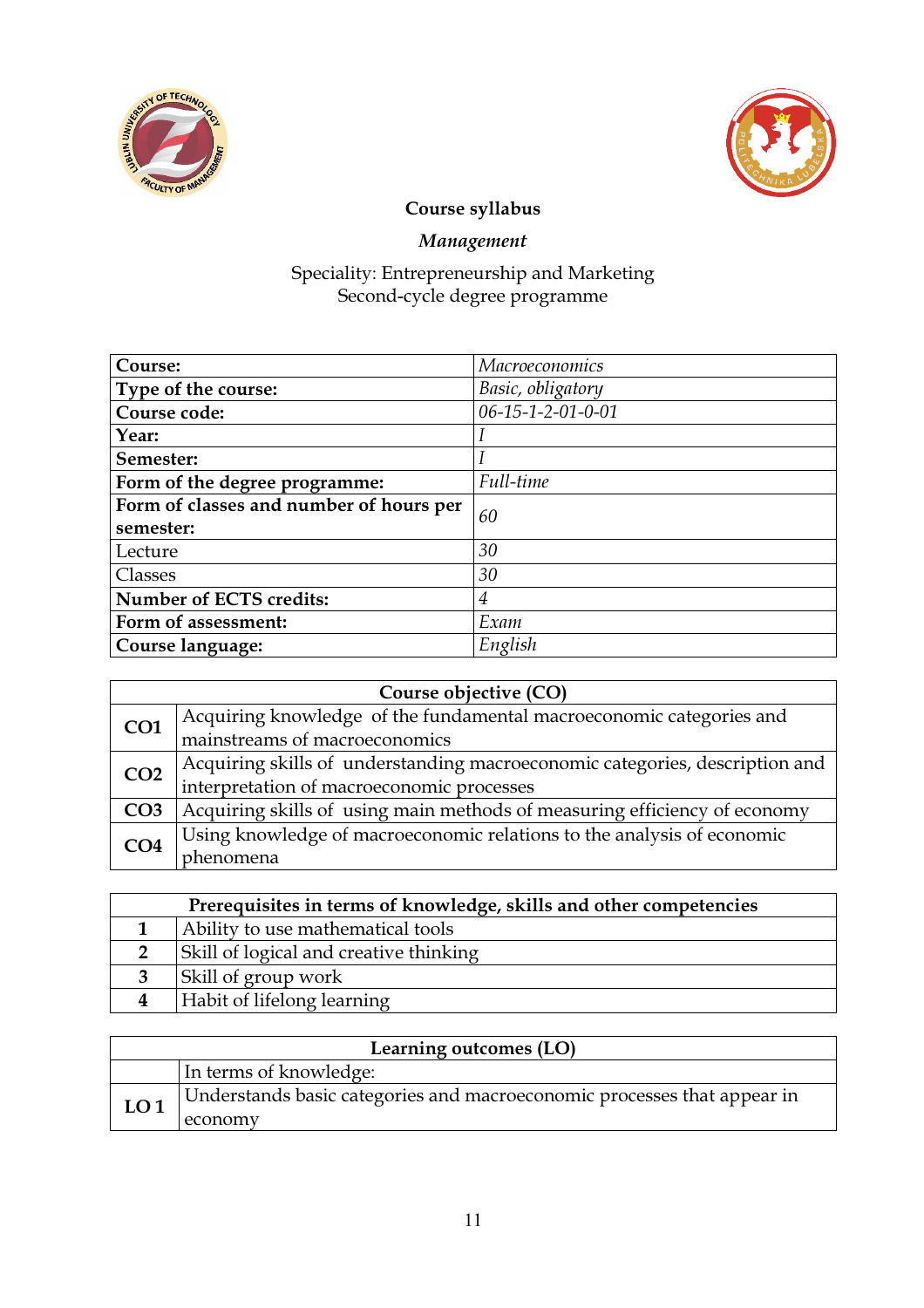**Course syllabus**

***Management***

Speciality: Entrepreneurship and Marketing
Second-cycle degree programme

| **Course:** | *Macroeconomics* |
|---|---|
| **Type of the course:** | *Basic, obligatory* |
| **Course code:** | *06-15-1-2-01-0-01* |
| **Year:** | *I* |
| **Semester:** | *I* |
| **Form of the degree programme:** | *Full-time* |
| **Form of classes and number of hours per semester:** | *60* |
| Lecture | *30* |
| Classes | *30* |
| **Number of ECTS credits:** | *4* |
| **Form of assessment:** | *Exam* |
| **Course language:** | *English* |

| **Course objective (CO)** | |
|---|---|
| **CO1** | Acquiring knowledge of the fundamental macroeconomic categories and mainstreams of macroeconomics |
| **CO2** | Acquiring skills of understanding macroeconomic categories, description and interpretation of macroeconomic processes |
| **CO3** | Acquiring skills of using main methods of measuring efficiency of economy |
| **CO4** | Using knowledge of macroeconomic relations to the analysis of economic phenomena |

| **Prerequisites in terms of knowledge, skills and other competencies** | |
|---|---|
| **1** | Ability to use mathematical tools |
| **2** | Skill of logical and creative thinking |
| **3** | Skill of group work |
| **4** | Habit of lifelong learning |

| **Learning outcomes (LO)** | |
|---|---|
| | In terms of knowledge: |
| **LO 1** | Understands basic categories and macroeconomic processes that appear in economy |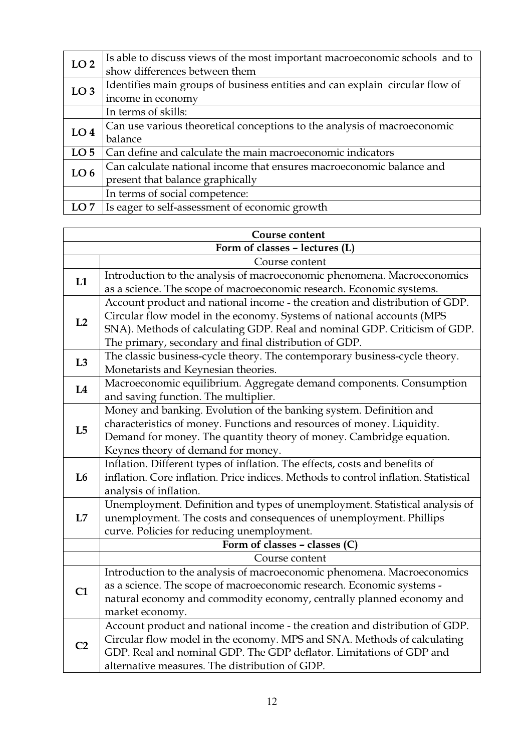| | |
|---|---|
| **LO 2** | Is able to discuss views of the most important macroeconomic schools and to show differences between them |
| **LO 3** | Identifies main groups of business entities and can explain circular flow of income in economy |
| | In terms of skills: |
| **LO 4** | Can use various theoretical conceptions to the analysis of macroeconomic balance |
| **LO 5** | Can define and calculate the main macroeconomic indicators |
| **LO 6** | Can calculate national income that ensures macroeconomic balance and present that balance graphically |
| | In terms of social competence: |
| **LO 7** | Is eager to self-assessment of economic growth |

| **Course content** | |
|---|---|
| **Form of classes – lectures (L)** | |
| | Course content |
| **L1** | Introduction to the analysis of macroeconomic phenomena. Macroeconomics as a science. The scope of macroeconomic research. Economic systems. |
| **L2** | Account product and national income - the creation and distribution of GDP. Circular flow model in the economy. Systems of national accounts (MPS SNA). Methods of calculating GDP. Real and nominal GDP. Criticism of GDP. The primary, secondary and final distribution of GDP. |
| **L3** | The classic business-cycle theory. The contemporary business-cycle theory. Monetarists and Keynesian theories. |
| **L4** | Macroeconomic equilibrium. Aggregate demand components. Consumption and saving function. The multiplier. |
| **L5** | Money and banking. Evolution of the banking system. Definition and characteristics of money. Functions and resources of money. Liquidity. Demand for money. The quantity theory of money. Cambridge equation. Keynes theory of demand for money. |
| **L6** | Inflation. Different types of inflation. The effects, costs and benefits of inflation. Core inflation. Price indices. Methods to control inflation. Statistical analysis of inflation. |
| **L7** | Unemployment. Definition and types of unemployment. Statistical analysis of unemployment. The costs and consequences of unemployment. Phillips curve. Policies for reducing unemployment. |
| | **Form of classes – classes (C)** |
| | Course content |
| **C1** | Introduction to the analysis of macroeconomic phenomena. Macroeconomics as a science. The scope of macroeconomic research. Economic systems - natural economy and commodity economy, centrally planned economy and market economy. |
| **C2** | Account product and national income - the creation and distribution of GDP. Circular flow model in the economy. MPS and SNA. Methods of calculating GDP. Real and nominal GDP. The GDP deflator. Limitations of GDP and alternative measures. The distribution of GDP. |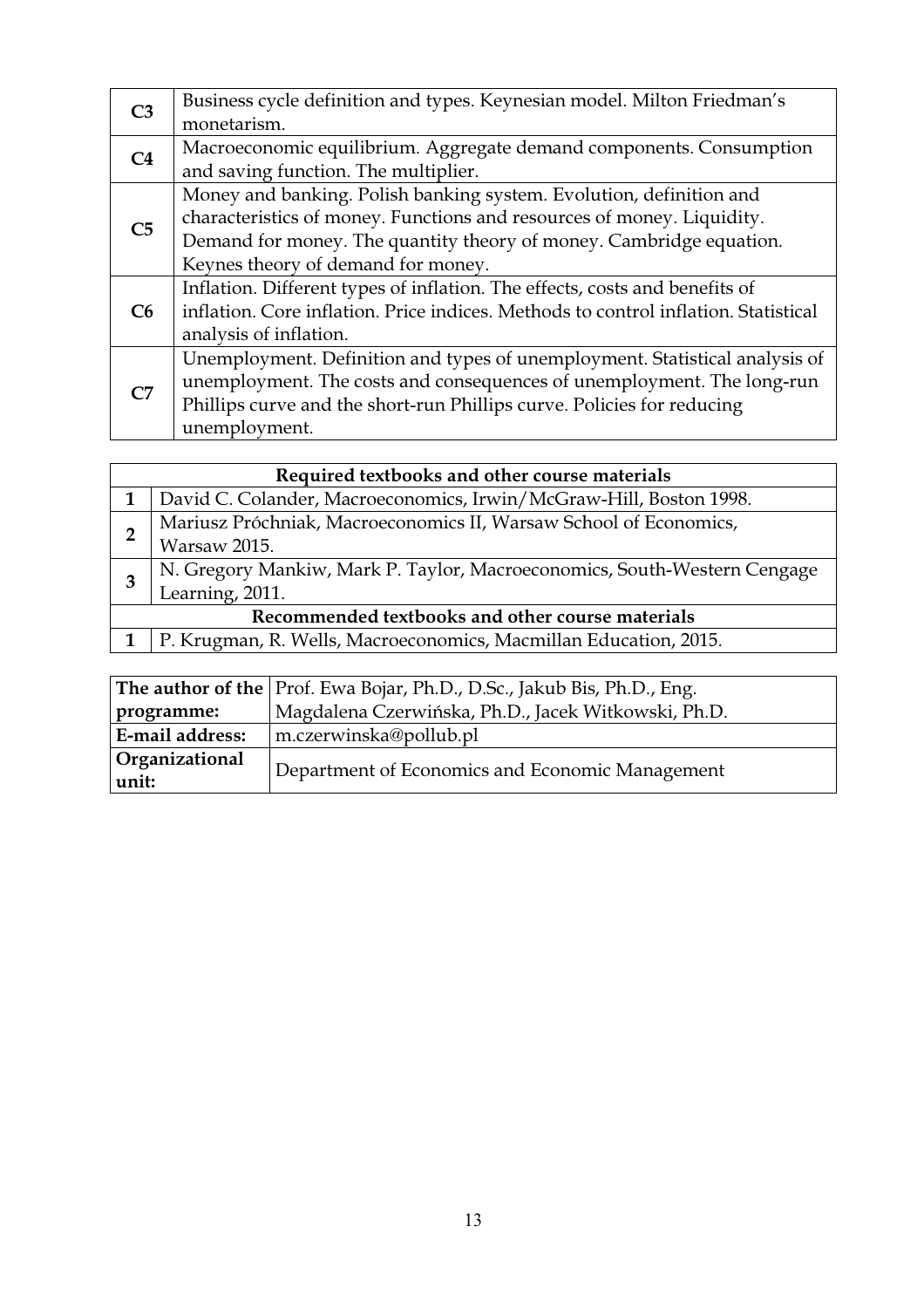| | |
|---|---|
| **C3** | Business cycle definition and types. Keynesian model. Milton Friedman's monetarism. |
| **C4** | Macroeconomic equilibrium. Aggregate demand components. Consumption and saving function. The multiplier. |
| **C5** | Money and banking. Polish banking system. Evolution, definition and characteristics of money. Functions and resources of money. Liquidity. Demand for money. The quantity theory of money. Cambridge equation. Keynes theory of demand for money. |
| **C6** | Inflation. Different types of inflation. The effects, costs and benefits of inflation. Core inflation. Price indices. Methods to control inflation. Statistical analysis of inflation. |
| **C7** | Unemployment. Definition and types of unemployment. Statistical analysis of unemployment. The costs and consequences of unemployment. The long-run Phillips curve and the short-run Phillips curve. Policies for reducing unemployment. |

| **Required textbooks and other course materials** | |
|---|---|
| **1** | David C. Colander, Macroeconomics, Irwin/McGraw-Hill, Boston 1998. |
| **2** | Mariusz Próchniak, Macroeconomics II, Warsaw School of Economics, Warsaw 2015. |
| **3** | N. Gregory Mankiw, Mark P. Taylor, Macroeconomics, South-Western Cengage Learning, 2011. |
| **Recommended textbooks and other course materials** | |
| **1** | P. Krugman, R. Wells, Macroeconomics, Macmillan Education, 2015. |

| | |
|---|---|
| **The author of the programme:** | Prof. Ewa Bojar, Ph.D., D.Sc., Jakub Bis, Ph.D., Eng. Magdalena Czerwińska, Ph.D., Jacek Witkowski, Ph.D. |
| **E-mail address:** | m.czerwinska@pollub.pl |
| **Organizational unit:** | Department of Economics and Economic Management |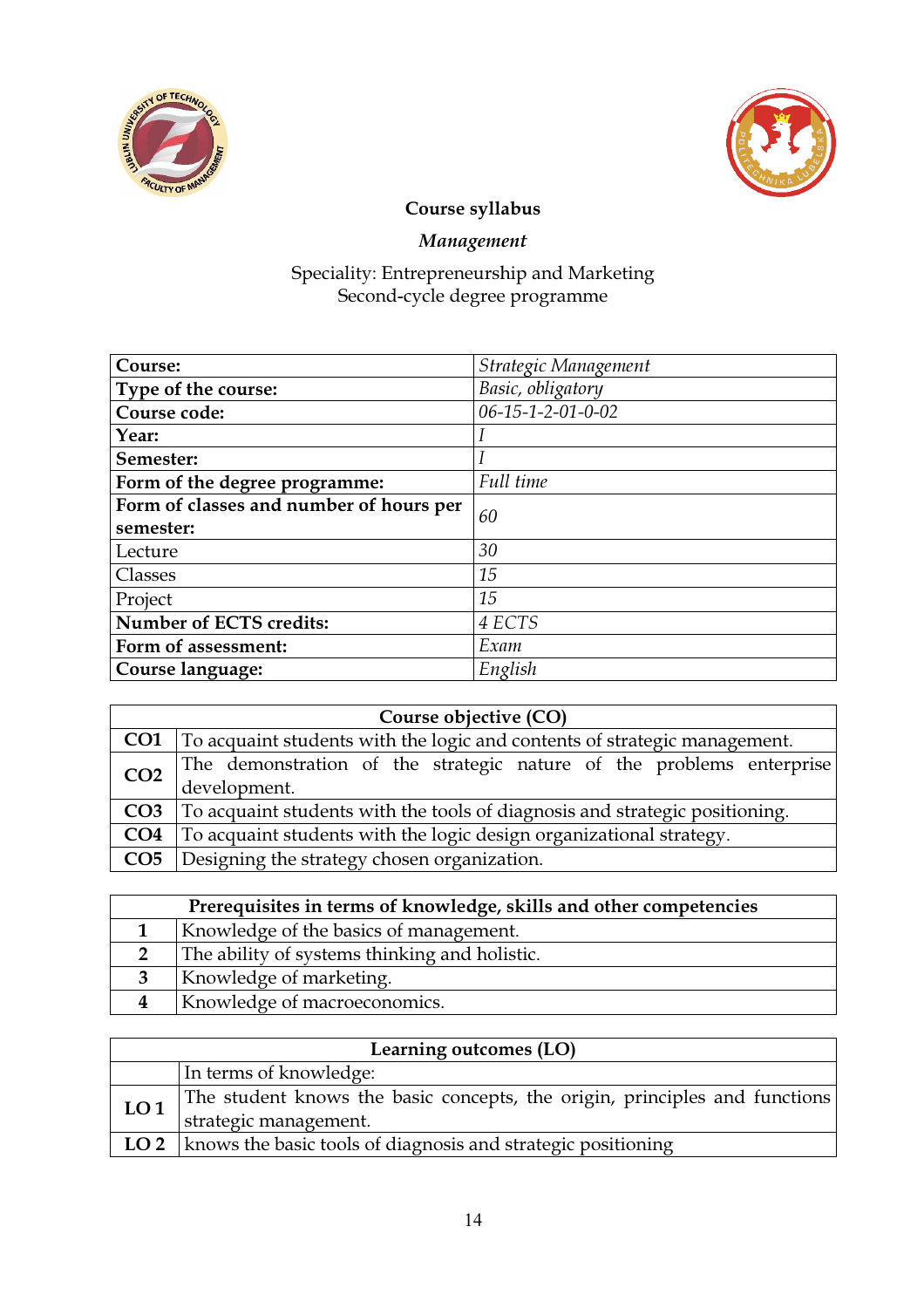**Course syllabus**

***Management***

Speciality: Entrepreneurship and Marketing
Second-cycle degree programme

| | |
|---|---|
| **Course:** | *Strategic Management* |
| **Type of the course:** | *Basic, obligatory* |
| **Course code:** | *06-15-1-2-01-0-02* |
| **Year:** | *I* |
| **Semester:** | *I* |
| **Form of the degree programme:** | *Full time* |
| **Form of classes and number of hours per semester:** | *60* |
| Lecture | *30* |
| Classes | *15* |
| Project | *15* |
| **Number of ECTS credits:** | *4 ECTS* |
| **Form of assessment:** | *Exam* |
| **Course language:** | *English* |

| **Course objective (CO)** | |
|---|---|
| **CO1** | To acquaint students with the logic and contents of strategic management. |
| **CO2** | The demonstration of the strategic nature of the problems enterprise development. |
| **CO3** | To acquaint students with the tools of diagnosis and strategic positioning. |
| **CO4** | To acquaint students with the logic design organizational strategy. |
| **CO5** | Designing the strategy chosen organization. |

| **Prerequisites in terms of knowledge, skills and other competencies** | |
|---|---|
| **1** | Knowledge of the basics of management. |
| **2** | The ability of systems thinking and holistic. |
| **3** | Knowledge of marketing. |
| **4** | Knowledge of macroeconomics. |

| **Learning outcomes (LO)** | |
|---|---|
| | In terms of knowledge: |
| **LO 1** | The student knows the basic concepts, the origin, principles and functions strategic management. |
| **LO 2** | knows the basic tools of diagnosis and strategic positioning |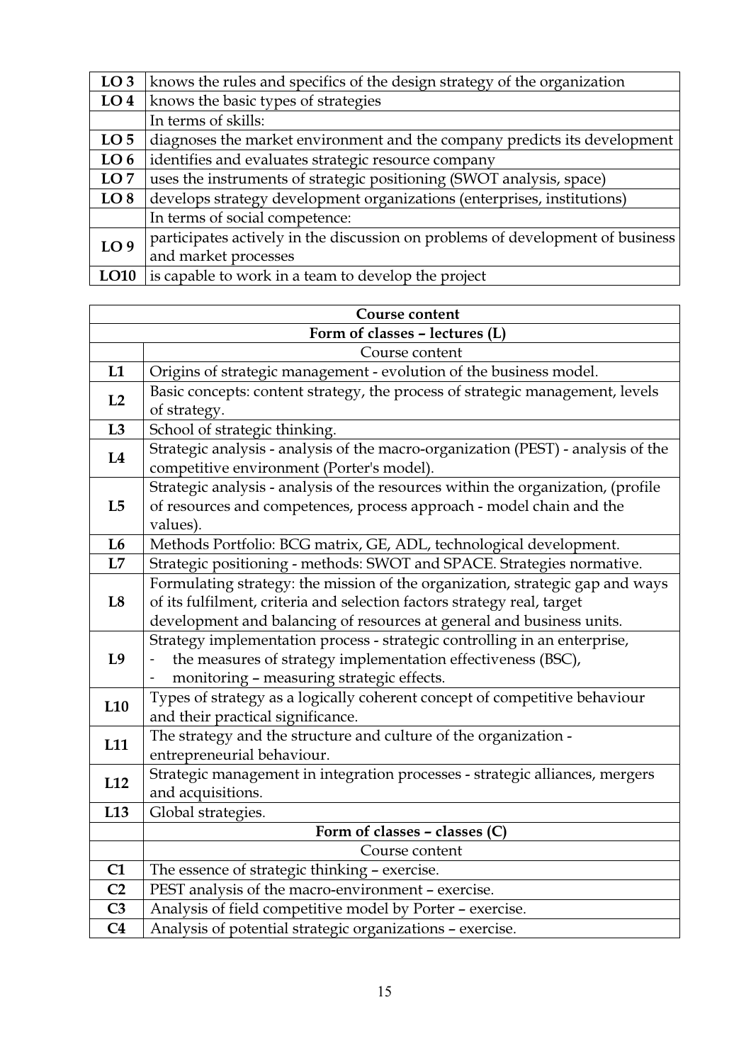| | |
|---|---|
| **LO 3** | knows the rules and specifics of the design strategy of the organization |
| **LO 4** | knows the basic types of strategies |
| | In terms of skills: |
| **LO 5** | diagnoses the market environment and the company predicts its development |
| **LO 6** | identifies and evaluates strategic resource company |
| **LO 7** | uses the instruments of strategic positioning (SWOT analysis, space) |
| **LO 8** | develops strategy development organizations (enterprises, institutions) |
| | In terms of social competence: |
| **LO 9** | participates actively in the discussion on problems of development of business and market processes |
| **LO10** | is capable to work in a team to develop the project |

| **Course content** | |
|---|---|
| **Form of classes – lectures (L)** | |
| | Course content |
| **L1** | Origins of strategic management - evolution of the business model. |
| **L2** | Basic concepts: content strategy, the process of strategic management, levels of strategy. |
| **L3** | School of strategic thinking. |
| **L4** | Strategic analysis - analysis of the macro-organization (PEST) - analysis of the competitive environment (Porter's model). |
| **L5** | Strategic analysis - analysis of the resources within the organization, (profile of resources and competences, process approach - model chain and the values). |
| **L6** | Methods Portfolio: BCG matrix, GE, ADL, technological development. |
| **L7** | Strategic positioning - methods: SWOT and SPACE. Strategies normative. |
| **L8** | Formulating strategy: the mission of the organization, strategic gap and ways of its fulfilment, criteria and selection factors strategy real, target development and balancing of resources at general and business units. |
| **L9** | Strategy implementation process - strategic controlling in an enterprise,<br>- the measures of strategy implementation effectiveness (BSC),<br>- monitoring – measuring strategic effects. |
| **L10** | Types of strategy as a logically coherent concept of competitive behaviour and their practical significance. |
| **L11** | The strategy and the structure and culture of the organization - entrepreneurial behaviour. |
| **L12** | Strategic management in integration processes - strategic alliances, mergers and acquisitions. |
| **L13** | Global strategies. |
| | **Form of classes – classes (C)** |
| | Course content |
| **C1** | The essence of strategic thinking – exercise. |
| **C2** | PEST analysis of the macro-environment – exercise. |
| **C3** | Analysis of field competitive model by Porter – exercise. |
| **C4** | Analysis of potential strategic organizations – exercise. |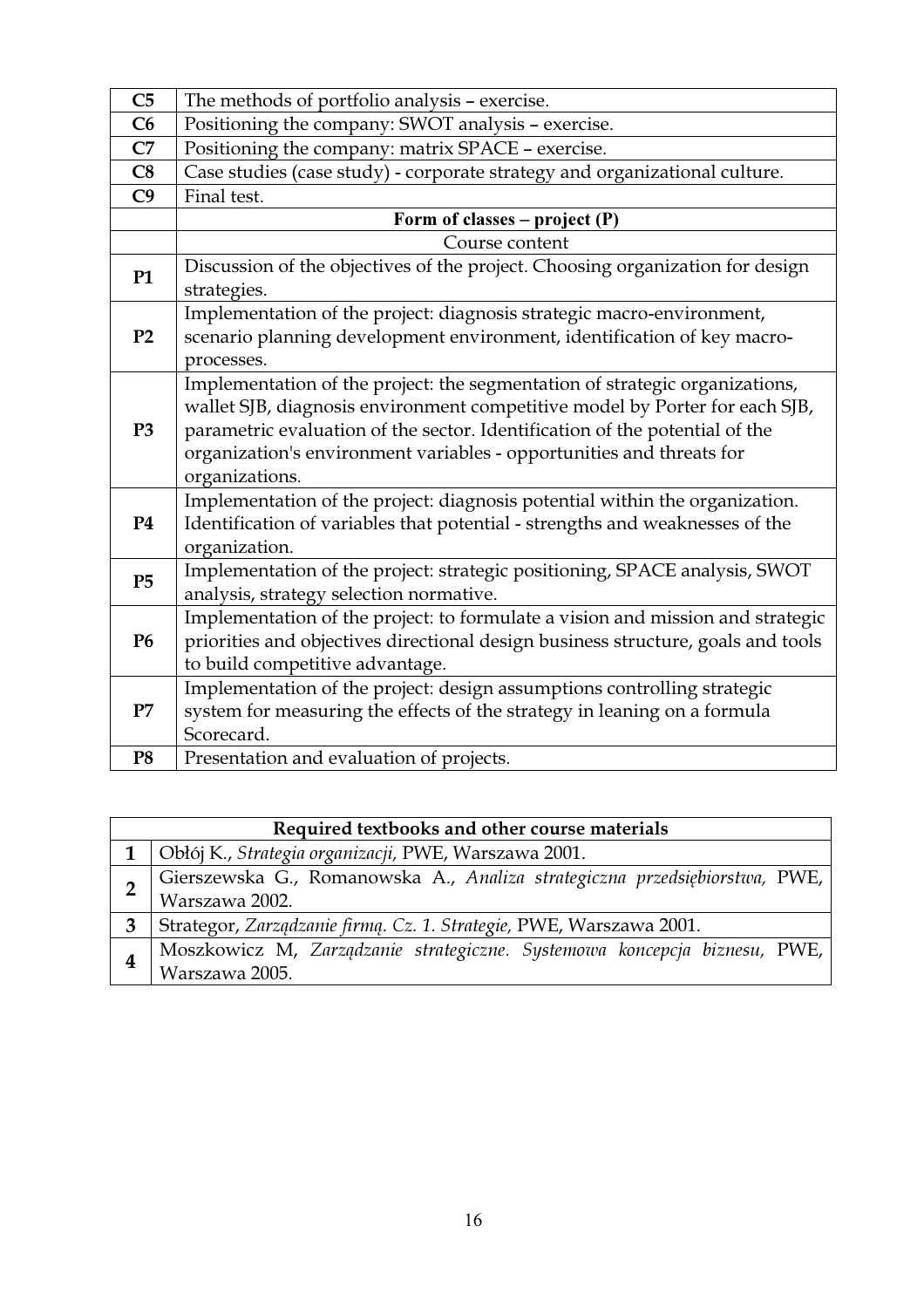| | |
|---|---|
| **C5** | The methods of portfolio analysis – exercise. |
| **C6** | Positioning the company: SWOT analysis – exercise. |
| **C7** | Positioning the company: matrix SPACE – exercise. |
| **C8** | Case studies (case study) - corporate strategy and organizational culture. |
| **C9** | Final test. |
| | **Form of classes – project (P)** |
| | Course content |
| **P1** | Discussion of the objectives of the project. Choosing organization for design strategies. |
| **P2** | Implementation of the project: diagnosis strategic macro-environment, scenario planning development environment, identification of key macro-processes. |
| **P3** | Implementation of the project: the segmentation of strategic organizations, wallet SJB, diagnosis environment competitive model by Porter for each SJB, parametric evaluation of the sector. Identification of the potential of the organization's environment variables - opportunities and threats for organizations. |
| **P4** | Implementation of the project: diagnosis potential within the organization. Identification of variables that potential - strengths and weaknesses of the organization. |
| **P5** | Implementation of the project: strategic positioning, SPACE analysis, SWOT analysis, strategy selection normative. |
| **P6** | Implementation of the project: to formulate a vision and mission and strategic priorities and objectives directional design business structure, goals and tools to build competitive advantage. |
| **P7** | Implementation of the project: design assumptions controlling strategic system for measuring the effects of the strategy in leaning on a formula Scorecard. |
| **P8** | Presentation and evaluation of projects. |

| **Required textbooks and other course materials** | |
|---|---|
| **1** | Obłój K., *Strategia organizacji,* PWE, Warszawa 2001. |
| **2** | Gierszewska G., Romanowska A., *Analiza strategiczna przedsiębiorstwa,* PWE, Warszawa 2002. |
| **3** | Strategor, *Zarządzanie firmą. Cz. 1. Strategie,* PWE, Warszawa 2001. |
| **4** | Moszkowicz M, *Zarządzanie strategiczne. Systemowa koncepcja biznesu,* PWE, Warszawa 2005. |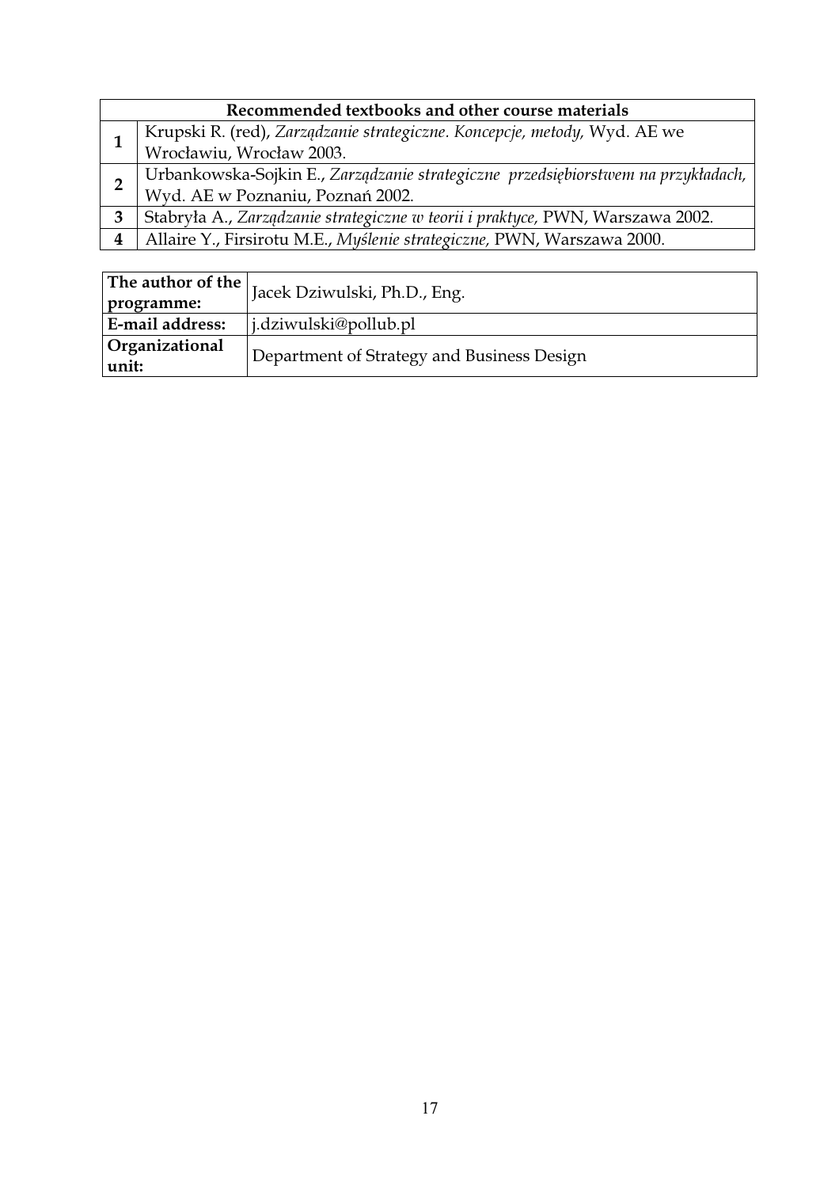| Recommended textbooks and other course materials | |
|---|---|
| **1** | Krupski R. (red), *Zarządzanie strategiczne. Koncepcje, metody,* Wyd. AE we Wrocławiu, Wrocław 2003. |
| **2** | Urbankowska-Sojkin E., *Zarządzanie strategiczne przedsiębiorstwem na przykładach,* Wyd. AE w Poznaniu, Poznań 2002. |
| **3** | Stabryła A., *Zarządzanie strategiczne w teorii i praktyce,* PWN, Warszawa 2002. |
| **4** | Allaire Y., Firsirotu M.E., *Myślenie strategiczne,* PWN, Warszawa 2000. |

| | |
|---|---|
| **The author of the programme:** | Jacek Dziwulski, Ph.D., Eng. |
| **E-mail address:** | j.dziwulski@pollub.pl |
| **Organizational unit:** | Department of Strategy and Business Design |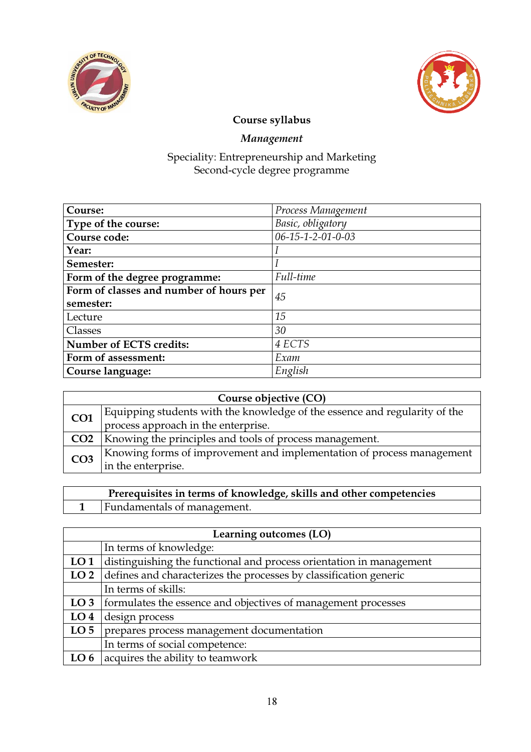**Course syllabus**

***Management***

Speciality: Entrepreneurship and Marketing
Second-cycle degree programme

| **Course:** | *Process Management* |
|---|---|
| **Type of the course:** | *Basic, obligatory* |
| **Course code:** | *06-15-1-2-01-0-03* |
| **Year:** | *I* |
| **Semester:** | *I* |
| **Form of the degree programme:** | *Full-time* |
| **Form of classes and number of hours per semester:** | *45* |
| Lecture | *15* |
| Classes | *30* |
| **Number of ECTS credits:** | *4 ECTS* |
| **Form of assessment:** | *Exam* |
| **Course language:** | *English* |

| **Course objective (CO)** | |
|---|---|
| **CO1** | Equipping students with the knowledge of the essence and regularity of the process approach in the enterprise. |
| **CO2** | Knowing the principles and tools of process management. |
| **CO3** | Knowing forms of improvement and implementation of process management in the enterprise. |

| **Prerequisites in terms of knowledge, skills and other competencies** | |
|---|---|
| **1** | Fundamentals of management. |

| **Learning outcomes (LO)** | |
|---|---|
| | In terms of knowledge: |
| **LO 1** | distinguishing the functional and process orientation in management |
| **LO 2** | defines and characterizes the processes by classification generic |
| | In terms of skills: |
| **LO 3** | formulates the essence and objectives of management processes |
| **LO 4** | design process |
| **LO 5** | prepares process management documentation |
| | In terms of social competence: |
| **LO 6** | acquires the ability to teamwork |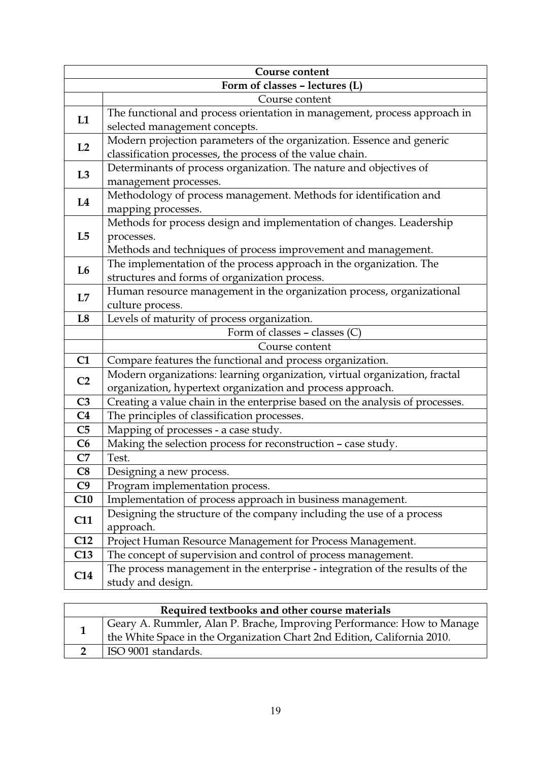| Course content | |
|---|---|
| **Form of classes – lectures (L)** | |
| | Course content |
| **L1** | The functional and process orientation in management, process approach in selected management concepts. |
| **L2** | Modern projection parameters of the organization. Essence and generic classification processes, the process of the value chain. |
| **L3** | Determinants of process organization. The nature and objectives of management processes. |
| **L4** | Methodology of process management. Methods for identification and mapping processes. |
| **L5** | Methods for process design and implementation of changes. Leadership processes.<br>Methods and techniques of process improvement and management. |
| **L6** | The implementation of the process approach in the organization. The structures and forms of organization process. |
| **L7** | Human resource management in the organization process, organizational culture process. |
| **L8** | Levels of maturity of process organization. |
| | Form of classes – classes (C) |
| | Course content |
| **C1** | Compare features the functional and process organization. |
| **C2** | Modern organizations: learning organization, virtual organization, fractal organization, hypertext organization and process approach. |
| **C3** | Creating a value chain in the enterprise based on the analysis of processes. |
| **C4** | The principles of classification processes. |
| **C5** | Mapping of processes - a case study. |
| **C6** | Making the selection process for reconstruction – case study. |
| **C7** | Test. |
| **C8** | Designing a new process. |
| **C9** | Program implementation process. |
| **C10** | Implementation of process approach in business management. |
| **C11** | Designing the structure of the company including the use of a process approach. |
| **C12** | Project Human Resource Management for Process Management. |
| **C13** | The concept of supervision and control of process management. |
| **C14** | The process management in the enterprise - integration of the results of the study and design. |

| Required textbooks and other course materials | |
|---|---|
| **1** | Geary A. Rummler, Alan P. Brache, Improving Performance: How to Manage the White Space in the Organization Chart 2nd Edition, California 2010. |
| **2** | ISO 9001 standards. |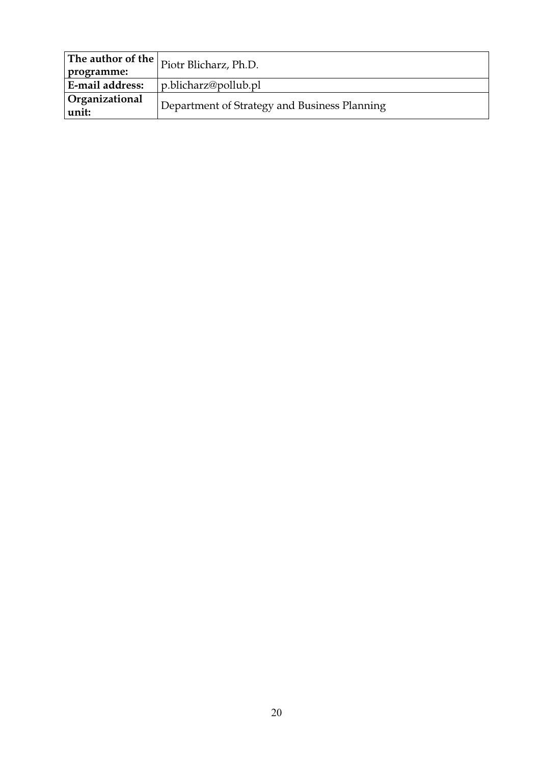| **The author of the programme:** | Piotr Blicharz, Ph.D. |
|---|---|
| **E-mail address:** | p.blicharz@pollub.pl |
| **Organizational unit:** | Department of Strategy and Business Planning |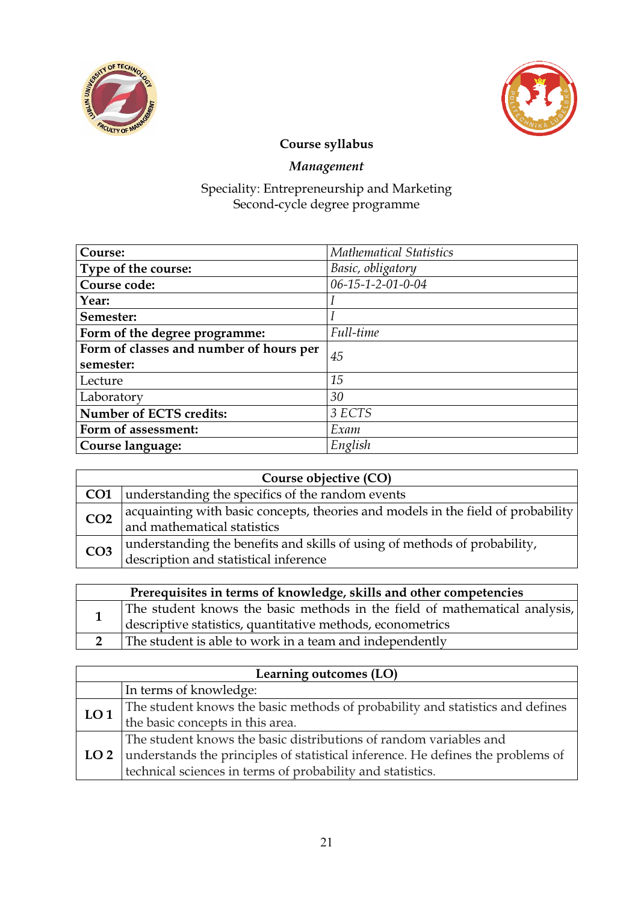**Course syllabus**

***Management***

Speciality: Entrepreneurship and Marketing
Second-cycle degree programme

| | |
|---|---|
| **Course:** | *Mathematical Statistics* |
| **Type of the course:** | *Basic, obligatory* |
| **Course code:** | *06-15-1-2-01-0-04* |
| **Year:** | *I* |
| **Semester:** | *I* |
| **Form of the degree programme:** | *Full-time* |
| **Form of classes and number of hours per semester:** | *45* |
| Lecture | *15* |
| Laboratory | *30* |
| **Number of ECTS credits:** | *3 ECTS* |
| **Form of assessment:** | *Exam* |
| **Course language:** | *English* |

| **Course objective (CO)** | |
|---|---|
| **CO1** | understanding the specifics of the random events |
| **CO2** | acquainting with basic concepts, theories and models in the field of probability and mathematical statistics |
| **CO3** | understanding the benefits and skills of using of methods of probability, description and statistical inference |

| **Prerequisites in terms of knowledge, skills and other competencies** | |
|---|---|
| **1** | The student knows the basic methods in the field of mathematical analysis, descriptive statistics, quantitative methods, econometrics |
| **2** | The student is able to work in a team and independently |

| **Learning outcomes (LO)** | |
|---|---|
| | In terms of knowledge: |
| **LO 1** | The student knows the basic methods of probability and statistics and defines the basic concepts in this area. |
| **LO 2** | The student knows the basic distributions of random variables and understands the principles of statistical inference. He defines the problems of technical sciences in terms of probability and statistics. |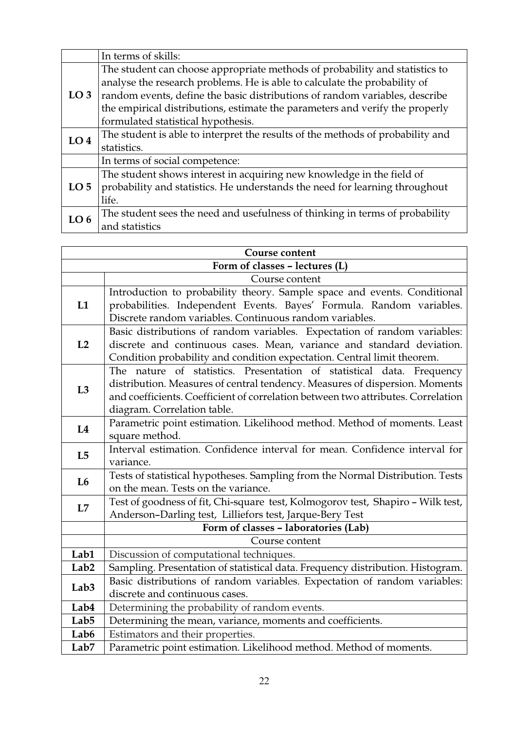| | |
|---|---|
| | In terms of skills: |
| **LO 3** | The student can choose appropriate methods of probability and statistics to analyse the research problems. He is able to calculate the probability of random events, define the basic distributions of random variables, describe the empirical distributions, estimate the parameters and verify the properly formulated statistical hypothesis. |
| **LO 4** | The student is able to interpret the results of the methods of probability and statistics. |
| | In terms of social competence: |
| **LO 5** | The student shows interest in acquiring new knowledge in the field of probability and statistics. He understands the need for learning throughout life. |
| **LO 6** | The student sees the need and usefulness of thinking in terms of probability and statistics |

| **Course content** | |
|---|---|
| **Form of classes – lectures (L)** | |
| | Course content |
| **L1** | Introduction to probability theory. Sample space and events. Conditional probabilities. Independent Events. Bayes' Formula. Random variables. Discrete random variables. Continuous random variables. |
| **L2** | Basic distributions of random variables. Expectation of random variables: discrete and continuous cases. Mean, variance and standard deviation. Condition probability and condition expectation. Central limit theorem. |
| **L3** | The nature of statistics. Presentation of statistical data. Frequency distribution. Measures of central tendency. Measures of dispersion. Moments and coefficients. Coefficient of correlation between two attributes. Correlation diagram. Correlation table. |
| **L4** | Parametric point estimation. Likelihood method. Method of moments. Least square method. |
| **L5** | Interval estimation. Confidence interval for mean. Confidence interval for variance. |
| **L6** | Tests of statistical hypotheses. Sampling from the Normal Distribution. Tests on the mean. Tests on the variance. |
| **L7** | Test of goodness of fit, Chi-square test, Kolmogorov test, Shapiro – Wilk test, Anderson–Darling test, Lilliefors test, Jarque-Bery Test |
| | **Form of classes – laboratories (Lab)** |
| | Course content |
| **Lab1** | Discussion of computational techniques. |
| **Lab2** | Sampling. Presentation of statistical data. Frequency distribution. Histogram. |
| **Lab3** | Basic distributions of random variables. Expectation of random variables: discrete and continuous cases. |
| **Lab4** | Determining the probability of random events. |
| **Lab5** | Determining the mean, variance, moments and coefficients. |
| **Lab6** | Estimators and their properties. |
| **Lab7** | Parametric point estimation. Likelihood method. Method of moments. |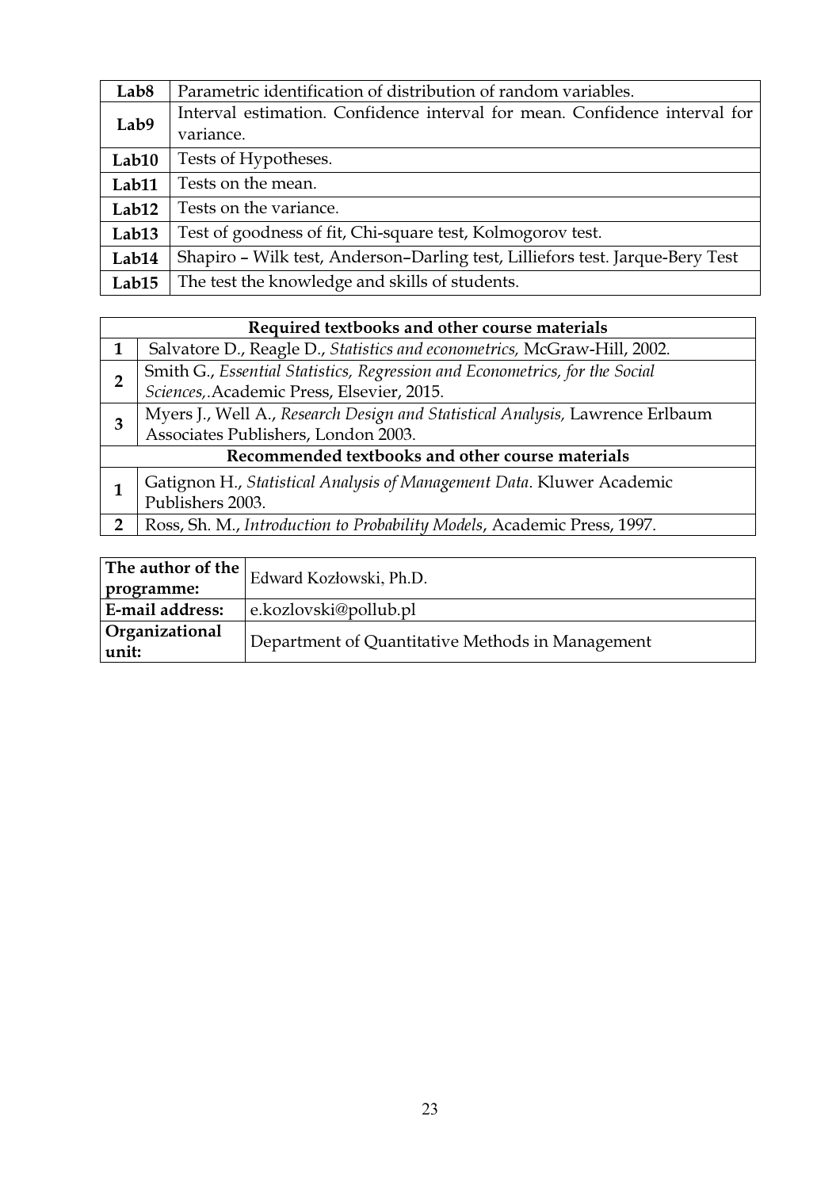| | |
|---|---|
| **Lab8** | Parametric identification of distribution of random variables. |
| **Lab9** | Interval estimation. Confidence interval for mean. Confidence interval for variance. |
| **Lab10** | Tests of Hypotheses. |
| **Lab11** | Tests on the mean. |
| **Lab12** | Tests on the variance. |
| **Lab13** | Test of goodness of fit, Chi-square test, Kolmogorov test. |
| **Lab14** | Shapiro – Wilk test, Anderson–Darling test, Lilliefors test. Jarque-Bery Test |
| **Lab15** | The test the knowledge and skills of students. |

| **Required textbooks and other course materials** | |
|---|---|
| **1** | Salvatore D., Reagle D., *Statistics and econometrics,* McGraw-Hill, 2002. |
| **2** | Smith G., *Essential Statistics, Regression and Econometrics, for the Social Sciences,*.Academic Press, Elsevier, 2015. |
| **3** | Myers J., Well A., *Research Design and Statistical Analysis,* Lawrence Erlbaum Associates Publishers, London 2003. |
| **Recommended textbooks and other course materials** | |
| **1** | Gatignon H., *Statistical Analysis of Management Data*. Kluwer Academic Publishers 2003. |
| **2** | Ross, Sh. M., *Introduction to Probability Models*, Academic Press, 1997. |

| | |
|---|---|
| **The author of the programme:** | Edward Kozłowski, Ph.D. |
| **E-mail address:** | e.kozlovski@pollub.pl |
| **Organizational unit:** | Department of Quantitative Methods in Management |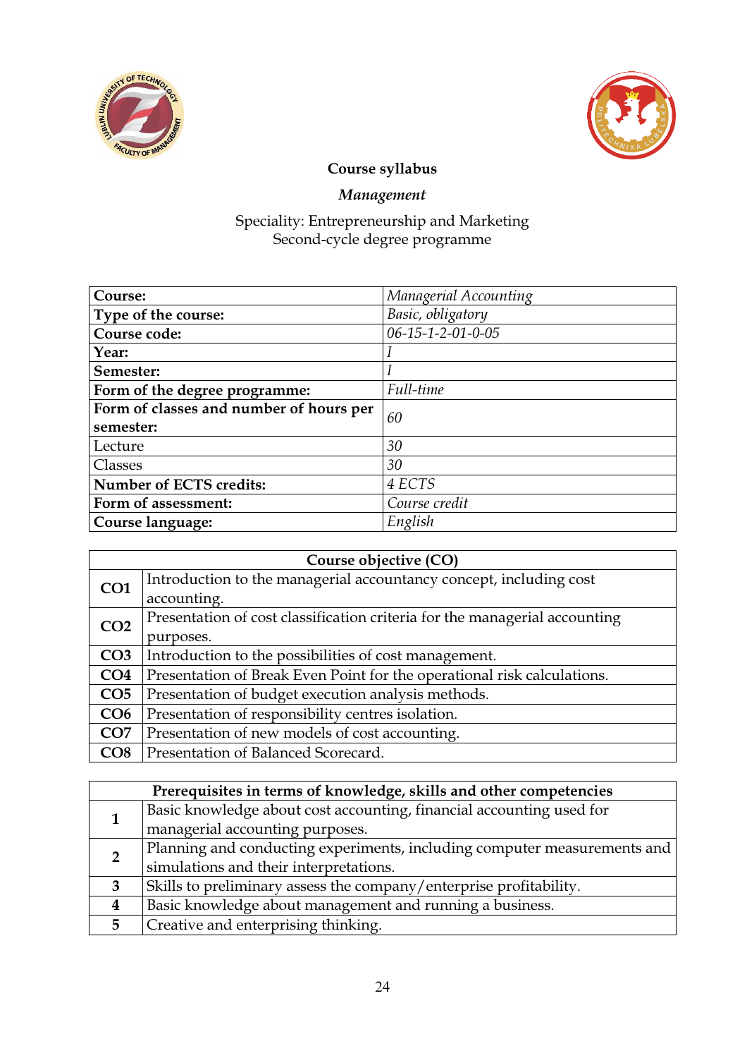**Course syllabus**

***Management***

Speciality: Entrepreneurship and Marketing
Second-cycle degree programme

| **Course:** | *Managerial Accounting* |
|---|---|
| **Type of the course:** | *Basic, obligatory* |
| **Course code:** | *06-15-1-2-01-0-05* |
| **Year:** | *I* |
| **Semester:** | *I* |
| **Form of the degree programme:** | *Full-time* |
| **Form of classes and number of hours per semester:** | *60* |
| Lecture | *30* |
| Classes | *30* |
| **Number of ECTS credits:** | *4 ECTS* |
| **Form of assessment:** | *Course credit* |
| **Course language:** | *English* |

| **Course objective (CO)** | |
|---|---|
| **CO1** | Introduction to the managerial accountancy concept, including cost accounting. |
| **CO2** | Presentation of cost classification criteria for the managerial accounting purposes. |
| **CO3** | Introduction to the possibilities of cost management. |
| **CO4** | Presentation of Break Even Point for the operational risk calculations. |
| **CO5** | Presentation of budget execution analysis methods. |
| **CO6** | Presentation of responsibility centres isolation. |
| **CO7** | Presentation of new models of cost accounting. |
| **CO8** | Presentation of Balanced Scorecard. |

| **Prerequisites in terms of knowledge, skills and other competencies** | |
|---|---|
| **1** | Basic knowledge about cost accounting, financial accounting used for managerial accounting purposes. |
| **2** | Planning and conducting experiments, including computer measurements and simulations and their interpretations. |
| **3** | Skills to preliminary assess the company/enterprise profitability. |
| **4** | Basic knowledge about management and running a business. |
| **5** | Creative and enterprising thinking. |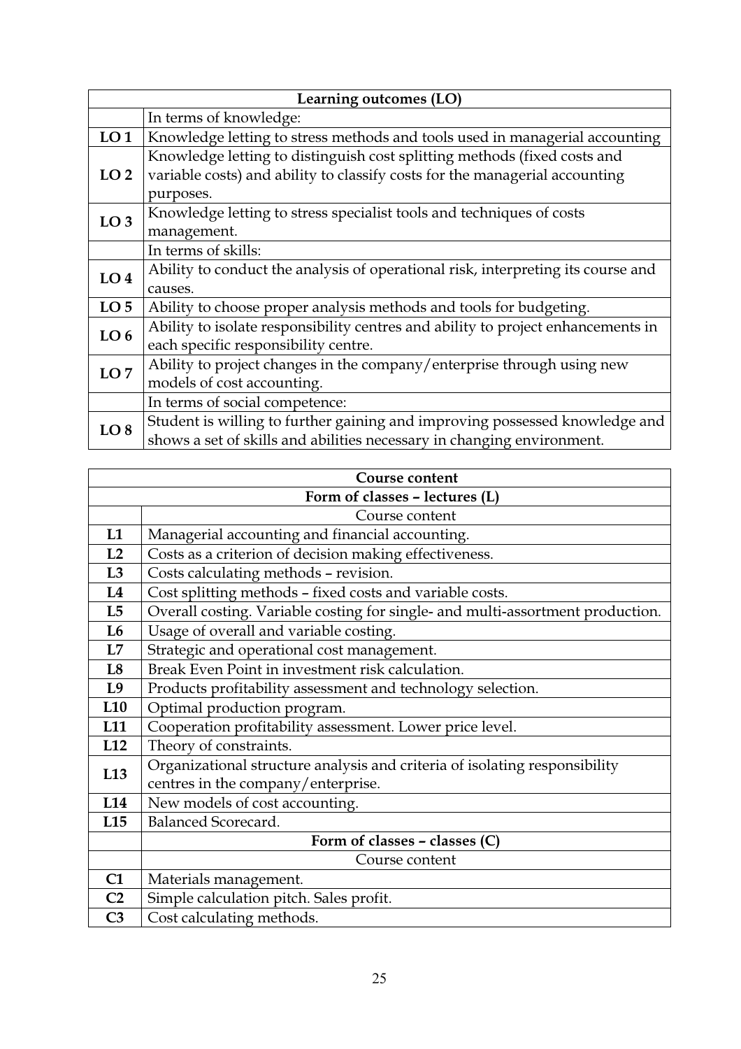| Learning outcomes (LO) | |
|---|---|
| | In terms of knowledge: |
| **LO 1** | Knowledge letting to stress methods and tools used in managerial accounting |
| **LO 2** | Knowledge letting to distinguish cost splitting methods (fixed costs and variable costs) and ability to classify costs for the managerial accounting purposes. |
| **LO 3** | Knowledge letting to stress specialist tools and techniques of costs management. |
| | In terms of skills: |
| **LO 4** | Ability to conduct the analysis of operational risk, interpreting its course and causes. |
| **LO 5** | Ability to choose proper analysis methods and tools for budgeting. |
| **LO 6** | Ability to isolate responsibility centres and ability to project enhancements in each specific responsibility centre. |
| **LO 7** | Ability to project changes in the company/enterprise through using new models of cost accounting. |
| | In terms of social competence: |
| **LO 8** | Student is willing to further gaining and improving possessed knowledge and shows a set of skills and abilities necessary in changing environment. |

| Course content | |
|---|---|
| **Form of classes – lectures (L)** | |
| | Course content |
| **L1** | Managerial accounting and financial accounting. |
| **L2** | Costs as a criterion of decision making effectiveness. |
| **L3** | Costs calculating methods – revision. |
| **L4** | Cost splitting methods – fixed costs and variable costs. |
| **L5** | Overall costing. Variable costing for single- and multi-assortment production. |
| **L6** | Usage of overall and variable costing. |
| **L7** | Strategic and operational cost management. |
| **L8** | Break Even Point in investment risk calculation. |
| **L9** | Products profitability assessment and technology selection. |
| **L10** | Optimal production program. |
| **L11** | Cooperation profitability assessment. Lower price level. |
| **L12** | Theory of constraints. |
| **L13** | Organizational structure analysis and criteria of isolating responsibility centres in the company/enterprise. |
| **L14** | New models of cost accounting. |
| **L15** | Balanced Scorecard. |
| | **Form of classes – classes (C)** |
| | Course content |
| **C1** | Materials management. |
| **C2** | Simple calculation pitch. Sales profit. |
| **C3** | Cost calculating methods. |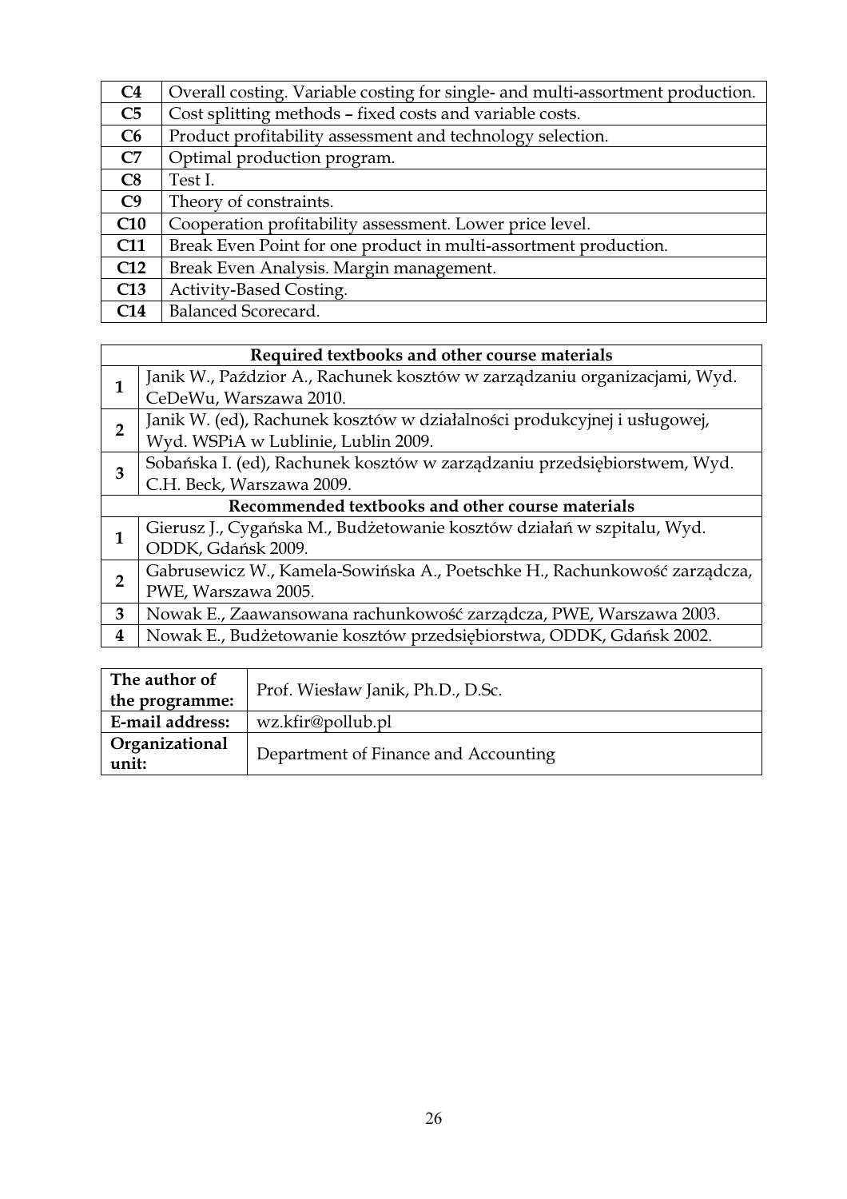| | |
|---|---|
| **C4** | Overall costing. Variable costing for single- and multi-assortment production. |
| **C5** | Cost splitting methods – fixed costs and variable costs. |
| **C6** | Product profitability assessment and technology selection. |
| **C7** | Optimal production program. |
| **C8** | Test I. |
| **C9** | Theory of constraints. |
| **C10** | Cooperation profitability assessment. Lower price level. |
| **C11** | Break Even Point for one product in multi-assortment production. |
| **C12** | Break Even Analysis. Margin management. |
| **C13** | Activity-Based Costing. |
| **C14** | Balanced Scorecard. |

| **Required textbooks and other course materials** | |
|---|---|
| **1** | Janik W., Paździor A., Rachunek kosztów w zarządzaniu organizacjami, Wyd. CeDeWu, Warszawa 2010. |
| **2** | Janik W. (ed), Rachunek kosztów w działalności produkcyjnej i usługowej, Wyd. WSPiA w Lublinie, Lublin 2009. |
| **3** | Sobańska I. (ed), Rachunek kosztów w zarządzaniu przedsiębiorstwem, Wyd. C.H. Beck, Warszawa 2009. |
| **Recommended textbooks and other course materials** | |
| **1** | Gierusz J., Cygańska M., Budżetowanie kosztów działań w szpitalu, Wyd. ODDK, Gdańsk 2009. |
| **2** | Gabrusewicz W., Kamela-Sowińska A., Poetschke H., Rachunkowość zarządcza, PWE, Warszawa 2005. |
| **3** | Nowak E., Zaawansowana rachunkowość zarządcza, PWE, Warszawa 2003. |
| **4** | Nowak E., Budżetowanie kosztów przedsiębiorstwa, ODDK, Gdańsk 2002. |

| | |
|---|---|
| **The author of the programme:** | Prof. Wiesław Janik, Ph.D., D.Sc. |
| **E-mail address:** | wz.kfir@pollub.pl |
| **Organizational unit:** | Department of Finance and Accounting |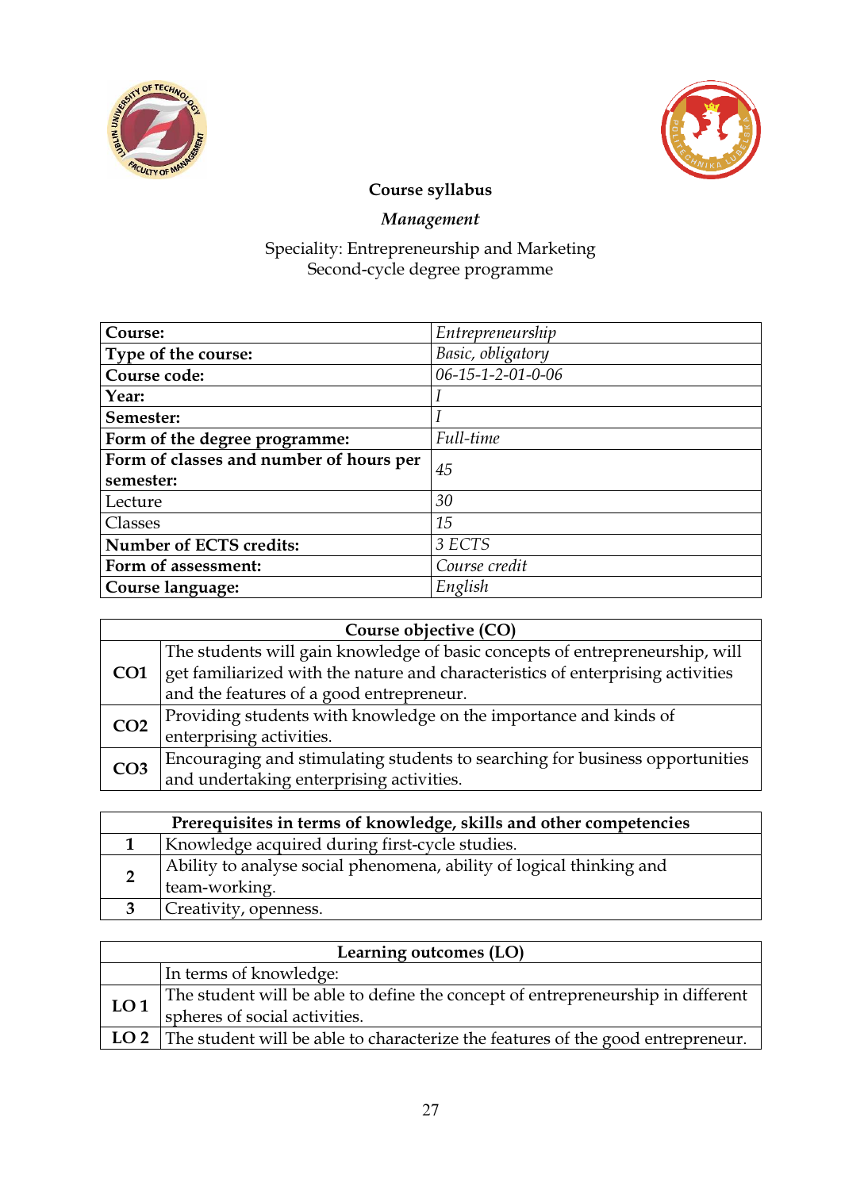**Course syllabus**

***Management***

Speciality: Entrepreneurship and Marketing
Second-cycle degree programme

| **Course:** | *Entrepreneurship* |
|---|---|
| **Type of the course:** | *Basic, obligatory* |
| **Course code:** | *06-15-1-2-01-0-06* |
| **Year:** | *I* |
| **Semester:** | *I* |
| **Form of the degree programme:** | *Full-time* |
| **Form of classes and number of hours per semester:** | *45* |
| Lecture | *30* |
| Classes | *15* |
| **Number of ECTS credits:** | *3 ECTS* |
| **Form of assessment:** | *Course credit* |
| **Course language:** | *English* |

| **Course objective (CO)** | |
|---|---|
| **CO1** | The students will gain knowledge of basic concepts of entrepreneurship, will get familiarized with the nature and characteristics of enterprising activities and the features of a good entrepreneur. |
| **CO2** | Providing students with knowledge on the importance and kinds of enterprising activities. |
| **CO3** | Encouraging and stimulating students to searching for business opportunities and undertaking enterprising activities. |

| **Prerequisites in terms of knowledge, skills and other competencies** | |
|---|---|
| **1** | Knowledge acquired during first-cycle studies. |
| **2** | Ability to analyse social phenomena, ability of logical thinking and team-working. |
| **3** | Creativity, openness. |

| **Learning outcomes (LO)** | |
|---|---|
| | In terms of knowledge: |
| **LO 1** | The student will be able to define the concept of entrepreneurship in different spheres of social activities. |
| **LO 2** | The student will be able to characterize the features of the good entrepreneur. |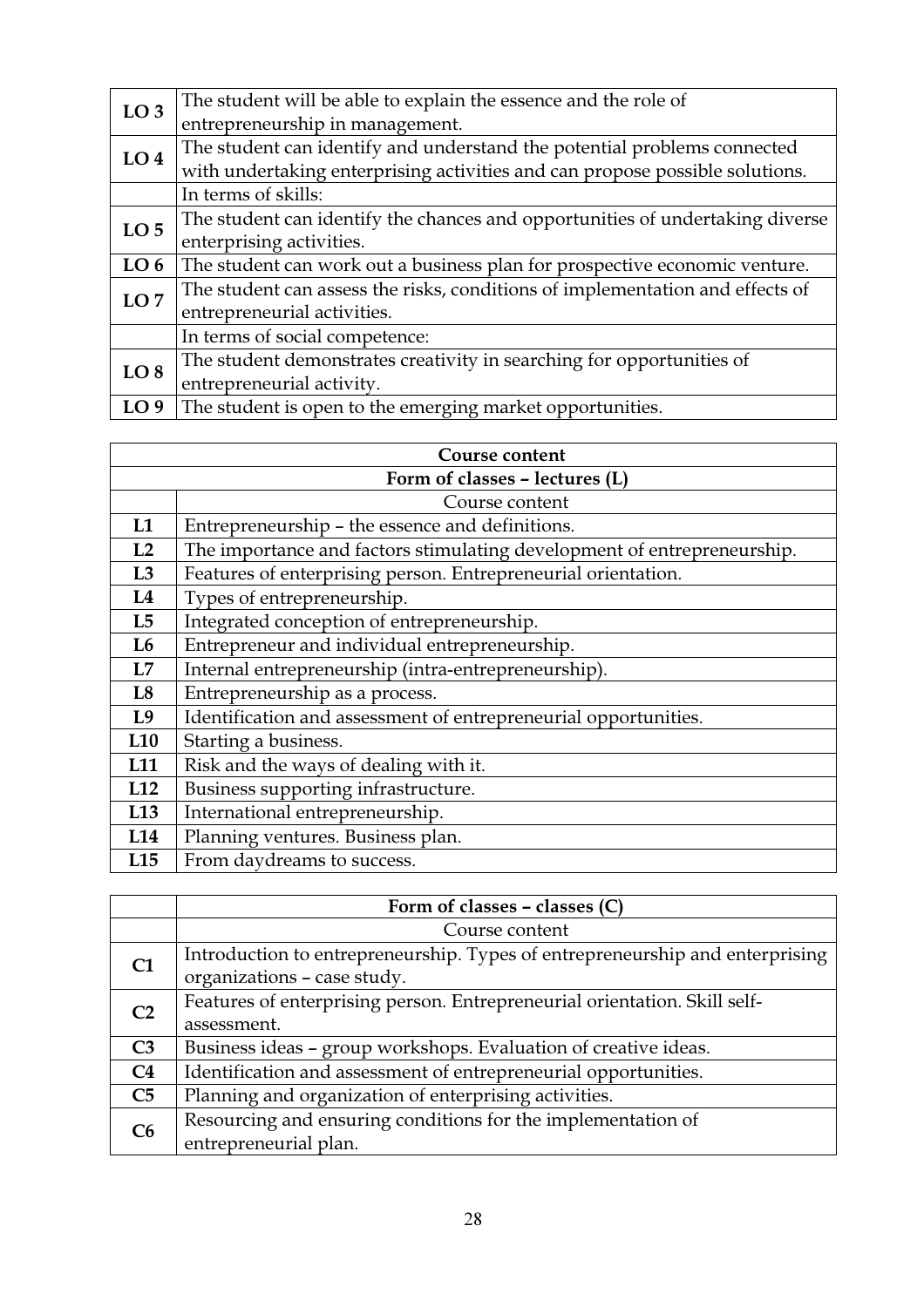| | |
|---|---|
| **LO 3** | The student will be able to explain the essence and the role of entrepreneurship in management. |
| **LO 4** | The student can identify and understand the potential problems connected with undertaking enterprising activities and can propose possible solutions. |
| | In terms of skills: |
| **LO 5** | The student can identify the chances and opportunities of undertaking diverse enterprising activities. |
| **LO 6** | The student can work out a business plan for prospective economic venture. |
| **LO 7** | The student can assess the risks, conditions of implementation and effects of entrepreneurial activities. |
| | In terms of social competence: |
| **LO 8** | The student demonstrates creativity in searching for opportunities of entrepreneurial activity. |
| **LO 9** | The student is open to the emerging market opportunities. |

| **Course content** | |
|---|---|
| **Form of classes – lectures (L)** | |
| | Course content |
| **L1** | Entrepreneurship – the essence and definitions. |
| **L2** | The importance and factors stimulating development of entrepreneurship. |
| **L3** | Features of enterprising person. Entrepreneurial orientation. |
| **L4** | Types of entrepreneurship. |
| **L5** | Integrated conception of entrepreneurship. |
| **L6** | Entrepreneur and individual entrepreneurship. |
| **L7** | Internal entrepreneurship (intra-entrepreneurship). |
| **L8** | Entrepreneurship as a process. |
| **L9** | Identification and assessment of entrepreneurial opportunities. |
| **L10** | Starting a business. |
| **L11** | Risk and the ways of dealing with it. |
| **L12** | Business supporting infrastructure. |
| **L13** | International entrepreneurship. |
| **L14** | Planning ventures. Business plan. |
| **L15** | From daydreams to success. |

| | **Form of classes – classes (C)** |
|---|---|
| | Course content |
| **C1** | Introduction to entrepreneurship. Types of entrepreneurship and enterprising organizations – case study. |
| **C2** | Features of enterprising person. Entrepreneurial orientation. Skill self-assessment. |
| **C3** | Business ideas – group workshops. Evaluation of creative ideas. |
| **C4** | Identification and assessment of entrepreneurial opportunities. |
| **C5** | Planning and organization of enterprising activities. |
| **C6** | Resourcing and ensuring conditions for the implementation of entrepreneurial plan. |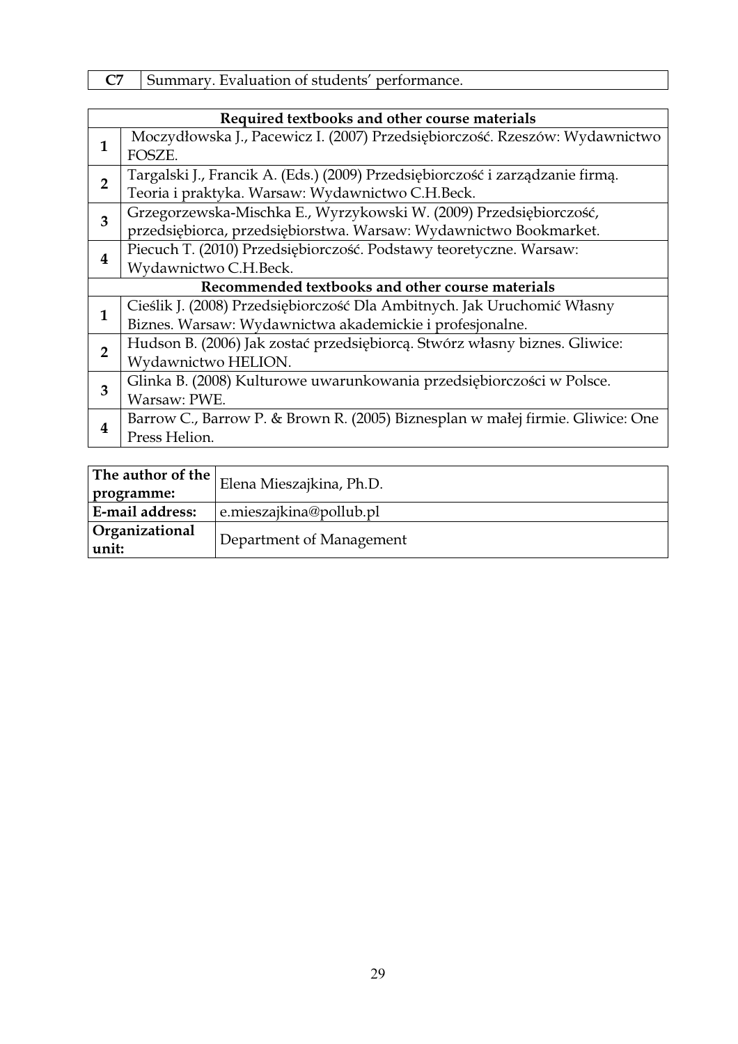| C7 | Summary. Evaluation of students' performance. |
|---|---|

| | Required textbooks and other course materials |
|---|---|
| 1 | Moczydłowska J., Pacewicz I. (2007) Przedsiębiorczość. Rzeszów: Wydawnictwo FOSZE. |
| 2 | Targalski J., Francik A. (Eds.) (2009) Przedsiębiorczość i zarządzanie firmą. Teoria i praktyka. Warsaw: Wydawnictwo C.H.Beck. |
| 3 | Grzegorzewska-Mischka E., Wyrzykowski W. (2009) Przedsiębiorczość, przedsiębiorca, przedsiębiorstwa. Warsaw: Wydawnictwo Bookmarket. |
| 4 | Piecuch T. (2010) Przedsiębiorczość. Podstawy teoretyczne. Warsaw: Wydawnictwo C.H.Beck. |
| | **Recommended textbooks and other course materials** |
| 1 | Cieślik J. (2008) Przedsiębiorczość Dla Ambitnych. Jak Uruchomić Własny Biznes. Warsaw: Wydawnictwa akademickie i profesjonalne. |
| 2 | Hudson B. (2006) Jak zostać przedsiębiorcą. Stwórz własny biznes. Gliwice: Wydawnictwo HELION. |
| 3 | Glinka B. (2008) Kulturowe uwarunkowania przedsiębiorczości w Polsce. Warsaw: PWE. |
| 4 | Barrow C., Barrow P. & Brown R. (2005) Biznesplan w małej firmie. Gliwice: One Press Helion. |

| **The author of the programme:** | Elena Mieszajkina, Ph.D. |
|---|---|
| **E-mail address:** | e.mieszajkina@pollub.pl |
| **Organizational unit:** | Department of Management |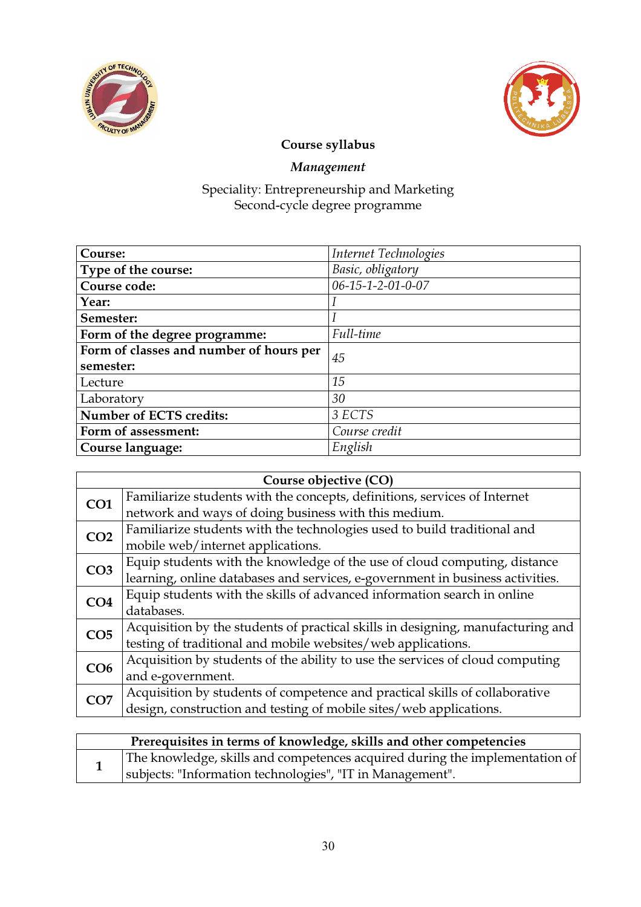**Course syllabus**

***Management***

Speciality: Entrepreneurship and Marketing
Second-cycle degree programme

| **Course:** | *Internet Technologies* |
|---|---|
| **Type of the course:** | *Basic, obligatory* |
| **Course code:** | *06-15-1-2-01-0-07* |
| **Year:** | *I* |
| **Semester:** | *I* |
| **Form of the degree programme:** | *Full-time* |
| **Form of classes and number of hours per semester:** | *45* |
| Lecture | *15* |
| Laboratory | *30* |
| **Number of ECTS credits:** | *3 ECTS* |
| **Form of assessment:** | *Course credit* |
| **Course language:** | *English* |

| **Course objective (CO)** | |
|---|---|
| **CO1** | Familiarize students with the concepts, definitions, services of Internet network and ways of doing business with this medium. |
| **CO2** | Familiarize students with the technologies used to build traditional and mobile web/internet applications. |
| **CO3** | Equip students with the knowledge of the use of cloud computing, distance learning, online databases and services, e-government in business activities. |
| **CO4** | Equip students with the skills of advanced information search in online databases. |
| **CO5** | Acquisition by the students of practical skills in designing, manufacturing and testing of traditional and mobile websites/web applications. |
| **CO6** | Acquisition by students of the ability to use the services of cloud computing and e-government. |
| **CO7** | Acquisition by students of competence and practical skills of collaborative design, construction and testing of mobile sites/web applications. |

| **Prerequisites in terms of knowledge, skills and other competencies** | |
|---|---|
| **1** | The knowledge, skills and competences acquired during the implementation of subjects: "Information technologies", "IT in Management". |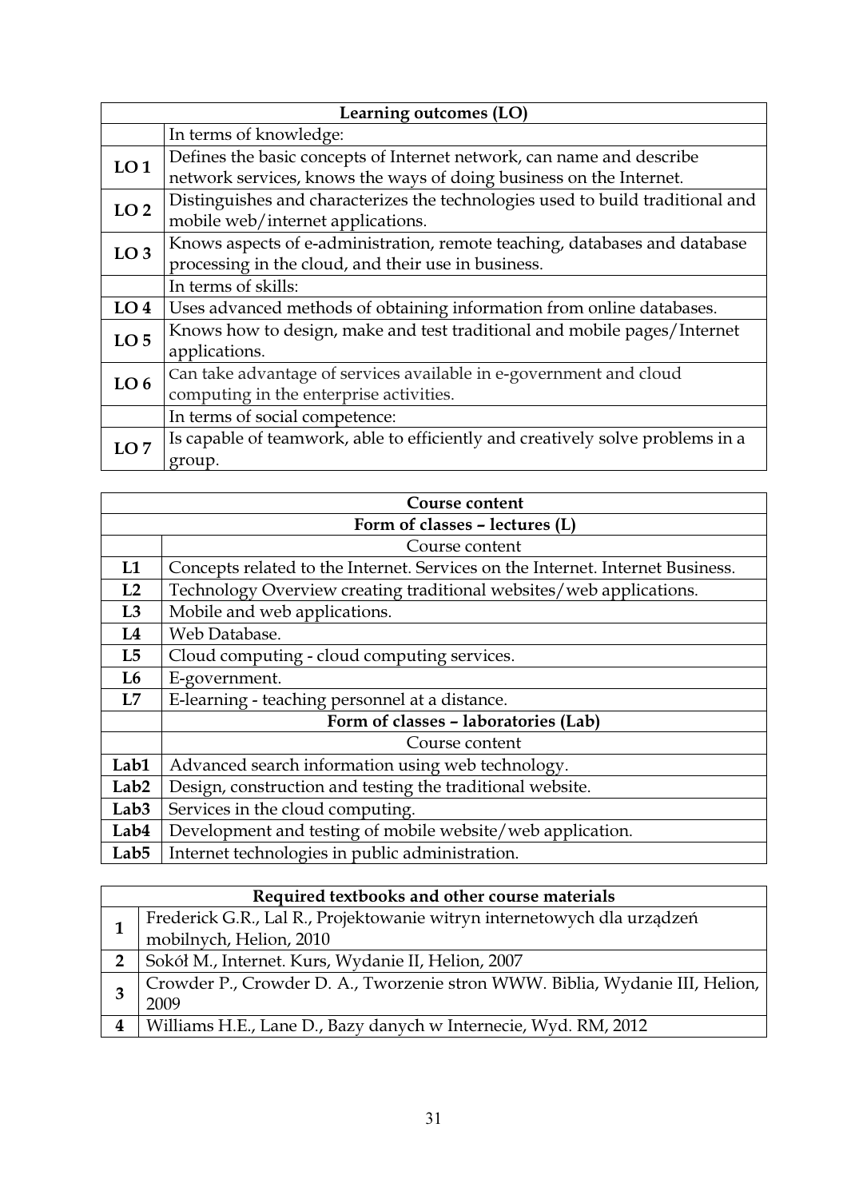| Learning outcomes (LO) | |
|---|---|
| | In terms of knowledge: |
| **LO 1** | Defines the basic concepts of Internet network, can name and describe network services, knows the ways of doing business on the Internet. |
| **LO 2** | Distinguishes and characterizes the technologies used to build traditional and mobile web/internet applications. |
| **LO 3** | Knows aspects of e-administration, remote teaching, databases and database processing in the cloud, and their use in business. |
| | In terms of skills: |
| **LO 4** | Uses advanced methods of obtaining information from online databases. |
| **LO 5** | Knows how to design, make and test traditional and mobile pages/Internet applications. |
| **LO 6** | Can take advantage of services available in e-government and cloud computing in the enterprise activities. |
| | In terms of social competence: |
| **LO 7** | Is capable of teamwork, able to efficiently and creatively solve problems in a group. |

| Course content | |
|---|---|
| **Form of classes – lectures (L)** | |
| | Course content |
| **L1** | Concepts related to the Internet. Services on the Internet. Internet Business. |
| **L2** | Technology Overview creating traditional websites/web applications. |
| **L3** | Mobile and web applications. |
| **L4** | Web Database. |
| **L5** | Cloud computing - cloud computing services. |
| **L6** | E-government. |
| **L7** | E-learning - teaching personnel at a distance. |
| | **Form of classes – laboratories (Lab)** |
| | Course content |
| **Lab1** | Advanced search information using web technology. |
| **Lab2** | Design, construction and testing the traditional website. |
| **Lab3** | Services in the cloud computing. |
| **Lab4** | Development and testing of mobile website/web application. |
| **Lab5** | Internet technologies in public administration. |

| Required textbooks and other course materials | |
|---|---|
| **1** | Frederick G.R., Lal R., Projektowanie witryn internetowych dla urządzeń mobilnych, Helion, 2010 |
| **2** | Sokół M., Internet. Kurs, Wydanie II, Helion, 2007 |
| **3** | Crowder P., Crowder D. A., Tworzenie stron WWW. Biblia, Wydanie III, Helion, 2009 |
| **4** | Williams H.E., Lane D., Bazy danych w Internecie, Wyd. RM, 2012 |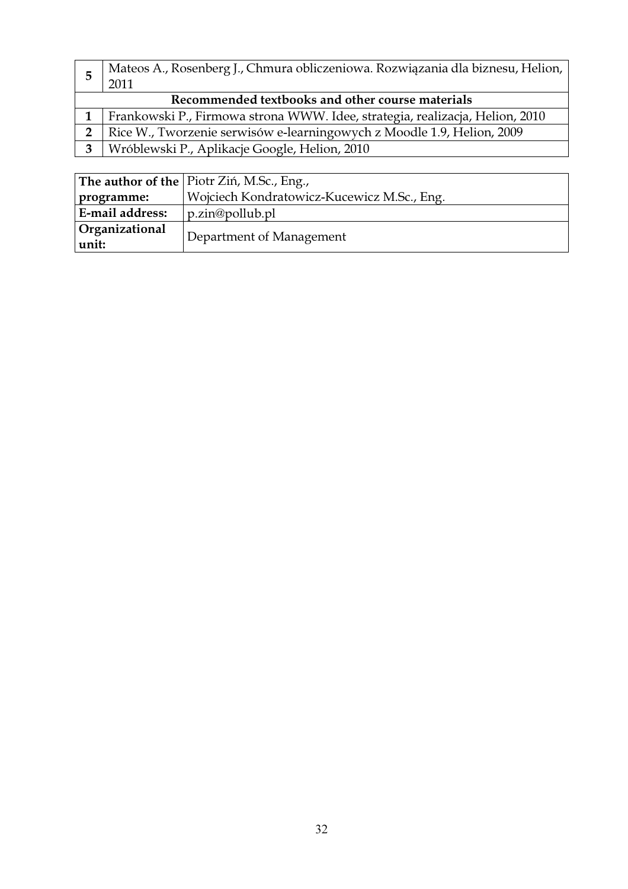| | |
|---|---|
| 5 | Mateos A., Rosenberg J., Chmura obliczeniowa. Rozwiązania dla biznesu, Helion, 2011 |
| **Recommended textbooks and other course materials** | |
| 1 | Frankowski P., Firmowa strona WWW. Idee, strategia, realizacja, Helion, 2010 |
| 2 | Rice W., Tworzenie serwisów e-learningowych z Moodle 1.9, Helion, 2009 |
| 3 | Wróblewski P., Aplikacje Google, Helion, 2010 |

| | |
|---|---|
| **The author of the programme:** | Piotr Ziń, M.Sc., Eng., Wojciech Kondratowicz-Kucewicz M.Sc., Eng. |
| **E-mail address:** | p.zin@pollub.pl |
| **Organizational unit:** | Department of Management |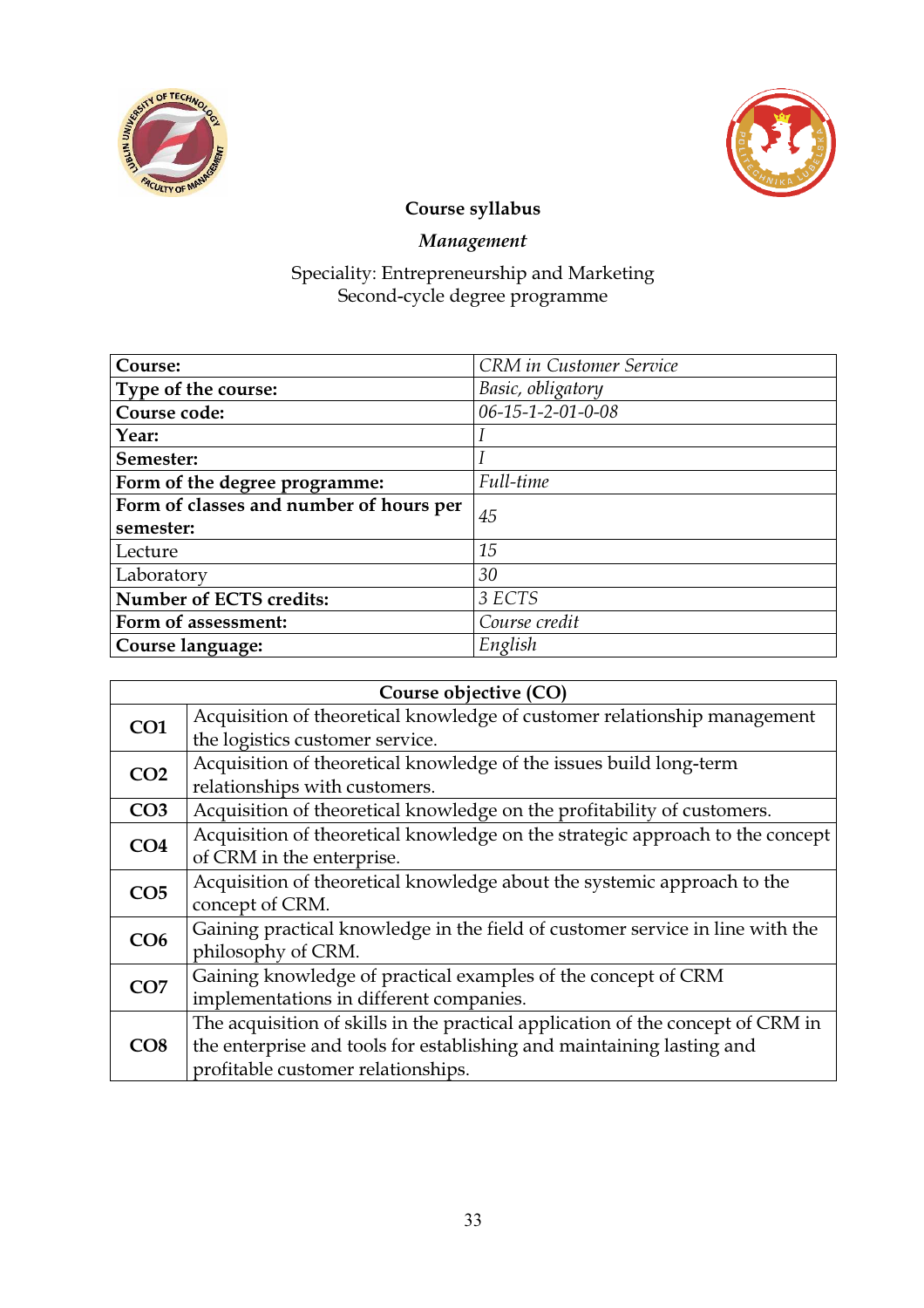**Course syllabus**

***Management***

Speciality: Entrepreneurship and Marketing
Second-cycle degree programme

| **Course:** | *CRM in Customer Service* |
|---|---|
| **Type of the course:** | *Basic, obligatory* |
| **Course code:** | *06-15-1-2-01-0-08* |
| **Year:** | *I* |
| **Semester:** | *I* |
| **Form of the degree programme:** | *Full-time* |
| **Form of classes and number of hours per semester:** | *45* |
| Lecture | *15* |
| Laboratory | *30* |
| **Number of ECTS credits:** | *3 ECTS* |
| **Form of assessment:** | *Course credit* |
| **Course language:** | *English* |

| **Course objective (CO)** | |
|---|---|
| **CO1** | Acquisition of theoretical knowledge of customer relationship management the logistics customer service. |
| **CO2** | Acquisition of theoretical knowledge of the issues build long-term relationships with customers. |
| **CO3** | Acquisition of theoretical knowledge on the profitability of customers. |
| **CO4** | Acquisition of theoretical knowledge on the strategic approach to the concept of CRM in the enterprise. |
| **CO5** | Acquisition of theoretical knowledge about the systemic approach to the concept of CRM. |
| **CO6** | Gaining practical knowledge in the field of customer service in line with the philosophy of CRM. |
| **CO7** | Gaining knowledge of practical examples of the concept of CRM implementations in different companies. |
| **CO8** | The acquisition of skills in the practical application of the concept of CRM in the enterprise and tools for establishing and maintaining lasting and profitable customer relationships. |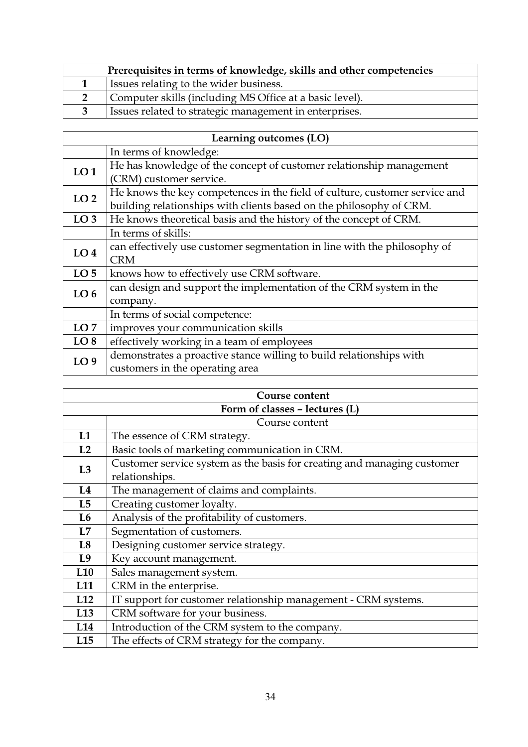| Prerequisites in terms of knowledge, skills and other competencies | |
|---|---|
| **1** | Issues relating to the wider business. |
| **2** | Computer skills (including MS Office at a basic level). |
| **3** | Issues related to strategic management in enterprises. |

| Learning outcomes (LO) | |
|---|---|
| | In terms of knowledge: |
| **LO 1** | He has knowledge of the concept of customer relationship management (CRM) customer service. |
| **LO 2** | He knows the key competences in the field of culture, customer service and building relationships with clients based on the philosophy of CRM. |
| **LO 3** | He knows theoretical basis and the history of the concept of CRM. |
| | In terms of skills: |
| **LO 4** | can effectively use customer segmentation in line with the philosophy of CRM |
| **LO 5** | knows how to effectively use CRM software. |
| **LO 6** | can design and support the implementation of the CRM system in the company. |
| | In terms of social competence: |
| **LO 7** | improves your communication skills |
| **LO 8** | effectively working in a team of employees |
| **LO 9** | demonstrates a proactive stance willing to build relationships with customers in the operating area |

| Course content | |
|---|---|
| **Form of classes – lectures (L)** | |
| | Course content |
| **L1** | The essence of CRM strategy. |
| **L2** | Basic tools of marketing communication in CRM. |
| **L3** | Customer service system as the basis for creating and managing customer relationships. |
| **L4** | The management of claims and complaints. |
| **L5** | Creating customer loyalty. |
| **L6** | Analysis of the profitability of customers. |
| **L7** | Segmentation of customers. |
| **L8** | Designing customer service strategy. |
| **L9** | Key account management. |
| **L10** | Sales management system. |
| **L11** | CRM in the enterprise. |
| **L12** | IT support for customer relationship management - CRM systems. |
| **L13** | CRM software for your business. |
| **L14** | Introduction of the CRM system to the company. |
| **L15** | The effects of CRM strategy for the company. |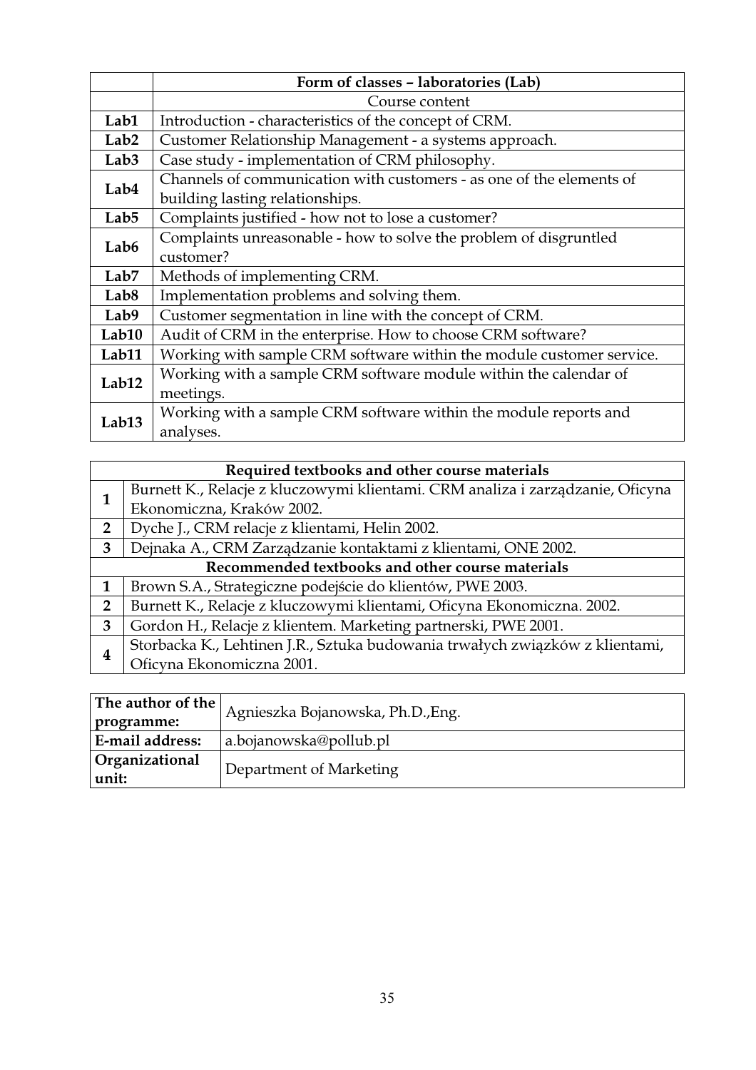| | **Form of classes – laboratories (Lab)** |
|---|---|
| | Course content |
| **Lab1** | Introduction - characteristics of the concept of CRM. |
| **Lab2** | Customer Relationship Management - a systems approach. |
| **Lab3** | Case study - implementation of CRM philosophy. |
| **Lab4** | Channels of communication with customers - as one of the elements of building lasting relationships. |
| **Lab5** | Complaints justified - how not to lose a customer? |
| **Lab6** | Complaints unreasonable - how to solve the problem of disgruntled customer? |
| **Lab7** | Methods of implementing CRM. |
| **Lab8** | Implementation problems and solving them. |
| **Lab9** | Customer segmentation in line with the concept of CRM. |
| **Lab10** | Audit of CRM in the enterprise. How to choose CRM software? |
| **Lab11** | Working with sample CRM software within the module customer service. |
| **Lab12** | Working with a sample CRM software module within the calendar of meetings. |
| **Lab13** | Working with a sample CRM software within the module reports and analyses. |

| **Required textbooks and other course materials** | |
|---|---|
| **1** | Burnett K., Relacje z kluczowymi klientami. CRM analiza i zarządzanie, Oficyna Ekonomiczna, Kraków 2002. |
| **2** | Dyche J., CRM relacje z klientami, Helin 2002. |
| **3** | Dejnaka A., CRM Zarządzanie kontaktami z klientami, ONE 2002. |
| **Recommended textbooks and other course materials** | |
| **1** | Brown S.A., Strategiczne podejście do klientów, PWE 2003. |
| **2** | Burnett K., Relacje z kluczowymi klientami, Oficyna Ekonomiczna. 2002. |
| **3** | Gordon H., Relacje z klientem. Marketing partnerski, PWE 2001. |
| **4** | Storbacka K., Lehtinen J.R., Sztuka budowania trwałych związków z klientami, Oficyna Ekonomiczna 2001. |

| **The author of the programme:** | Agnieszka Bojanowska, Ph.D.,Eng. |
|---|---|
| **E-mail address:** | a.bojanowska@pollub.pl |
| **Organizational unit:** | Department of Marketing |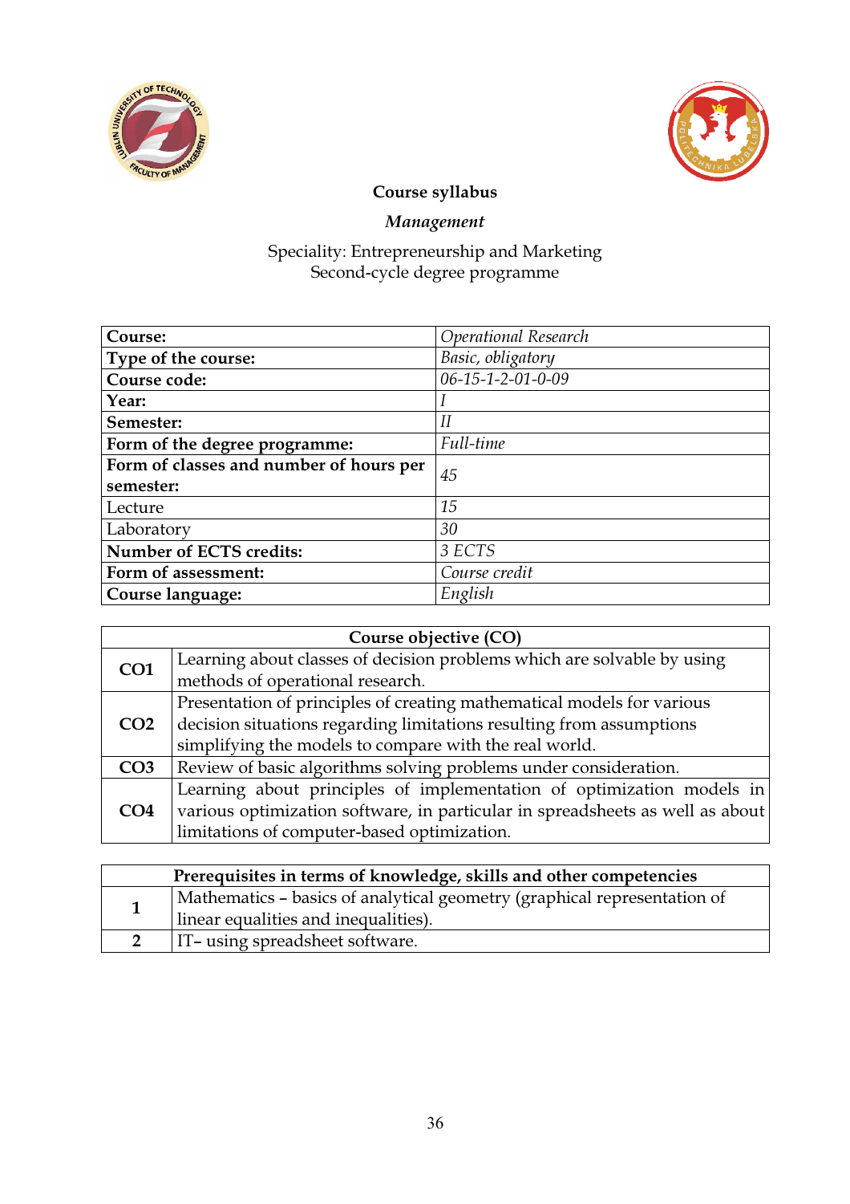**Course syllabus**

***Management***

Speciality: Entrepreneurship and Marketing
Second-cycle degree programme

| **Course:** | *Operational Research* |
|---|---|
| **Type of the course:** | *Basic, obligatory* |
| **Course code:** | *06-15-1-2-01-0-09* |
| **Year:** | *I* |
| **Semester:** | *II* |
| **Form of the degree programme:** | *Full-time* |
| **Form of classes and number of hours per semester:** | *45* |
| Lecture | *15* |
| Laboratory | *30* |
| **Number of ECTS credits:** | *3 ECTS* |
| **Form of assessment:** | *Course credit* |
| **Course language:** | *English* |

| **Course objective (CO)** | |
|---|---|
| **CO1** | Learning about classes of decision problems which are solvable by using methods of operational research. |
| **CO2** | Presentation of principles of creating mathematical models for various decision situations regarding limitations resulting from assumptions simplifying the models to compare with the real world. |
| **CO3** | Review of basic algorithms solving problems under consideration. |
| **CO4** | Learning about principles of implementation of optimization models in various optimization software, in particular in spreadsheets as well as about limitations of computer-based optimization. |

| **Prerequisites in terms of knowledge, skills and other competencies** | |
|---|---|
| **1** | Mathematics – basics of analytical geometry (graphical representation of linear equalities and inequalities). |
| **2** | IT– using spreadsheet software. |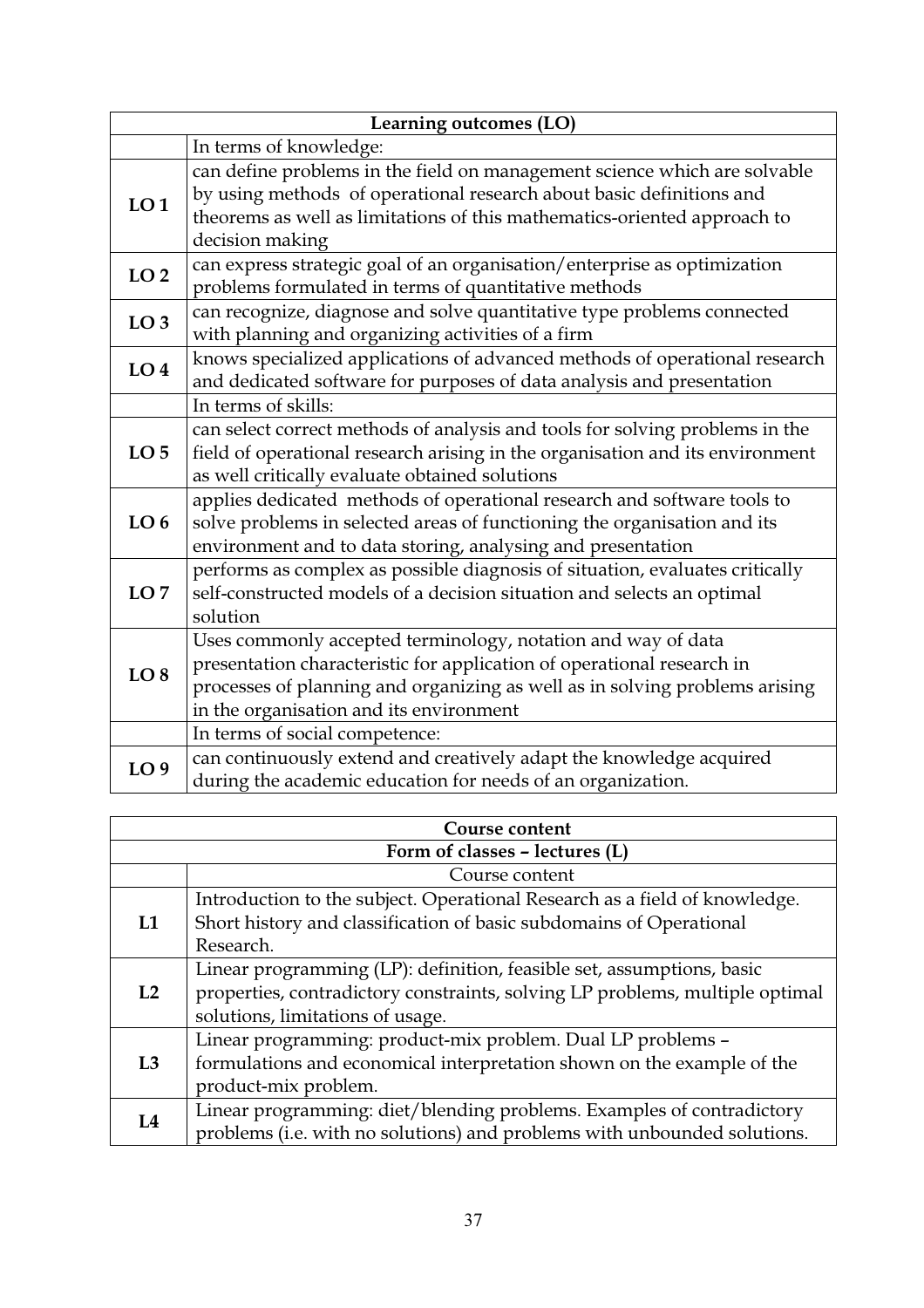| Learning outcomes (LO) | |
|---|---|
| | In terms of knowledge: |
| **LO 1** | can define problems in the field on management science which are solvable by using methods of operational research about basic definitions and theorems as well as limitations of this mathematics-oriented approach to decision making |
| **LO 2** | can express strategic goal of an organisation/enterprise as optimization problems formulated in terms of quantitative methods |
| **LO 3** | can recognize, diagnose and solve quantitative type problems connected with planning and organizing activities of a firm |
| **LO 4** | knows specialized applications of advanced methods of operational research and dedicated software for purposes of data analysis and presentation |
| | In terms of skills: |
| **LO 5** | can select correct methods of analysis and tools for solving problems in the field of operational research arising in the organisation and its environment as well critically evaluate obtained solutions |
| **LO 6** | applies dedicated methods of operational research and software tools to solve problems in selected areas of functioning the organisation and its environment and to data storing, analysing and presentation |
| **LO 7** | performs as complex as possible diagnosis of situation, evaluates critically self-constructed models of a decision situation and selects an optimal solution |
| **LO 8** | Uses commonly accepted terminology, notation and way of data presentation characteristic for application of operational research in processes of planning and organizing as well as in solving problems arising in the organisation and its environment |
| | In terms of social competence: |
| **LO 9** | can continuously extend and creatively adapt the knowledge acquired during the academic education for needs of an organization. |

| Course content | |
|---|---|
| **Form of classes – lectures (L)** | |
| | Course content |
| **L1** | Introduction to the subject. Operational Research as a field of knowledge. Short history and classification of basic subdomains of Operational Research. |
| **L2** | Linear programming (LP): definition, feasible set, assumptions, basic properties, contradictory constraints, solving LP problems, multiple optimal solutions, limitations of usage. |
| **L3** | Linear programming: product-mix problem. Dual LP problems – formulations and economical interpretation shown on the example of the product-mix problem. |
| **L4** | Linear programming: diet/blending problems. Examples of contradictory problems (i.e. with no solutions) and problems with unbounded solutions. |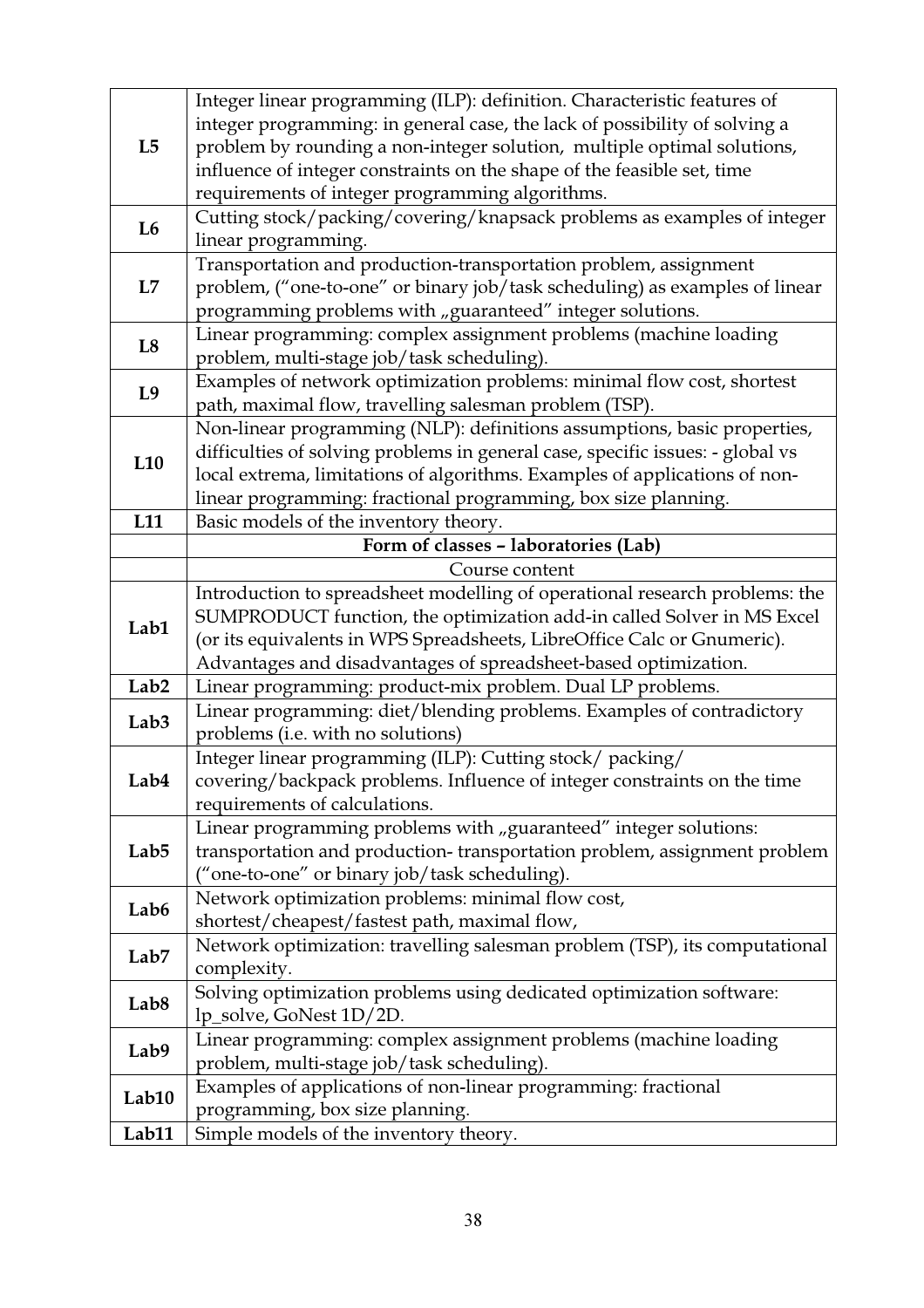| | |
|---|---|
| **L5** | Integer linear programming (ILP): definition. Characteristic features of integer programming: in general case, the lack of possibility of solving a problem by rounding a non-integer solution, multiple optimal solutions, influence of integer constraints on the shape of the feasible set, time requirements of integer programming algorithms. |
| **L6** | Cutting stock/packing/covering/knapsack problems as examples of integer linear programming. |
| **L7** | Transportation and production-transportation problem, assignment problem, ("one-to-one" or binary job/task scheduling) as examples of linear programming problems with „guaranteed" integer solutions. |
| **L8** | Linear programming: complex assignment problems (machine loading problem, multi-stage job/task scheduling). |
| **L9** | Examples of network optimization problems: minimal flow cost, shortest path, maximal flow, travelling salesman problem (TSP). |
| **L10** | Non-linear programming (NLP): definitions assumptions, basic properties, difficulties of solving problems in general case, specific issues: - global vs local extrema, limitations of algorithms. Examples of applications of non-linear programming: fractional programming, box size planning. |
| **L11** | Basic models of the inventory theory. |
| | **Form of classes – laboratories (Lab)** |
| | Course content |
| **Lab1** | Introduction to spreadsheet modelling of operational research problems: the SUMPRODUCT function, the optimization add-in called Solver in MS Excel (or its equivalents in WPS Spreadsheets, LibreOffice Calc or Gnumeric). Advantages and disadvantages of spreadsheet-based optimization. |
| **Lab2** | Linear programming: product-mix problem. Dual LP problems. |
| **Lab3** | Linear programming: diet/blending problems. Examples of contradictory problems (i.e. with no solutions) |
| **Lab4** | Integer linear programming (ILP): Cutting stock/ packing/ covering/backpack problems. Influence of integer constraints on the time requirements of calculations. |
| **Lab5** | Linear programming problems with „guaranteed" integer solutions: transportation and production- transportation problem, assignment problem ("one-to-one" or binary job/task scheduling). |
| **Lab6** | Network optimization problems: minimal flow cost, shortest/cheapest/fastest path, maximal flow, |
| **Lab7** | Network optimization: travelling salesman problem (TSP), its computational complexity. |
| **Lab8** | Solving optimization problems using dedicated optimization software: lp_solve, GoNest 1D/2D. |
| **Lab9** | Linear programming: complex assignment problems (machine loading problem, multi-stage job/task scheduling). |
| **Lab10** | Examples of applications of non-linear programming: fractional programming, box size planning. |
| **Lab11** | Simple models of the inventory theory. |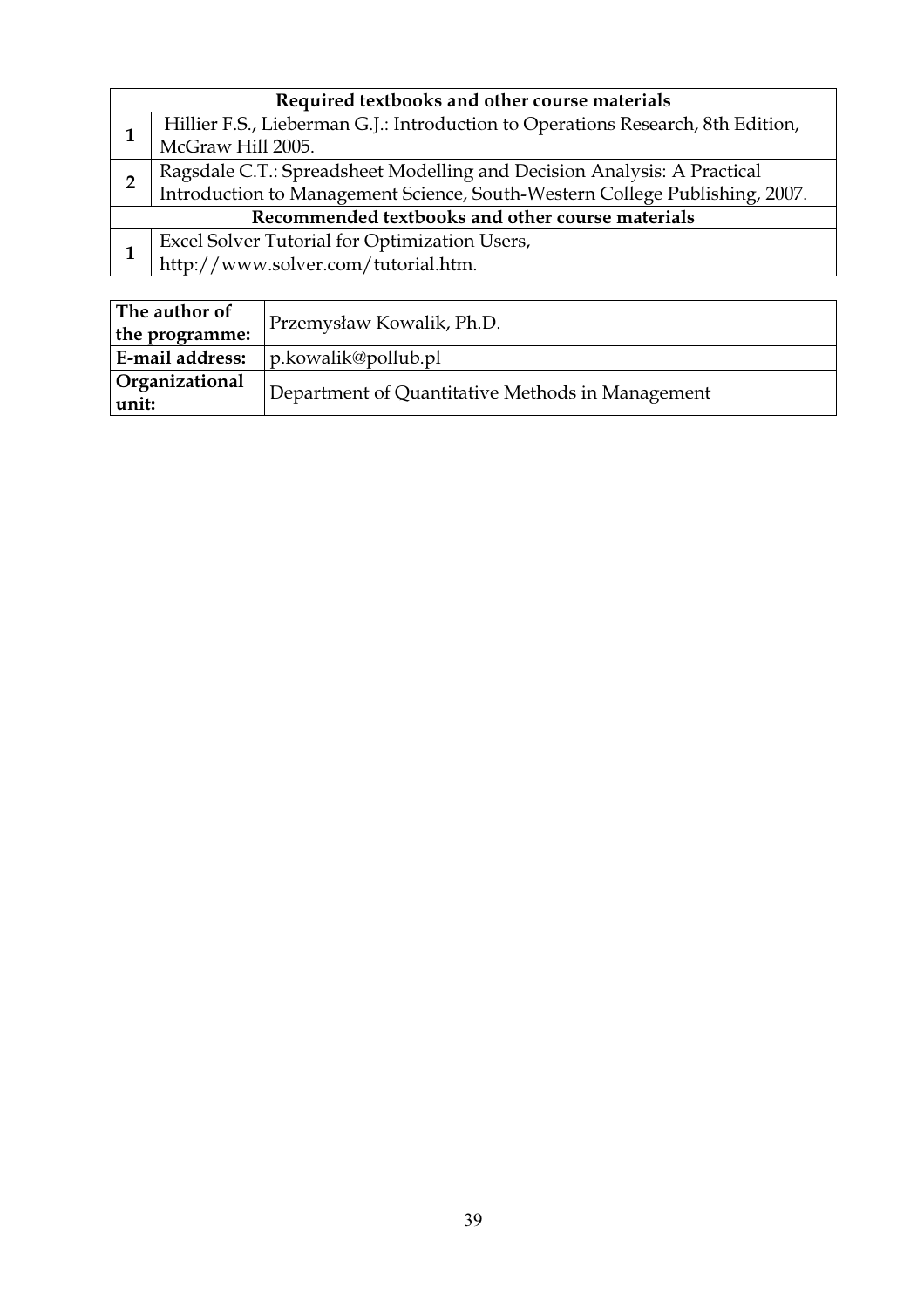| Required textbooks and other course materials | |
|---|---|
| 1 | Hillier F.S., Lieberman G.J.: Introduction to Operations Research, 8th Edition, McGraw Hill 2005. |
| 2 | Ragsdale C.T.: Spreadsheet Modelling and Decision Analysis: A Practical Introduction to Management Science, South-Western College Publishing, 2007. |
| **Recommended textbooks and other course materials** | |
| 1 | Excel Solver Tutorial for Optimization Users, http://www.solver.com/tutorial.htm. |

| **The author of the programme:** | Przemysław Kowalik, Ph.D. |
|---|---|
| **E-mail address:** | p.kowalik@pollub.pl |
| **Organizational unit:** | Department of Quantitative Methods in Management |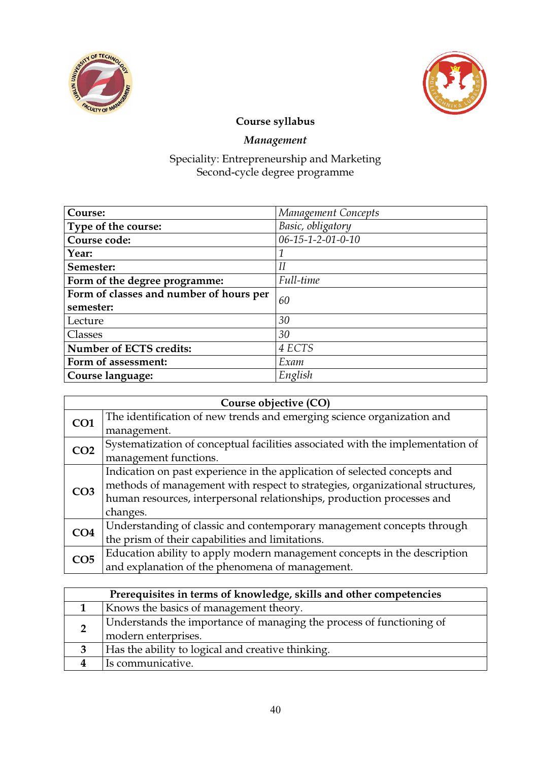**Course syllabus**

***Management***

Speciality: Entrepreneurship and Marketing
Second-cycle degree programme

| | |
|---|---|
| **Course:** | *Management Concepts* |
| **Type of the course:** | *Basic, obligatory* |
| **Course code:** | *06-15-1-2-01-0-10* |
| **Year:** | *1* |
| **Semester:** | *II* |
| **Form of the degree programme:** | *Full-time* |
| **Form of classes and number of hours per semester:** | *60* |
| Lecture | *30* |
| Classes | *30* |
| **Number of ECTS credits:** | *4 ECTS* |
| **Form of assessment:** | *Exam* |
| **Course language:** | *English* |

| **Course objective (CO)** | |
|---|---|
| **CO1** | The identification of new trends and emerging science organization and management. |
| **CO2** | Systematization of conceptual facilities associated with the implementation of management functions. |
| **CO3** | Indication on past experience in the application of selected concepts and methods of management with respect to strategies, organizational structures, human resources, interpersonal relationships, production processes and changes. |
| **CO4** | Understanding of classic and contemporary management concepts through the prism of their capabilities and limitations. |
| **CO5** | Education ability to apply modern management concepts in the description and explanation of the phenomena of management. |

| **Prerequisites in terms of knowledge, skills and other competencies** | |
|---|---|
| **1** | Knows the basics of management theory. |
| **2** | Understands the importance of managing the process of functioning of modern enterprises. |
| **3** | Has the ability to logical and creative thinking. |
| **4** | Is communicative. |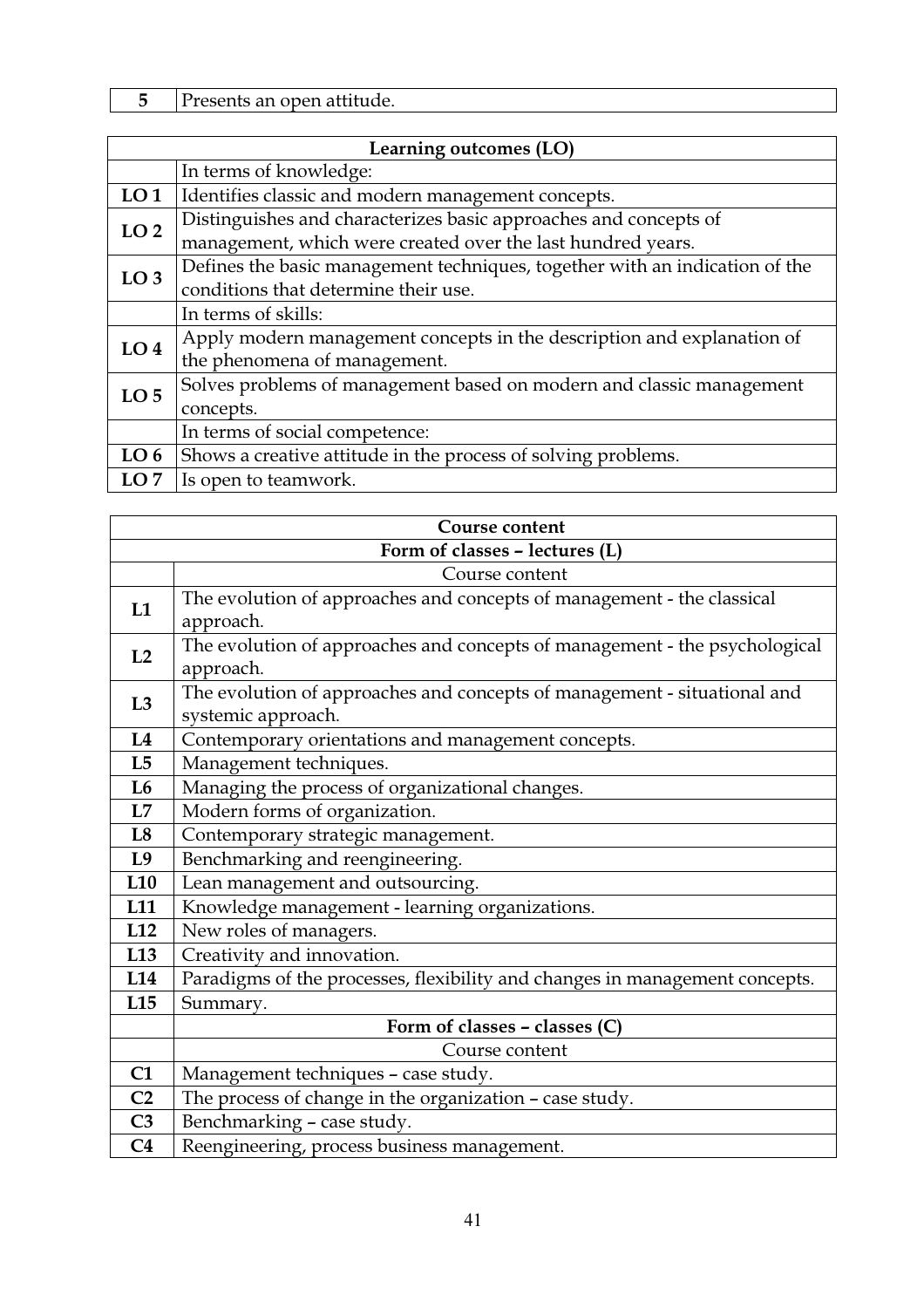| 5 | Presents an open attitude. |
|---|---|

| Learning outcomes (LO) | |
|---|---|
| | In terms of knowledge: |
| **LO 1** | Identifies classic and modern management concepts. |
| **LO 2** | Distinguishes and characterizes basic approaches and concepts of management, which were created over the last hundred years. |
| **LO 3** | Defines the basic management techniques, together with an indication of the conditions that determine their use. |
| | In terms of skills: |
| **LO 4** | Apply modern management concepts in the description and explanation of the phenomena of management. |
| **LO 5** | Solves problems of management based on modern and classic management concepts. |
| | In terms of social competence: |
| **LO 6** | Shows a creative attitude in the process of solving problems. |
| **LO 7** | Is open to teamwork. |

| Course content | |
|---|---|
| **Form of classes – lectures (L)** | |
| | Course content |
| **L1** | The evolution of approaches and concepts of management - the classical approach. |
| **L2** | The evolution of approaches and concepts of management - the psychological approach. |
| **L3** | The evolution of approaches and concepts of management - situational and systemic approach. |
| **L4** | Contemporary orientations and management concepts. |
| **L5** | Management techniques. |
| **L6** | Managing the process of organizational changes. |
| **L7** | Modern forms of organization. |
| **L8** | Contemporary strategic management. |
| **L9** | Benchmarking and reengineering. |
| **L10** | Lean management and outsourcing. |
| **L11** | Knowledge management - learning organizations. |
| **L12** | New roles of managers. |
| **L13** | Creativity and innovation. |
| **L14** | Paradigms of the processes, flexibility and changes in management concepts. |
| **L15** | Summary. |
| | **Form of classes – classes (C)** |
| | Course content |
| **C1** | Management techniques – case study. |
| **C2** | The process of change in the organization – case study. |
| **C3** | Benchmarking – case study. |
| **C4** | Reengineering, process business management. |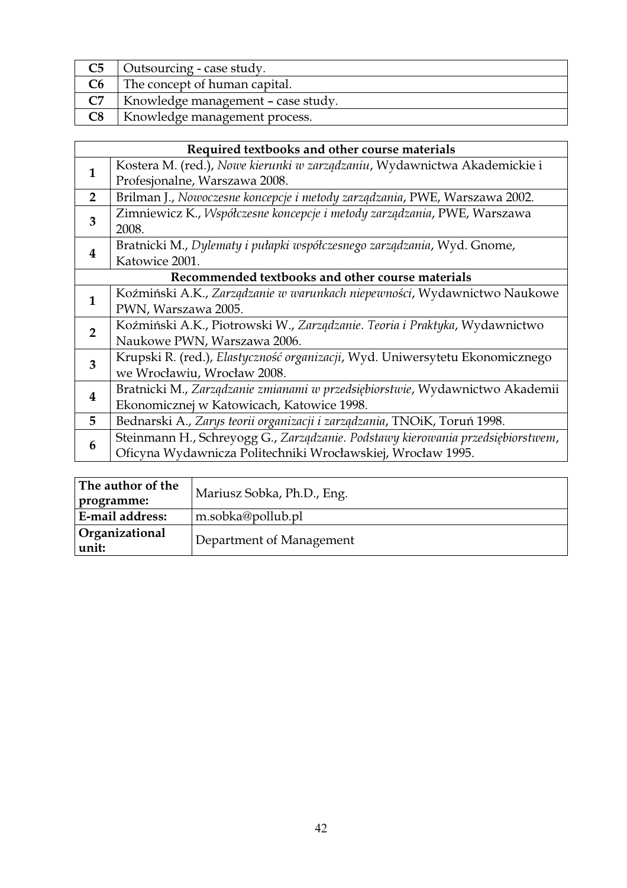| | |
|---|---|
| **C5** | Outsourcing - case study. |
| **C6** | The concept of human capital. |
| **C7** | Knowledge management – case study. |
| **C8** | Knowledge management process. |

| **Required textbooks and other course materials** | |
|---|---|
| **1** | Kostera M. (red.), *Nowe kierunki w zarządzaniu*, Wydawnictwa Akademickie i Profesjonalne, Warszawa 2008. |
| **2** | Brilman J., *Nowoczesne koncepcje i metody zarządzania*, PWE, Warszawa 2002. |
| **3** | Zimniewicz K., *Współczesne koncepcje i metody zarządzania*, PWE, Warszawa 2008. |
| **4** | Bratnicki M., *Dylematy i pułapki współczesnego zarządzania*, Wyd. Gnome, Katowice 2001. |
| **Recommended textbooks and other course materials** | |
| **1** | Koźmiński A.K., *Zarządzanie w warunkach niepewności*, Wydawnictwo Naukowe PWN, Warszawa 2005. |
| **2** | Koźmiński A.K., Piotrowski W., *Zarządzanie. Teoria i Praktyka*, Wydawnictwo Naukowe PWN, Warszawa 2006. |
| **3** | Krupski R. (red.), *Elastyczność organizacji*, Wyd. Uniwersytetu Ekonomicznego we Wrocławiu, Wrocław 2008. |
| **4** | Bratnicki M., *Zarządzanie zmianami w przedsiębiorstwie*, Wydawnictwo Akademii Ekonomicznej w Katowicach, Katowice 1998. |
| **5** | Bednarski A., *Zarys teorii organizacji i zarządzania*, TNOiK, Toruń 1998. |
| **6** | Steinmann H., Schreyogg G., *Zarządzanie. Podstawy kierowania przedsiębiorstwem*, Oficyna Wydawnicza Politechniki Wrocławskiej, Wrocław 1995. |

| | |
|---|---|
| **The author of the programme:** | Mariusz Sobka, Ph.D., Eng. |
| **E-mail address:** | m.sobka@pollub.pl |
| **Organizational unit:** | Department of Management |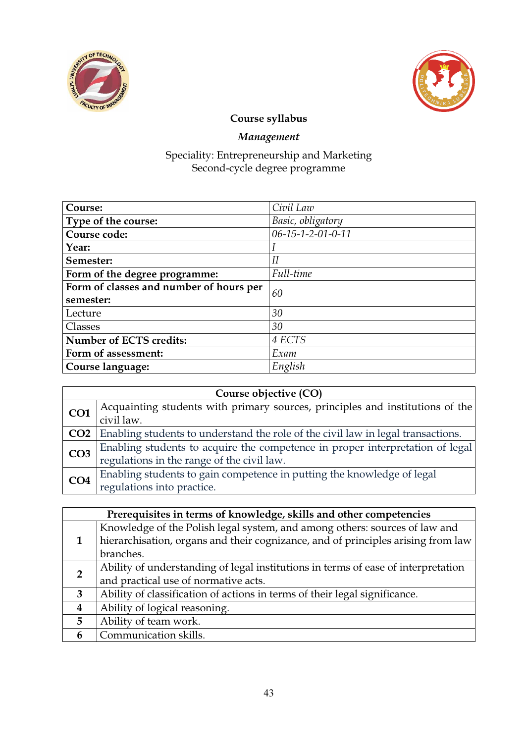**Course syllabus**

***Management***

Speciality: Entrepreneurship and Marketing
Second-cycle degree programme

| | |
|---|---|
| **Course:** | *Civil Law* |
| **Type of the course:** | *Basic, obligatory* |
| **Course code:** | *06-15-1-2-01-0-11* |
| **Year:** | *I* |
| **Semester:** | *II* |
| **Form of the degree programme:** | *Full-time* |
| **Form of classes and number of hours per semester:** | *60* |
| Lecture | *30* |
| Classes | *30* |
| **Number of ECTS credits:** | *4 ECTS* |
| **Form of assessment:** | *Exam* |
| **Course language:** | *English* |

| **Course objective (CO)** | |
|---|---|
| **CO1** | Acquainting students with primary sources, principles and institutions of the civil law. |
| **CO2** | Enabling students to understand the role of the civil law in legal transactions. |
| **CO3** | Enabling students to acquire the competence in proper interpretation of legal regulations in the range of the civil law. |
| **CO4** | Enabling students to gain competence in putting the knowledge of legal regulations into practice. |

| **Prerequisites in terms of knowledge, skills and other competencies** | |
|---|---|
| **1** | Knowledge of the Polish legal system, and among others: sources of law and hierarchisation, organs and their cognizance, and of principles arising from law branches. |
| **2** | Ability of understanding of legal institutions in terms of ease of interpretation and practical use of normative acts. |
| **3** | Ability of classification of actions in terms of their legal significance. |
| **4** | Ability of logical reasoning. |
| **5** | Ability of team work. |
| **6** | Communication skills. |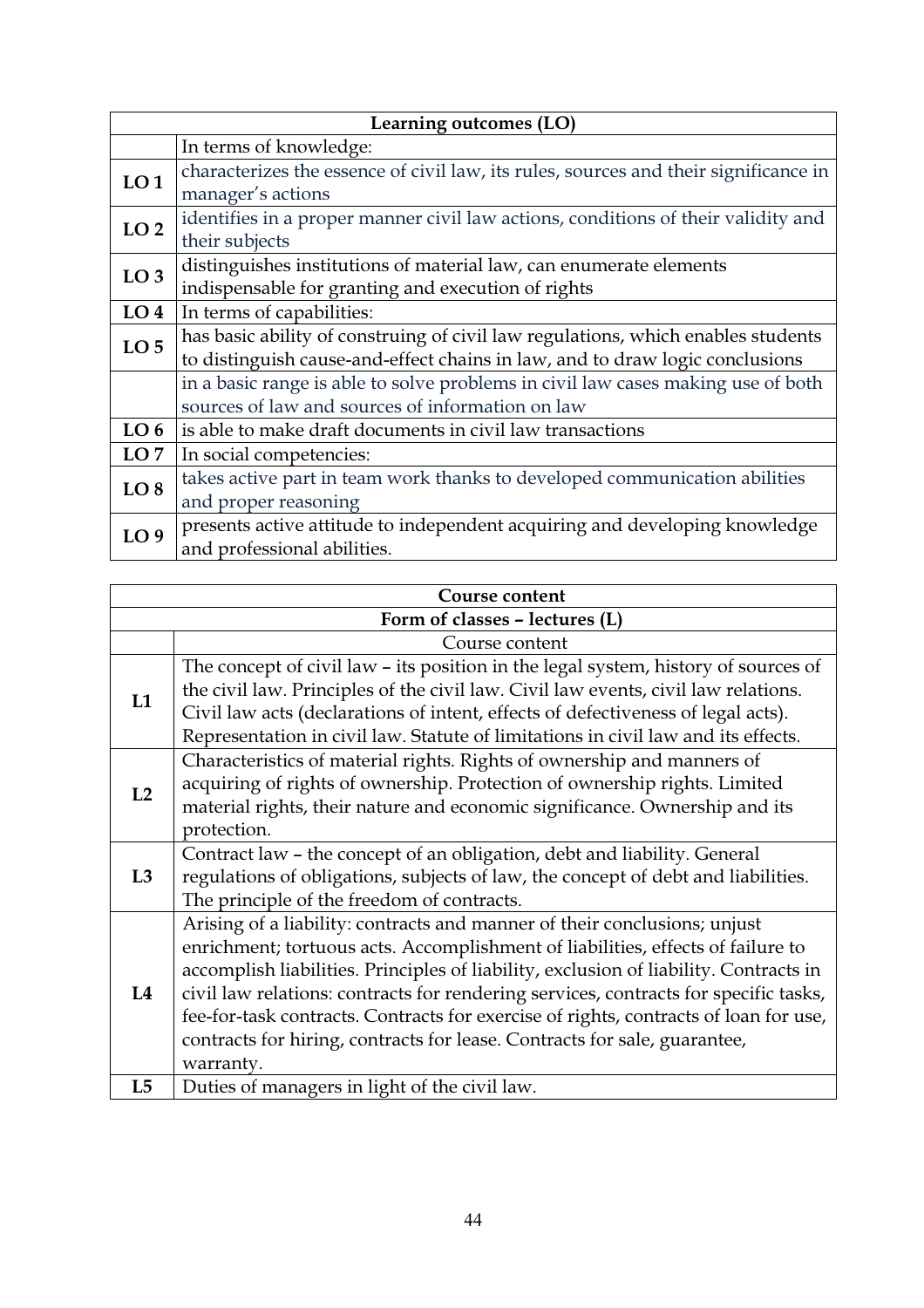| Learning outcomes (LO) | |
|---|---|
| | In terms of knowledge: |
| **LO 1** | characterizes the essence of civil law, its rules, sources and their significance in manager's actions |
| **LO 2** | identifies in a proper manner civil law actions, conditions of their validity and their subjects |
| **LO 3** | distinguishes institutions of material law, can enumerate elements indispensable for granting and execution of rights |
| **LO 4** | In terms of capabilities: |
| **LO 5** | has basic ability of construing of civil law regulations, which enables students to distinguish cause-and-effect chains in law, and to draw logic conclusions |
| | in a basic range is able to solve problems in civil law cases making use of both sources of law and sources of information on law |
| **LO 6** | is able to make draft documents in civil law transactions |
| **LO 7** | In social competencies: |
| **LO 8** | takes active part in team work thanks to developed communication abilities and proper reasoning |
| **LO 9** | presents active attitude to independent acquiring and developing knowledge and professional abilities. |

| Course content | |
|---|---|
| **Form of classes – lectures (L)** | |
| | Course content |
| **L1** | The concept of civil law – its position in the legal system, history of sources of the civil law. Principles of the civil law. Civil law events, civil law relations. Civil law acts (declarations of intent, effects of defectiveness of legal acts). Representation in civil law. Statute of limitations in civil law and its effects. |
| **L2** | Characteristics of material rights. Rights of ownership and manners of acquiring of rights of ownership. Protection of ownership rights. Limited material rights, their nature and economic significance. Ownership and its protection. |
| **L3** | Contract law – the concept of an obligation, debt and liability. General regulations of obligations, subjects of law, the concept of debt and liabilities. The principle of the freedom of contracts. |
| **L4** | Arising of a liability: contracts and manner of their conclusions; unjust enrichment; tortuous acts. Accomplishment of liabilities, effects of failure to accomplish liabilities. Principles of liability, exclusion of liability. Contracts in civil law relations: contracts for rendering services, contracts for specific tasks, fee-for-task contracts. Contracts for exercise of rights, contracts of loan for use, contracts for hiring, contracts for lease. Contracts for sale, guarantee, warranty. |
| **L5** | Duties of managers in light of the civil law. |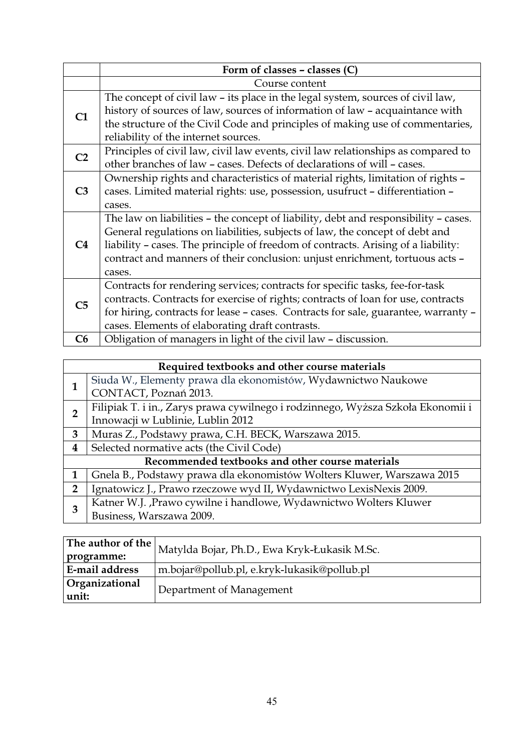| | Form of classes – classes (C) |
|---|---|
| | Course content |
| C1 | The concept of civil law – its place in the legal system, sources of civil law, history of sources of law, sources of information of law – acquaintance with the structure of the Civil Code and principles of making use of commentaries, reliability of the internet sources. |
| C2 | Principles of civil law, civil law events, civil law relationships as compared to other branches of law – cases. Defects of declarations of will – cases. |
| C3 | Ownership rights and characteristics of material rights, limitation of rights – cases. Limited material rights: use, possession, usufruct – differentiation – cases. |
| C4 | The law on liabilities – the concept of liability, debt and responsibility – cases. General regulations on liabilities, subjects of law, the concept of debt and liability – cases. The principle of freedom of contracts. Arising of a liability: contract and manners of their conclusion: unjust enrichment, tortuous acts – cases. |
| C5 | Contracts for rendering services; contracts for specific tasks, fee-for-task contracts. Contracts for exercise of rights; contracts of loan for use, contracts for hiring, contracts for lease – cases. Contracts for sale, guarantee, warranty – cases. Elements of elaborating draft contrasts. |
| C6 | Obligation of managers in light of the civil law – discussion. |

| | Required textbooks and other course materials |
|---|---|
| 1 | Siuda W., Elementy prawa dla ekonomistów, Wydawnictwo Naukowe CONTACT, Poznań 2013. |
| 2 | Filipiak T. i in., Zarys prawa cywilnego i rodzinnego, Wyższa Szkoła Ekonomii i Innowacji w Lublinie, Lublin 2012 |
| 3 | Muras Z., Podstawy prawa, C.H. BECK, Warszawa 2015. |
| 4 | Selected normative acts (the Civil Code) |
| | **Recommended textbooks and other course materials** |
| 1 | Gnela B., Podstawy prawa dla ekonomistów Wolters Kluwer, Warszawa 2015 |
| 2 | Ignatowicz J., Prawo rzeczowe wyd II, Wydawnictwo LexisNexis 2009. |
| 3 | Katner W.J. ,Prawo cywilne i handlowe, Wydawnictwo Wolters Kluwer Business, Warszawa 2009. |

| **The author of the programme:** | Matylda Bojar, Ph.D., Ewa Kryk-Łukasik M.Sc. |
|---|---|
| **E-mail address** | m.bojar@pollub.pl, e.kryk-lukasik@pollub.pl |
| **Organizational unit:** | Department of Management |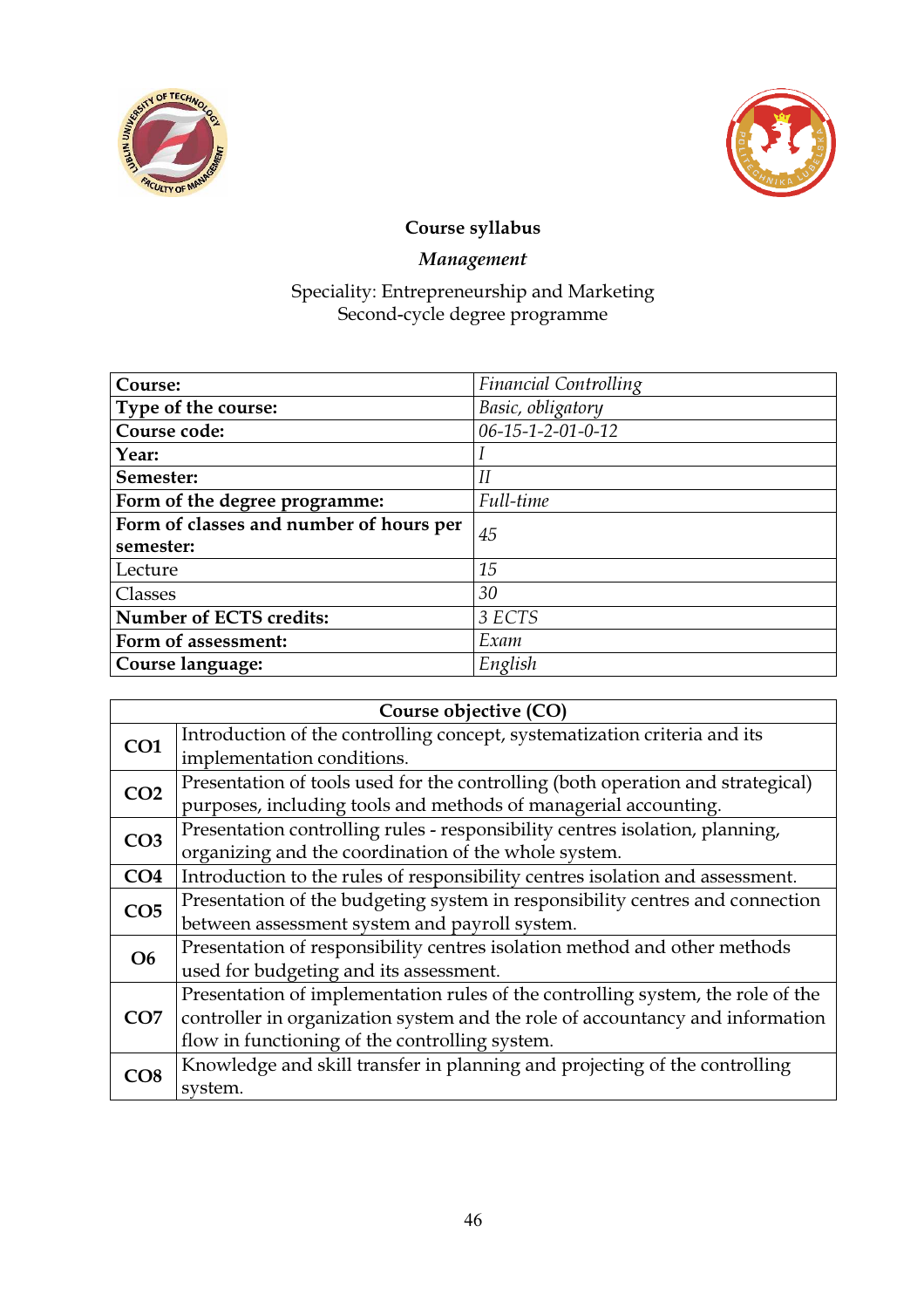**Course syllabus**

***Management***

Speciality: Entrepreneurship and Marketing
Second-cycle degree programme

| | |
|---|---|
| **Course:** | *Financial Controlling* |
| **Type of the course:** | *Basic, obligatory* |
| **Course code:** | *06-15-1-2-01-0-12* |
| **Year:** | *I* |
| **Semester:** | *II* |
| **Form of the degree programme:** | *Full-time* |
| **Form of classes and number of hours per semester:** | *45* |
| Lecture | *15* |
| Classes | *30* |
| **Number of ECTS credits:** | *3 ECTS* |
| **Form of assessment:** | *Exam* |
| **Course language:** | *English* |

| **Course objective (CO)** | |
|---|---|
| **CO1** | Introduction of the controlling concept, systematization criteria and its implementation conditions. |
| **CO2** | Presentation of tools used for the controlling (both operation and strategical) purposes, including tools and methods of managerial accounting. |
| **CO3** | Presentation controlling rules - responsibility centres isolation, planning, organizing and the coordination of the whole system. |
| **CO4** | Introduction to the rules of responsibility centres isolation and assessment. |
| **CO5** | Presentation of the budgeting system in responsibility centres and connection between assessment system and payroll system. |
| **O6** | Presentation of responsibility centres isolation method and other methods used for budgeting and its assessment. |
| **CO7** | Presentation of implementation rules of the controlling system, the role of the controller in organization system and the role of accountancy and information flow in functioning of the controlling system. |
| **CO8** | Knowledge and skill transfer in planning and projecting of the controlling system. |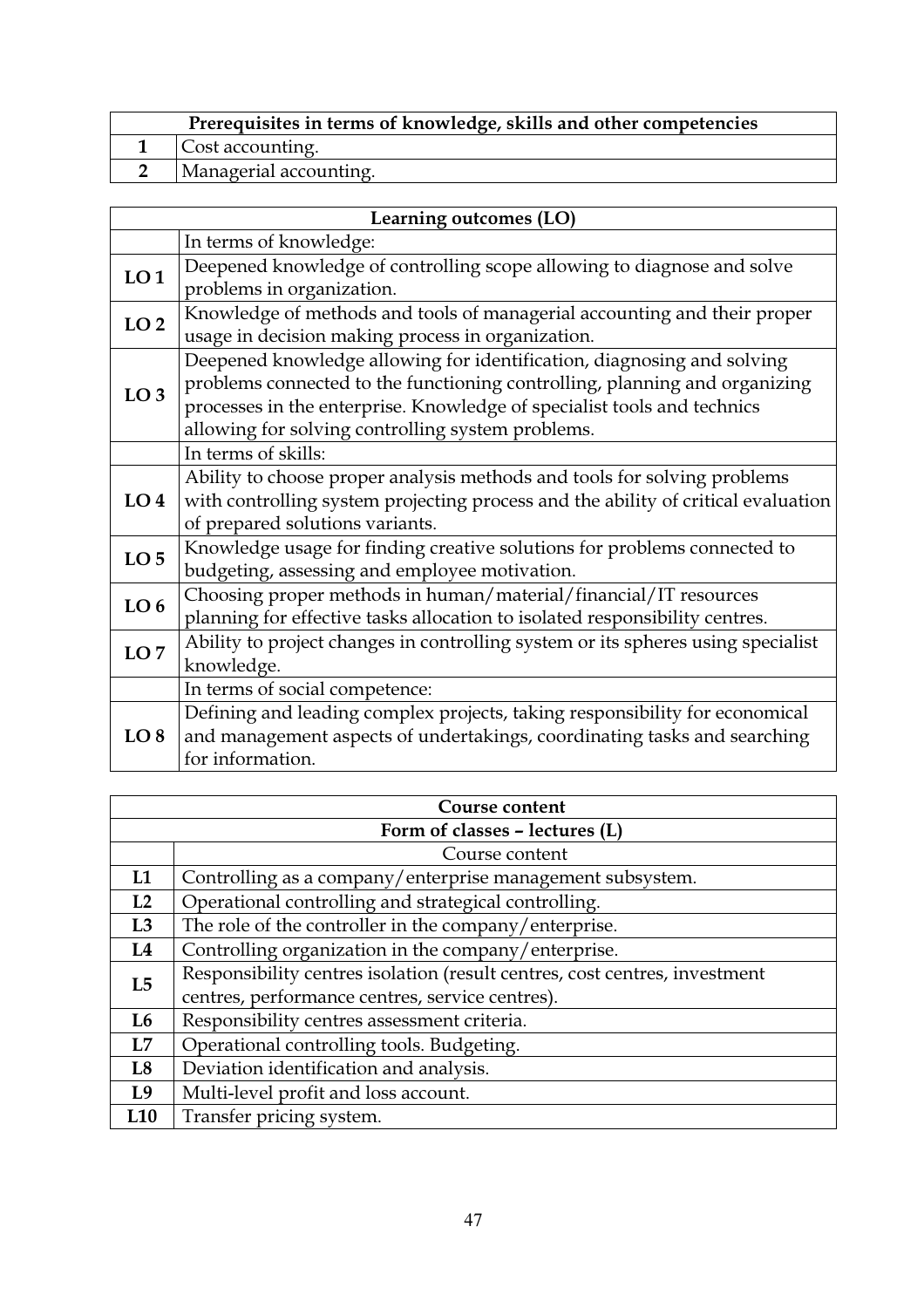| Prerequisites in terms of knowledge, skills and other competencies | |
|---|---|
| **1** | Cost accounting. |
| **2** | Managerial accounting. |

| Learning outcomes (LO) | |
|---|---|
| | In terms of knowledge: |
| **LO 1** | Deepened knowledge of controlling scope allowing to diagnose and solve problems in organization. |
| **LO 2** | Knowledge of methods and tools of managerial accounting and their proper usage in decision making process in organization. |
| **LO 3** | Deepened knowledge allowing for identification, diagnosing and solving problems connected to the functioning controlling, planning and organizing processes in the enterprise. Knowledge of specialist tools and technics allowing for solving controlling system problems. |
| | In terms of skills: |
| **LO 4** | Ability to choose proper analysis methods and tools for solving problems with controlling system projecting process and the ability of critical evaluation of prepared solutions variants. |
| **LO 5** | Knowledge usage for finding creative solutions for problems connected to budgeting, assessing and employee motivation. |
| **LO 6** | Choosing proper methods in human/material/financial/IT resources planning for effective tasks allocation to isolated responsibility centres. |
| **LO 7** | Ability to project changes in controlling system or its spheres using specialist knowledge. |
| | In terms of social competence: |
| **LO 8** | Defining and leading complex projects, taking responsibility for economical and management aspects of undertakings, coordinating tasks and searching for information. |

| Course content | |
|---|---|
| **Form of classes – lectures (L)** | |
| | Course content |
| **L1** | Controlling as a company/enterprise management subsystem. |
| **L2** | Operational controlling and strategical controlling. |
| **L3** | The role of the controller in the company/enterprise. |
| **L4** | Controlling organization in the company/enterprise. |
| **L5** | Responsibility centres isolation (result centres, cost centres, investment centres, performance centres, service centres). |
| **L6** | Responsibility centres assessment criteria. |
| **L7** | Operational controlling tools. Budgeting. |
| **L8** | Deviation identification and analysis. |
| **L9** | Multi-level profit and loss account. |
| **L10** | Transfer pricing system. |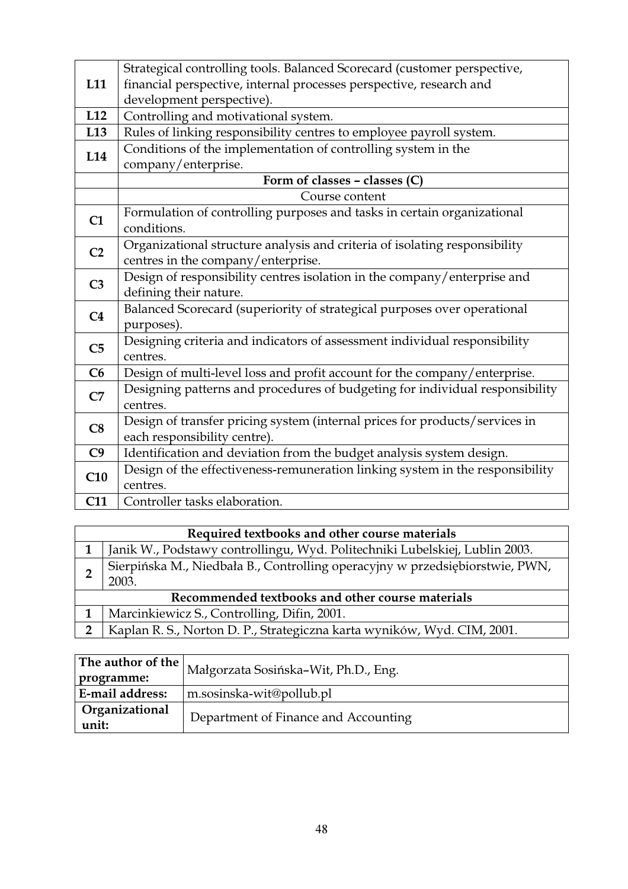| | |
|---|---|
| **L11** | Strategical controlling tools. Balanced Scorecard (customer perspective, financial perspective, internal processes perspective, research and development perspective). |
| **L12** | Controlling and motivational system. |
| **L13** | Rules of linking responsibility centres to employee payroll system. |
| **L14** | Conditions of the implementation of controlling system in the company/enterprise. |
| | **Form of classes – classes (C)** |
| | Course content |
| **C1** | Formulation of controlling purposes and tasks in certain organizational conditions. |
| **C2** | Organizational structure analysis and criteria of isolating responsibility centres in the company/enterprise. |
| **C3** | Design of responsibility centres isolation in the company/enterprise and defining their nature. |
| **C4** | Balanced Scorecard (superiority of strategical purposes over operational purposes). |
| **C5** | Designing criteria and indicators of assessment individual responsibility centres. |
| **C6** | Design of multi-level loss and profit account for the company/enterprise. |
| **C7** | Designing patterns and procedures of budgeting for individual responsibility centres. |
| **C8** | Design of transfer pricing system (internal prices for products/services in each responsibility centre). |
| **C9** | Identification and deviation from the budget analysis system design. |
| **C10** | Design of the effectiveness-remuneration linking system in the responsibility centres. |
| **C11** | Controller tasks elaboration. |

| | **Required textbooks and other course materials** |
|---|---|
| **1** | Janik W., Podstawy controllingu, Wyd. Politechniki Lubelskiej, Lublin 2003. |
| **2** | Sierpińska M., Niedbała B., Controlling operacyjny w przedsiębiorstwie, PWN, 2003. |
| | **Recommended textbooks and other course materials** |
| **1** | Marcinkiewicz S., Controlling, Difin, 2001. |
| **2** | Kaplan R. S., Norton D. P., Strategiczna karta wyników, Wyd. CIM, 2001. |

| | |
|---|---|
| **The author of the programme:** | Małgorzata Sosińska–Wit, Ph.D., Eng. |
| **E-mail address:** | m.sosinska-wit@pollub.pl |
| **Organizational unit:** | Department of Finance and Accounting |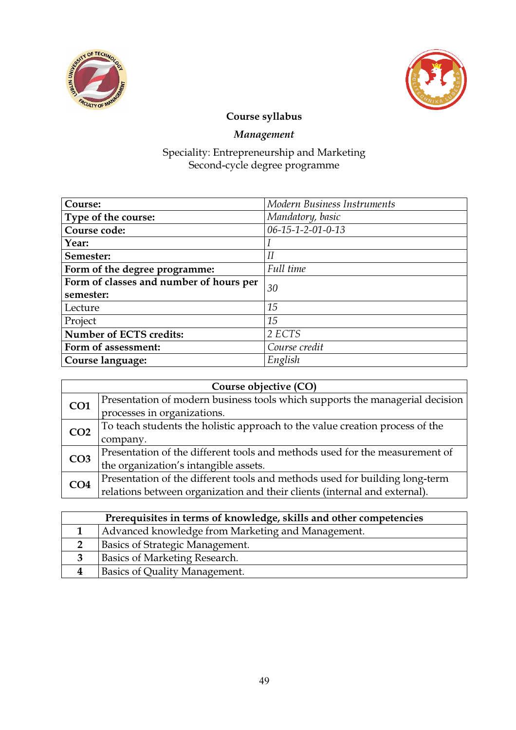**Course syllabus**

***Management***

Speciality: Entrepreneurship and Marketing
Second-cycle degree programme

| **Course:** | *Modern Business Instruments* |
|---|---|
| **Type of the course:** | *Mandatory, basic* |
| **Course code:** | *06-15-1-2-01-0-13* |
| **Year:** | *I* |
| **Semester:** | *II* |
| **Form of the degree programme:** | *Full time* |
| **Form of classes and number of hours per semester:** | *30* |
| Lecture | *15* |
| Project | *15* |
| **Number of ECTS credits:** | *2 ECTS* |
| **Form of assessment:** | *Course credit* |
| **Course language:** | *English* |

| **Course objective (CO)** | |
|---|---|
| **CO1** | Presentation of modern business tools which supports the managerial decision processes in organizations. |
| **CO2** | To teach students the holistic approach to the value creation process of the company. |
| **CO3** | Presentation of the different tools and methods used for the measurement of the organization's intangible assets. |
| **CO4** | Presentation of the different tools and methods used for building long-term relations between organization and their clients (internal and external). |

| **Prerequisites in terms of knowledge, skills and other competencies** | |
|---|---|
| **1** | Advanced knowledge from Marketing and Management. |
| **2** | Basics of Strategic Management. |
| **3** | Basics of Marketing Research. |
| **4** | Basics of Quality Management. |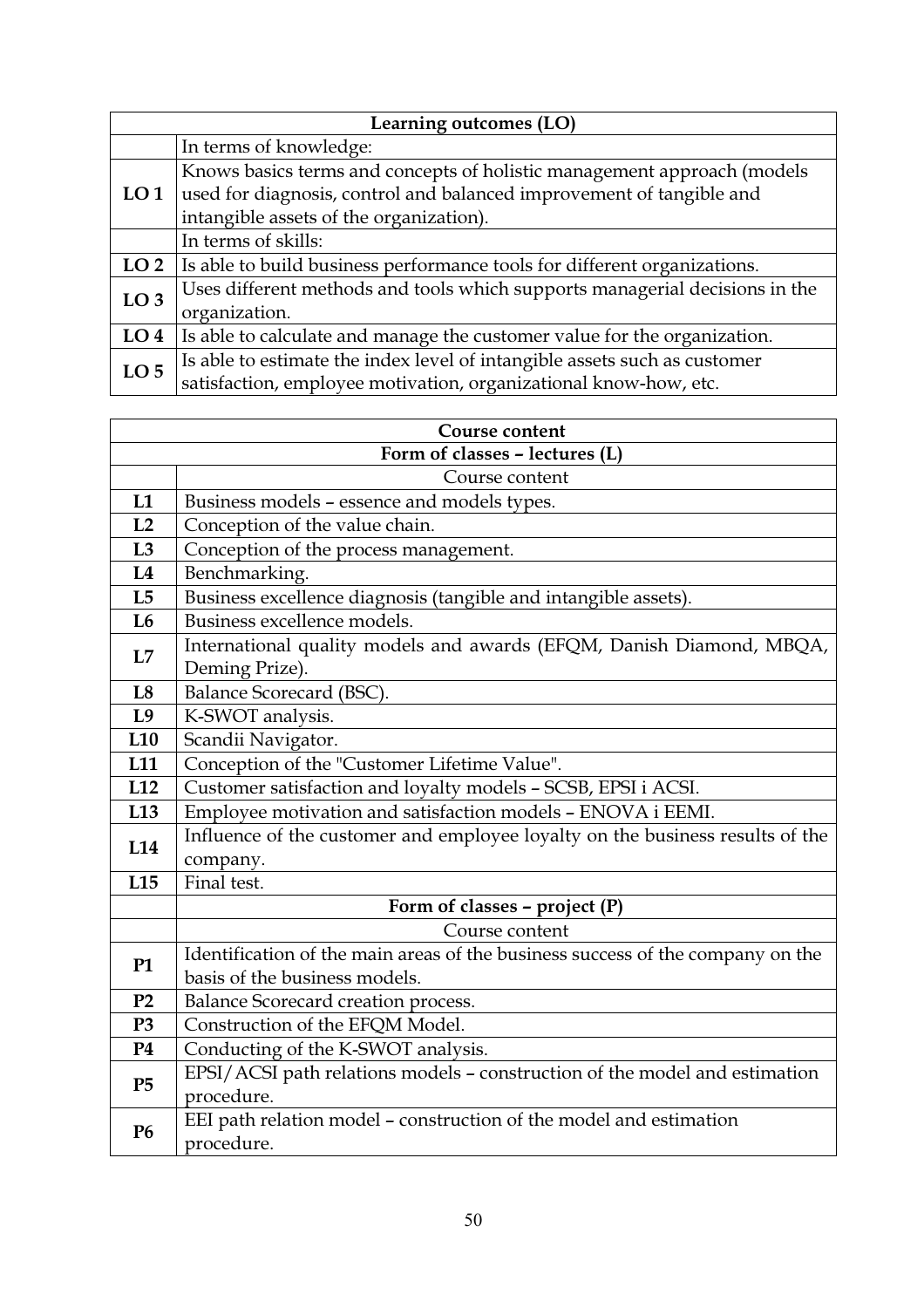| Learning outcomes (LO) | |
|---|---|
| | In terms of knowledge: |
| **LO 1** | Knows basics terms and concepts of holistic management approach (models used for diagnosis, control and balanced improvement of tangible and intangible assets of the organization). |
| | In terms of skills: |
| **LO 2** | Is able to build business performance tools for different organizations. |
| **LO 3** | Uses different methods and tools which supports managerial decisions in the organization. |
| **LO 4** | Is able to calculate and manage the customer value for the organization. |
| **LO 5** | Is able to estimate the index level of intangible assets such as customer satisfaction, employee motivation, organizational know-how, etc. |

| Course content | |
|---|---|
| **Form of classes – lectures (L)** | |
| | Course content |
| **L1** | Business models – essence and models types. |
| **L2** | Conception of the value chain. |
| **L3** | Conception of the process management. |
| **L4** | Benchmarking. |
| **L5** | Business excellence diagnosis (tangible and intangible assets). |
| **L6** | Business excellence models. |
| **L7** | International quality models and awards (EFQM, Danish Diamond, MBQA, Deming Prize). |
| **L8** | Balance Scorecard (BSC). |
| **L9** | K-SWOT analysis. |
| **L10** | Scandii Navigator. |
| **L11** | Conception of the "Customer Lifetime Value". |
| **L12** | Customer satisfaction and loyalty models – SCSB, EPSI i ACSI. |
| **L13** | Employee motivation and satisfaction models – ENOVA i EEMI. |
| **L14** | Influence of the customer and employee loyalty on the business results of the company. |
| **L15** | Final test. |
| | **Form of classes – project (P)** |
| | Course content |
| **P1** | Identification of the main areas of the business success of the company on the basis of the business models. |
| **P2** | Balance Scorecard creation process. |
| **P3** | Construction of the EFQM Model. |
| **P4** | Conducting of the K-SWOT analysis. |
| **P5** | EPSI/ACSI path relations models – construction of the model and estimation procedure. |
| **P6** | EEI path relation model – construction of the model and estimation procedure. |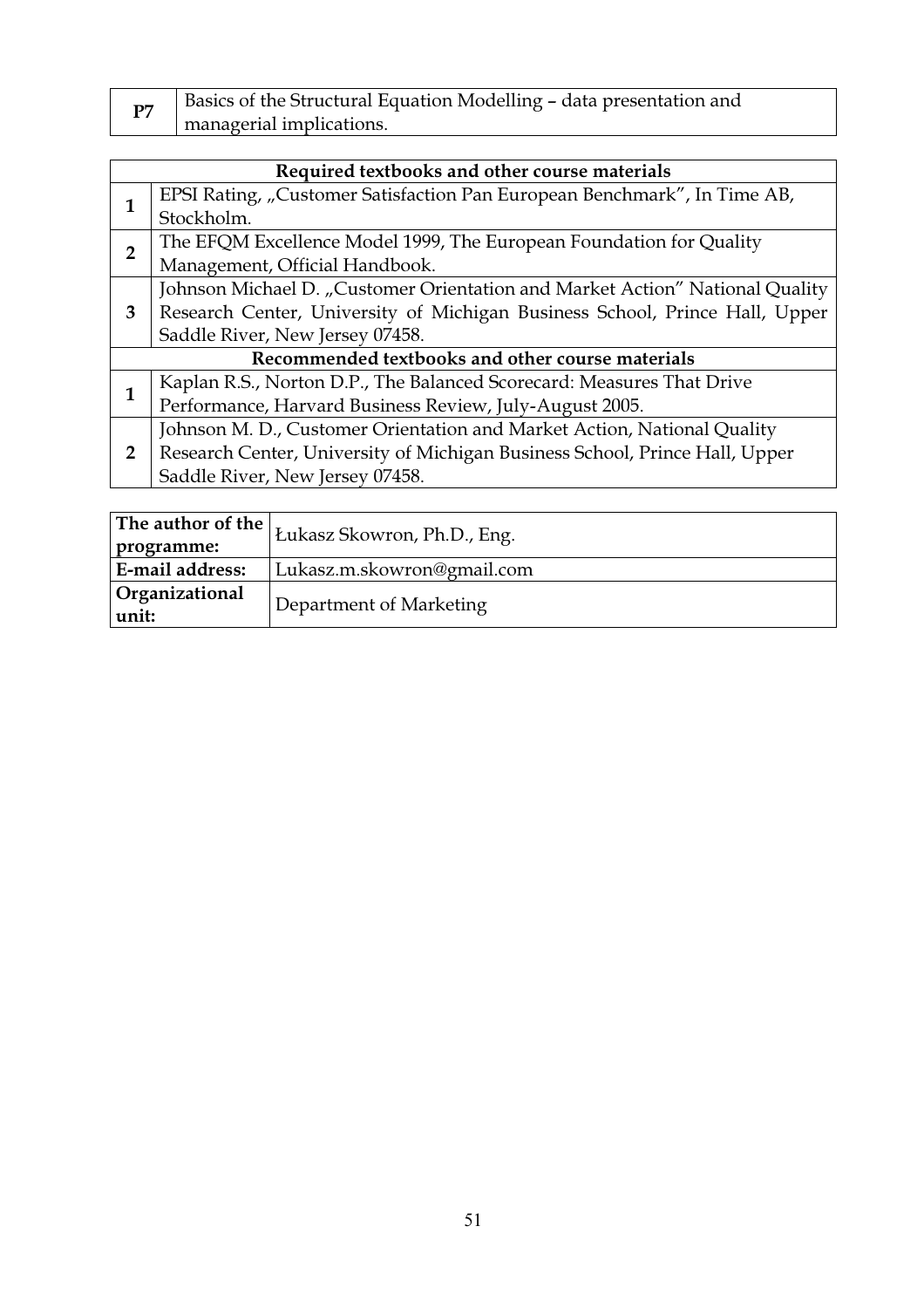| P7 | Basics of the Structural Equation Modelling – data presentation and managerial implications. |
|---|---|

| Required textbooks and other course materials | |
|---|---|
| 1 | EPSI Rating, „Customer Satisfaction Pan European Benchmark", In Time AB, Stockholm. |
| 2 | The EFQM Excellence Model 1999, The European Foundation for Quality Management, Official Handbook. |
| 3 | Johnson Michael D. „Customer Orientation and Market Action" National Quality Research Center, University of Michigan Business School, Prince Hall, Upper Saddle River, New Jersey 07458. |
| **Recommended textbooks and other course materials** | |
| 1 | Kaplan R.S., Norton D.P., The Balanced Scorecard: Measures That Drive Performance, Harvard Business Review, July-August 2005. |
| 2 | Johnson M. D., Customer Orientation and Market Action, National Quality Research Center, University of Michigan Business School, Prince Hall, Upper Saddle River, New Jersey 07458. |

| **The author of the programme:** | Łukasz Skowron, Ph.D., Eng. |
|---|---|
| **E-mail address:** | Lukasz.m.skowron@gmail.com |
| **Organizational unit:** | Department of Marketing |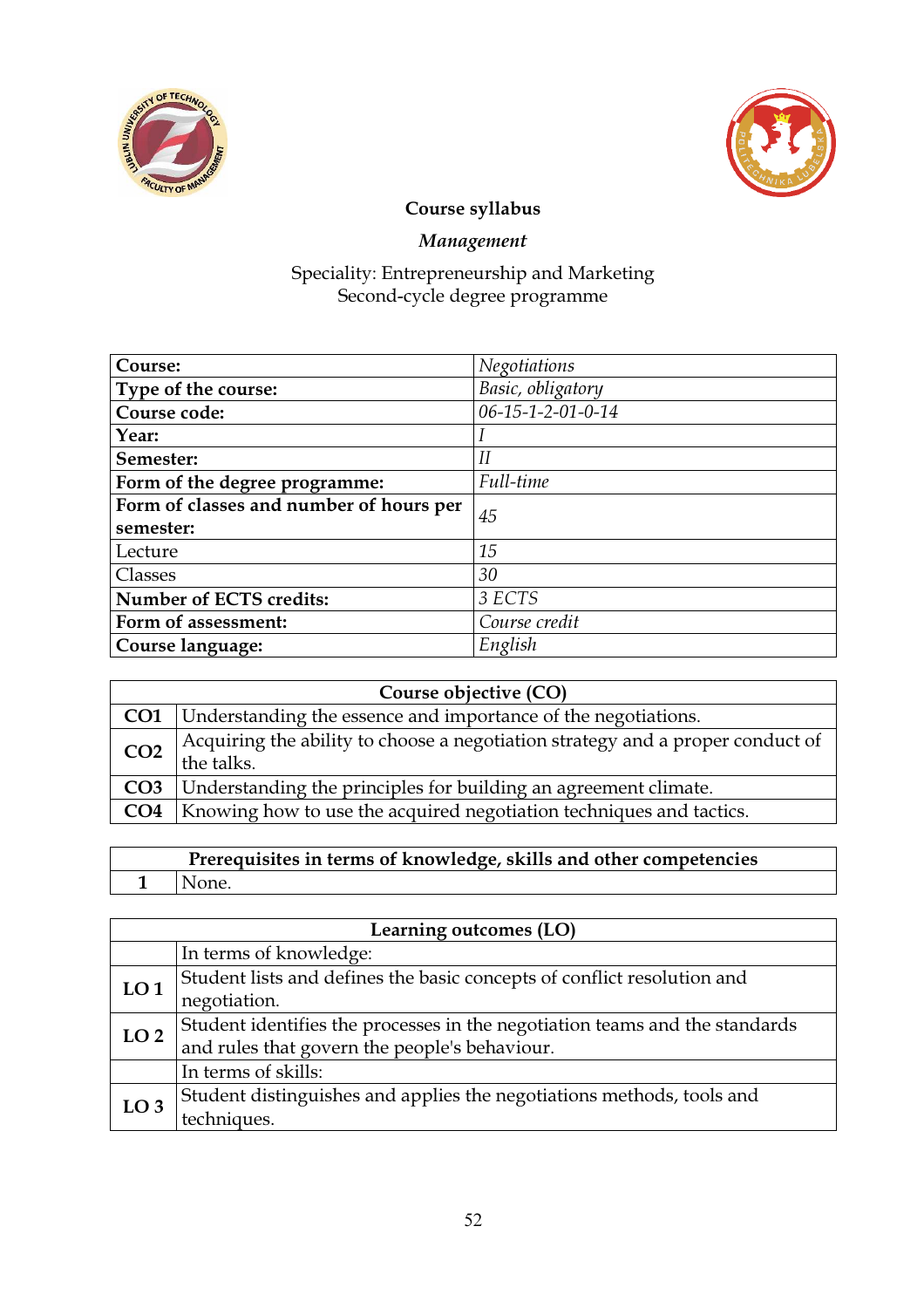**Course syllabus**

***Management***

Speciality: Entrepreneurship and Marketing
Second-cycle degree programme

| | |
|---|---|
| **Course:** | *Negotiations* |
| **Type of the course:** | *Basic, obligatory* |
| **Course code:** | *06-15-1-2-01-0-14* |
| **Year:** | *I* |
| **Semester:** | *II* |
| **Form of the degree programme:** | *Full-time* |
| **Form of classes and number of hours per semester:** | *45* |
| Lecture | *15* |
| Classes | *30* |
| **Number of ECTS credits:** | *3 ECTS* |
| **Form of assessment:** | *Course credit* |
| **Course language:** | *English* |

| **Course objective (CO)** | |
|---|---|
| **CO1** | Understanding the essence and importance of the negotiations. |
| **CO2** | Acquiring the ability to choose a negotiation strategy and a proper conduct of the talks. |
| **CO3** | Understanding the principles for building an agreement climate. |
| **CO4** | Knowing how to use the acquired negotiation techniques and tactics. |

| **Prerequisites in terms of knowledge, skills and other competencies** | |
|---|---|
| **1** | None. |

| **Learning outcomes (LO)** | |
|---|---|
| | In terms of knowledge: |
| **LO 1** | Student lists and defines the basic concepts of conflict resolution and negotiation. |
| **LO 2** | Student identifies the processes in the negotiation teams and the standards and rules that govern the people's behaviour. |
| | In terms of skills: |
| **LO 3** | Student distinguishes and applies the negotiations methods, tools and techniques. |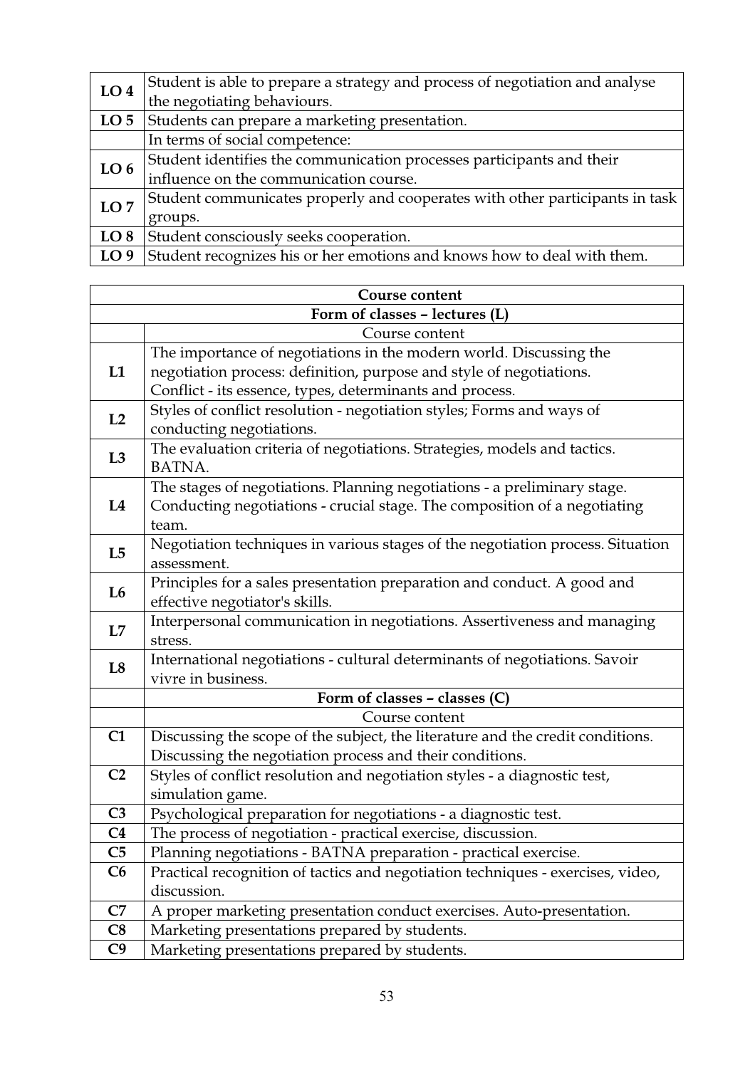| | |
|---|---|
| **LO 4** | Student is able to prepare a strategy and process of negotiation and analyse the negotiating behaviours. |
| **LO 5** | Students can prepare a marketing presentation. |
| | In terms of social competence: |
| **LO 6** | Student identifies the communication processes participants and their influence on the communication course. |
| **LO 7** | Student communicates properly and cooperates with other participants in task groups. |
| **LO 8** | Student consciously seeks cooperation. |
| **LO 9** | Student recognizes his or her emotions and knows how to deal with them. |

| **Course content** | |
|---|---|
| **Form of classes – lectures (L)** | |
| | Course content |
| **L1** | The importance of negotiations in the modern world. Discussing the negotiation process: definition, purpose and style of negotiations. Conflict - its essence, types, determinants and process. |
| **L2** | Styles of conflict resolution - negotiation styles; Forms and ways of conducting negotiations. |
| **L3** | The evaluation criteria of negotiations. Strategies, models and tactics. BATNA. |
| **L4** | The stages of negotiations. Planning negotiations - a preliminary stage. Conducting negotiations - crucial stage. The composition of a negotiating team. |
| **L5** | Negotiation techniques in various stages of the negotiation process. Situation assessment. |
| **L6** | Principles for a sales presentation preparation and conduct. A good and effective negotiator's skills. |
| **L7** | Interpersonal communication in negotiations. Assertiveness and managing stress. |
| **L8** | International negotiations - cultural determinants of negotiations. Savoir vivre in business. |
| | **Form of classes – classes (C)** |
| | Course content |
| **C1** | Discussing the scope of the subject, the literature and the credit conditions. Discussing the negotiation process and their conditions. |
| **C2** | Styles of conflict resolution and negotiation styles - a diagnostic test, simulation game. |
| **C3** | Psychological preparation for negotiations - a diagnostic test. |
| **C4** | The process of negotiation - practical exercise, discussion. |
| **C5** | Planning negotiations - BATNA preparation - practical exercise. |
| **C6** | Practical recognition of tactics and negotiation techniques - exercises, video, discussion. |
| **C7** | A proper marketing presentation conduct exercises. Auto-presentation. |
| **C8** | Marketing presentations prepared by students. |
| **C9** | Marketing presentations prepared by students. |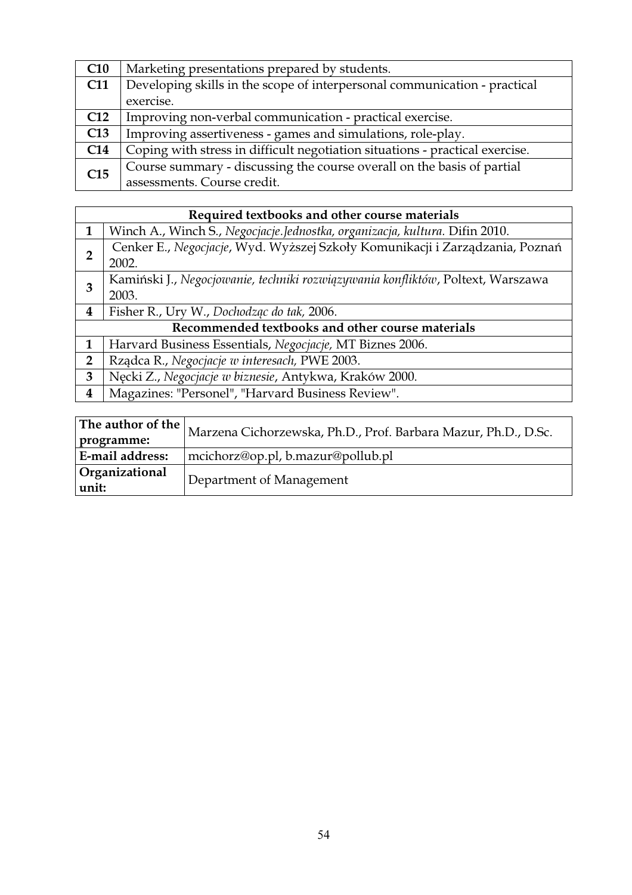| | |
|---|---|
| **C10** | Marketing presentations prepared by students. |
| **C11** | Developing skills in the scope of interpersonal communication - practical exercise. |
| **C12** | Improving non-verbal communication - practical exercise. |
| **C13** | Improving assertiveness - games and simulations, role-play. |
| **C14** | Coping with stress in difficult negotiation situations - practical exercise. |
| **C15** | Course summary - discussing the course overall on the basis of partial assessments. Course credit. |

| **Required textbooks and other course materials** | |
|---|---|
| **1** | Winch A., Winch S., *Negocjacje.Jednostka, organizacja, kultura.* Difin 2010. |
| **2** | Cenker E., *Negocjacje*, Wyd. Wyższej Szkoły Komunikacji i Zarządzania, Poznań 2002. |
| **3** | Kamiński J., *Negocjowanie, techniki rozwiązywania konfliktów*, Poltext, Warszawa 2003. |
| **4** | Fisher R., Ury W., *Dochodząc do tak,* 2006. |
| **Recommended textbooks and other course materials** | |
| **1** | Harvard Business Essentials, *Negocjacje,* MT Biznes 2006. |
| **2** | Rządca R., *Negocjacje w interesach,* PWE 2003. |
| **3** | Nęcki Z., *Negocjacje w biznesie*, Antykwa, Kraków 2000. |
| **4** | Magazines: "Personel", "Harvard Business Review". |

| | |
|---|---|
| **The author of the programme:** | Marzena Cichorzewska, Ph.D., Prof. Barbara Mazur, Ph.D., D.Sc. |
| **E-mail address:** | mcichorz@op.pl, b.mazur@pollub.pl |
| **Organizational unit:** | Department of Management |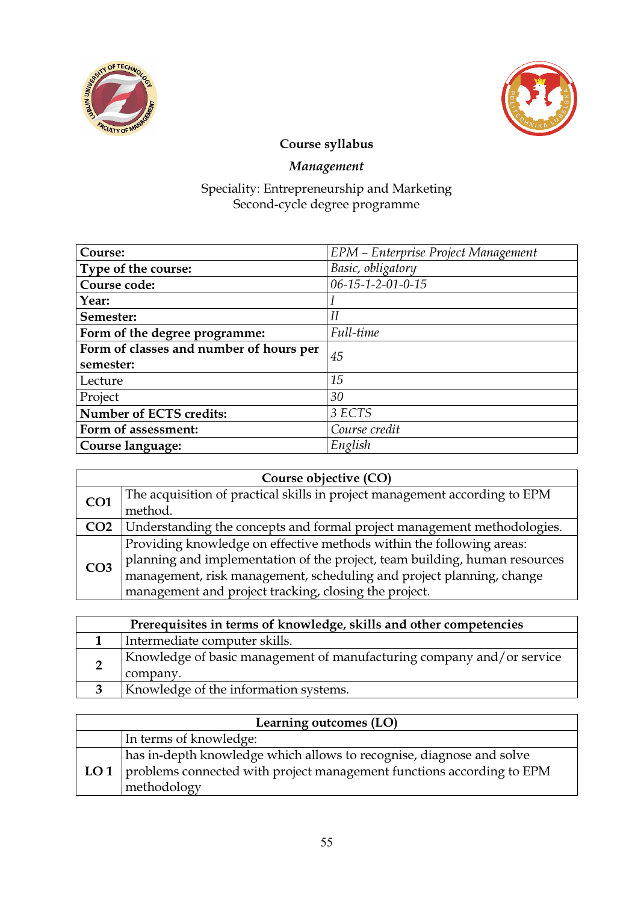**Course syllabus**

***Management***

Speciality: Entrepreneurship and Marketing
Second-cycle degree programme

| | |
|---|---|
| **Course:** | *EPM – Enterprise Project Management* |
| **Type of the course:** | *Basic, obligatory* |
| **Course code:** | *06-15-1-2-01-0-15* |
| **Year:** | *I* |
| **Semester:** | *II* |
| **Form of the degree programme:** | *Full-time* |
| **Form of classes and number of hours per semester:** | *45* |
| Lecture | *15* |
| Project | *30* |
| **Number of ECTS credits:** | *3 ECTS* |
| **Form of assessment:** | *Course credit* |
| **Course language:** | *English* |

| **Course objective (CO)** | |
|---|---|
| **CO1** | The acquisition of practical skills in project management according to EPM method. |
| **CO2** | Understanding the concepts and formal project management methodologies. |
| **CO3** | Providing knowledge on effective methods within the following areas: planning and implementation of the project, team building, human resources management, risk management, scheduling and project planning, change management and project tracking, closing the project. |

| **Prerequisites in terms of knowledge, skills and other competencies** | |
|---|---|
| **1** | Intermediate computer skills. |
| **2** | Knowledge of basic management of manufacturing company and/or service company. |
| **3** | Knowledge of the information systems. |

| **Learning outcomes (LO)** | |
|---|---|
| | In terms of knowledge: |
| **LO 1** | has in-depth knowledge which allows to recognise, diagnose and solve problems connected with project management functions according to EPM methodology |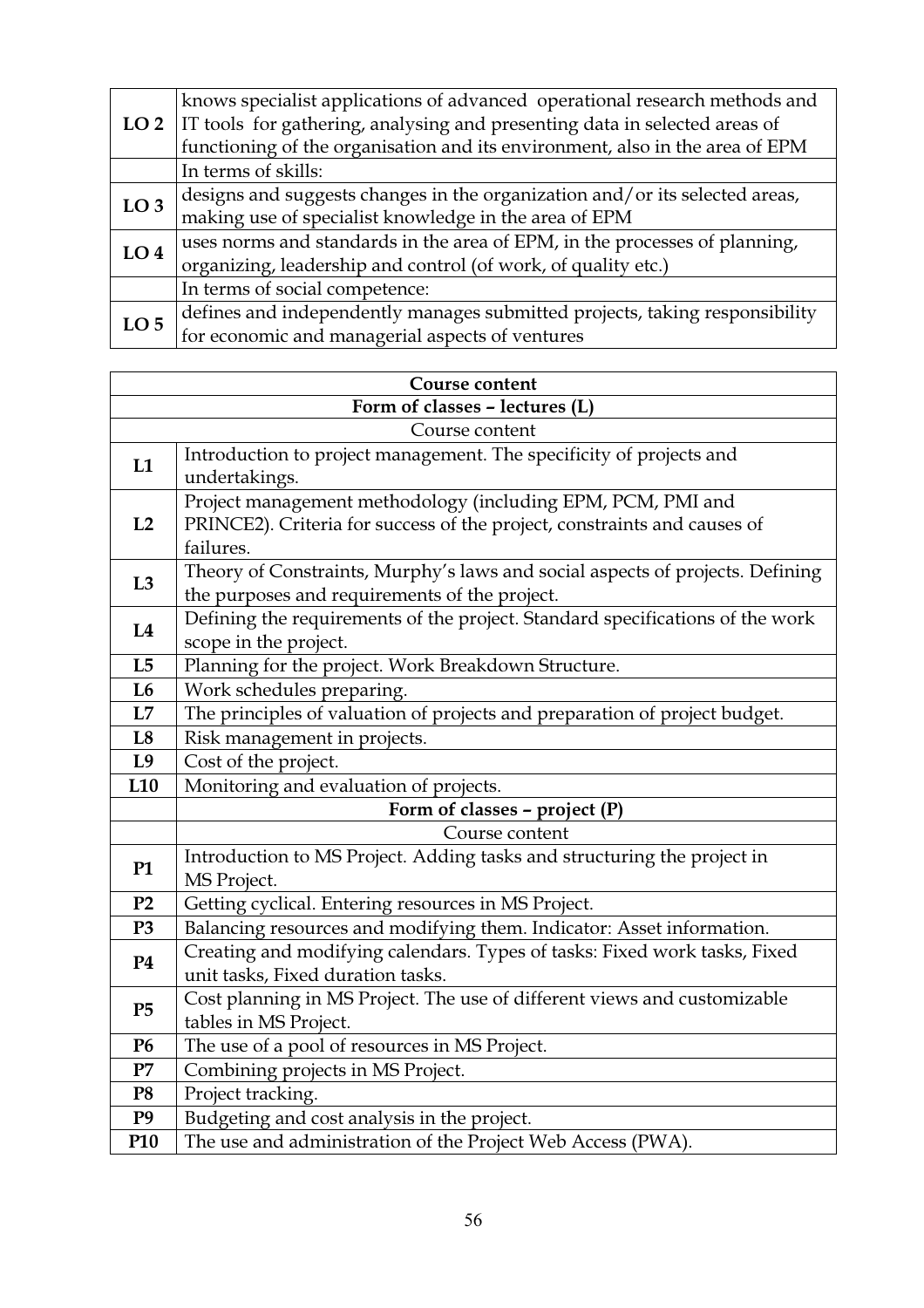| | |
|---|---|
| **LO 2** | knows specialist applications of advanced operational research methods and IT tools for gathering, analysing and presenting data in selected areas of functioning of the organisation and its environment, also in the area of EPM |
| | In terms of skills: |
| **LO 3** | designs and suggests changes in the organization and/or its selected areas, making use of specialist knowledge in the area of EPM |
| **LO 4** | uses norms and standards in the area of EPM, in the processes of planning, organizing, leadership and control (of work, of quality etc.) |
| | In terms of social competence: |
| **LO 5** | defines and independently manages submitted projects, taking responsibility for economic and managerial aspects of ventures |

| **Course content** | |
|---|---|
| **Form of classes – lectures (L)** | |
| Course content | |
| **L1** | Introduction to project management. The specificity of projects and undertakings. |
| **L2** | Project management methodology (including EPM, PCM, PMI and PRINCE2). Criteria for success of the project, constraints and causes of failures. |
| **L3** | Theory of Constraints, Murphy's laws and social aspects of projects. Defining the purposes and requirements of the project. |
| **L4** | Defining the requirements of the project. Standard specifications of the work scope in the project. |
| **L5** | Planning for the project. Work Breakdown Structure. |
| **L6** | Work schedules preparing. |
| **L7** | The principles of valuation of projects and preparation of project budget. |
| **L8** | Risk management in projects. |
| **L9** | Cost of the project. |
| **L10** | Monitoring and evaluation of projects. |
| | **Form of classes – project (P)** |
| | Course content |
| **P1** | Introduction to MS Project. Adding tasks and structuring the project in MS Project. |
| **P2** | Getting cyclical. Entering resources in MS Project. |
| **P3** | Balancing resources and modifying them. Indicator: Asset information. |
| **P4** | Creating and modifying calendars. Types of tasks: Fixed work tasks, Fixed unit tasks, Fixed duration tasks. |
| **P5** | Cost planning in MS Project. The use of different views and customizable tables in MS Project. |
| **P6** | The use of a pool of resources in MS Project. |
| **P7** | Combining projects in MS Project. |
| **P8** | Project tracking. |
| **P9** | Budgeting and cost analysis in the project. |
| **P10** | The use and administration of the Project Web Access (PWA). |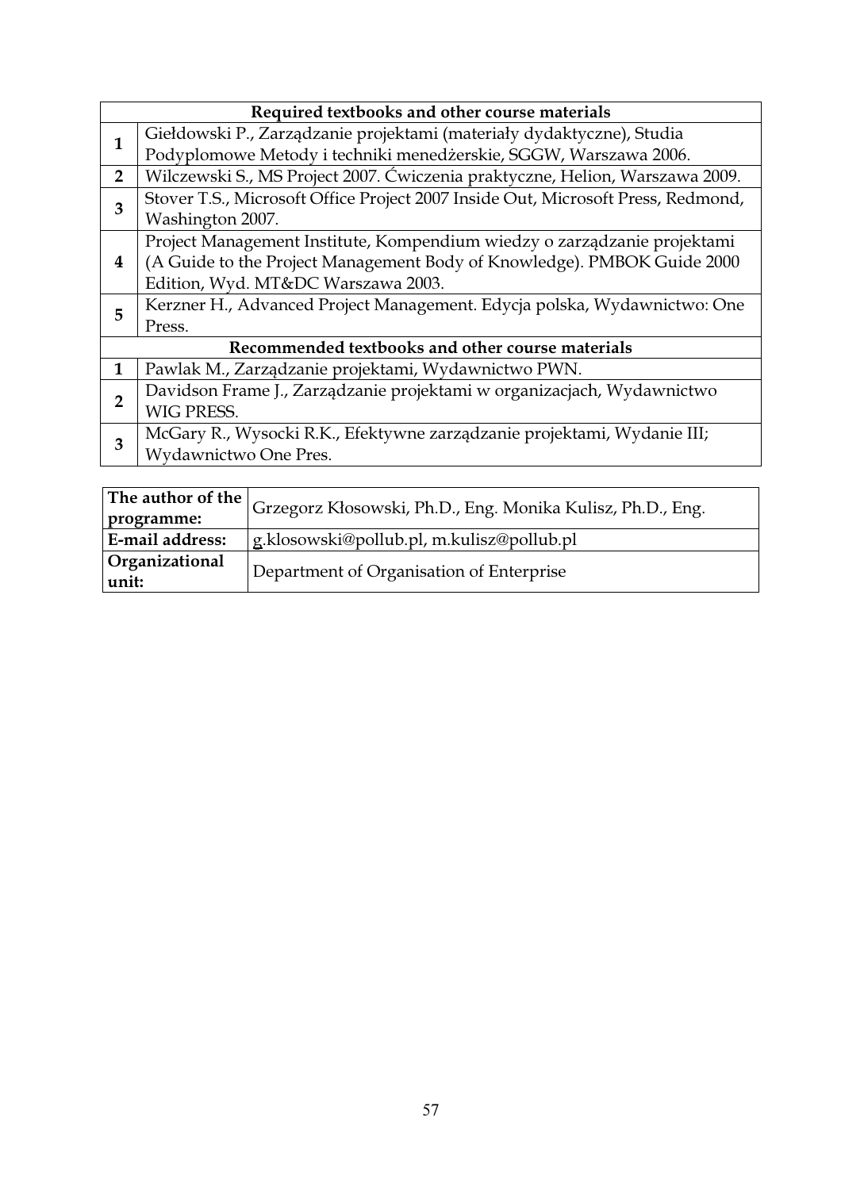| Required textbooks and other course materials | |
|---|---|
| 1 | Giełdowski P., Zarządzanie projektami (materiały dydaktyczne), Studia Podyplomowe Metody i techniki menedżerskie, SGGW, Warszawa 2006. |
| 2 | Wilczewski S., MS Project 2007. Ćwiczenia praktyczne, Helion, Warszawa 2009. |
| 3 | Stover T.S., Microsoft Office Project 2007 Inside Out, Microsoft Press, Redmond, Washington 2007. |
| 4 | Project Management Institute, Kompendium wiedzy o zarządzanie projektami (A Guide to the Project Management Body of Knowledge). PMBOK Guide 2000 Edition, Wyd. MT&DC Warszawa 2003. |
| 5 | Kerzner H., Advanced Project Management. Edycja polska, Wydawnictwo: One Press. |
| **Recommended textbooks and other course materials** | |
| 1 | Pawlak M., Zarządzanie projektami, Wydawnictwo PWN. |
| 2 | Davidson Frame J., Zarządzanie projektami w organizacjach, Wydawnictwo WIG PRESS. |
| 3 | McGary R., Wysocki R.K., Efektywne zarządzanie projektami, Wydanie III; Wydawnictwo One Pres. |

| **The author of the programme:** | Grzegorz Kłosowski, Ph.D., Eng. Monika Kulisz, Ph.D., Eng. |
|---|---|
| **E-mail address:** | g.klosowski@pollub.pl, m.kulisz@pollub.pl |
| **Organizational unit:** | Department of Organisation of Enterprise |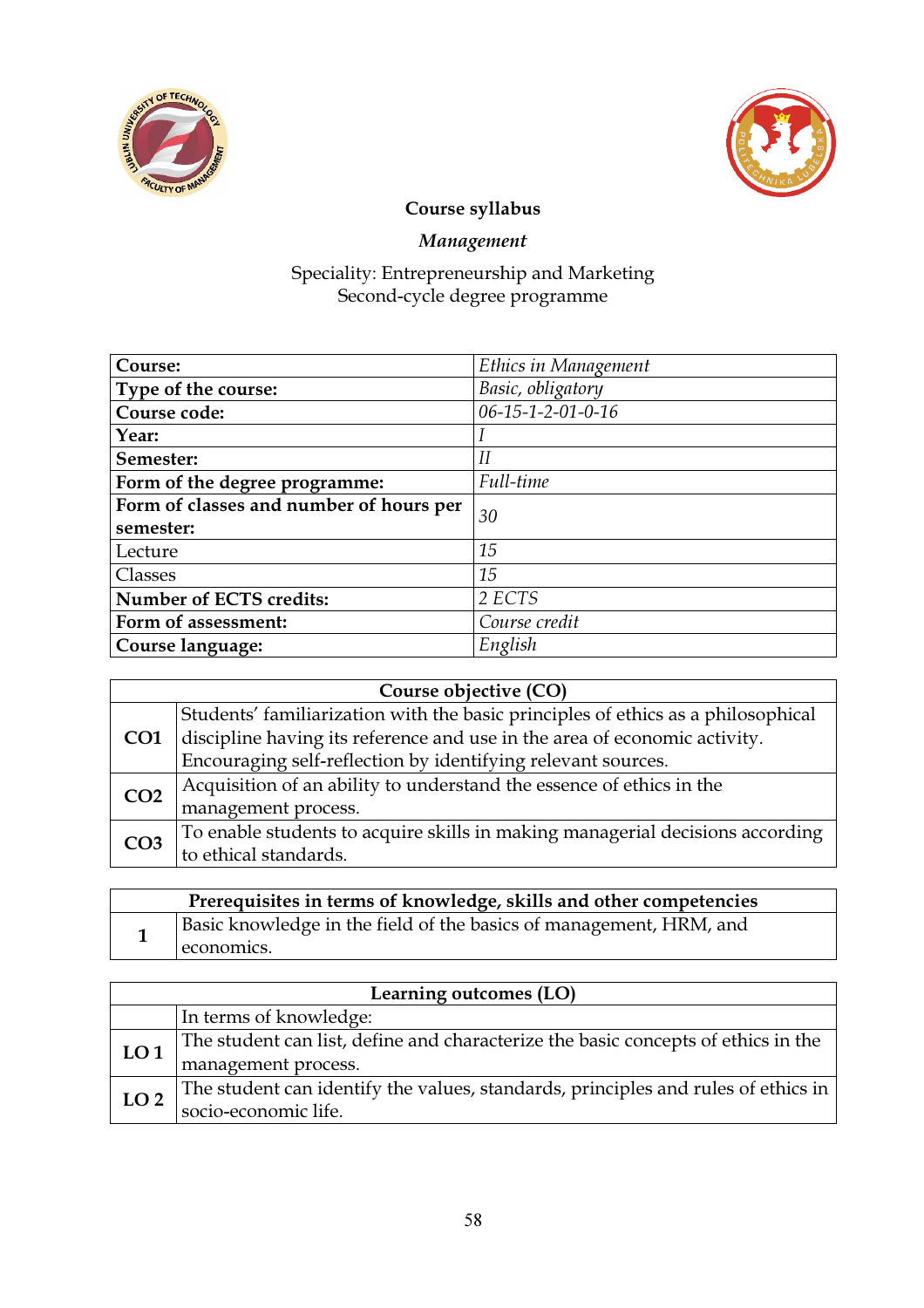**Course syllabus**

***Management***

Speciality: Entrepreneurship and Marketing
Second-cycle degree programme

| **Course:** | *Ethics in Management* |
|---|---|
| **Type of the course:** | *Basic, obligatory* |
| **Course code:** | *06-15-1-2-01-0-16* |
| **Year:** | *I* |
| **Semester:** | *II* |
| **Form of the degree programme:** | *Full-time* |
| **Form of classes and number of hours per semester:** | *30* |
| Lecture | *15* |
| Classes | *15* |
| **Number of ECTS credits:** | *2 ECTS* |
| **Form of assessment:** | *Course credit* |
| **Course language:** | *English* |

| **Course objective (CO)** | |
|---|---|
| **CO1** | Students' familiarization with the basic principles of ethics as a philosophical discipline having its reference and use in the area of economic activity. Encouraging self-reflection by identifying relevant sources. |
| **CO2** | Acquisition of an ability to understand the essence of ethics in the management process. |
| **CO3** | To enable students to acquire skills in making managerial decisions according to ethical standards. |

| **Prerequisites in terms of knowledge, skills and other competencies** | |
|---|---|
| **1** | Basic knowledge in the field of the basics of management, HRM, and economics. |

| **Learning outcomes (LO)** | |
|---|---|
| | In terms of knowledge: |
| **LO 1** | The student can list, define and characterize the basic concepts of ethics in the management process. |
| **LO 2** | The student can identify the values, standards, principles and rules of ethics in socio-economic life. |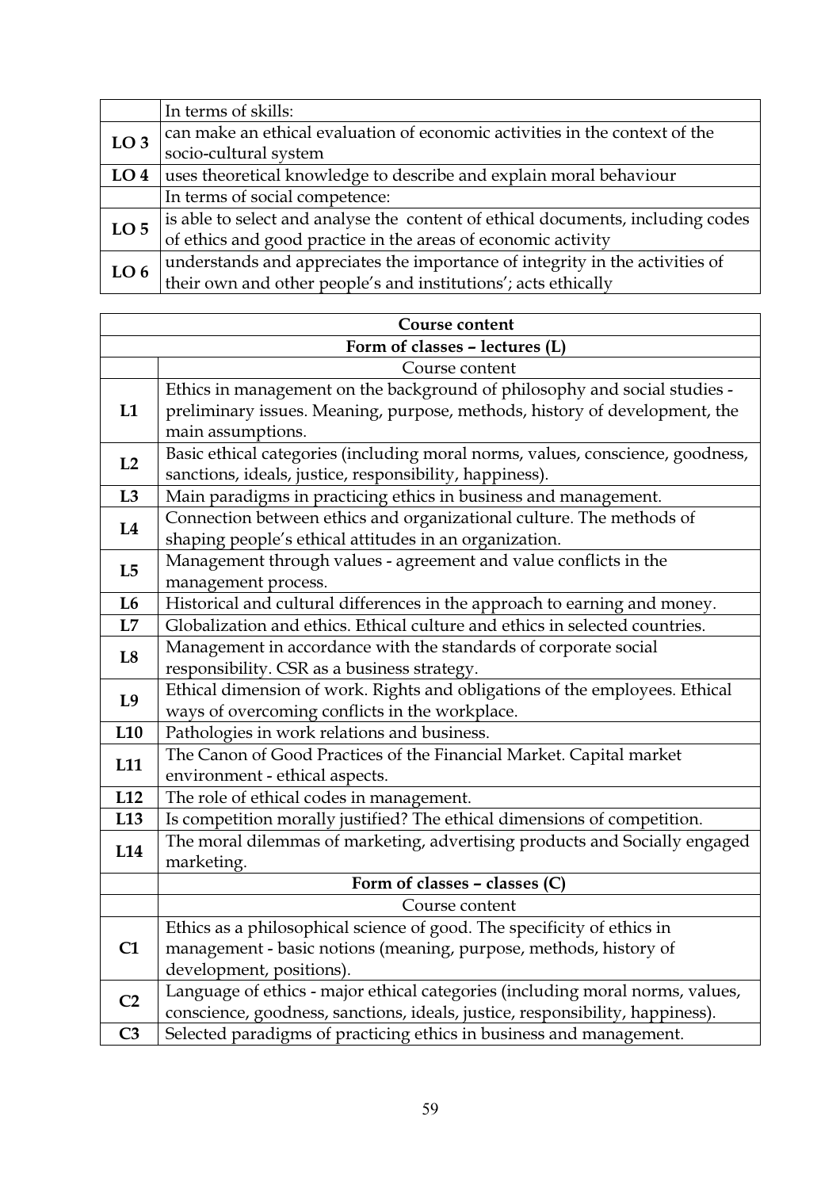| | In terms of skills: |
|---|---|
| **LO 3** | can make an ethical evaluation of economic activities in the context of the socio-cultural system |
| **LO 4** | uses theoretical knowledge to describe and explain moral behaviour |
| | In terms of social competence: |
| **LO 5** | is able to select and analyse the content of ethical documents, including codes of ethics and good practice in the areas of economic activity |
| **LO 6** | understands and appreciates the importance of integrity in the activities of their own and other people's and institutions'; acts ethically |

| **Course content** | |
|---|---|
| **Form of classes – lectures (L)** | |
| | Course content |
| **L1** | Ethics in management on the background of philosophy and social studies - preliminary issues. Meaning, purpose, methods, history of development, the main assumptions. |
| **L2** | Basic ethical categories (including moral norms, values, conscience, goodness, sanctions, ideals, justice, responsibility, happiness). |
| **L3** | Main paradigms in practicing ethics in business and management. |
| **L4** | Connection between ethics and organizational culture. The methods of shaping people's ethical attitudes in an organization. |
| **L5** | Management through values - agreement and value conflicts in the management process. |
| **L6** | Historical and cultural differences in the approach to earning and money. |
| **L7** | Globalization and ethics. Ethical culture and ethics in selected countries. |
| **L8** | Management in accordance with the standards of corporate social responsibility. CSR as a business strategy. |
| **L9** | Ethical dimension of work. Rights and obligations of the employees. Ethical ways of overcoming conflicts in the workplace. |
| **L10** | Pathologies in work relations and business. |
| **L11** | The Canon of Good Practices of the Financial Market. Capital market environment - ethical aspects. |
| **L12** | The role of ethical codes in management. |
| **L13** | Is competition morally justified? The ethical dimensions of competition. |
| **L14** | The moral dilemmas of marketing, advertising products and Socially engaged marketing. |
| | **Form of classes – classes (C)** |
| | Course content |
| **C1** | Ethics as a philosophical science of good. The specificity of ethics in management - basic notions (meaning, purpose, methods, history of development, positions). |
| **C2** | Language of ethics - major ethical categories (including moral norms, values, conscience, goodness, sanctions, ideals, justice, responsibility, happiness). |
| **C3** | Selected paradigms of practicing ethics in business and management. |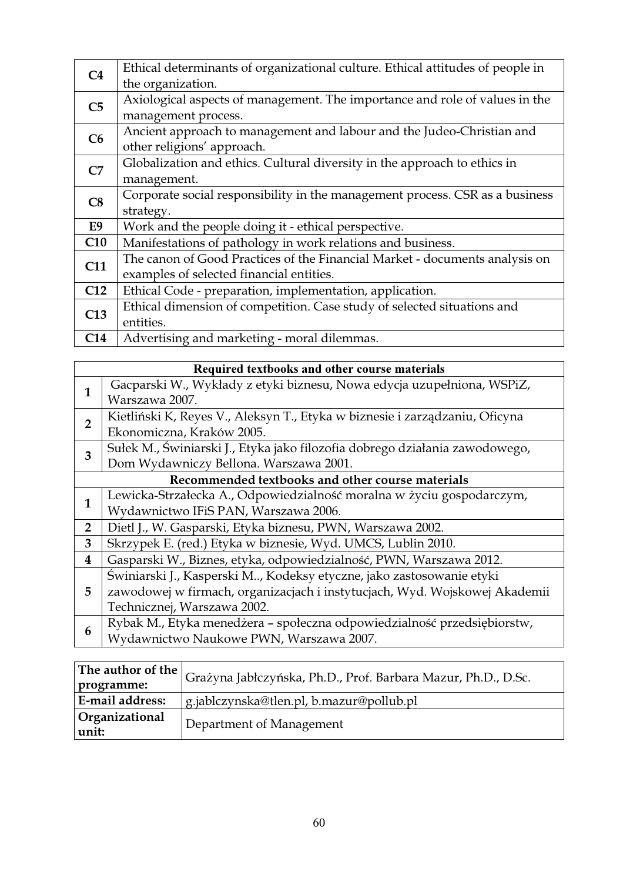| | |
|---|---|
| **C4** | Ethical determinants of organizational culture. Ethical attitudes of people in the organization. |
| **C5** | Axiological aspects of management. The importance and role of values in the management process. |
| **C6** | Ancient approach to management and labour and the Judeo-Christian and other religions' approach. |
| **C7** | Globalization and ethics. Cultural diversity in the approach to ethics in management. |
| **C8** | Corporate social responsibility in the management process. CSR as a business strategy. |
| **E9** | Work and the people doing it - ethical perspective. |
| **C10** | Manifestations of pathology in work relations and business. |
| **C11** | The canon of Good Practices of the Financial Market - documents analysis on examples of selected financial entities. |
| **C12** | Ethical Code - preparation, implementation, application. |
| **C13** | Ethical dimension of competition. Case study of selected situations and entities. |
| **C14** | Advertising and marketing - moral dilemmas. |

| **Required textbooks and other course materials** | |
|---|---|
| **1** | Gacparski W., Wykłady z etyki biznesu, Nowa edycja uzupełniona, WSPiZ, Warszawa 2007. |
| **2** | Kietliński K, Reyes V., Aleksyn T., Etyka w biznesie i zarządzaniu, Oficyna Ekonomiczna, Kraków 2005. |
| **3** | Sułek M., Świniarski J., Etyka jako filozofia dobrego działania zawodowego, Dom Wydawniczy Bellona. Warszawa 2001. |
| **Recommended textbooks and other course materials** | |
| **1** | Lewicka-Strzałecka A., Odpowiedzialność moralna w życiu gospodarczym, Wydawnictwo IFiS PAN, Warszawa 2006. |
| **2** | Dietl J., W. Gasparski, Etyka biznesu, PWN, Warszawa 2002. |
| **3** | Skrzypek E. (red.) Etyka w biznesie, Wyd. UMCS, Lublin 2010. |
| **4** | Gasparski W., Biznes, etyka, odpowiedzialność, PWN, Warszawa 2012. |
| **5** | Świniarski J., Kasperski M.., Kodeksy etyczne, jako zastosowanie etyki zawodowej w firmach, organizacjach i instytucjach, Wyd. Wojskowej Akademii Technicznej, Warszawa 2002. |
| **6** | Rybak M., Etyka menedżera – społeczna odpowiedzialność przedsiębiorstw, Wydawnictwo Naukowe PWN, Warszawa 2007. |

| | |
|---|---|
| **The author of the programme:** | Grażyna Jabłczyńska, Ph.D., Prof. Barbara Mazur, Ph.D., D.Sc. |
| **E-mail address:** | g.jablczynska@tlen.pl, b.mazur@pollub.pl |
| **Organizational unit:** | Department of Management |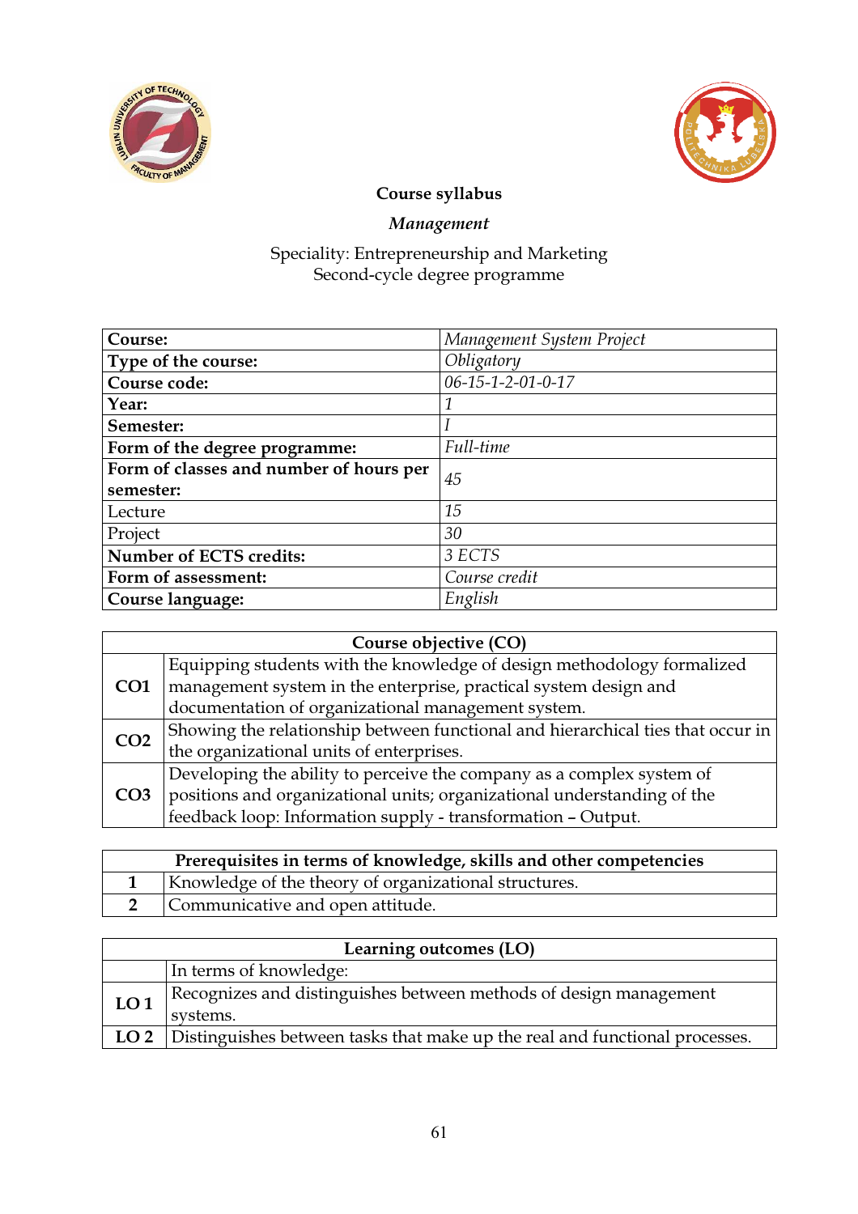**Course syllabus**

***Management***

Speciality: Entrepreneurship and Marketing
Second-cycle degree programme

| **Course:** | *Management System Project* |
|---|---|
| **Type of the course:** | *Obligatory* |
| **Course code:** | *06-15-1-2-01-0-17* |
| **Year:** | *1* |
| **Semester:** | *I* |
| **Form of the degree programme:** | *Full-time* |
| **Form of classes and number of hours per semester:** | *45* |
| Lecture | *15* |
| Project | *30* |
| **Number of ECTS credits:** | *3 ECTS* |
| **Form of assessment:** | *Course credit* |
| **Course language:** | *English* |

| **Course objective (CO)** | |
|---|---|
| **CO1** | Equipping students with the knowledge of design methodology formalized management system in the enterprise, practical system design and documentation of organizational management system. |
| **CO2** | Showing the relationship between functional and hierarchical ties that occur in the organizational units of enterprises. |
| **CO3** | Developing the ability to perceive the company as a complex system of positions and organizational units; organizational understanding of the feedback loop: Information supply - transformation – Output. |

| **Prerequisites in terms of knowledge, skills and other competencies** | |
|---|---|
| **1** | Knowledge of the theory of organizational structures. |
| **2** | Communicative and open attitude. |

| **Learning outcomes (LO)** | |
|---|---|
| | In terms of knowledge: |
| **LO 1** | Recognizes and distinguishes between methods of design management systems. |
| **LO 2** | Distinguishes between tasks that make up the real and functional processes. |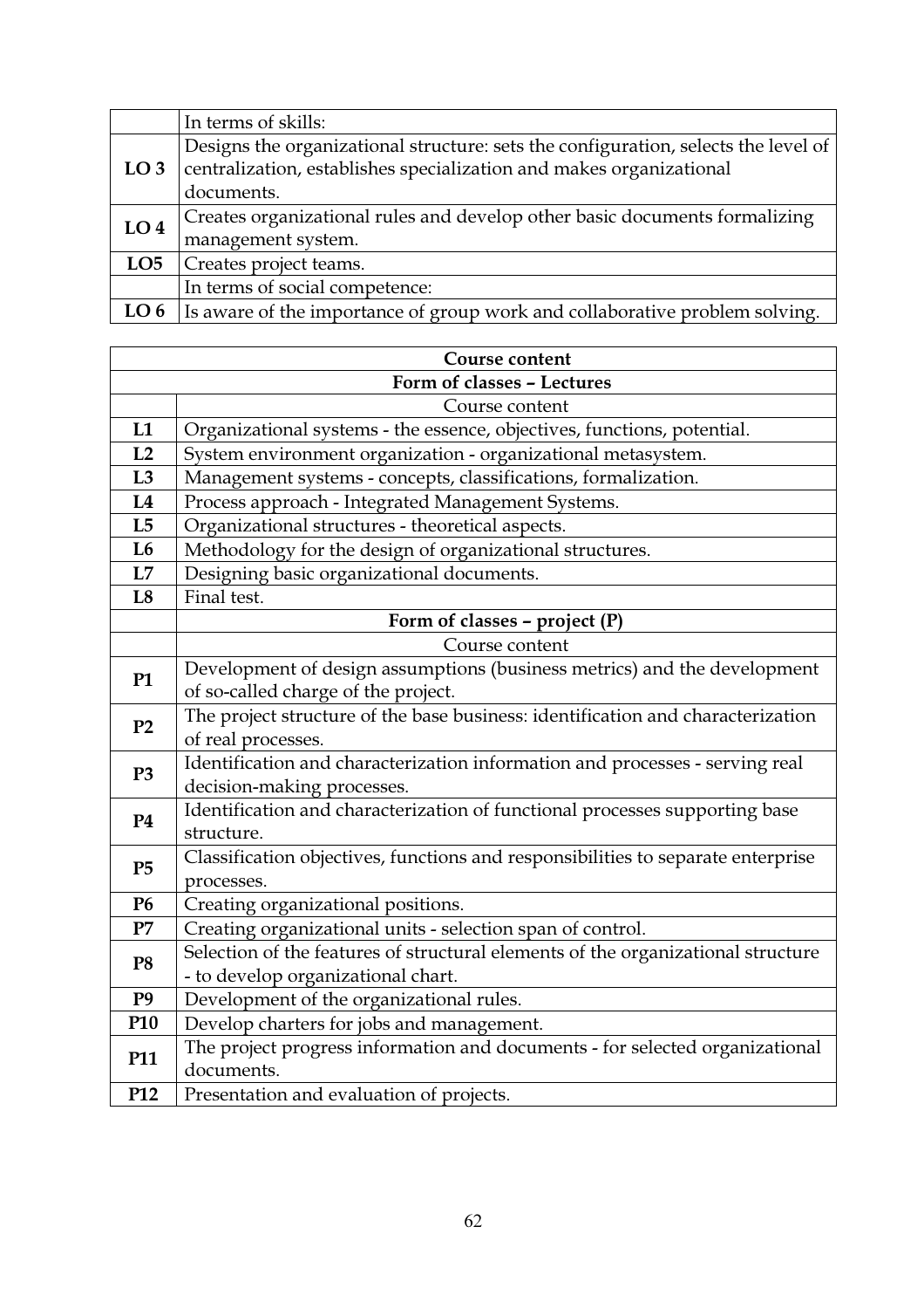| | In terms of skills: |
|---|---|
| **LO 3** | Designs the organizational structure: sets the configuration, selects the level of centralization, establishes specialization and makes organizational documents. |
| **LO 4** | Creates organizational rules and develop other basic documents formalizing management system. |
| **LO5** | Creates project teams. |
| | In terms of social competence: |
| **LO 6** | Is aware of the importance of group work and collaborative problem solving. |

| **Course content** | |
|---|---|
| **Form of classes – Lectures** | |
| | Course content |
| **L1** | Organizational systems - the essence, objectives, functions, potential. |
| **L2** | System environment organization - organizational metasystem. |
| **L3** | Management systems - concepts, classifications, formalization. |
| **L4** | Process approach - Integrated Management Systems. |
| **L5** | Organizational structures - theoretical aspects. |
| **L6** | Methodology for the design of organizational structures. |
| **L7** | Designing basic organizational documents. |
| **L8** | Final test. |
| | **Form of classes – project (P)** |
| | Course content |
| **P1** | Development of design assumptions (business metrics) and the development of so-called charge of the project. |
| **P2** | The project structure of the base business: identification and characterization of real processes. |
| **P3** | Identification and characterization information and processes - serving real decision-making processes. |
| **P4** | Identification and characterization of functional processes supporting base structure. |
| **P5** | Classification objectives, functions and responsibilities to separate enterprise processes. |
| **P6** | Creating organizational positions. |
| **P7** | Creating organizational units - selection span of control. |
| **P8** | Selection of the features of structural elements of the organizational structure - to develop organizational chart. |
| **P9** | Development of the organizational rules. |
| **P10** | Develop charters for jobs and management. |
| **P11** | The project progress information and documents - for selected organizational documents. |
| **P12** | Presentation and evaluation of projects. |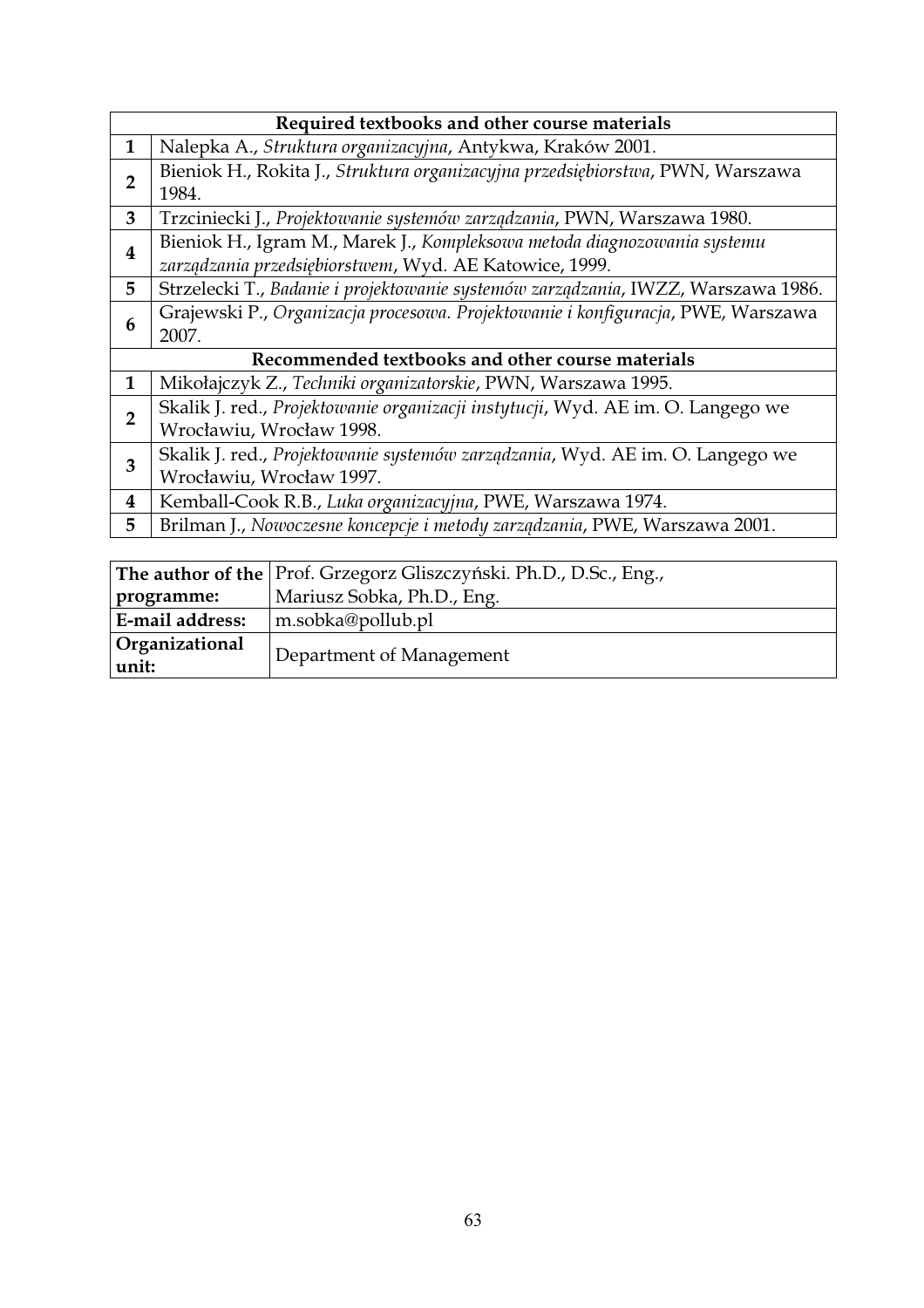| Required textbooks and other course materials | |
|---|---|
| 1 | Nalepka A., *Struktura organizacyjna*, Antykwa, Kraków 2001. |
| 2 | Bieniok H., Rokita J., *Struktura organizacyjna przedsiębiorstwa*, PWN, Warszawa 1984. |
| 3 | Trzciniecki J., *Projektowanie systemów zarządzania*, PWN, Warszawa 1980. |
| 4 | Bieniok H., Igram M., Marek J., *Kompleksowa metoda diagnozowania systemu zarządzania przedsiębiorstwem*, Wyd. AE Katowice, 1999. |
| 5 | Strzelecki T., *Badanie i projektowanie systemów zarządzania*, IWZZ, Warszawa 1986. |
| 6 | Grajewski P., *Organizacja procesowa. Projektowanie i konfiguracja*, PWE, Warszawa 2007. |
| **Recommended textbooks and other course materials** | |
| 1 | Mikołajczyk Z., *Techniki organizatorskie*, PWN, Warszawa 1995. |
| 2 | Skalik J. red., *Projektowanie organizacji instytucji*, Wyd. AE im. O. Langego we Wrocławiu, Wrocław 1998. |
| 3 | Skalik J. red., *Projektowanie systemów zarządzania*, Wyd. AE im. O. Langego we Wrocławiu, Wrocław 1997. |
| 4 | Kemball-Cook R.B., *Luka organizacyjna*, PWE, Warszawa 1974. |
| 5 | Brilman J., *Nowoczesne koncepcje i metody zarządzania*, PWE, Warszawa 2001. |

| | |
|---|---|
| **The author of the programme:** | Prof. Grzegorz Gliszczyński. Ph.D., D.Sc., Eng., Mariusz Sobka, Ph.D., Eng. |
| **E-mail address:** | m.sobka@pollub.pl |
| **Organizational unit:** | Department of Management |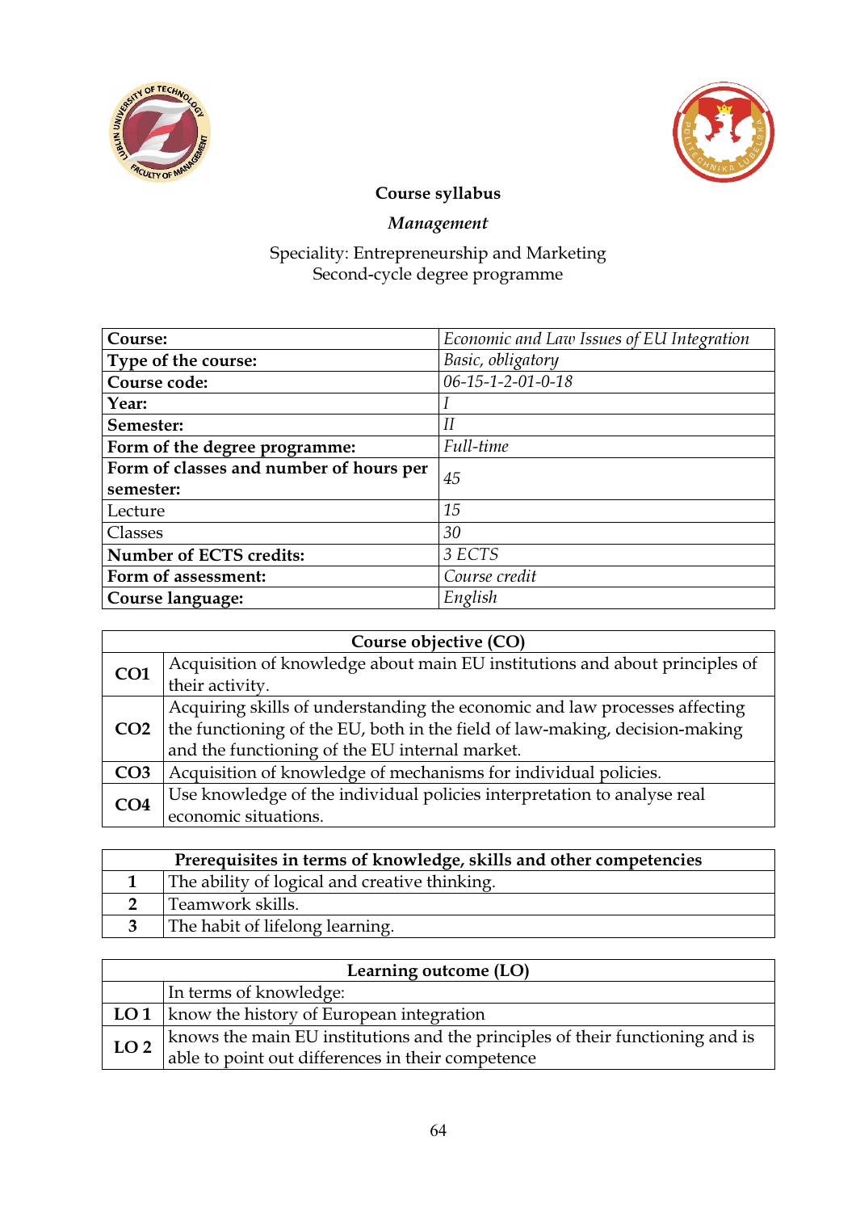**Course syllabus**

***Management***

Speciality: Entrepreneurship and Marketing
Second-cycle degree programme

| **Course:** | *Economic and Law Issues of EU Integration* |
|---|---|
| **Type of the course:** | *Basic, obligatory* |
| **Course code:** | *06-15-1-2-01-0-18* |
| **Year:** | *I* |
| **Semester:** | *II* |
| **Form of the degree programme:** | *Full-time* |
| **Form of classes and number of hours per semester:** | *45* |
| Lecture | *15* |
| Classes | *30* |
| **Number of ECTS credits:** | *3 ECTS* |
| **Form of assessment:** | *Course credit* |
| **Course language:** | *English* |

| **Course objective (CO)** | |
|---|---|
| **CO1** | Acquisition of knowledge about main EU institutions and about principles of their activity. |
| **CO2** | Acquiring skills of understanding the economic and law processes affecting the functioning of the EU, both in the field of law-making, decision-making and the functioning of the EU internal market. |
| **CO3** | Acquisition of knowledge of mechanisms for individual policies. |
| **CO4** | Use knowledge of the individual policies interpretation to analyse real economic situations. |

| **Prerequisites in terms of knowledge, skills and other competencies** | |
|---|---|
| **1** | The ability of logical and creative thinking. |
| **2** | Teamwork skills. |
| **3** | The habit of lifelong learning. |

| **Learning outcome (LO)** | |
|---|---|
| | In terms of knowledge: |
| **LO 1** | know the history of European integration |
| **LO 2** | knows the main EU institutions and the principles of their functioning and is able to point out differences in their competence |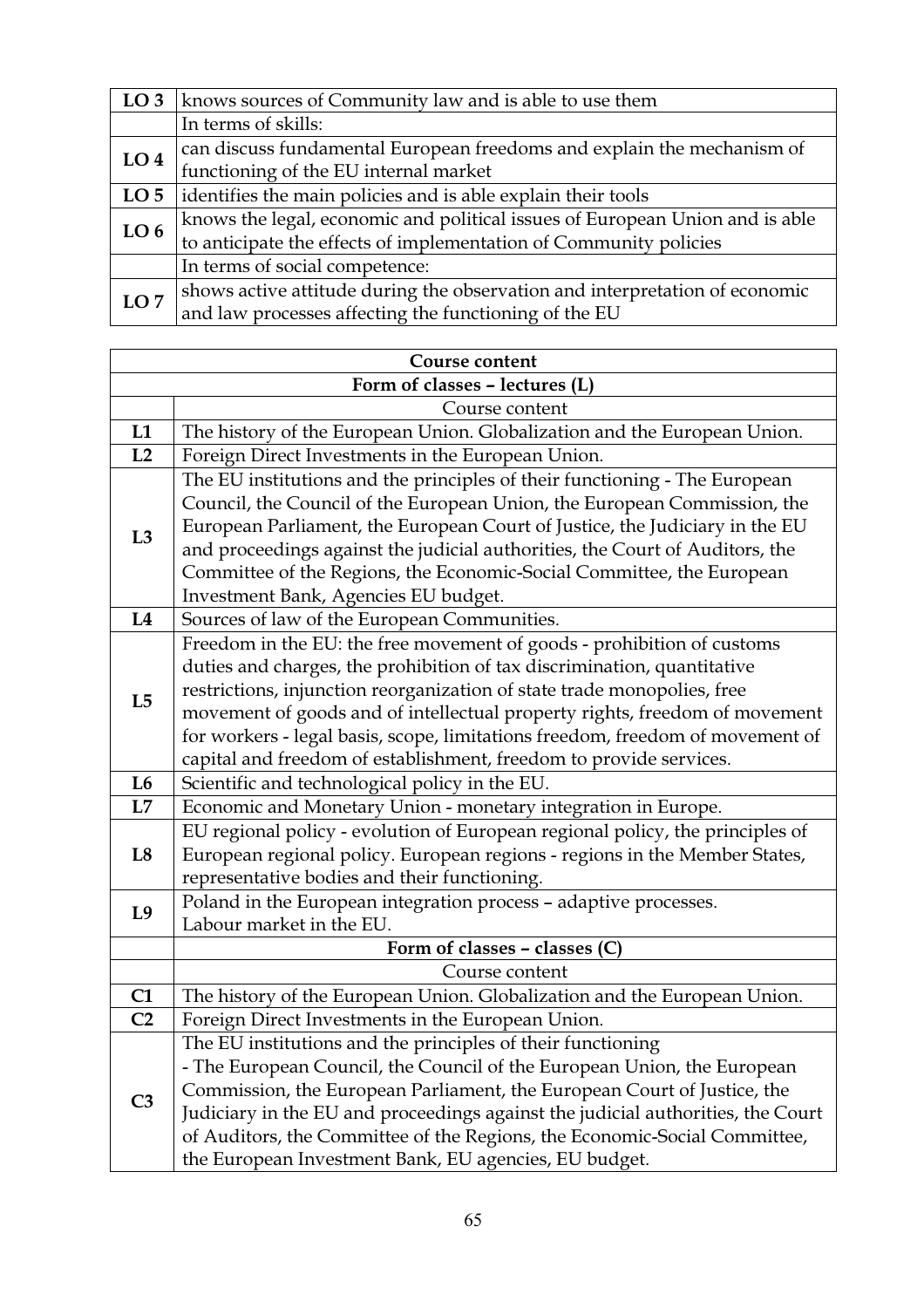| | |
|---|---|
| **LO 3** | knows sources of Community law and is able to use them |
| | In terms of skills: |
| **LO 4** | can discuss fundamental European freedoms and explain the mechanism of functioning of the EU internal market |
| **LO 5** | identifies the main policies and is able explain their tools |
| **LO 6** | knows the legal, economic and political issues of European Union and is able to anticipate the effects of implementation of Community policies |
| | In terms of social competence: |
| **LO 7** | shows active attitude during the observation and interpretation of economic and law processes affecting the functioning of the EU |

| **Course content** | |
|---|---|
| **Form of classes – lectures (L)** | |
| | Course content |
| **L1** | The history of the European Union. Globalization and the European Union. |
| **L2** | Foreign Direct Investments in the European Union. |
| **L3** | The EU institutions and the principles of their functioning - The European Council, the Council of the European Union, the European Commission, the European Parliament, the European Court of Justice, the Judiciary in the EU and proceedings against the judicial authorities, the Court of Auditors, the Committee of the Regions, the Economic-Social Committee, the European Investment Bank, Agencies EU budget. |
| **L4** | Sources of law of the European Communities. |
| **L5** | Freedom in the EU: the free movement of goods - prohibition of customs duties and charges, the prohibition of tax discrimination, quantitative restrictions, injunction reorganization of state trade monopolies, free movement of goods and of intellectual property rights, freedom of movement for workers - legal basis, scope, limitations freedom, freedom of movement of capital and freedom of establishment, freedom to provide services. |
| **L6** | Scientific and technological policy in the EU. |
| **L7** | Economic and Monetary Union - monetary integration in Europe. |
| **L8** | EU regional policy - evolution of European regional policy, the principles of European regional policy. European regions - regions in the Member States, representative bodies and their functioning. |
| **L9** | Poland in the European integration process – adaptive processes. Labour market in the EU. |
| | **Form of classes – classes (C)** |
| | Course content |
| **C1** | The history of the European Union. Globalization and the European Union. |
| **C2** | Foreign Direct Investments in the European Union. |
| **C3** | The EU institutions and the principles of their functioning - The European Council, the Council of the European Union, the European Commission, the European Parliament, the European Court of Justice, the Judiciary in the EU and proceedings against the judicial authorities, the Court of Auditors, the Committee of the Regions, the Economic-Social Committee, the European Investment Bank, EU agencies, EU budget. |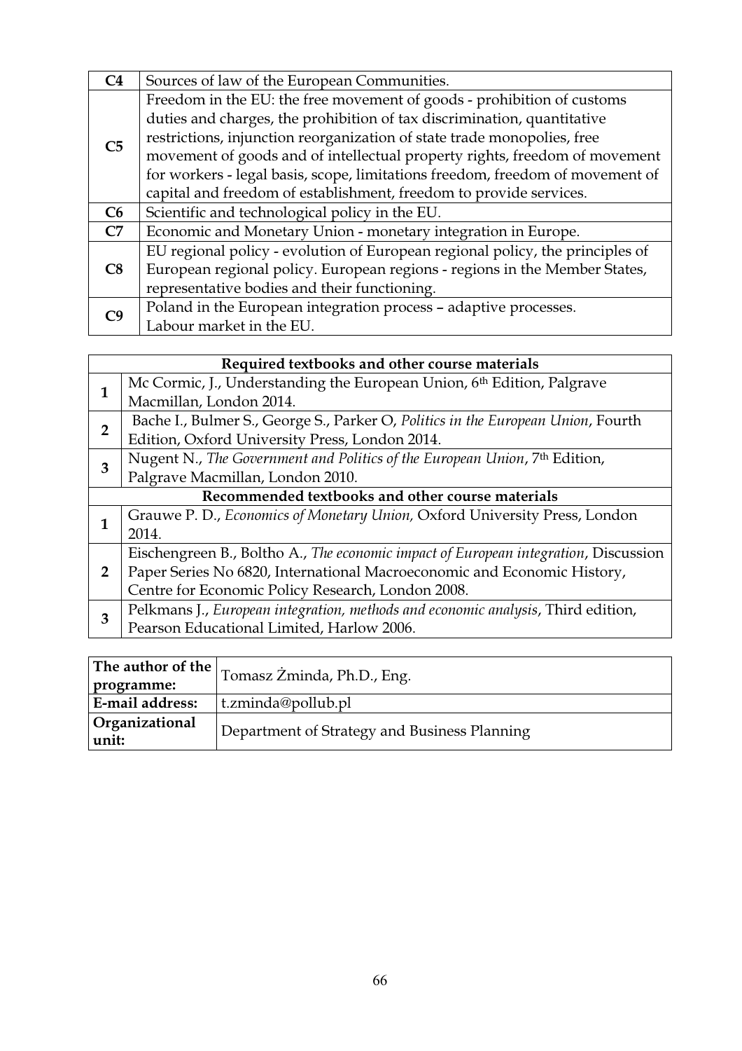| | |
|---|---|
| **C4** | Sources of law of the European Communities. |
| **C5** | Freedom in the EU: the free movement of goods - prohibition of customs duties and charges, the prohibition of tax discrimination, quantitative restrictions, injunction reorganization of state trade monopolies, free movement of goods and of intellectual property rights, freedom of movement for workers - legal basis, scope, limitations freedom, freedom of movement of capital and freedom of establishment, freedom to provide services. |
| **C6** | Scientific and technological policy in the EU. |
| **C7** | Economic and Monetary Union - monetary integration in Europe. |
| **C8** | EU regional policy - evolution of European regional policy, the principles of European regional policy. European regions - regions in the Member States, representative bodies and their functioning. |
| **C9** | Poland in the European integration process – adaptive processes. Labour market in the EU. |

| **Required textbooks and other course materials** | |
|---|---|
| **1** | Mc Cormic, J., Understanding the European Union, 6th Edition, Palgrave Macmillan, London 2014. |
| **2** | Bache I., Bulmer S., George S., Parker O, *Politics in the European Union*, Fourth Edition, Oxford University Press, London 2014. |
| **3** | Nugent N., *The Government and Politics of the European Union*, 7th Edition, Palgrave Macmillan, London 2010. |
| **Recommended textbooks and other course materials** | |
| **1** | Grauwe P. D., *Economics of Monetary Union,* Oxford University Press, London 2014. |
| **2** | Eischengreen B., Boltho A., *The economic impact of European integration*, Discussion Paper Series No 6820, International Macroeconomic and Economic History, Centre for Economic Policy Research, London 2008. |
| **3** | Pelkmans J., *European integration, methods and economic analysis*, Third edition, Pearson Educational Limited, Harlow 2006. |

| | |
|---|---|
| **The author of the programme:** | Tomasz Żminda, Ph.D., Eng. |
| **E-mail address:** | t.zminda@pollub.pl |
| **Organizational unit:** | Department of Strategy and Business Planning |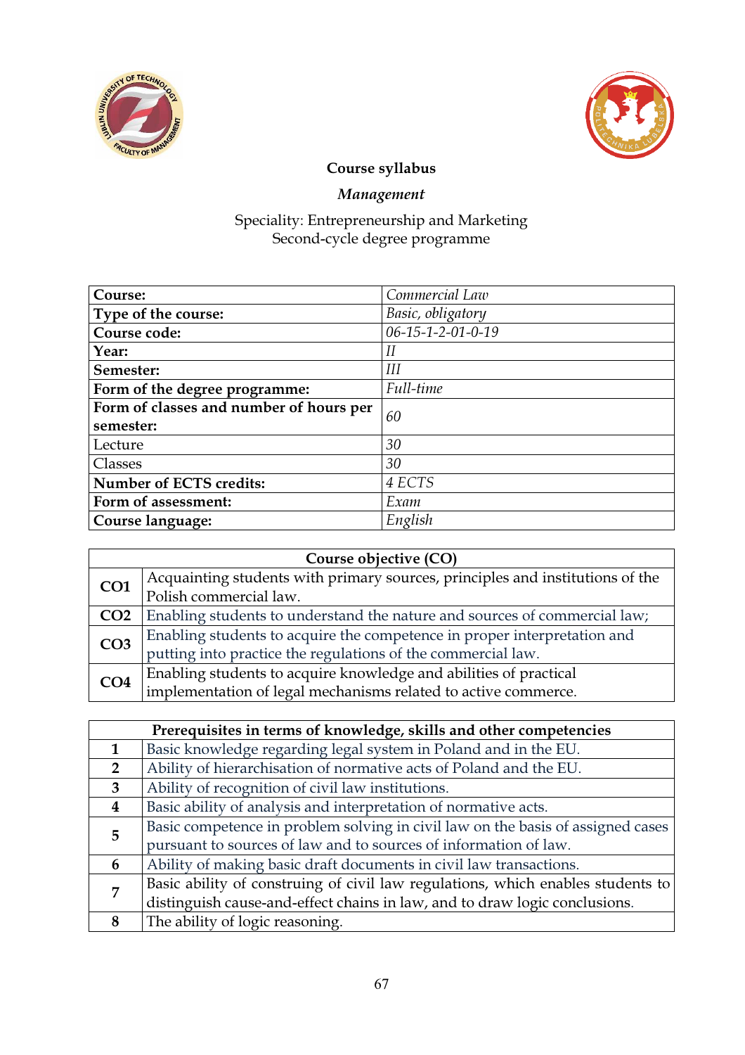**Course syllabus**

***Management***

Speciality: Entrepreneurship and Marketing
Second-cycle degree programme

| **Course:** | *Commercial Law* |
|---|---|
| **Type of the course:** | *Basic, obligatory* |
| **Course code:** | *06-15-1-2-01-0-19* |
| **Year:** | *II* |
| **Semester:** | *III* |
| **Form of the degree programme:** | *Full-time* |
| **Form of classes and number of hours per semester:** | *60* |
| Lecture | *30* |
| Classes | *30* |
| **Number of ECTS credits:** | *4 ECTS* |
| **Form of assessment:** | *Exam* |
| **Course language:** | *English* |

| **Course objective (CO)** | |
|---|---|
| **CO1** | Acquainting students with primary sources, principles and institutions of the Polish commercial law. |
| **CO2** | Enabling students to understand the nature and sources of commercial law; |
| **CO3** | Enabling students to acquire the competence in proper interpretation and putting into practice the regulations of the commercial law. |
| **CO4** | Enabling students to acquire knowledge and abilities of practical implementation of legal mechanisms related to active commerce. |

| **Prerequisites in terms of knowledge, skills and other competencies** | |
|---|---|
| **1** | Basic knowledge regarding legal system in Poland and in the EU. |
| **2** | Ability of hierarchisation of normative acts of Poland and the EU. |
| **3** | Ability of recognition of civil law institutions. |
| **4** | Basic ability of analysis and interpretation of normative acts. |
| **5** | Basic competence in problem solving in civil law on the basis of assigned cases pursuant to sources of law and to sources of information of law. |
| **6** | Ability of making basic draft documents in civil law transactions. |
| **7** | Basic ability of construing of civil law regulations, which enables students to distinguish cause-and-effect chains in law, and to draw logic conclusions. |
| **8** | The ability of logic reasoning. |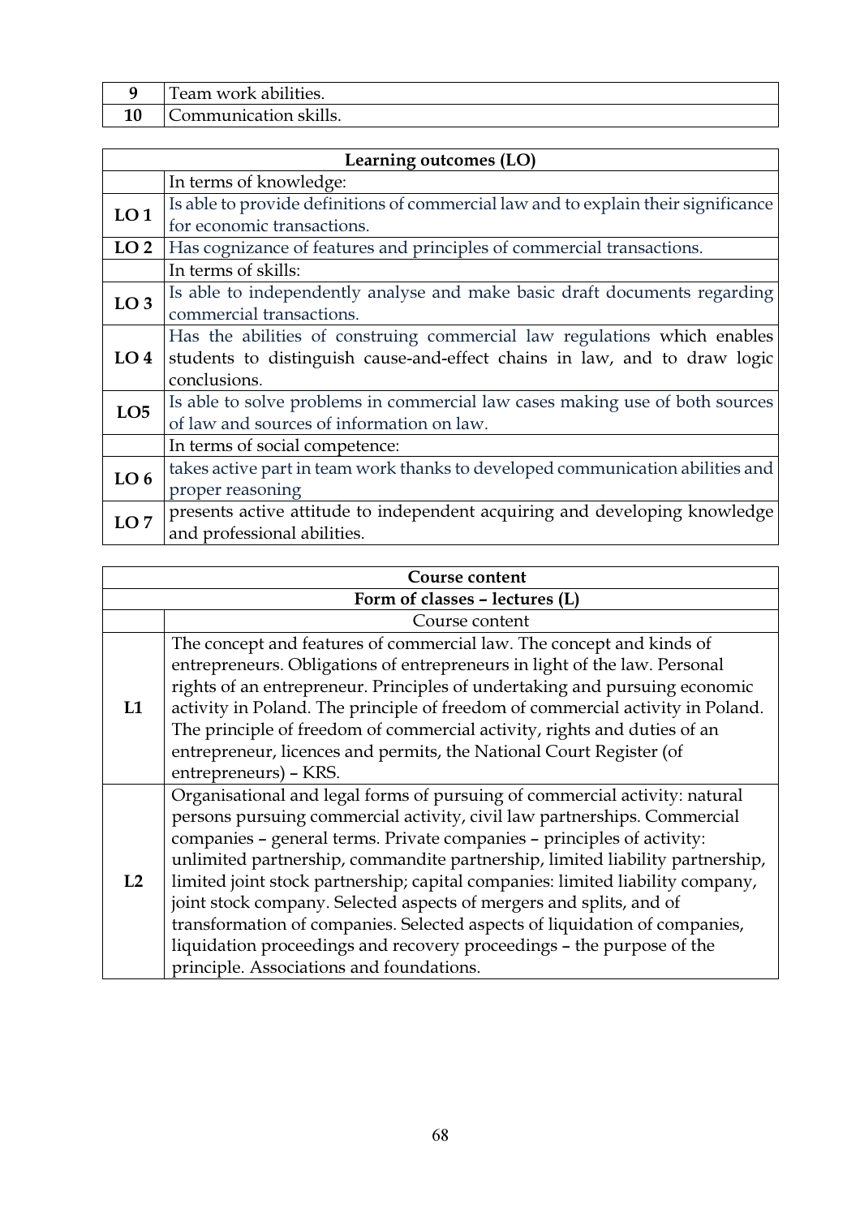| | |
|---|---|
| **9** | Team work abilities. |
| **10** | Communication skills. |

| **Learning outcomes (LO)** | |
|---|---|
| | In terms of knowledge: |
| **LO 1** | Is able to provide definitions of commercial law and to explain their significance for economic transactions. |
| **LO 2** | Has cognizance of features and principles of commercial transactions. |
| | In terms of skills: |
| **LO 3** | Is able to independently analyse and make basic draft documents regarding commercial transactions. |
| **LO 4** | Has the abilities of construing commercial law regulations which enables students to distinguish cause-and-effect chains in law, and to draw logic conclusions. |
| **LO5** | Is able to solve problems in commercial law cases making use of both sources of law and sources of information on law. |
| | In terms of social competence: |
| **LO 6** | takes active part in team work thanks to developed communication abilities and proper reasoning |
| **LO 7** | presents active attitude to independent acquiring and developing knowledge and professional abilities. |

| **Course content** | |
|---|---|
| **Form of classes – lectures (L)** | |
| | Course content |
| **L1** | The concept and features of commercial law. The concept and kinds of entrepreneurs. Obligations of entrepreneurs in light of the law. Personal rights of an entrepreneur. Principles of undertaking and pursuing economic activity in Poland. The principle of freedom of commercial activity in Poland. The principle of freedom of commercial activity, rights and duties of an entrepreneur, licences and permits, the National Court Register (of entrepreneurs) – KRS. |
| **L2** | Organisational and legal forms of pursuing of commercial activity: natural persons pursuing commercial activity, civil law partnerships. Commercial companies – general terms. Private companies – principles of activity: unlimited partnership, commandite partnership, limited liability partnership, limited joint stock partnership; capital companies: limited liability company, joint stock company. Selected aspects of mergers and splits, and of transformation of companies. Selected aspects of liquidation of companies, liquidation proceedings and recovery proceedings – the purpose of the principle. Associations and foundations. |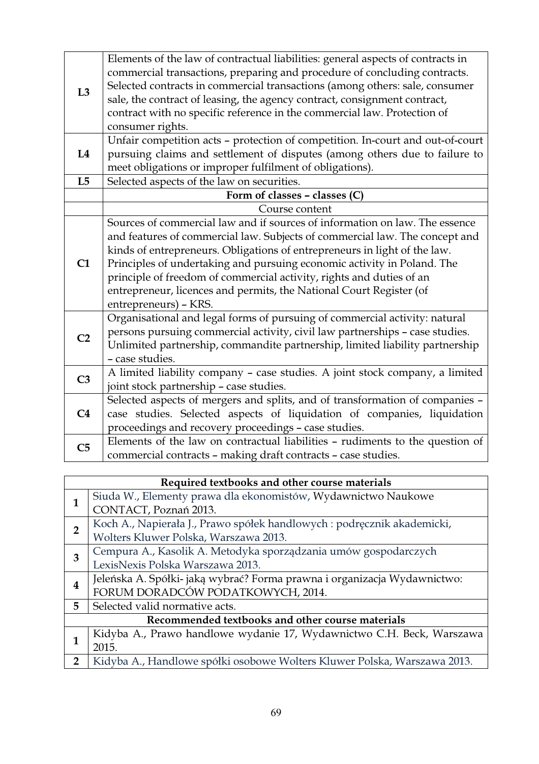| | |
|---|---|
| **L3** | Elements of the law of contractual liabilities: general aspects of contracts in commercial transactions, preparing and procedure of concluding contracts. Selected contracts in commercial transactions (among others: sale, consumer sale, the contract of leasing, the agency contract, consignment contract, contract with no specific reference in the commercial law. Protection of consumer rights. |
| **L4** | Unfair competition acts – protection of competition. In-court and out-of-court pursuing claims and settlement of disputes (among others due to failure to meet obligations or improper fulfilment of obligations). |
| **L5** | Selected aspects of the law on securities. |
| | **Form of classes – classes (C)** |
| | Course content |
| **C1** | Sources of commercial law and if sources of information on law. The essence and features of commercial law. Subjects of commercial law. The concept and kinds of entrepreneurs. Obligations of entrepreneurs in light of the law. Principles of undertaking and pursuing economic activity in Poland. The principle of freedom of commercial activity, rights and duties of an entrepreneur, licences and permits, the National Court Register (of entrepreneurs) – KRS. |
| **C2** | Organisational and legal forms of pursuing of commercial activity: natural persons pursuing commercial activity, civil law partnerships – case studies. Unlimited partnership, commandite partnership, limited liability partnership – case studies. |
| **C3** | A limited liability company – case studies. A joint stock company, a limited joint stock partnership – case studies. |
| **C4** | Selected aspects of mergers and splits, and of transformation of companies – case studies. Selected aspects of liquidation of companies, liquidation proceedings and recovery proceedings – case studies. |
| **C5** | Elements of the law on contractual liabilities – rudiments to the question of commercial contracts – making draft contracts – case studies. |

| **Required textbooks and other course materials** | |
|---|---|
| **1** | Siuda W., Elementy prawa dla ekonomistów, Wydawnictwo Naukowe CONTACT, Poznań 2013. |
| **2** | Koch A., Napierała J., Prawo spółek handlowych : podręcznik akademicki, Wolters Kluwer Polska, Warszawa 2013. |
| **3** | Cempura A., Kasolik A. Metodyka sporządzania umów gospodarczych LexisNexis Polska Warszawa 2013. |
| **4** | Jeleńska A. Spółki- jaką wybrać? Forma prawna i organizacja Wydawnictwo: FORUM DORADCÓW PODATKOWYCH, 2014. |
| **5** | Selected valid normative acts. |
| **Recommended textbooks and other course materials** | |
| **1** | Kidyba A., Prawo handlowe wydanie 17, Wydawnictwo C.H. Beck, Warszawa 2015. |
| **2** | Kidyba A., Handlowe spółki osobowe Wolters Kluwer Polska, Warszawa 2013. |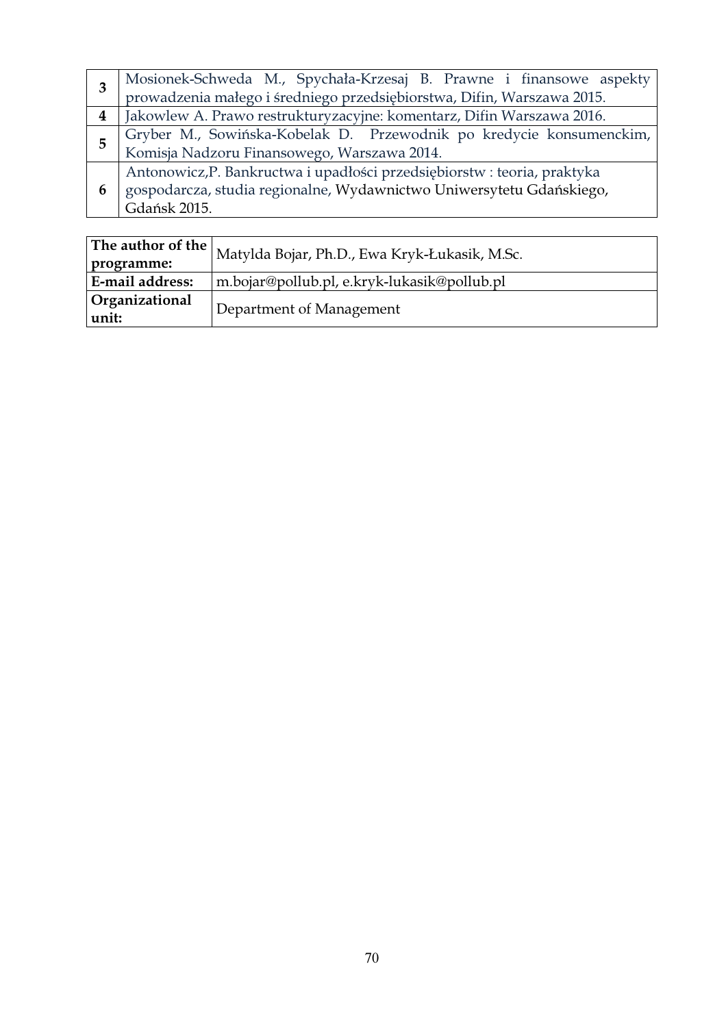| | |
|---|---|
| **3** | Mosionek-Schweda M., Spychała-Krzesaj B. Prawne i finansowe aspekty prowadzenia małego i średniego przedsiębiorstwa, Difin, Warszawa 2015. |
| **4** | Jakowlew A. Prawo restrukturyzacyjne: komentarz, Difin Warszawa 2016. |
| **5** | Gryber M., Sowińska-Kobelak D. Przewodnik po kredycie konsumenckim, Komisja Nadzoru Finansowego, Warszawa 2014. |
| **6** | Antonowicz,P. Bankructwa i upadłości przedsiębiorstw : teoria, praktyka gospodarcza, studia regionalne, Wydawnictwo Uniwersytetu Gdańskiego, Gdańsk 2015. |

| | |
|---|---|
| **The author of the programme:** | Matylda Bojar, Ph.D., Ewa Kryk-Łukasik, M.Sc. |
| **E-mail address:** | m.bojar@pollub.pl, e.kryk-lukasik@pollub.pl |
| **Organizational unit:** | Department of Management |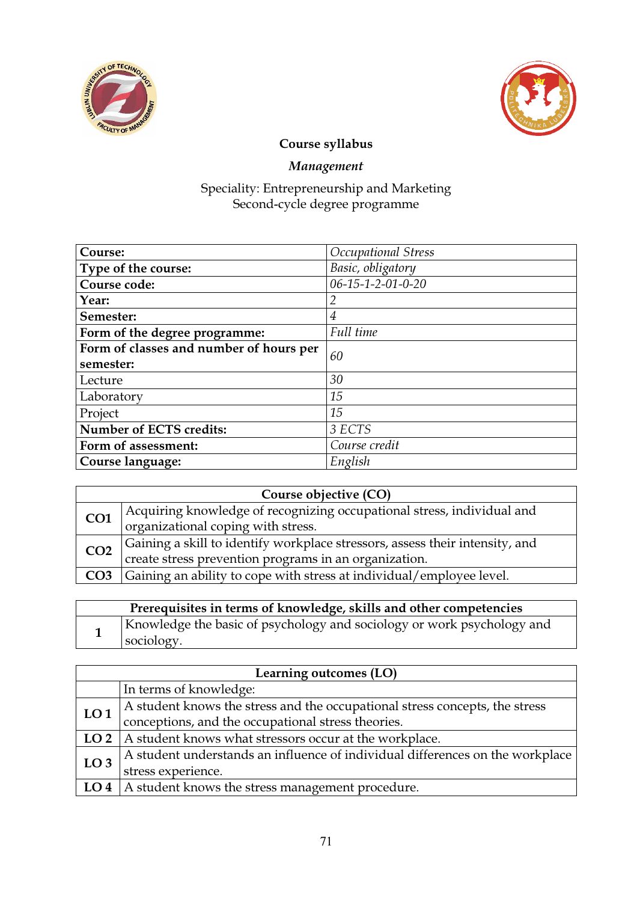**Course syllabus**

***Management***

Speciality: Entrepreneurship and Marketing
Second-cycle degree programme

| **Course:** | *Occupational Stress* |
|---|---|
| **Type of the course:** | *Basic, obligatory* |
| **Course code:** | *06-15-1-2-01-0-20* |
| **Year:** | *2* |
| **Semester:** | *4* |
| **Form of the degree programme:** | *Full time* |
| **Form of classes and number of hours per semester:** | *60* |
| Lecture | *30* |
| Laboratory | *15* |
| Project | *15* |
| **Number of ECTS credits:** | *3 ECTS* |
| **Form of assessment:** | *Course credit* |
| **Course language:** | *English* |

| **Course objective (CO)** | |
|---|---|
| **CO1** | Acquiring knowledge of recognizing occupational stress, individual and organizational coping with stress. |
| **CO2** | Gaining a skill to identify workplace stressors, assess their intensity, and create stress prevention programs in an organization. |
| **CO3** | Gaining an ability to cope with stress at individual/employee level. |

| **Prerequisites in terms of knowledge, skills and other competencies** | |
|---|---|
| **1** | Knowledge the basic of psychology and sociology or work psychology and sociology. |

| **Learning outcomes (LO)** | |
|---|---|
| | In terms of knowledge: |
| **LO 1** | A student knows the stress and the occupational stress concepts, the stress conceptions, and the occupational stress theories. |
| **LO 2** | A student knows what stressors occur at the workplace. |
| **LO 3** | A student understands an influence of individual differences on the workplace stress experience. |
| **LO 4** | A student knows the stress management procedure. |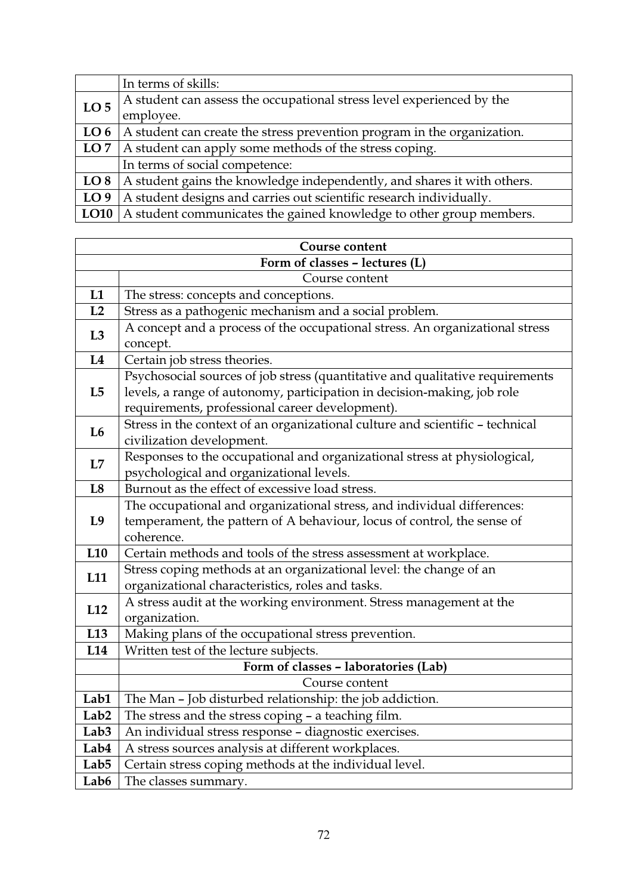| | In terms of skills: |
|---|---|
| **LO 5** | A student can assess the occupational stress level experienced by the employee. |
| **LO 6** | A student can create the stress prevention program in the organization. |
| **LO 7** | A student can apply some methods of the stress coping. |
| | In terms of social competence: |
| **LO 8** | A student gains the knowledge independently, and shares it with others. |
| **LO 9** | A student designs and carries out scientific research individually. |
| **LO10** | A student communicates the gained knowledge to other group members. |

| **Course content** | |
|---|---|
| **Form of classes – lectures (L)** | |
| | Course content |
| **L1** | The stress: concepts and conceptions. |
| **L2** | Stress as a pathogenic mechanism and a social problem. |
| **L3** | A concept and a process of the occupational stress. An organizational stress concept. |
| **L4** | Certain job stress theories. |
| **L5** | Psychosocial sources of job stress (quantitative and qualitative requirements levels, a range of autonomy, participation in decision-making, job role requirements, professional career development). |
| **L6** | Stress in the context of an organizational culture and scientific – technical civilization development. |
| **L7** | Responses to the occupational and organizational stress at physiological, psychological and organizational levels. |
| **L8** | Burnout as the effect of excessive load stress. |
| **L9** | The occupational and organizational stress, and individual differences: temperament, the pattern of A behaviour, locus of control, the sense of coherence. |
| **L10** | Certain methods and tools of the stress assessment at workplace. |
| **L11** | Stress coping methods at an organizational level: the change of an organizational characteristics, roles and tasks. |
| **L12** | A stress audit at the working environment. Stress management at the organization. |
| **L13** | Making plans of the occupational stress prevention. |
| **L14** | Written test of the lecture subjects. |
| | **Form of classes – laboratories (Lab)** |
| | Course content |
| **Lab1** | The Man – Job disturbed relationship: the job addiction. |
| **Lab2** | The stress and the stress coping – a teaching film. |
| **Lab3** | An individual stress response – diagnostic exercises. |
| **Lab4** | A stress sources analysis at different workplaces. |
| **Lab5** | Certain stress coping methods at the individual level. |
| **Lab6** | The classes summary. |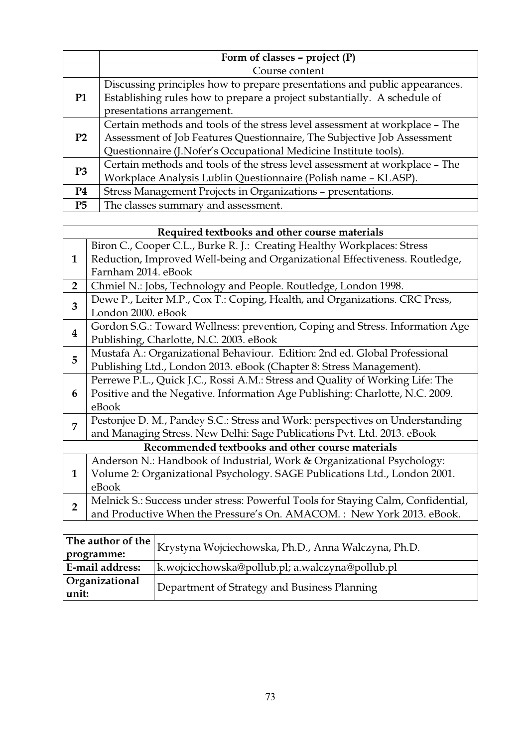| | Form of classes – project (P) |
|---|---|
| | Course content |
| **P1** | Discussing principles how to prepare presentations and public appearances. Establishing rules how to prepare a project substantially. A schedule of presentations arrangement. |
| **P2** | Certain methods and tools of the stress level assessment at workplace – The Assessment of Job Features Questionnaire, The Subjective Job Assessment Questionnaire (J.Nofer's Occupational Medicine Institute tools). |
| **P3** | Certain methods and tools of the stress level assessment at workplace – The Workplace Analysis Lublin Questionnaire (Polish name – KLASP). |
| **P4** | Stress Management Projects in Organizations – presentations. |
| **P5** | The classes summary and assessment. |

| | Required textbooks and other course materials |
|---|---|
| **1** | Biron C., Cooper C.L., Burke R. J.: Creating Healthy Workplaces: Stress Reduction, Improved Well-being and Organizational Effectiveness. Routledge, Farnham 2014. eBook |
| **2** | Chmiel N.: Jobs, Technology and People. Routledge, London 1998. |
| **3** | Dewe P., Leiter M.P., Cox T.: Coping, Health, and Organizations. CRC Press, London 2000. eBook |
| **4** | Gordon S.G.: Toward Wellness: prevention, Coping and Stress. Information Age Publishing, Charlotte, N.C. 2003. eBook |
| **5** | Mustafa A.: Organizational Behaviour. Edition: 2nd ed. Global Professional Publishing Ltd., London 2013. eBook (Chapter 8: Stress Management). |
| **6** | Perrewe P.L., Quick J.C., Rossi A.M.: Stress and Quality of Working Life: The Positive and the Negative. Information Age Publishing: Charlotte, N.C. 2009. eBook |
| **7** | Pestonjee D. M., Pandey S.C.: Stress and Work: perspectives on Understanding and Managing Stress. New Delhi: Sage Publications Pvt. Ltd. 2013. eBook |
| | **Recommended textbooks and other course materials** |
| **1** | Anderson N.: Handbook of Industrial, Work & Organizational Psychology: Volume 2: Organizational Psychology. SAGE Publications Ltd., London 2001. eBook |
| **2** | Melnick S.: Success under stress: Powerful Tools for Staying Calm, Confidential, and Productive When the Pressure's On. AMACOM. : New York 2013. eBook. |

| | |
|---|---|
| **The author of the programme:** | Krystyna Wojciechowska, Ph.D., Anna Walczyna, Ph.D. |
| **E-mail address:** | k.wojciechowska@pollub.pl; a.walczyna@pollub.pl |
| **Organizational unit:** | Department of Strategy and Business Planning |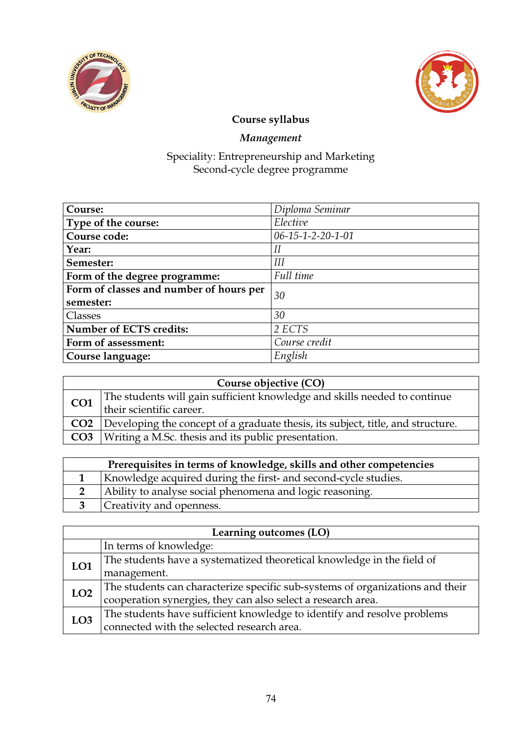# Course syllabus

## *Management*

Speciality: Entrepreneurship and Marketing
Second-cycle degree programme

| **Course:** | *Diploma Seminar* |
|---|---|
| **Type of the course:** | *Elective* |
| **Course code:** | *06-15-1-2-20-1-01* |
| **Year:** | *II* |
| **Semester:** | *III* |
| **Form of the degree programme:** | *Full time* |
| **Form of classes and number of hours per semester:** | *30* |
| Classes | *30* |
| **Number of ECTS credits:** | *2 ECTS* |
| **Form of assessment:** | *Course credit* |
| **Course language:** | *English* |

| **Course objective (CO)** | |
|---|---|
| **CO1** | The students will gain sufficient knowledge and skills needed to continue their scientific career. |
| **CO2** | Developing the concept of a graduate thesis, its subject, title, and structure. |
| **CO3** | Writing a M.Sc. thesis and its public presentation. |

| **Prerequisites in terms of knowledge, skills and other competencies** | |
|---|---|
| **1** | Knowledge acquired during the first- and second-cycle studies. |
| **2** | Ability to analyse social phenomena and logic reasoning. |
| **3** | Creativity and openness. |

| **Learning outcomes (LO)** | |
|---|---|
| | In terms of knowledge: |
| **LO1** | The students have a systematized theoretical knowledge in the field of management. |
| **LO2** | The students can characterize specific sub-systems of organizations and their cooperation synergies, they can also select a research area. |
| **LO3** | The students have sufficient knowledge to identify and resolve problems connected with the selected research area. |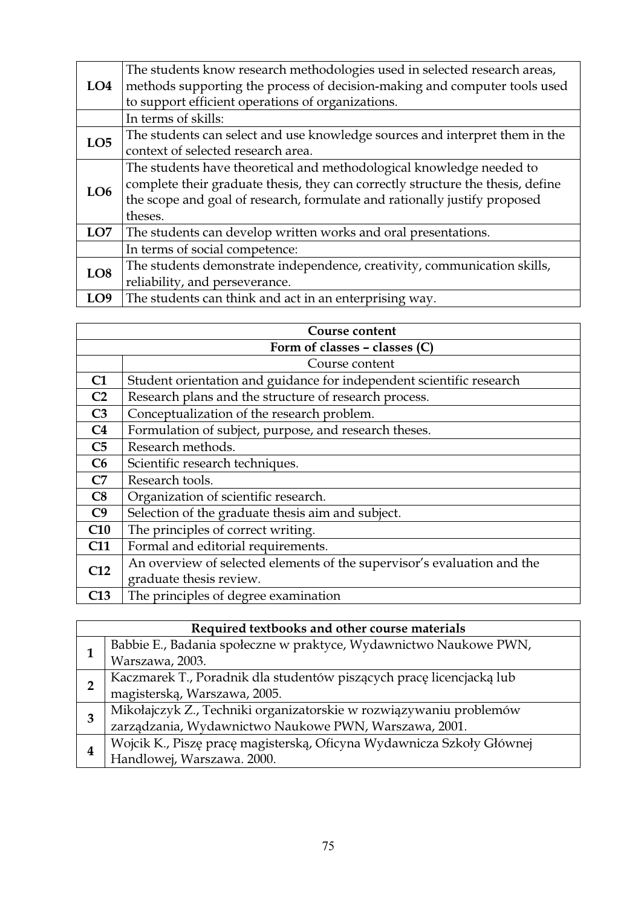| | |
|---|---|
| **LO4** | The students know research methodologies used in selected research areas, methods supporting the process of decision-making and computer tools used to support efficient operations of organizations. |
| | In terms of skills: |
| **LO5** | The students can select and use knowledge sources and interpret them in the context of selected research area. |
| **LO6** | The students have theoretical and methodological knowledge needed to complete their graduate thesis, they can correctly structure the thesis, define the scope and goal of research, formulate and rationally justify proposed theses. |
| **LO7** | The students can develop written works and oral presentations. |
| | In terms of social competence: |
| **LO8** | The students demonstrate independence, creativity, communication skills, reliability, and perseverance. |
| **LO9** | The students can think and act in an enterprising way. |

| **Course content** | |
|---|---|
| **Form of classes – classes (C)** | |
| | Course content |
| **C1** | Student orientation and guidance for independent scientific research |
| **C2** | Research plans and the structure of research process. |
| **C3** | Conceptualization of the research problem. |
| **C4** | Formulation of subject, purpose, and research theses. |
| **C5** | Research methods. |
| **C6** | Scientific research techniques. |
| **C7** | Research tools. |
| **C8** | Organization of scientific research. |
| **C9** | Selection of the graduate thesis aim and subject. |
| **C10** | The principles of correct writing. |
| **C11** | Formal and editorial requirements. |
| **C12** | An overview of selected elements of the supervisor's evaluation and the graduate thesis review. |
| **C13** | The principles of degree examination |

| **Required textbooks and other course materials** | |
|---|---|
| **1** | Babbie E., Badania społeczne w praktyce, Wydawnictwo Naukowe PWN, Warszawa, 2003. |
| **2** | Kaczmarek T., Poradnik dla studentów piszących pracę licencjacką lub magisterską, Warszawa, 2005. |
| **3** | Mikołajczyk Z., Techniki organizatorskie w rozwiązywaniu problemów zarządzania, Wydawnictwo Naukowe PWN, Warszawa, 2001. |
| **4** | Wojcik K., Piszę pracę magisterską, Oficyna Wydawnicza Szkoły Głównej Handlowej, Warszawa. 2000. |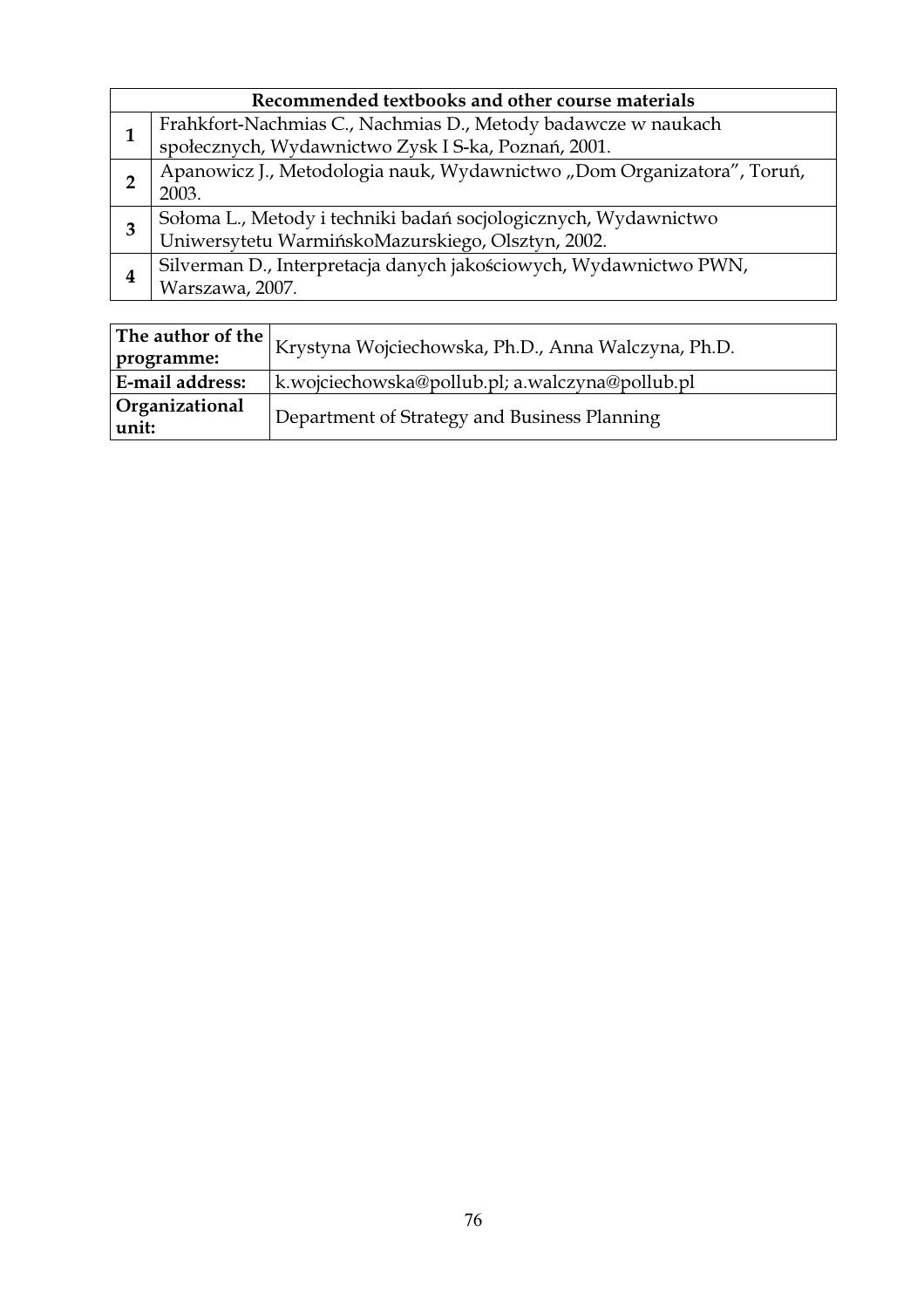| Recommended textbooks and other course materials | |
|---|---|
| **1** | Frahkfort-Nachmias C., Nachmias D., Metody badawcze w naukach społecznych, Wydawnictwo Zysk I S-ka, Poznań, 2001. |
| **2** | Apanowicz J., Metodologia nauk, Wydawnictwo „Dom Organizatora", Toruń, 2003. |
| **3** | Sołoma L., Metody i techniki badań socjologicznych, Wydawnictwo Uniwersytetu WarmińskoMazurskiego, Olsztyn, 2002. |
| **4** | Silverman D., Interpretacja danych jakościowych, Wydawnictwo PWN, Warszawa, 2007. |

| **The author of the programme:** | Krystyna Wojciechowska, Ph.D., Anna Walczyna, Ph.D. |
|---|---|
| **E-mail address:** | k.wojciechowska@pollub.pl; a.walczyna@pollub.pl |
| **Organizational unit:** | Department of Strategy and Business Planning |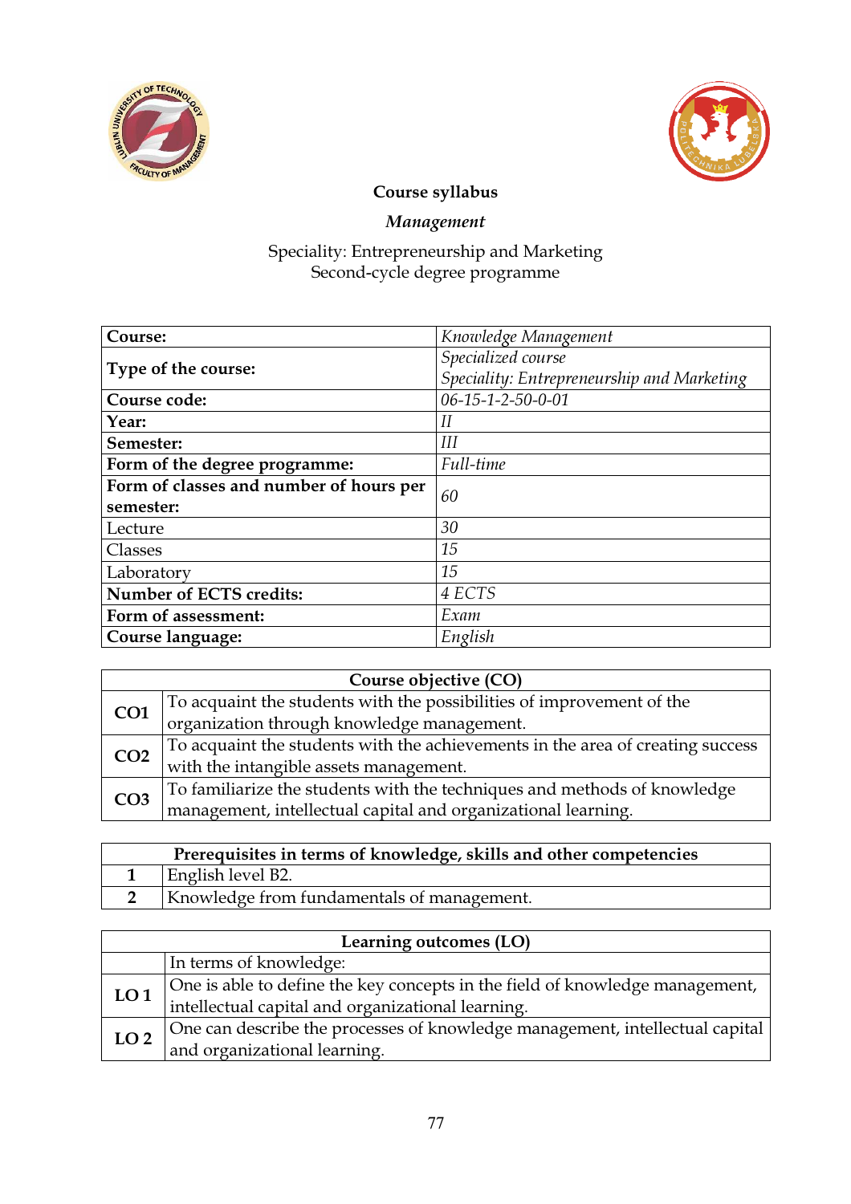**Course syllabus**

***Management***

Speciality: Entrepreneurship and Marketing
Second-cycle degree programme

| **Course:** | *Knowledge Management* |
|---|---|
| **Type of the course:** | *Specialized course*<br>*Speciality: Entrepreneurship and Marketing* |
| **Course code:** | *06-15-1-2-50-0-01* |
| **Year:** | *II* |
| **Semester:** | *III* |
| **Form of the degree programme:** | *Full-time* |
| **Form of classes and number of hours per semester:** | *60* |
| Lecture | *30* |
| Classes | *15* |
| Laboratory | *15* |
| **Number of ECTS credits:** | *4 ECTS* |
| **Form of assessment:** | *Exam* |
| **Course language:** | *English* |

| **Course objective (CO)** | |
|---|---|
| **CO1** | To acquaint the students with the possibilities of improvement of the organization through knowledge management. |
| **CO2** | To acquaint the students with the achievements in the area of creating success with the intangible assets management. |
| **CO3** | To familiarize the students with the techniques and methods of knowledge management, intellectual capital and organizational learning. |

| **Prerequisites in terms of knowledge, skills and other competencies** | |
|---|---|
| **1** | English level B2. |
| **2** | Knowledge from fundamentals of management. |

| **Learning outcomes (LO)** | |
|---|---|
| | In terms of knowledge: |
| **LO 1** | One is able to define the key concepts in the field of knowledge management, intellectual capital and organizational learning. |
| **LO 2** | One can describe the processes of knowledge management, intellectual capital and organizational learning. |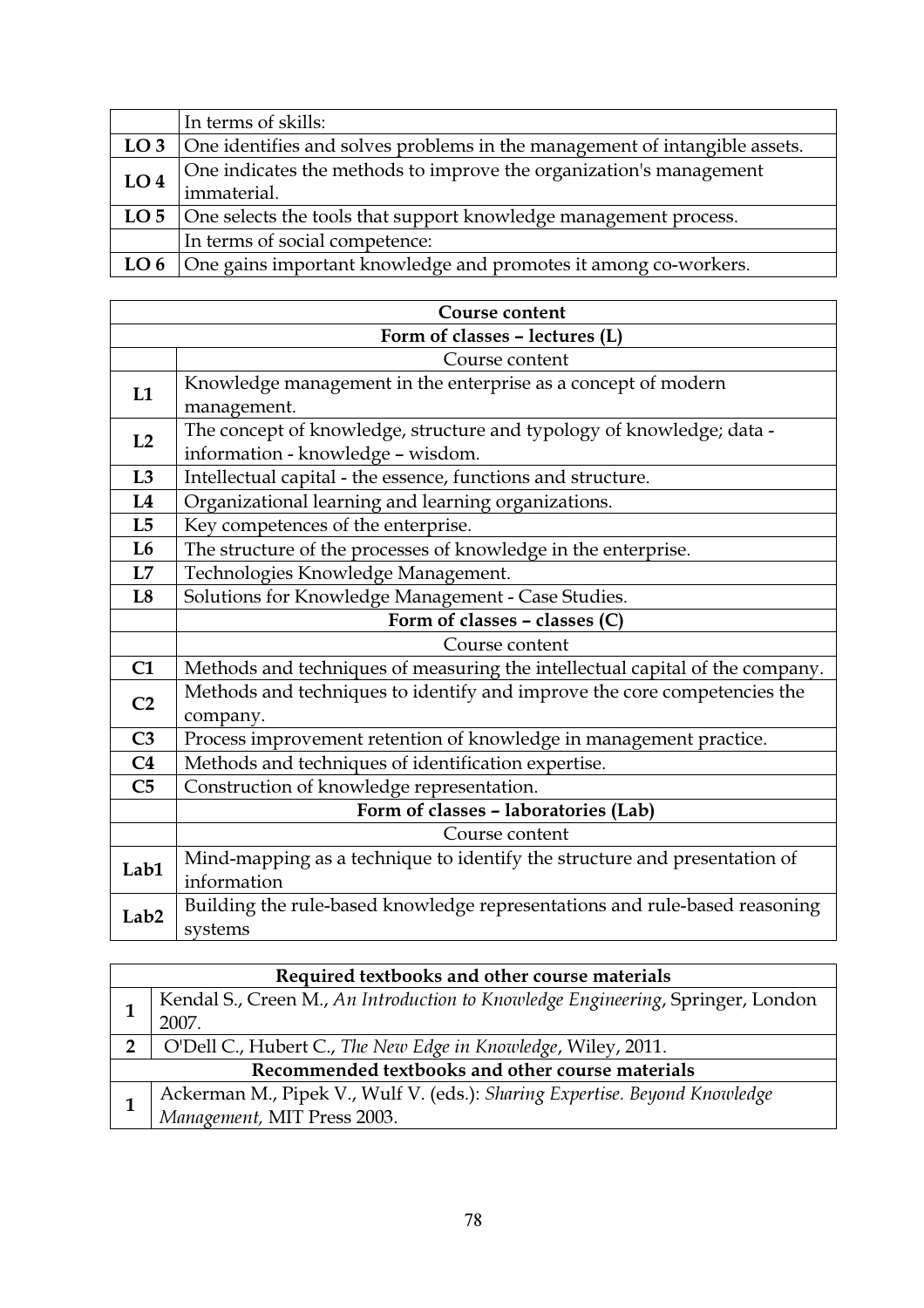| | In terms of skills: |
|---|---|
| **LO 3** | One identifies and solves problems in the management of intangible assets. |
| **LO 4** | One indicates the methods to improve the organization's management immaterial. |
| **LO 5** | One selects the tools that support knowledge management process. |
| | In terms of social competence: |
| **LO 6** | One gains important knowledge and promotes it among co-workers. |

| **Course content** | |
|---|---|
| **Form of classes – lectures (L)** | |
| | Course content |
| **L1** | Knowledge management in the enterprise as a concept of modern management. |
| **L2** | The concept of knowledge, structure and typology of knowledge; data - information - knowledge – wisdom. |
| **L3** | Intellectual capital - the essence, functions and structure. |
| **L4** | Organizational learning and learning organizations. |
| **L5** | Key competences of the enterprise. |
| **L6** | The structure of the processes of knowledge in the enterprise. |
| **L7** | Technologies Knowledge Management. |
| **L8** | Solutions for Knowledge Management - Case Studies. |
| | **Form of classes – classes (C)** |
| | Course content |
| **C1** | Methods and techniques of measuring the intellectual capital of the company. |
| **C2** | Methods and techniques to identify and improve the core competencies the company. |
| **C3** | Process improvement retention of knowledge in management practice. |
| **C4** | Methods and techniques of identification expertise. |
| **C5** | Construction of knowledge representation. |
| | **Form of classes – laboratories (Lab)** |
| | Course content |
| **Lab1** | Mind-mapping as a technique to identify the structure and presentation of information |
| **Lab2** | Building the rule-based knowledge representations and rule-based reasoning systems |

| **Required textbooks and other course materials** | |
|---|---|
| **1** | Kendal S., Creen M., *An Introduction to Knowledge Engineering*, Springer, London 2007. |
| **2** | O'Dell C., Hubert C., *The New Edge in Knowledge*, Wiley, 2011. |
| **Recommended textbooks and other course materials** | |
| **1** | Ackerman M., Pipek V., Wulf V. (eds.): *Sharing Expertise. Beyond Knowledge Management*, MIT Press 2003. |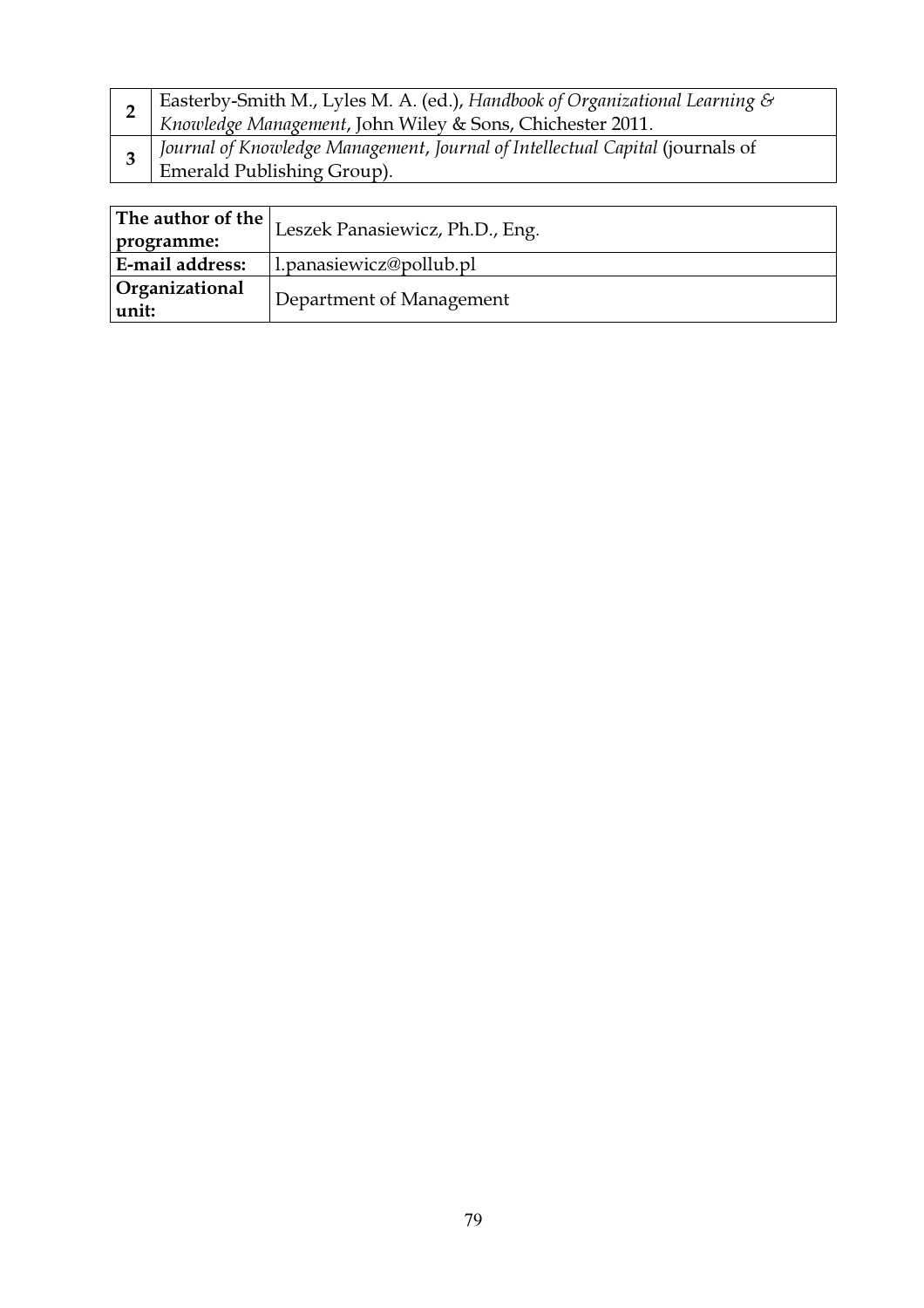| | |
|---|---|
| 2 | Easterby-Smith M., Lyles M. A. (ed.), *Handbook of Organizational Learning & Knowledge Management*, John Wiley & Sons, Chichester 2011. |
| 3 | *Journal of Knowledge Management*, *Journal of Intellectual Capital* (journals of Emerald Publishing Group). |

| | |
|---|---|
| **The author of the programme:** | Leszek Panasiewicz, Ph.D., Eng. |
| **E-mail address:** | l.panasiewicz@pollub.pl |
| **Organizational unit:** | Department of Management |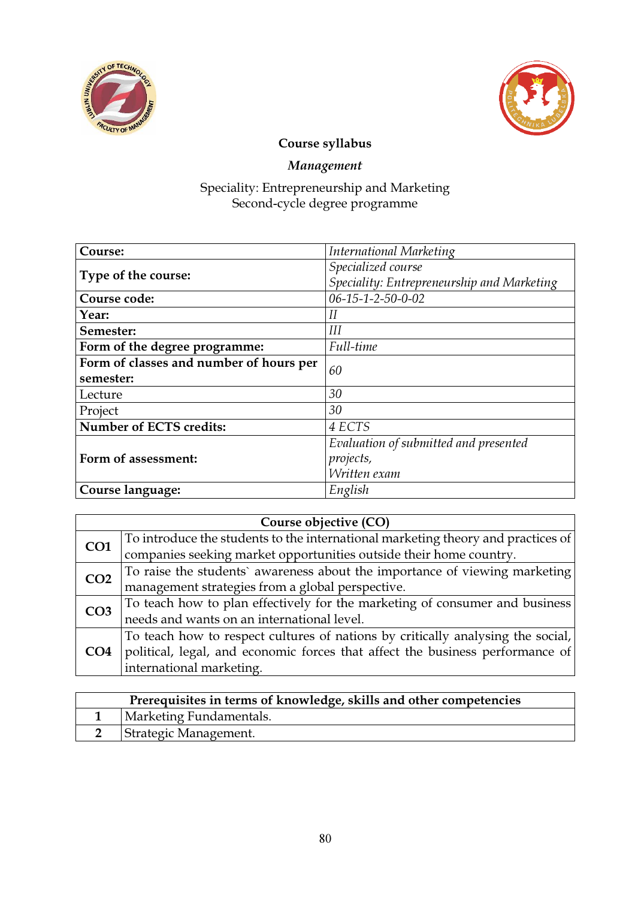**Course syllabus**

***Management***

Speciality: Entrepreneurship and Marketing
Second-cycle degree programme

| **Course:** | *International Marketing* |
|---|---|
| **Type of the course:** | *Specialized course*<br>*Speciality: Entrepreneurship and Marketing* |
| **Course code:** | *06-15-1-2-50-0-02* |
| **Year:** | *II* |
| **Semester:** | *III* |
| **Form of the degree programme:** | *Full-time* |
| **Form of classes and number of hours per semester:** | *60* |
| Lecture | *30* |
| Project | *30* |
| **Number of ECTS credits:** | *4 ECTS* |
| **Form of assessment:** | *Evaluation of submitted and presented projects,*<br>*Written exam* |
| **Course language:** | *English* |

| **Course objective (CO)** | |
|---|---|
| **CO1** | To introduce the students to the international marketing theory and practices of companies seeking market opportunities outside their home country. |
| **CO2** | To raise the students` awareness about the importance of viewing marketing management strategies from a global perspective. |
| **CO3** | To teach how to plan effectively for the marketing of consumer and business needs and wants on an international level. |
| **CO4** | To teach how to respect cultures of nations by critically analysing the social, political, legal, and economic forces that affect the business performance of international marketing. |

| **Prerequisites in terms of knowledge, skills and other competencies** | |
|---|---|
| **1** | Marketing Fundamentals. |
| **2** | Strategic Management. |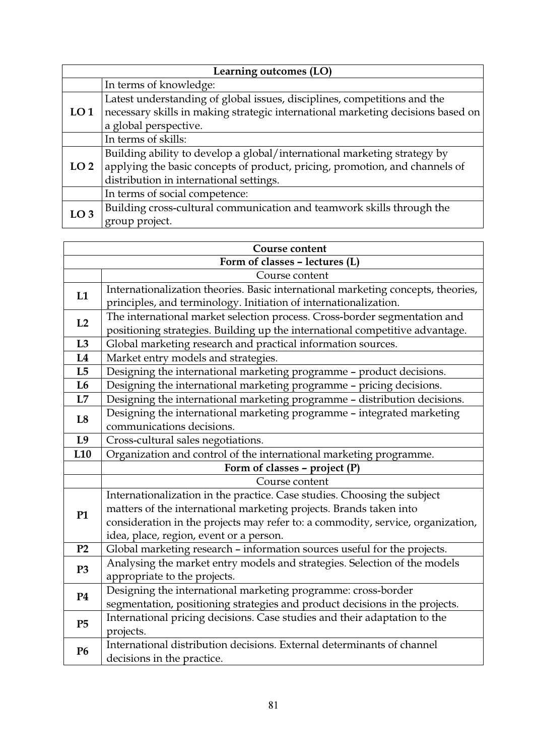| Learning outcomes (LO) | |
|---|---|
| | In terms of knowledge: |
| **LO 1** | Latest understanding of global issues, disciplines, competitions and the necessary skills in making strategic international marketing decisions based on a global perspective. |
| | In terms of skills: |
| **LO 2** | Building ability to develop a global/international marketing strategy by applying the basic concepts of product, pricing, promotion, and channels of distribution in international settings. |
| | In terms of social competence: |
| **LO 3** | Building cross-cultural communication and teamwork skills through the group project. |

| Course content | |
|---|---|
| **Form of classes – lectures (L)** | |
| | Course content |
| **L1** | Internationalization theories. Basic international marketing concepts, theories, principles, and terminology. Initiation of internationalization. |
| **L2** | The international market selection process. Cross-border segmentation and positioning strategies. Building up the international competitive advantage. |
| **L3** | Global marketing research and practical information sources. |
| **L4** | Market entry models and strategies. |
| **L5** | Designing the international marketing programme – product decisions. |
| **L6** | Designing the international marketing programme – pricing decisions. |
| **L7** | Designing the international marketing programme – distribution decisions. |
| **L8** | Designing the international marketing programme – integrated marketing communications decisions. |
| **L9** | Cross-cultural sales negotiations. |
| **L10** | Organization and control of the international marketing programme. |
| | **Form of classes – project (P)** |
| | Course content |
| **P1** | Internationalization in the practice. Case studies. Choosing the subject matters of the international marketing projects. Brands taken into consideration in the projects may refer to: a commodity, service, organization, idea, place, region, event or a person. |
| **P2** | Global marketing research – information sources useful for the projects. |
| **P3** | Analysing the market entry models and strategies. Selection of the models appropriate to the projects. |
| **P4** | Designing the international marketing programme: cross-border segmentation, positioning strategies and product decisions in the projects. |
| **P5** | International pricing decisions. Case studies and their adaptation to the projects. |
| **P6** | International distribution decisions. External determinants of channel decisions in the practice. |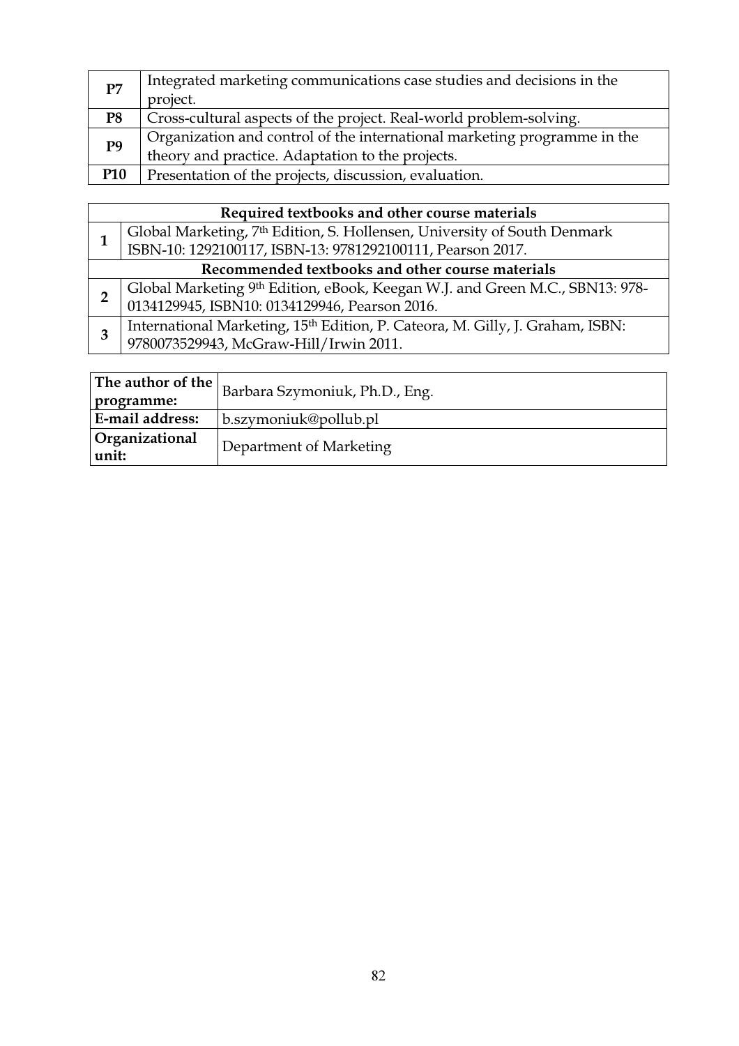| | |
|---|---|
| **P7** | Integrated marketing communications case studies and decisions in the project. |
| **P8** | Cross-cultural aspects of the project. Real-world problem-solving. |
| **P9** | Organization and control of the international marketing programme in the theory and practice. Adaptation to the projects. |
| **P10** | Presentation of the projects, discussion, evaluation. |

| **Required textbooks and other course materials** | |
|---|---|
| **1** | Global Marketing, 7th Edition, S. Hollensen, University of South Denmark ISBN-10: 1292100117, ISBN-13: 9781292100111, Pearson 2017. |
| **Recommended textbooks and other course materials** | |
| **2** | Global Marketing 9th Edition, eBook, Keegan W.J. and Green M.C., SBN13: 978-0134129945, ISBN10: 0134129946, Pearson 2016. |
| **3** | International Marketing, 15th Edition, P. Cateora, M. Gilly, J. Graham, ISBN: 9780073529943, McGraw-Hill/Irwin 2011. |

| | |
|---|---|
| **The author of the programme:** | Barbara Szymoniuk, Ph.D., Eng. |
| **E-mail address:** | b.szymoniuk@pollub.pl |
| **Organizational unit:** | Department of Marketing |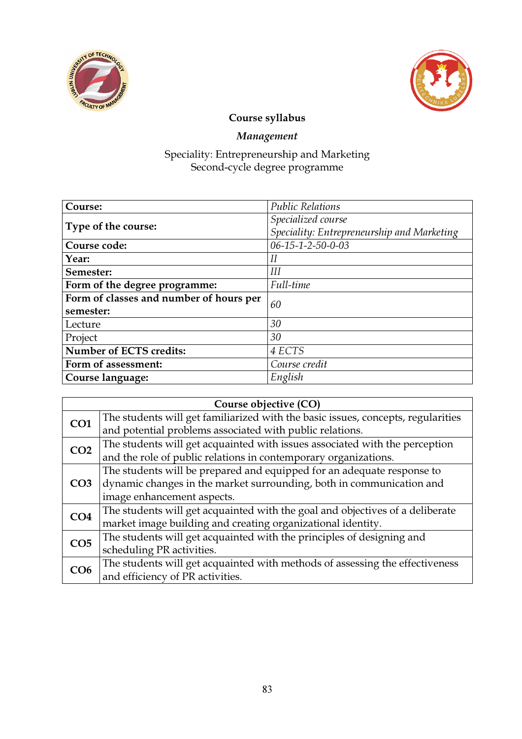**Course syllabus**

***Management***

Speciality: Entrepreneurship and Marketing
Second-cycle degree programme

| **Course:** | *Public Relations* |
|---|---|
| **Type of the course:** | *Specialized course*<br>*Speciality: Entrepreneurship and Marketing* |
| **Course code:** | *06-15-1-2-50-0-03* |
| **Year:** | *II* |
| **Semester:** | *III* |
| **Form of the degree programme:** | *Full-time* |
| **Form of classes and number of hours per semester:** | *60* |
| Lecture | *30* |
| Project | *30* |
| **Number of ECTS credits:** | *4 ECTS* |
| **Form of assessment:** | *Course credit* |
| **Course language:** | *English* |

| **Course objective (CO)** | |
|---|---|
| **CO1** | The students will get familiarized with the basic issues, concepts, regularities and potential problems associated with public relations. |
| **CO2** | The students will get acquainted with issues associated with the perception and the role of public relations in contemporary organizations. |
| **CO3** | The students will be prepared and equipped for an adequate response to dynamic changes in the market surrounding, both in communication and image enhancement aspects. |
| **CO4** | The students will get acquainted with the goal and objectives of a deliberate market image building and creating organizational identity. |
| **CO5** | The students will get acquainted with the principles of designing and scheduling PR activities. |
| **CO6** | The students will get acquainted with methods of assessing the effectiveness and efficiency of PR activities. |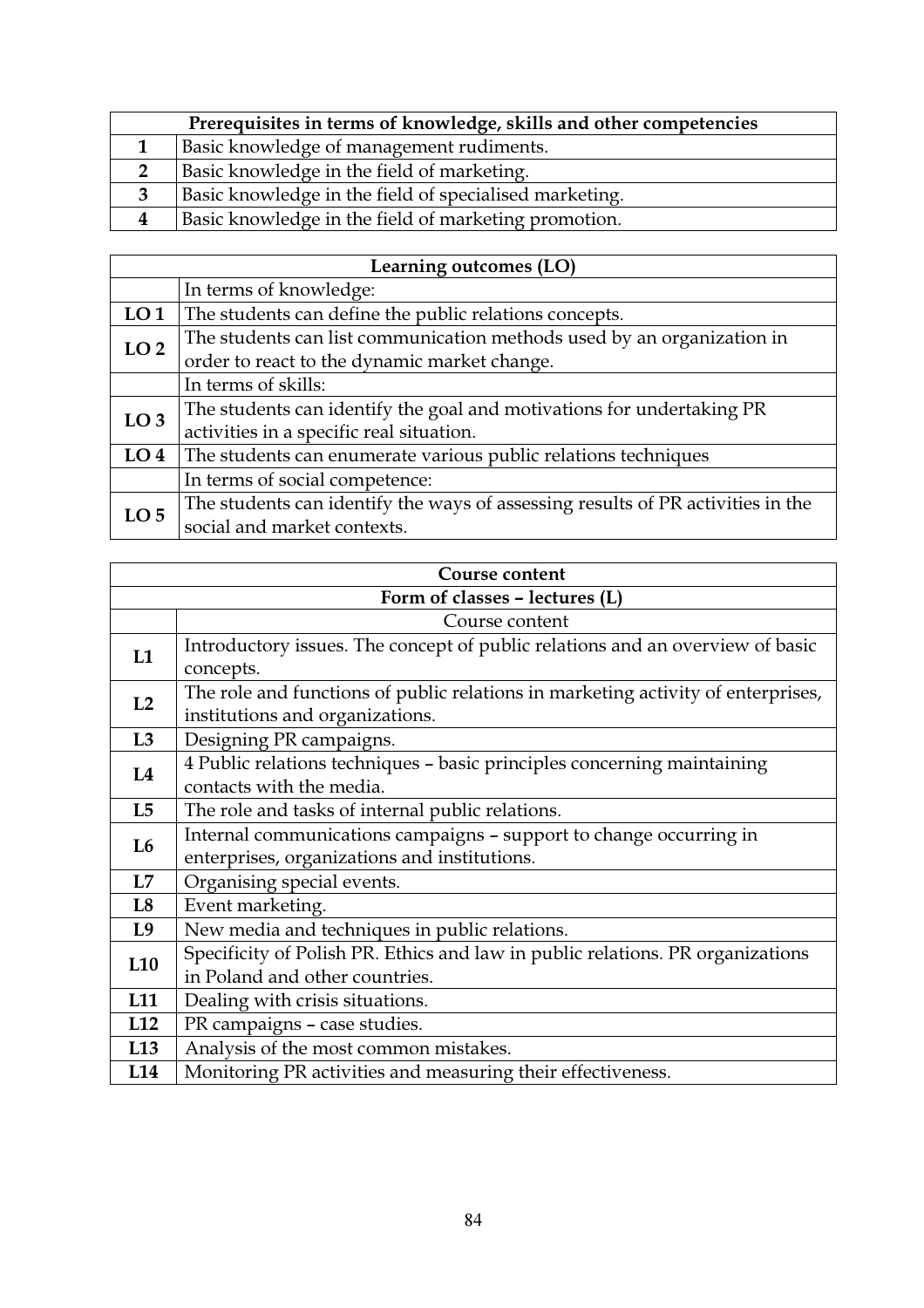| Prerequisites in terms of knowledge, skills and other competencies | |
|---|---|
| **1** | Basic knowledge of management rudiments. |
| **2** | Basic knowledge in the field of marketing. |
| **3** | Basic knowledge in the field of specialised marketing. |
| **4** | Basic knowledge in the field of marketing promotion. |

| Learning outcomes (LO) | |
|---|---|
| | In terms of knowledge: |
| **LO 1** | The students can define the public relations concepts. |
| **LO 2** | The students can list communication methods used by an organization in order to react to the dynamic market change. |
| | In terms of skills: |
| **LO 3** | The students can identify the goal and motivations for undertaking PR activities in a specific real situation. |
| **LO 4** | The students can enumerate various public relations techniques |
| | In terms of social competence: |
| **LO 5** | The students can identify the ways of assessing results of PR activities in the social and market contexts. |

| Course content | |
|---|---|
| **Form of classes – lectures (L)** | |
| | Course content |
| **L1** | Introductory issues. The concept of public relations and an overview of basic concepts. |
| **L2** | The role and functions of public relations in marketing activity of enterprises, institutions and organizations. |
| **L3** | Designing PR campaigns. |
| **L4** | 4 Public relations techniques – basic principles concerning maintaining contacts with the media. |
| **L5** | The role and tasks of internal public relations. |
| **L6** | Internal communications campaigns – support to change occurring in enterprises, organizations and institutions. |
| **L7** | Organising special events. |
| **L8** | Event marketing. |
| **L9** | New media and techniques in public relations. |
| **L10** | Specificity of Polish PR. Ethics and law in public relations. PR organizations in Poland and other countries. |
| **L11** | Dealing with crisis situations. |
| **L12** | PR campaigns – case studies. |
| **L13** | Analysis of the most common mistakes. |
| **L14** | Monitoring PR activities and measuring their effectiveness. |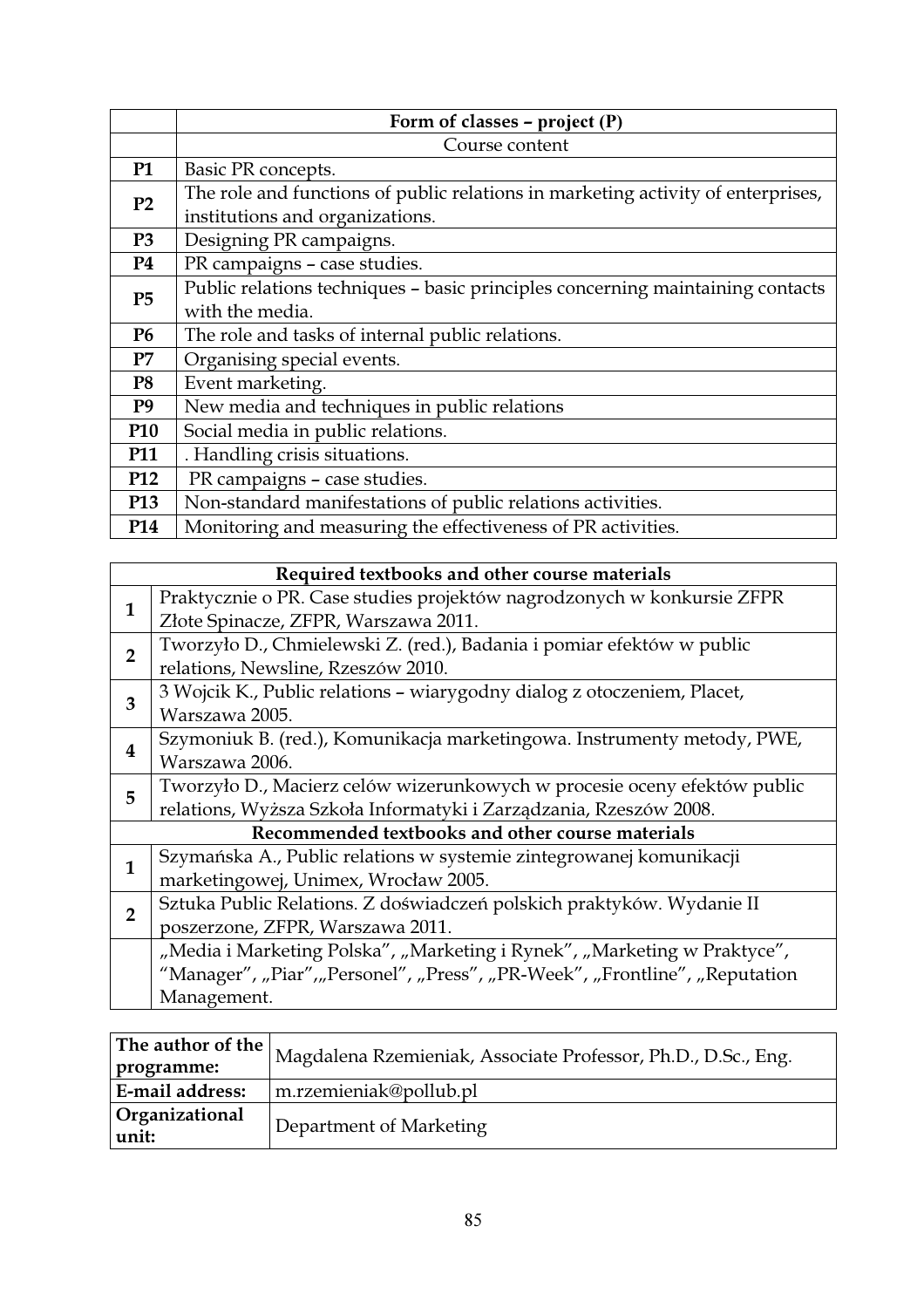| | Form of classes – project (P) |
|---|---|
| | Course content |
| **P1** | Basic PR concepts. |
| **P2** | The role and functions of public relations in marketing activity of enterprises, institutions and organizations. |
| **P3** | Designing PR campaigns. |
| **P4** | PR campaigns – case studies. |
| **P5** | Public relations techniques – basic principles concerning maintaining contacts with the media. |
| **P6** | The role and tasks of internal public relations. |
| **P7** | Organising special events. |
| **P8** | Event marketing. |
| **P9** | New media and techniques in public relations |
| **P10** | Social media in public relations. |
| **P11** | . Handling crisis situations. |
| **P12** | PR campaigns – case studies. |
| **P13** | Non-standard manifestations of public relations activities. |
| **P14** | Monitoring and measuring the effectiveness of PR activities. |

| | Required textbooks and other course materials |
|---|---|
| **1** | Praktycznie o PR. Case studies projektów nagrodzonych w konkursie ZFPR Złote Spinacze, ZFPR, Warszawa 2011. |
| **2** | Tworzyło D., Chmielewski Z. (red.), Badania i pomiar efektów w public relations, Newsline, Rzeszów 2010. |
| **3** | 3 Wojcik K., Public relations – wiarygodny dialog z otoczeniem, Placet, Warszawa 2005. |
| **4** | Szymoniuk B. (red.), Komunikacja marketingowa. Instrumenty metody, PWE, Warszawa 2006. |
| **5** | Tworzyło D., Macierz celów wizerunkowych w procesie oceny efektów public relations, Wyższa Szkoła Informatyki i Zarządzania, Rzeszów 2008. |
| | **Recommended textbooks and other course materials** |
| **1** | Szymańska A., Public relations w systemie zintegrowanej komunikacji marketingowej, Unimex, Wrocław 2005. |
| **2** | Sztuka Public Relations. Z doświadczeń polskich praktyków. Wydanie II poszerzone, ZFPR, Warszawa 2011. |
| | „Media i Marketing Polska", „Marketing i Rynek", „Marketing w Praktyce", "Manager", „Piar",„Personel", „Press", „PR-Week", „Frontline", „Reputation Management. |

| **The author of the programme:** | Magdalena Rzemieniak, Associate Professor, Ph.D., D.Sc., Eng. |
|---|---|
| **E-mail address:** | m.rzemieniak@pollub.pl |
| **Organizational unit:** | Department of Marketing |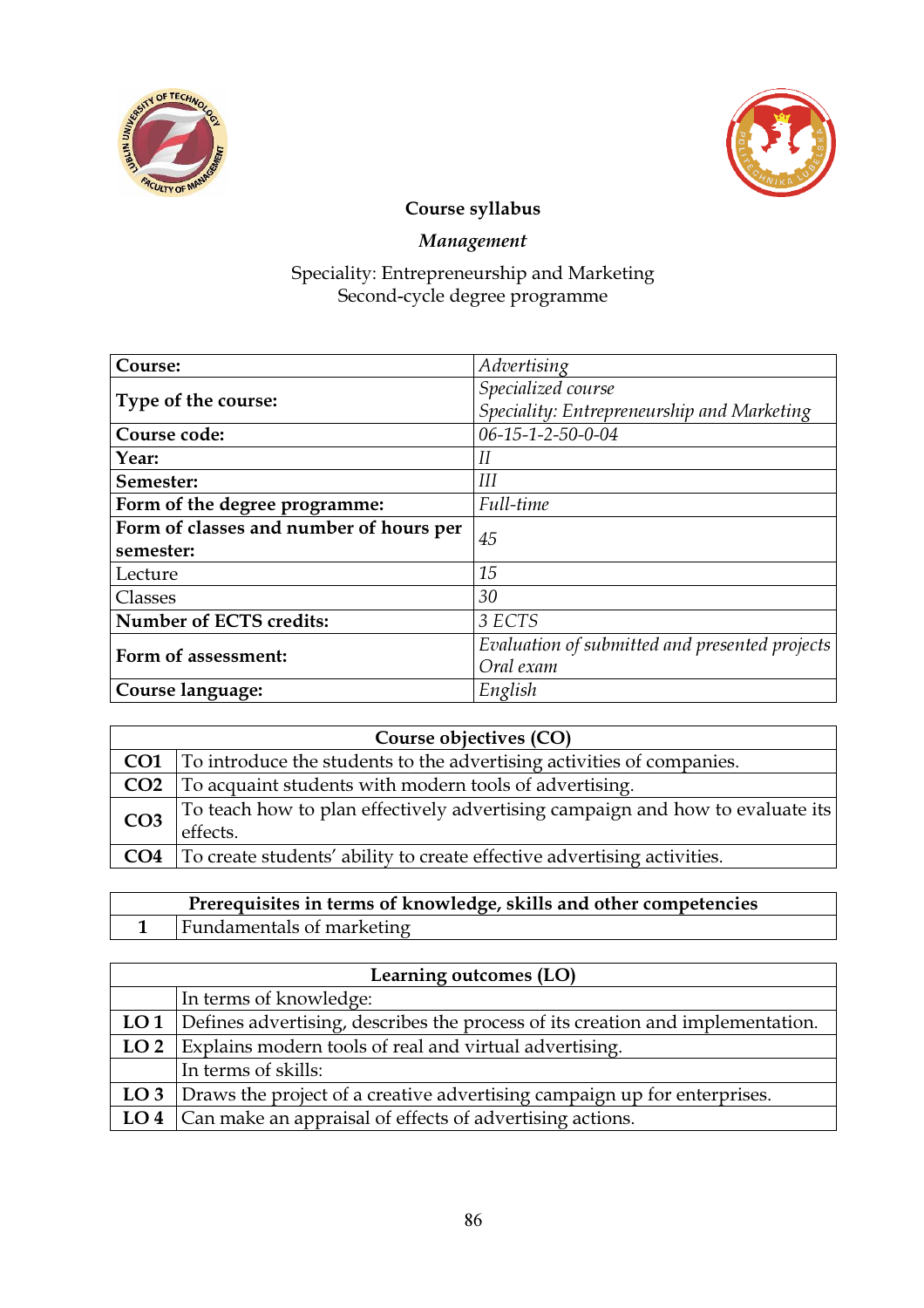**Course syllabus**

***Management***

Speciality: Entrepreneurship and Marketing
Second-cycle degree programme

| **Course:** | *Advertising* |
|---|---|
| **Type of the course:** | *Specialized course*<br>*Speciality: Entrepreneurship and Marketing* |
| **Course code:** | *06-15-1-2-50-0-04* |
| **Year:** | *II* |
| **Semester:** | *III* |
| **Form of the degree programme:** | *Full-time* |
| **Form of classes and number of hours per semester:** | *45* |
| Lecture | *15* |
| Classes | *30* |
| **Number of ECTS credits:** | *3 ECTS* |
| **Form of assessment:** | *Evaluation of submitted and presented projects*<br>*Oral exam* |
| **Course language:** | *English* |

| **Course objectives (CO)** | |
|---|---|
| **CO1** | To introduce the students to the advertising activities of companies. |
| **CO2** | To acquaint students with modern tools of advertising. |
| **CO3** | To teach how to plan effectively advertising campaign and how to evaluate its effects. |
| **CO4** | To create students' ability to create effective advertising activities. |

| **Prerequisites in terms of knowledge, skills and other competencies** | |
|---|---|
| **1** | Fundamentals of marketing |

| **Learning outcomes (LO)** | |
|---|---|
| | In terms of knowledge: |
| **LO 1** | Defines advertising, describes the process of its creation and implementation. |
| **LO 2** | Explains modern tools of real and virtual advertising. |
| | In terms of skills: |
| **LO 3** | Draws the project of a creative advertising campaign up for enterprises. |
| **LO 4** | Can make an appraisal of effects of advertising actions. |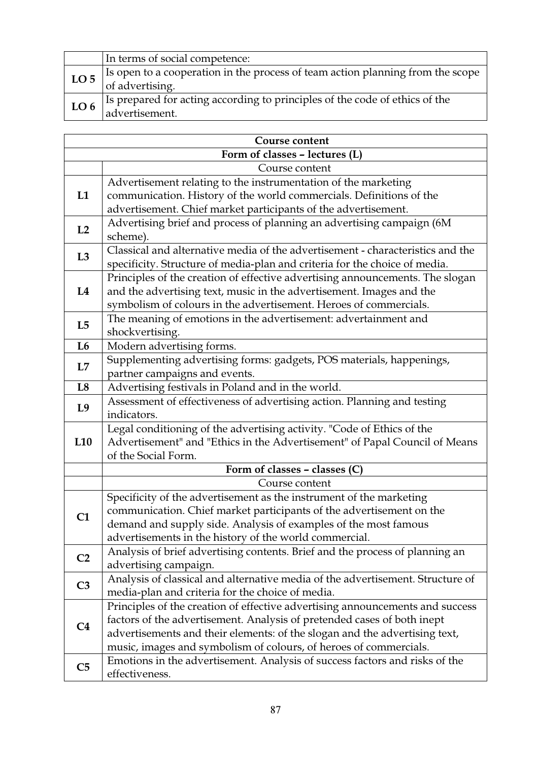| | In terms of social competence: |
|---|---|
| **LO 5** | Is open to a cooperation in the process of team action planning from the scope of advertising. |
| **LO 6** | Is prepared for acting according to principles of the code of ethics of the advertisement. |

| **Course content** | |
|---|---|
| **Form of classes – lectures (L)** | |
| | Course content |
| **L1** | Advertisement relating to the instrumentation of the marketing communication. History of the world commercials. Definitions of the advertisement. Chief market participants of the advertisement. |
| **L2** | Advertising brief and process of planning an advertising campaign (6M scheme). |
| **L3** | Classical and alternative media of the advertisement - characteristics and the specificity. Structure of media-plan and criteria for the choice of media. |
| **L4** | Principles of the creation of effective advertising announcements. The slogan and the advertising text, music in the advertisement. Images and the symbolism of colours in the advertisement. Heroes of commercials. |
| **L5** | The meaning of emotions in the advertisement: advertainment and shockvertising. |
| **L6** | Modern advertising forms. |
| **L7** | Supplementing advertising forms: gadgets, POS materials, happenings, partner campaigns and events. |
| **L8** | Advertising festivals in Poland and in the world. |
| **L9** | Assessment of effectiveness of advertising action. Planning and testing indicators. |
| **L10** | Legal conditioning of the advertising activity. "Code of Ethics of the Advertisement" and "Ethics in the Advertisement" of Papal Council of Means of the Social Form. |
| **Form of classes – classes (C)** | |
| | Course content |
| **C1** | Specificity of the advertisement as the instrument of the marketing communication. Chief market participants of the advertisement on the demand and supply side. Analysis of examples of the most famous advertisements in the history of the world commercial. |
| **C2** | Analysis of brief advertising contents. Brief and the process of planning an advertising campaign. |
| **C3** | Analysis of classical and alternative media of the advertisement. Structure of media-plan and criteria for the choice of media. |
| **C4** | Principles of the creation of effective advertising announcements and success factors of the advertisement. Analysis of pretended cases of both inept advertisements and their elements: of the slogan and the advertising text, music, images and symbolism of colours, of heroes of commercials. |
| **C5** | Emotions in the advertisement. Analysis of success factors and risks of the effectiveness. |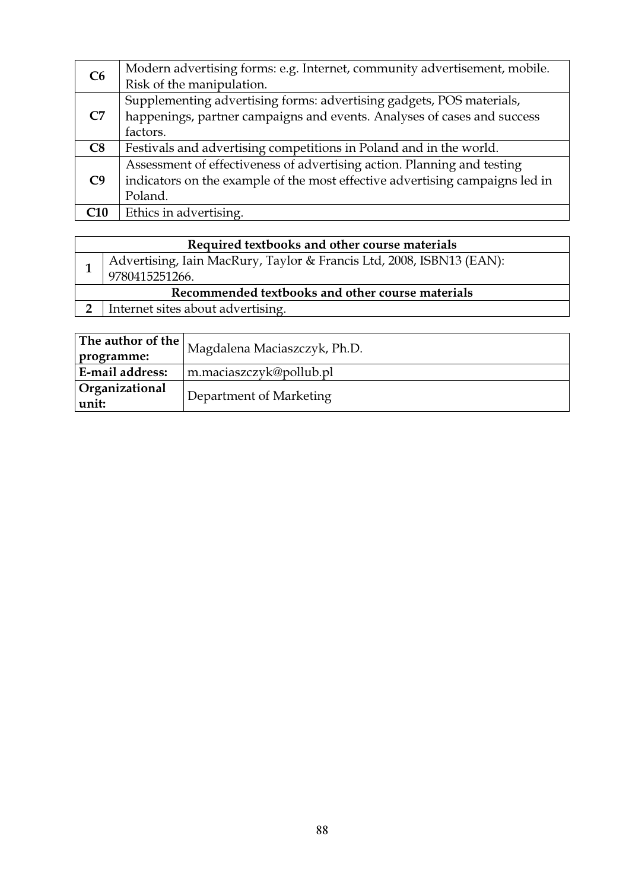| | |
|---|---|
| **C6** | Modern advertising forms: e.g. Internet, community advertisement, mobile. Risk of the manipulation. |
| **C7** | Supplementing advertising forms: advertising gadgets, POS materials, happenings, partner campaigns and events. Analyses of cases and success factors. |
| **C8** | Festivals and advertising competitions in Poland and in the world. |
| **C9** | Assessment of effectiveness of advertising action. Planning and testing indicators on the example of the most effective advertising campaigns led in Poland. |
| **C10** | Ethics in advertising. |

| **Required textbooks and other course materials** | |
|---|---|
| **1** | Advertising, Iain MacRury, Taylor & Francis Ltd, 2008, ISBN13 (EAN): 9780415251266. |
| **Recommended textbooks and other course materials** | |
| **2** | Internet sites about advertising. |

| | |
|---|---|
| **The author of the programme:** | Magdalena Maciaszczyk, Ph.D. |
| **E-mail address:** | m.maciaszczyk@pollub.pl |
| **Organizational unit:** | Department of Marketing |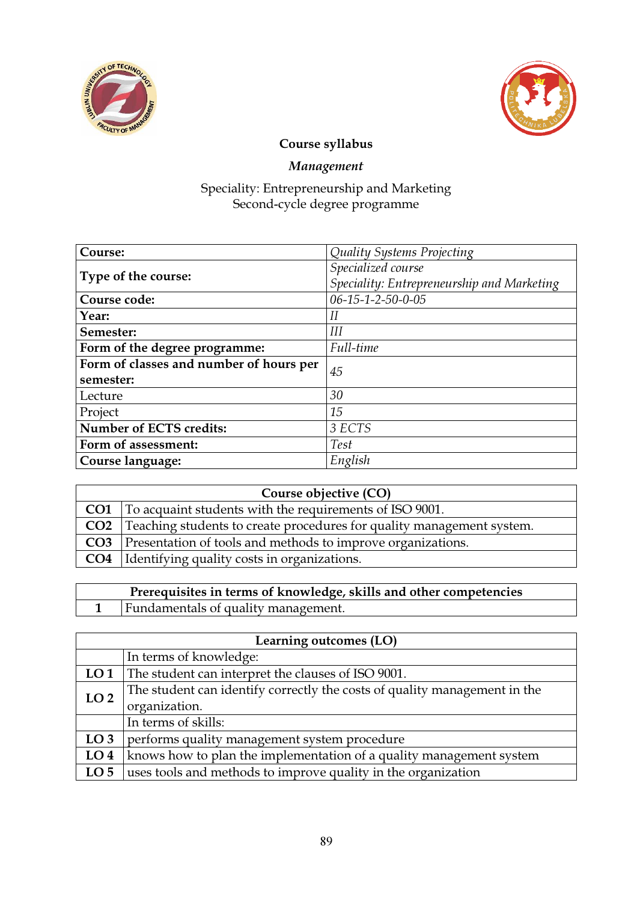**Course syllabus**

***Management***

Speciality: Entrepreneurship and Marketing
Second-cycle degree programme

| **Course:** | *Quality Systems Projecting* |
|---|---|
| **Type of the course:** | *Specialized course*<br>*Speciality: Entrepreneurship and Marketing* |
| **Course code:** | *06-15-1-2-50-0-05* |
| **Year:** | *II* |
| **Semester:** | *III* |
| **Form of the degree programme:** | *Full-time* |
| **Form of classes and number of hours per semester:** | *45* |
| Lecture | *30* |
| Project | *15* |
| **Number of ECTS credits:** | *3 ECTS* |
| **Form of assessment:** | *Test* |
| **Course language:** | *English* |

| **Course objective (CO)** | |
|---|---|
| **CO1** | To acquaint students with the requirements of ISO 9001. |
| **CO2** | Teaching students to create procedures for quality management system. |
| **CO3** | Presentation of tools and methods to improve organizations. |
| **CO4** | Identifying quality costs in organizations. |

| **Prerequisites in terms of knowledge, skills and other competencies** | |
|---|---|
| **1** | Fundamentals of quality management. |

| **Learning outcomes (LO)** | |
|---|---|
| | In terms of knowledge: |
| **LO 1** | The student can interpret the clauses of ISO 9001. |
| **LO 2** | The student can identify correctly the costs of quality management in the organization. |
| | In terms of skills: |
| **LO 3** | performs quality management system procedure |
| **LO 4** | knows how to plan the implementation of a quality management system |
| **LO 5** | uses tools and methods to improve quality in the organization |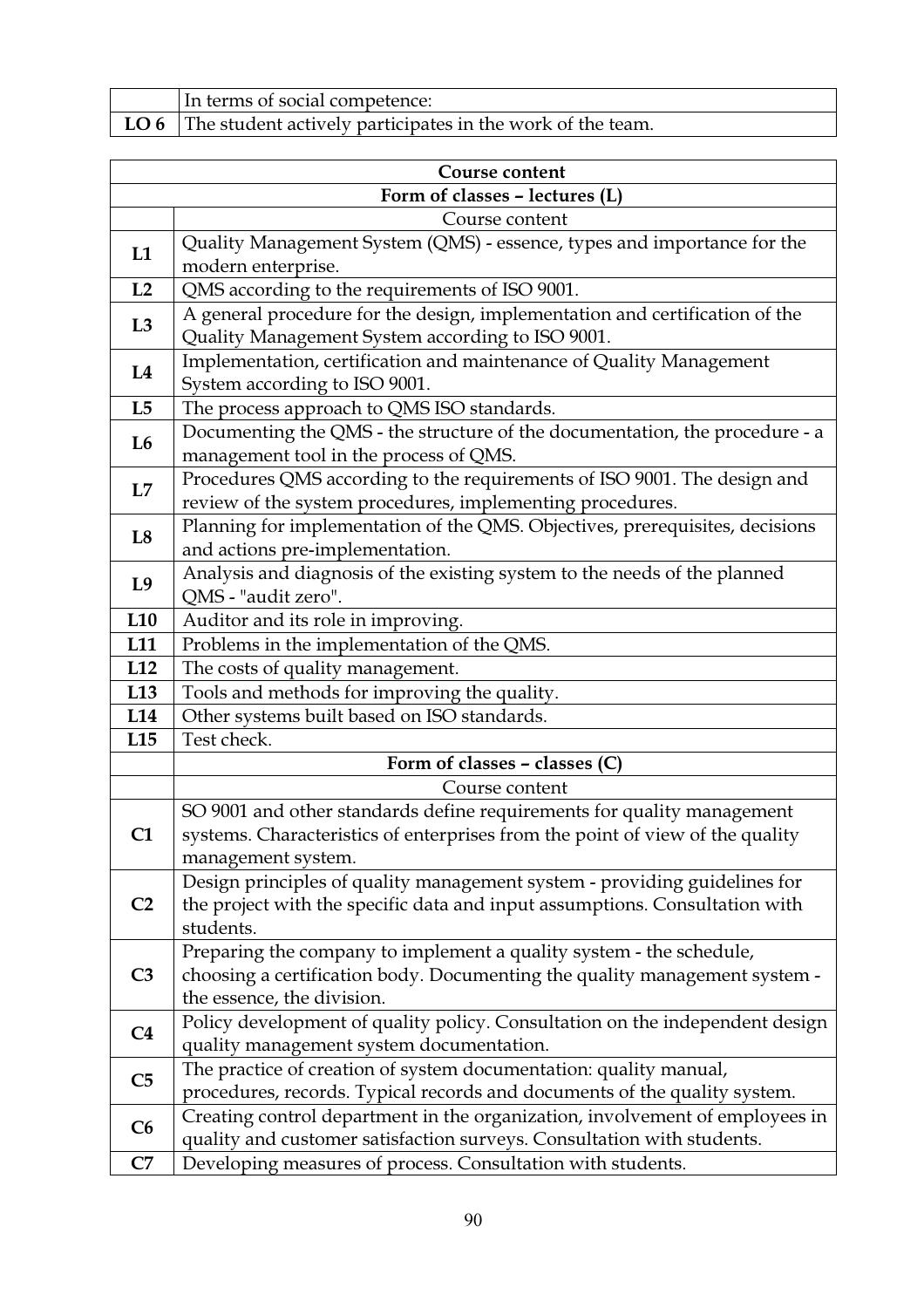| | In terms of social competence: |
|---|---|
| **LO 6** | The student actively participates in the work of the team. |

| **Course content** | |
|---|---|
| **Form of classes – lectures (L)** | |
| | Course content |
| **L1** | Quality Management System (QMS) - essence, types and importance for the modern enterprise. |
| **L2** | QMS according to the requirements of ISO 9001. |
| **L3** | A general procedure for the design, implementation and certification of the Quality Management System according to ISO 9001. |
| **L4** | Implementation, certification and maintenance of Quality Management System according to ISO 9001. |
| **L5** | The process approach to QMS ISO standards. |
| **L6** | Documenting the QMS - the structure of the documentation, the procedure - a management tool in the process of QMS. |
| **L7** | Procedures QMS according to the requirements of ISO 9001. The design and review of the system procedures, implementing procedures. |
| **L8** | Planning for implementation of the QMS. Objectives, prerequisites, decisions and actions pre-implementation. |
| **L9** | Analysis and diagnosis of the existing system to the needs of the planned QMS - "audit zero". |
| **L10** | Auditor and its role in improving. |
| **L11** | Problems in the implementation of the QMS. |
| **L12** | The costs of quality management. |
| **L13** | Tools and methods for improving the quality. |
| **L14** | Other systems built based on ISO standards. |
| **L15** | Test check. |
| | **Form of classes – classes (C)** |
| | Course content |
| **C1** | SO 9001 and other standards define requirements for quality management systems. Characteristics of enterprises from the point of view of the quality management system. |
| **C2** | Design principles of quality management system - providing guidelines for the project with the specific data and input assumptions. Consultation with students. |
| **C3** | Preparing the company to implement a quality system - the schedule, choosing a certification body. Documenting the quality management system - the essence, the division. |
| **C4** | Policy development of quality policy. Consultation on the independent design quality management system documentation. |
| **C5** | The practice of creation of system documentation: quality manual, procedures, records. Typical records and documents of the quality system. |
| **C6** | Creating control department in the organization, involvement of employees in quality and customer satisfaction surveys. Consultation with students. |
| **C7** | Developing measures of process. Consultation with students. |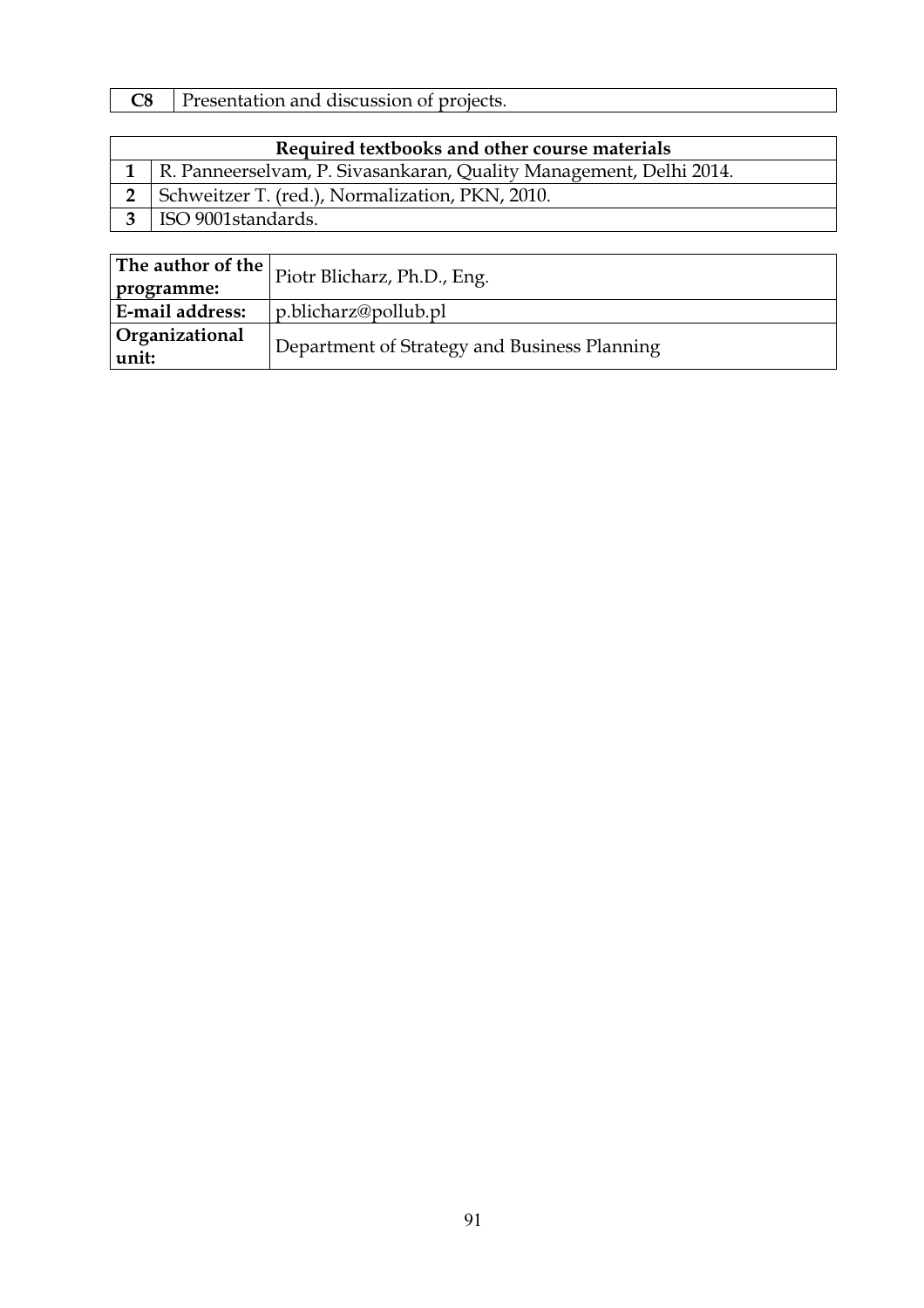| C8 | Presentation and discussion of projects. |
|---|---|

| Required textbooks and other course materials | |
|---|---|
| 1 | R. Panneerselvam, P. Sivasankaran, Quality Management, Delhi 2014. |
| 2 | Schweitzer T. (red.), Normalization, PKN, 2010. |
| 3 | ISO 9001standards. |

| **The author of the programme:** | Piotr Blicharz, Ph.D., Eng. |
|---|---|
| **E-mail address:** | p.blicharz@pollub.pl |
| **Organizational unit:** | Department of Strategy and Business Planning |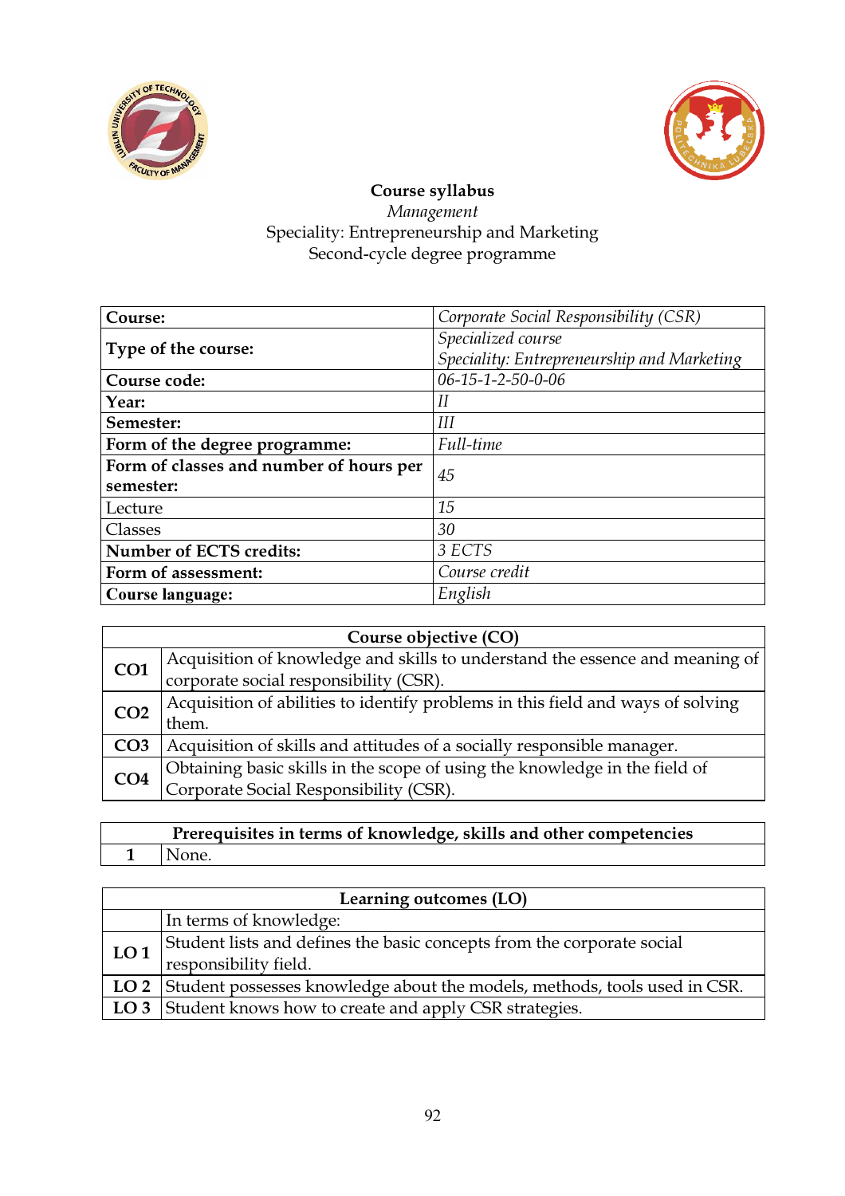**Course syllabus**

*Management*

Speciality: Entrepreneurship and Marketing

Second-cycle degree programme

| **Course:** | *Corporate Social Responsibility (CSR)* |
|---|---|
| **Type of the course:** | *Specialized course*<br>*Speciality: Entrepreneurship and Marketing* |
| **Course code:** | *06-15-1-2-50-0-06* |
| **Year:** | *II* |
| **Semester:** | *III* |
| **Form of the degree programme:** | *Full-time* |
| **Form of classes and number of hours per semester:** | *45* |
| Lecture | *15* |
| Classes | *30* |
| **Number of ECTS credits:** | *3 ECTS* |
| **Form of assessment:** | *Course credit* |
| **Course language:** | *English* |

| **Course objective (CO)** | |
|---|---|
| **CO1** | Acquisition of knowledge and skills to understand the essence and meaning of corporate social responsibility (CSR). |
| **CO2** | Acquisition of abilities to identify problems in this field and ways of solving them. |
| **CO3** | Acquisition of skills and attitudes of a socially responsible manager. |
| **CO4** | Obtaining basic skills in the scope of using the knowledge in the field of Corporate Social Responsibility (CSR). |

| **Prerequisites in terms of knowledge, skills and other competencies** | |
|---|---|
| **1** | None. |

| **Learning outcomes (LO)** | |
|---|---|
| | In terms of knowledge: |
| **LO 1** | Student lists and defines the basic concepts from the corporate social responsibility field. |
| **LO 2** | Student possesses knowledge about the models, methods, tools used in CSR. |
| **LO 3** | Student knows how to create and apply CSR strategies. |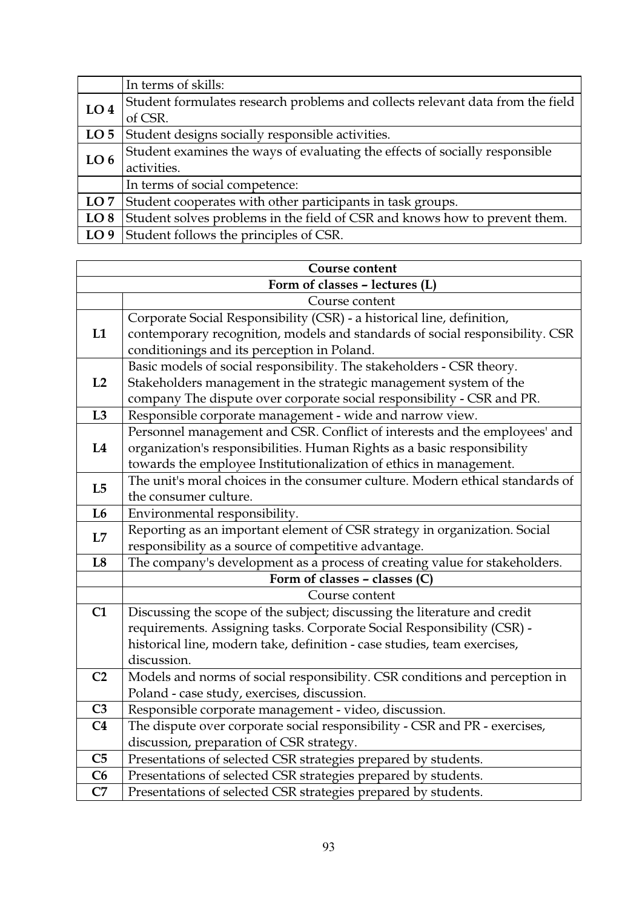| | In terms of skills: |
|---|---|
| **LO 4** | Student formulates research problems and collects relevant data from the field of CSR. |
| **LO 5** | Student designs socially responsible activities. |
| **LO 6** | Student examines the ways of evaluating the effects of socially responsible activities. |
| | In terms of social competence: |
| **LO 7** | Student cooperates with other participants in task groups. |
| **LO 8** | Student solves problems in the field of CSR and knows how to prevent them. |
| **LO 9** | Student follows the principles of CSR. |

| **Course content** | |
|---|---|
| **Form of classes – lectures (L)** | |
| | Course content |
| **L1** | Corporate Social Responsibility (CSR) - a historical line, definition, contemporary recognition, models and standards of social responsibility. CSR conditionings and its perception in Poland. |
| **L2** | Basic models of social responsibility. The stakeholders - CSR theory. Stakeholders management in the strategic management system of the company The dispute over corporate social responsibility - CSR and PR. |
| **L3** | Responsible corporate management - wide and narrow view. |
| **L4** | Personnel management and CSR. Conflict of interests and the employees' and organization's responsibilities. Human Rights as a basic responsibility towards the employee Institutionalization of ethics in management. |
| **L5** | The unit's moral choices in the consumer culture. Modern ethical standards of the consumer culture. |
| **L6** | Environmental responsibility. |
| **L7** | Reporting as an important element of CSR strategy in organization. Social responsibility as a source of competitive advantage. |
| **L8** | The company's development as a process of creating value for stakeholders. |
| | **Form of classes – classes (C)** |
| | Course content |
| **C1** | Discussing the scope of the subject; discussing the literature and credit requirements. Assigning tasks. Corporate Social Responsibility (CSR) - historical line, modern take, definition - case studies, team exercises, discussion. |
| **C2** | Models and norms of social responsibility. CSR conditions and perception in Poland - case study, exercises, discussion. |
| **C3** | Responsible corporate management - video, discussion. |
| **C4** | The dispute over corporate social responsibility - CSR and PR - exercises, discussion, preparation of CSR strategy. |
| **C5** | Presentations of selected CSR strategies prepared by students. |
| **C6** | Presentations of selected CSR strategies prepared by students. |
| **C7** | Presentations of selected CSR strategies prepared by students. |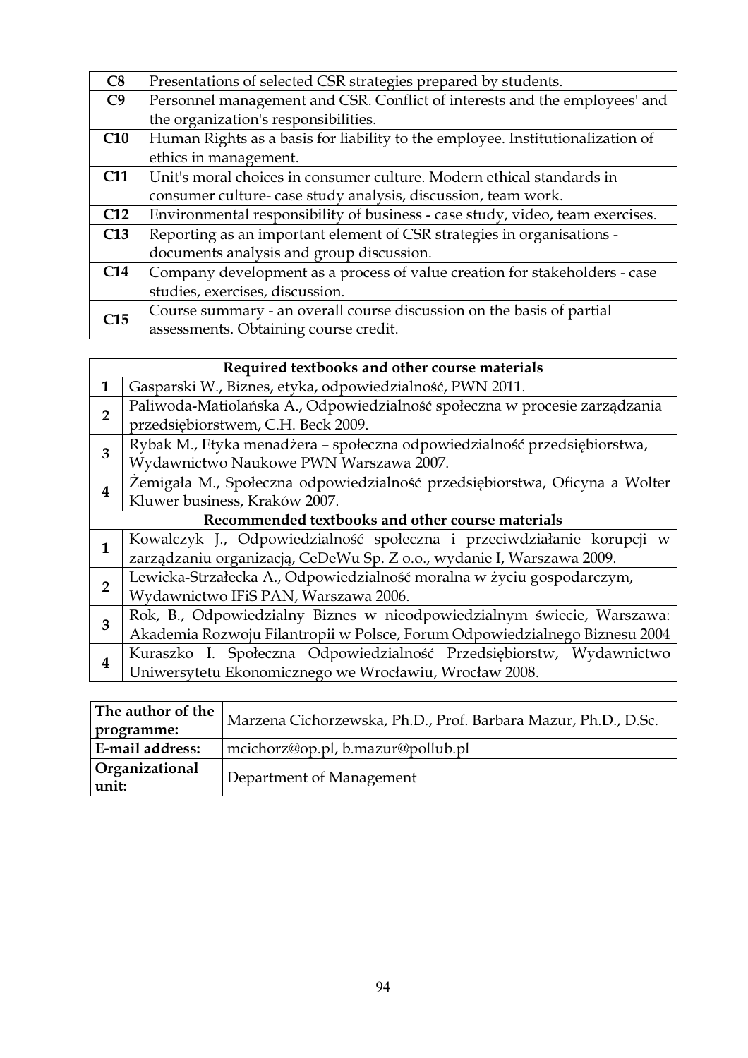| | |
|---|---|
| **C8** | Presentations of selected CSR strategies prepared by students. |
| **C9** | Personnel management and CSR. Conflict of interests and the employees' and the organization's responsibilities. |
| **C10** | Human Rights as a basis for liability to the employee. Institutionalization of ethics in management. |
| **C11** | Unit's moral choices in consumer culture. Modern ethical standards in consumer culture- case study analysis, discussion, team work. |
| **C12** | Environmental responsibility of business - case study, video, team exercises. |
| **C13** | Reporting as an important element of CSR strategies in organisations - documents analysis and group discussion. |
| **C14** | Company development as a process of value creation for stakeholders - case studies, exercises, discussion. |
| **C15** | Course summary - an overall course discussion on the basis of partial assessments. Obtaining course credit. |

| **Required textbooks and other course materials** | |
|---|---|
| **1** | Gasparski W., Biznes, etyka, odpowiedzialność, PWN 2011. |
| **2** | Paliwoda-Matiolańska A., Odpowiedzialność społeczna w procesie zarządzania przedsiębiorstwem, C.H. Beck 2009. |
| **3** | Rybak M., Etyka menadżera – społeczna odpowiedzialność przedsiębiorstwa, Wydawnictwo Naukowe PWN Warszawa 2007. |
| **4** | Żemigała M., Społeczna odpowiedzialność przedsiębiorstwa, Oficyna a Wolter Kluwer business, Kraków 2007. |
| **Recommended textbooks and other course materials** | |
| **1** | Kowalczyk J., Odpowiedzialność społeczna i przeciwdziałanie korupcji w zarządzaniu organizacją, CeDeWu Sp. Z o.o., wydanie I, Warszawa 2009. |
| **2** | Lewicka-Strzałecka A., Odpowiedzialność moralna w życiu gospodarczym, Wydawnictwo IFiS PAN, Warszawa 2006. |
| **3** | Rok, B., Odpowiedzialny Biznes w nieodpowiedzialnym świecie, Warszawa: Akademia Rozwoju Filantropii w Polsce, Forum Odpowiedzialnego Biznesu 2004 |
| **4** | Kuraszko I. Społeczna Odpowiedzialność Przedsiębiorstw, Wydawnictwo Uniwersytetu Ekonomicznego we Wrocławiu, Wrocław 2008. |

| | |
|---|---|
| **The author of the programme:** | Marzena Cichorzewska, Ph.D., Prof. Barbara Mazur, Ph.D., D.Sc. |
| **E-mail address:** | mcichorz@op.pl, b.mazur@pollub.pl |
| **Organizational unit:** | Department of Management |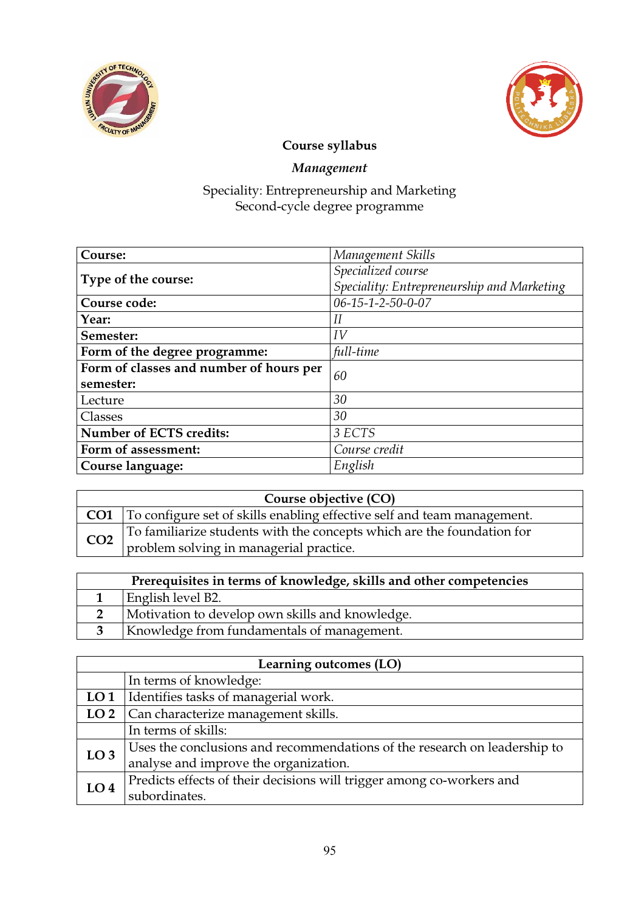**Course syllabus**

***Management***

Speciality: Entrepreneurship and Marketing
Second-cycle degree programme

| **Course:** | *Management Skills* |
|---|---|
| **Type of the course:** | *Specialized course*<br>*Speciality: Entrepreneurship and Marketing* |
| **Course code:** | *06-15-1-2-50-0-07* |
| **Year:** | *II* |
| **Semester:** | *IV* |
| **Form of the degree programme:** | *full-time* |
| **Form of classes and number of hours per semester:** | *60* |
| Lecture | *30* |
| Classes | *30* |
| **Number of ECTS credits:** | *3 ECTS* |
| **Form of assessment:** | *Course credit* |
| **Course language:** | *English* |

| **Course objective (CO)** | |
|---|---|
| **CO1** | To configure set of skills enabling effective self and team management. |
| **CO2** | To familiarize students with the concepts which are the foundation for problem solving in managerial practice. |

| **Prerequisites in terms of knowledge, skills and other competencies** | |
|---|---|
| **1** | English level B2. |
| **2** | Motivation to develop own skills and knowledge. |
| **3** | Knowledge from fundamentals of management. |

| **Learning outcomes (LO)** | |
|---|---|
| | In terms of knowledge: |
| **LO 1** | Identifies tasks of managerial work. |
| **LO 2** | Can characterize management skills. |
| | In terms of skills: |
| **LO 3** | Uses the conclusions and recommendations of the research on leadership to analyse and improve the organization. |
| **LO 4** | Predicts effects of their decisions will trigger among co-workers and subordinates. |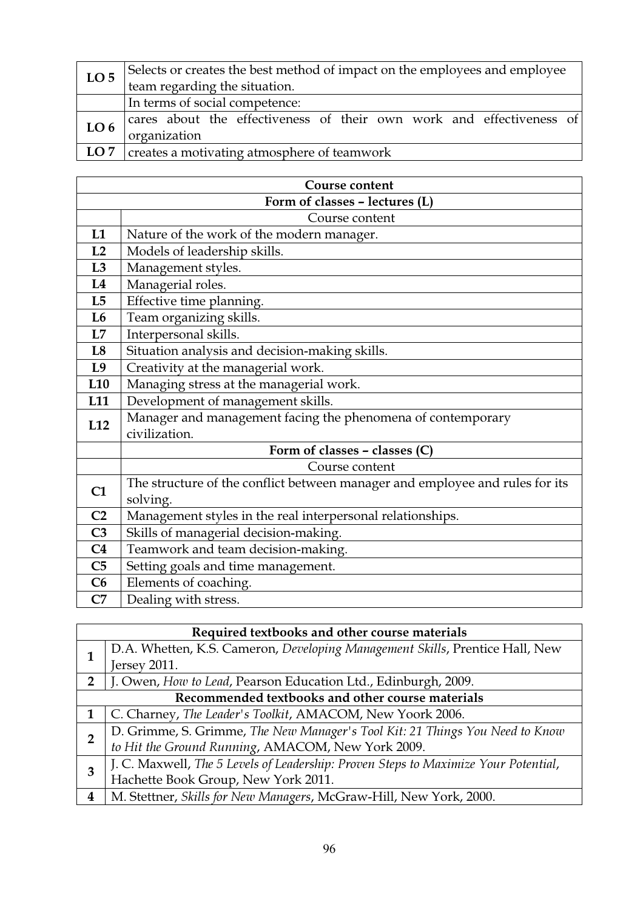| | |
|---|---|
| **LO 5** | Selects or creates the best method of impact on the employees and employee team regarding the situation. |
| | In terms of social competence: |
| **LO 6** | cares about the effectiveness of their own work and effectiveness of organization |
| **LO 7** | creates a motivating atmosphere of teamwork |

| **Course content** | |
|---|---|
| **Form of classes – lectures (L)** | |
| | Course content |
| **L1** | Nature of the work of the modern manager. |
| **L2** | Models of leadership skills. |
| **L3** | Management styles. |
| **L4** | Managerial roles. |
| **L5** | Effective time planning. |
| **L6** | Team organizing skills. |
| **L7** | Interpersonal skills. |
| **L8** | Situation analysis and decision-making skills. |
| **L9** | Creativity at the managerial work. |
| **L10** | Managing stress at the managerial work. |
| **L11** | Development of management skills. |
| **L12** | Manager and management facing the phenomena of contemporary civilization. |
| | **Form of classes – classes (C)** |
| | Course content |
| **C1** | The structure of the conflict between manager and employee and rules for its solving. |
| **C2** | Management styles in the real interpersonal relationships. |
| **C3** | Skills of managerial decision-making. |
| **C4** | Teamwork and team decision-making. |
| **C5** | Setting goals and time management. |
| **C6** | Elements of coaching. |
| **C7** | Dealing with stress. |

| **Required textbooks and other course materials** | |
|---|---|
| **1** | D.A. Whetten, K.S. Cameron, *Developing Management Skills*, Prentice Hall, New Jersey 2011. |
| **2** | J. Owen, *How to Lead*, Pearson Education Ltd., Edinburgh, 2009. |
| **Recommended textbooks and other course materials** | |
| **1** | C. Charney, *The Leader's Toolkit*, AMACOM, New Yoork 2006. |
| **2** | D. Grimme, S. Grimme, *The New Manager's Tool Kit: 21 Things You Need to Know to Hit the Ground Running*, AMACOM, New York 2009. |
| **3** | J. C. Maxwell, *The 5 Levels of Leadership: Proven Steps to Maximize Your Potential*, Hachette Book Group, New York 2011. |
| **4** | M. Stettner, *Skills for New Managers*, McGraw-Hill, New York, 2000. |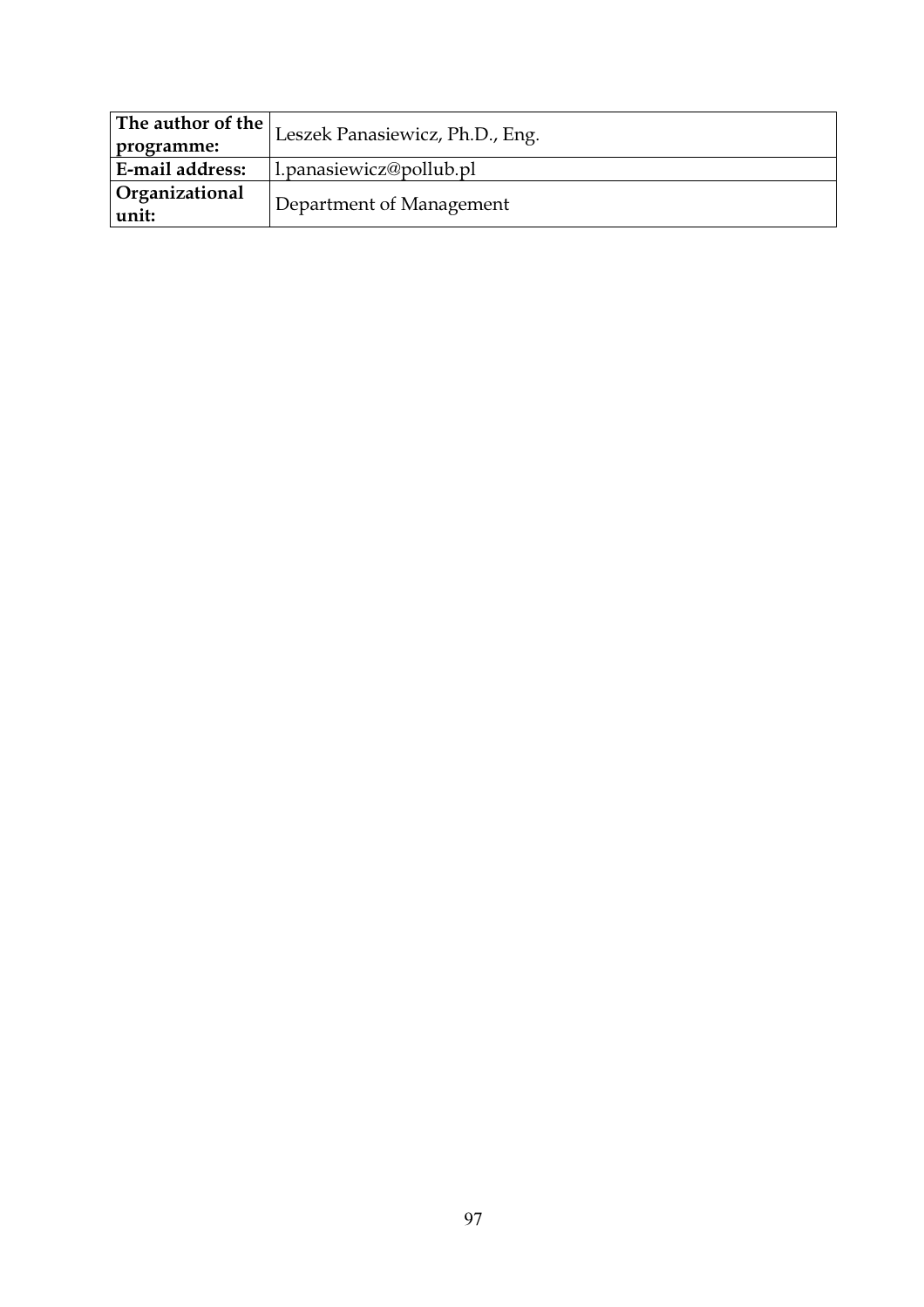| **The author of the programme:** | Leszek Panasiewicz, Ph.D., Eng. |
| --- | --- |
| **E-mail address:** | l.panasiewicz@pollub.pl |
| **Organizational unit:** | Department of Management |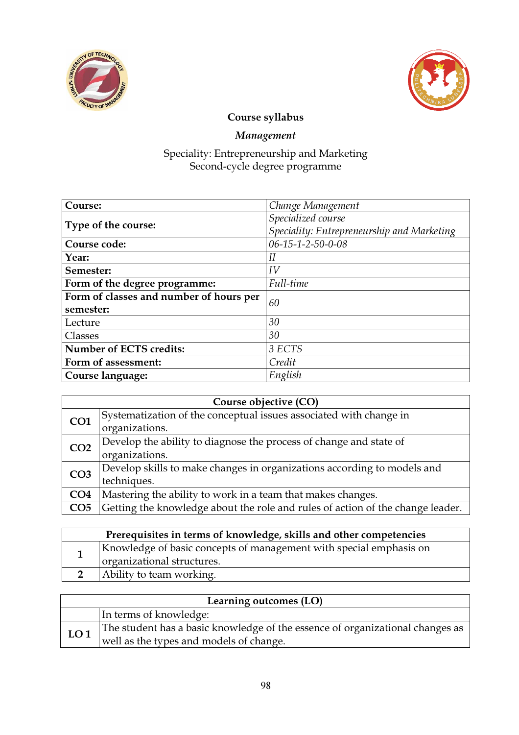**Course syllabus**

***Management***

Speciality: Entrepreneurship and Marketing
Second-cycle degree programme

| | |
|---|---|
| **Course:** | *Change Management* |
| **Type of the course:** | *Specialized course*<br>*Speciality: Entrepreneurship and Marketing* |
| **Course code:** | *06-15-1-2-50-0-08* |
| **Year:** | *II* |
| **Semester:** | *IV* |
| **Form of the degree programme:** | *Full-time* |
| **Form of classes and number of hours per semester:** | *60* |
| Lecture | *30* |
| Classes | *30* |
| **Number of ECTS credits:** | *3 ECTS* |
| **Form of assessment:** | *Credit* |
| **Course language:** | *English* |

| **Course objective (CO)** | |
|---|---|
| **CO1** | Systematization of the conceptual issues associated with change in organizations. |
| **CO2** | Develop the ability to diagnose the process of change and state of organizations. |
| **CO3** | Develop skills to make changes in organizations according to models and techniques. |
| **CO4** | Mastering the ability to work in a team that makes changes. |
| **CO5** | Getting the knowledge about the role and rules of action of the change leader. |

| **Prerequisites in terms of knowledge, skills and other competencies** | |
|---|---|
| **1** | Knowledge of basic concepts of management with special emphasis on organizational structures. |
| **2** | Ability to team working. |

| **Learning outcomes (LO)** | |
|---|---|
| | In terms of knowledge: |
| **LO 1** | The student has a basic knowledge of the essence of organizational changes as well as the types and models of change. |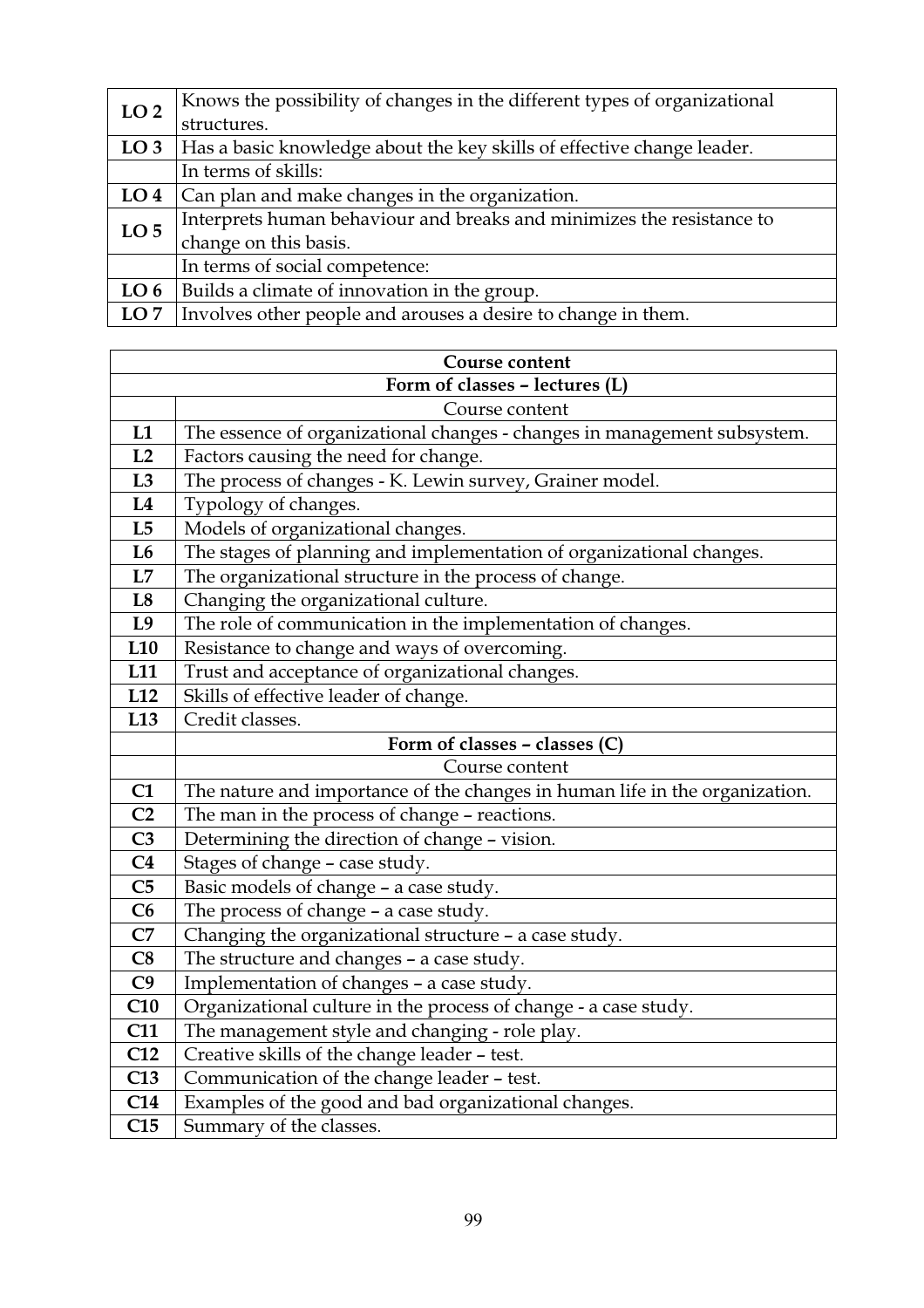| | |
|---|---|
| **LO 2** | Knows the possibility of changes in the different types of organizational structures. |
| **LO 3** | Has a basic knowledge about the key skills of effective change leader. |
| | In terms of skills: |
| **LO 4** | Can plan and make changes in the organization. |
| **LO 5** | Interprets human behaviour and breaks and minimizes the resistance to change on this basis. |
| | In terms of social competence: |
| **LO 6** | Builds a climate of innovation in the group. |
| **LO 7** | Involves other people and arouses a desire to change in them. |

| **Course content** | |
|---|---|
| **Form of classes – lectures (L)** | |
| | Course content |
| **L1** | The essence of organizational changes - changes in management subsystem. |
| **L2** | Factors causing the need for change. |
| **L3** | The process of changes - K. Lewin survey, Grainer model. |
| **L4** | Typology of changes. |
| **L5** | Models of organizational changes. |
| **L6** | The stages of planning and implementation of organizational changes. |
| **L7** | The organizational structure in the process of change. |
| **L8** | Changing the organizational culture. |
| **L9** | The role of communication in the implementation of changes. |
| **L10** | Resistance to change and ways of overcoming. |
| **L11** | Trust and acceptance of organizational changes. |
| **L12** | Skills of effective leader of change. |
| **L13** | Credit classes. |
| | **Form of classes – classes (C)** |
| | Course content |
| **C1** | The nature and importance of the changes in human life in the organization. |
| **C2** | The man in the process of change – reactions. |
| **C3** | Determining the direction of change – vision. |
| **C4** | Stages of change – case study. |
| **C5** | Basic models of change – a case study. |
| **C6** | The process of change – a case study. |
| **C7** | Changing the organizational structure – a case study. |
| **C8** | The structure and changes – a case study. |
| **C9** | Implementation of changes – a case study. |
| **C10** | Organizational culture in the process of change - a case study. |
| **C11** | The management style and changing - role play. |
| **C12** | Creative skills of the change leader – test. |
| **C13** | Communication of the change leader – test. |
| **C14** | Examples of the good and bad organizational changes. |
| **C15** | Summary of the classes. |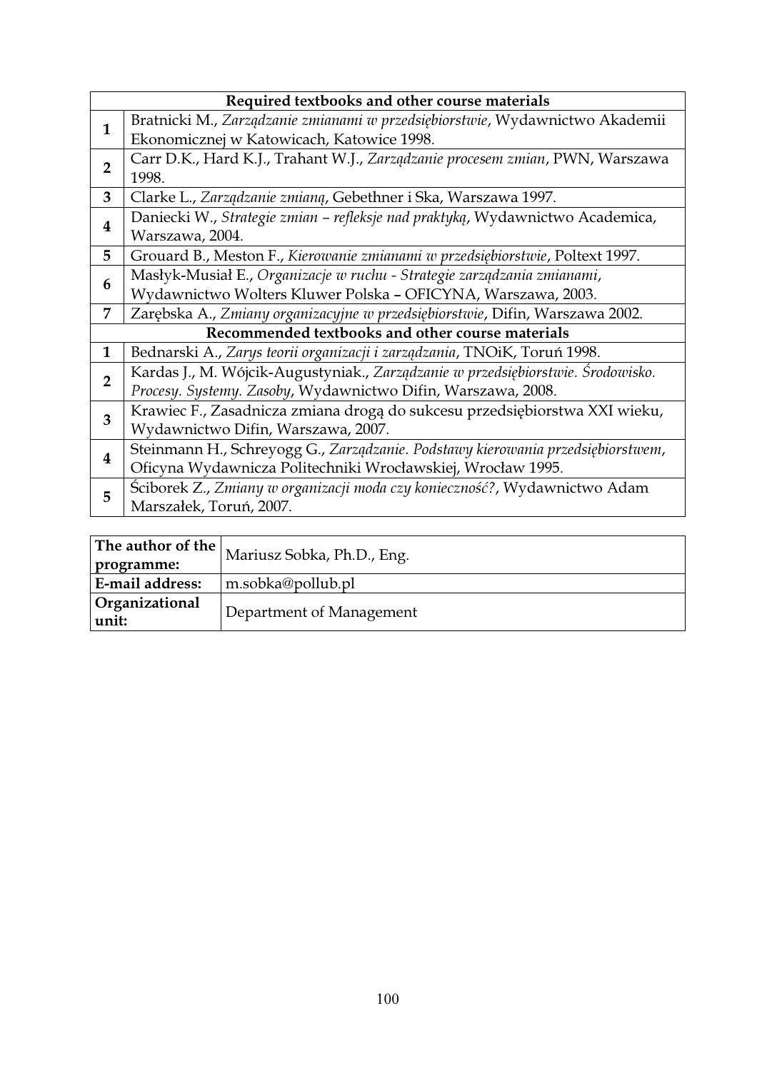| | |
|---|---|
| **Required textbooks and other course materials** | |
| **1** | Bratnicki M., *Zarządzanie zmianami w przedsiębiorstwie*, Wydawnictwo Akademii Ekonomicznej w Katowicach, Katowice 1998. |
| **2** | Carr D.K., Hard K.J., Trahant W.J., *Zarządzanie procesem zmian*, PWN, Warszawa 1998. |
| **3** | Clarke L., *Zarządzanie zmianą*, Gebethner i Ska, Warszawa 1997. |
| **4** | Daniecki W., *Strategie zmian – refleksje nad praktyką*, Wydawnictwo Academica, Warszawa, 2004. |
| **5** | Grouard B., Meston F., *Kierowanie zmianami w przedsiębiorstwie*, Poltext 1997. |
| **6** | Masłyk-Musiał E., *Organizacje w ruchu - Strategie zarządzania zmianami*, Wydawnictwo Wolters Kluwer Polska – OFICYNA, Warszawa, 2003. |
| **7** | Zarębska A., *Zmiany organizacyjne w przedsiębiorstwie*, Difin, Warszawa 2002. |
| **Recommended textbooks and other course materials** | |
| **1** | Bednarski A., *Zarys teorii organizacji i zarządzania*, TNOiK, Toruń 1998. |
| **2** | Kardas J., M. Wójcik-Augustyniak., *Zarządzanie w przedsiębiorstwie. Środowisko. Procesy. Systemy. Zasoby*, Wydawnictwo Difin, Warszawa, 2008. |
| **3** | Krawiec F., Zasadnicza zmiana drogą do sukcesu przedsiębiorstwa XXI wieku, Wydawnictwo Difin, Warszawa, 2007. |
| **4** | Steinmann H., Schreyogg G., *Zarządzanie. Podstawy kierowania przedsiębiorstwem*, Oficyna Wydawnicza Politechniki Wrocławskiej, Wrocław 1995. |
| **5** | Ściborek Z., *Zmiany w organizacji moda czy konieczność?*, Wydawnictwo Adam Marszałek, Toruń, 2007. |

| | |
|---|---|
| **The author of the programme:** | Mariusz Sobka, Ph.D., Eng. |
| **E-mail address:** | m.sobka@pollub.pl |
| **Organizational unit:** | Department of Management |